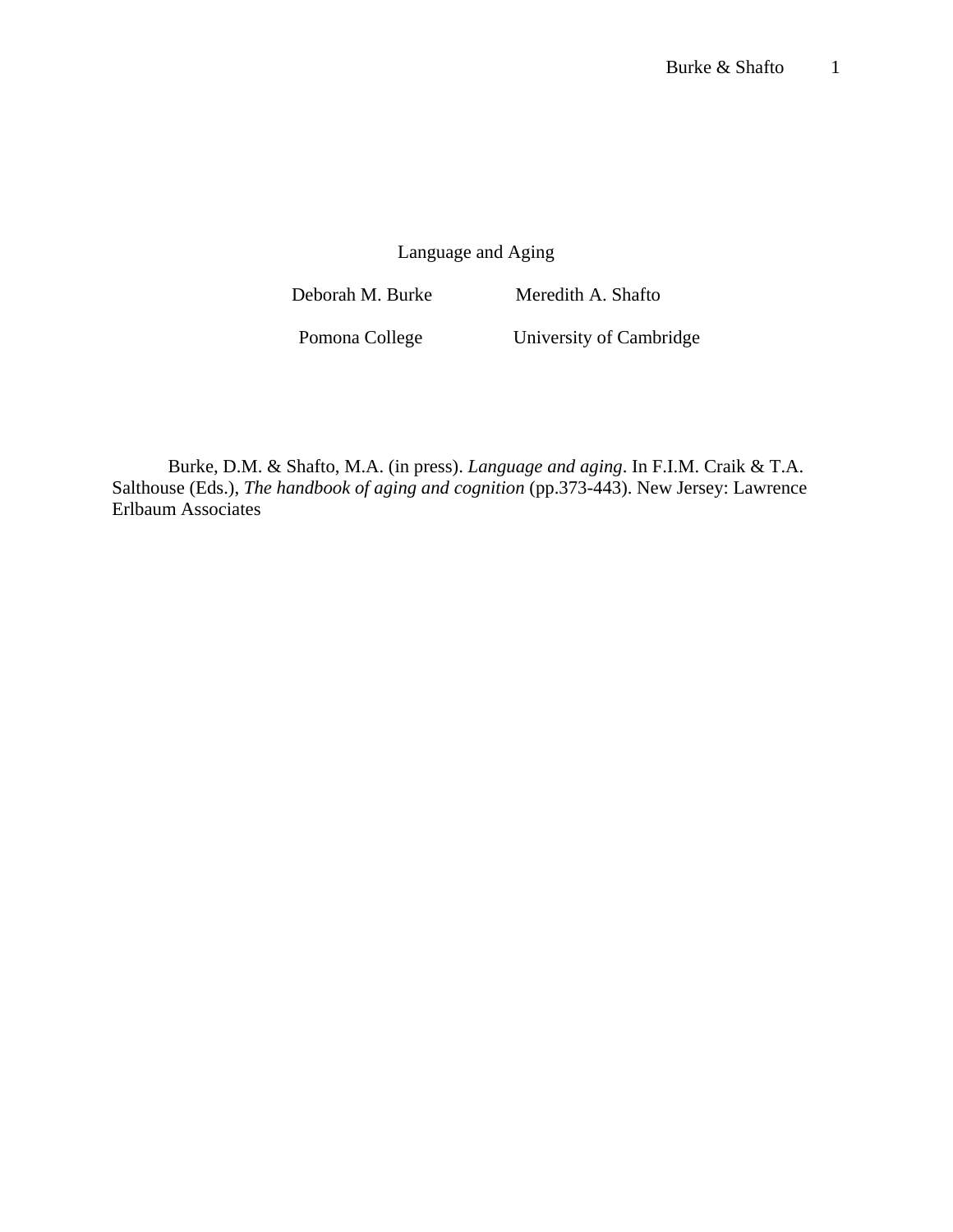# Language and Aging

Deborah M. Burke — Pomona College

Meredith A. Shafto — University of Cambridge

Burke, D.M. & Shafto, M.A. (in press). *Language and aging*. In F.I.M. Craik & T.A. Salthouse (Eds.), *The handbook of aging and cognition* (pp.373-443). New Jersey: Lawrence Erlbaum Associates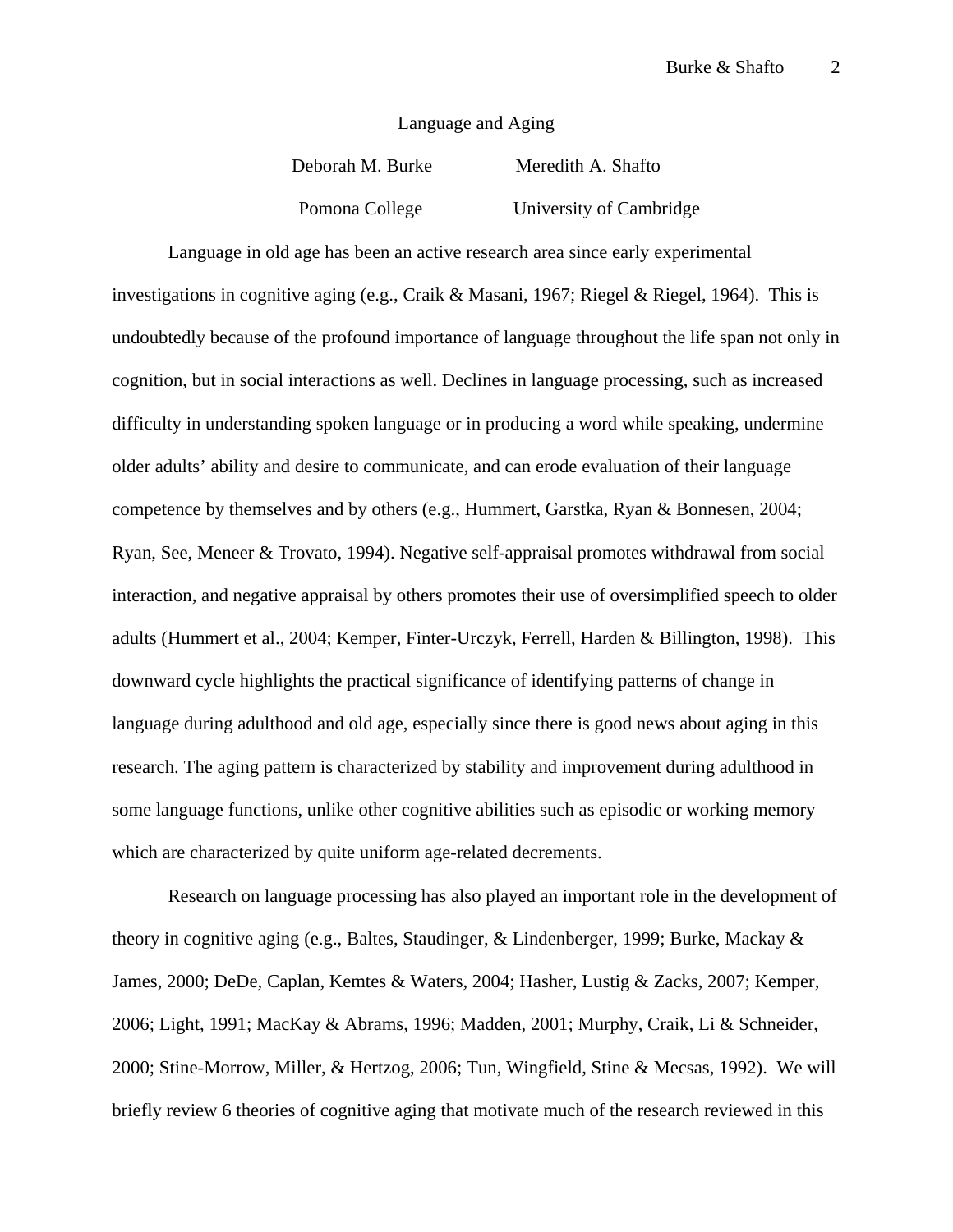# Language and Aging

Deborah M. Burke  Meredith A. Shafto

Pomona College  University of Cambridge

Language in old age has been an active research area since early experimental investigations in cognitive aging (e.g., Craik & Masani, 1967; Riegel & Riegel, 1964). This is undoubtedly because of the profound importance of language throughout the life span not only in cognition, but in social interactions as well. Declines in language processing, such as increased difficulty in understanding spoken language or in producing a word while speaking, undermine older adults' ability and desire to communicate, and can erode evaluation of their language competence by themselves and by others (e.g., Hummert, Garstka, Ryan & Bonnesen, 2004; Ryan, See, Meneer & Trovato, 1994). Negative self-appraisal promotes withdrawal from social interaction, and negative appraisal by others promotes their use of oversimplified speech to older adults (Hummert et al., 2004; Kemper, Finter-Urczyk, Ferrell, Harden & Billington, 1998). This downward cycle highlights the practical significance of identifying patterns of change in language during adulthood and old age, especially since there is good news about aging in this research. The aging pattern is characterized by stability and improvement during adulthood in some language functions, unlike other cognitive abilities such as episodic or working memory which are characterized by quite uniform age-related decrements.

Research on language processing has also played an important role in the development of theory in cognitive aging (e.g., Baltes, Staudinger, & Lindenberger, 1999; Burke, Mackay & James, 2000; DeDe, Caplan, Kemtes & Waters, 2004; Hasher, Lustig & Zacks, 2007; Kemper, 2006; Light, 1991; MacKay & Abrams, 1996; Madden, 2001; Murphy, Craik, Li & Schneider, 2000; Stine-Morrow, Miller, & Hertzog, 2006; Tun, Wingfield, Stine & Mecsas, 1992). We will briefly review 6 theories of cognitive aging that motivate much of the research reviewed in this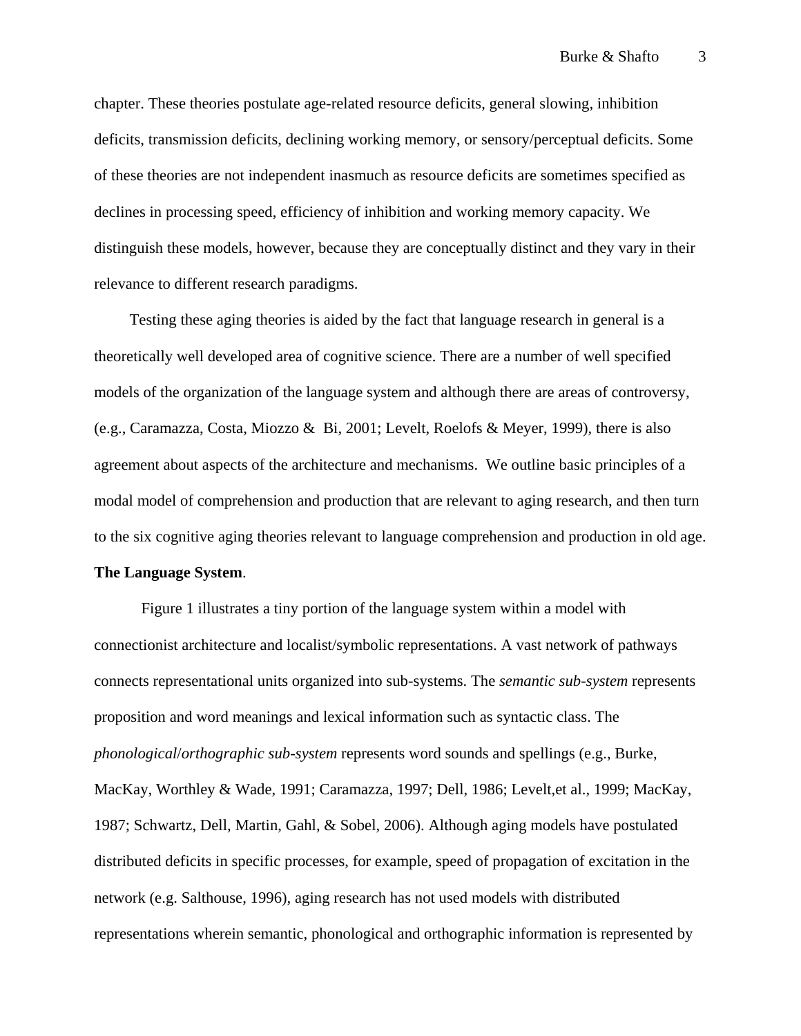chapter. These theories postulate age-related resource deficits, general slowing, inhibition deficits, transmission deficits, declining working memory, or sensory/perceptual deficits. Some of these theories are not independent inasmuch as resource deficits are sometimes specified as declines in processing speed, efficiency of inhibition and working memory capacity. We distinguish these models, however, because they are conceptually distinct and they vary in their relevance to different research paradigms.

Testing these aging theories is aided by the fact that language research in general is a theoretically well developed area of cognitive science. There are a number of well specified models of the organization of the language system and although there are areas of controversy, (e.g., Caramazza, Costa, Miozzo & Bi, 2001; Levelt, Roelofs & Meyer, 1999), there is also agreement about aspects of the architecture and mechanisms. We outline basic principles of a modal model of comprehension and production that are relevant to aging research, and then turn to the six cognitive aging theories relevant to language comprehension and production in old age.

**The Language System**.

Figure 1 illustrates a tiny portion of the language system within a model with connectionist architecture and localist/symbolic representations. A vast network of pathways connects representational units organized into sub-systems. The *semantic sub-system* represents proposition and word meanings and lexical information such as syntactic class. The *phonological*/*orthographic sub-system* represents word sounds and spellings (e.g., Burke, MacKay, Worthley & Wade, 1991; Caramazza, 1997; Dell, 1986; Levelt,et al., 1999; MacKay, 1987; Schwartz, Dell, Martin, Gahl, & Sobel, 2006). Although aging models have postulated distributed deficits in specific processes, for example, speed of propagation of excitation in the network (e.g. Salthouse, 1996), aging research has not used models with distributed representations wherein semantic, phonological and orthographic information is represented by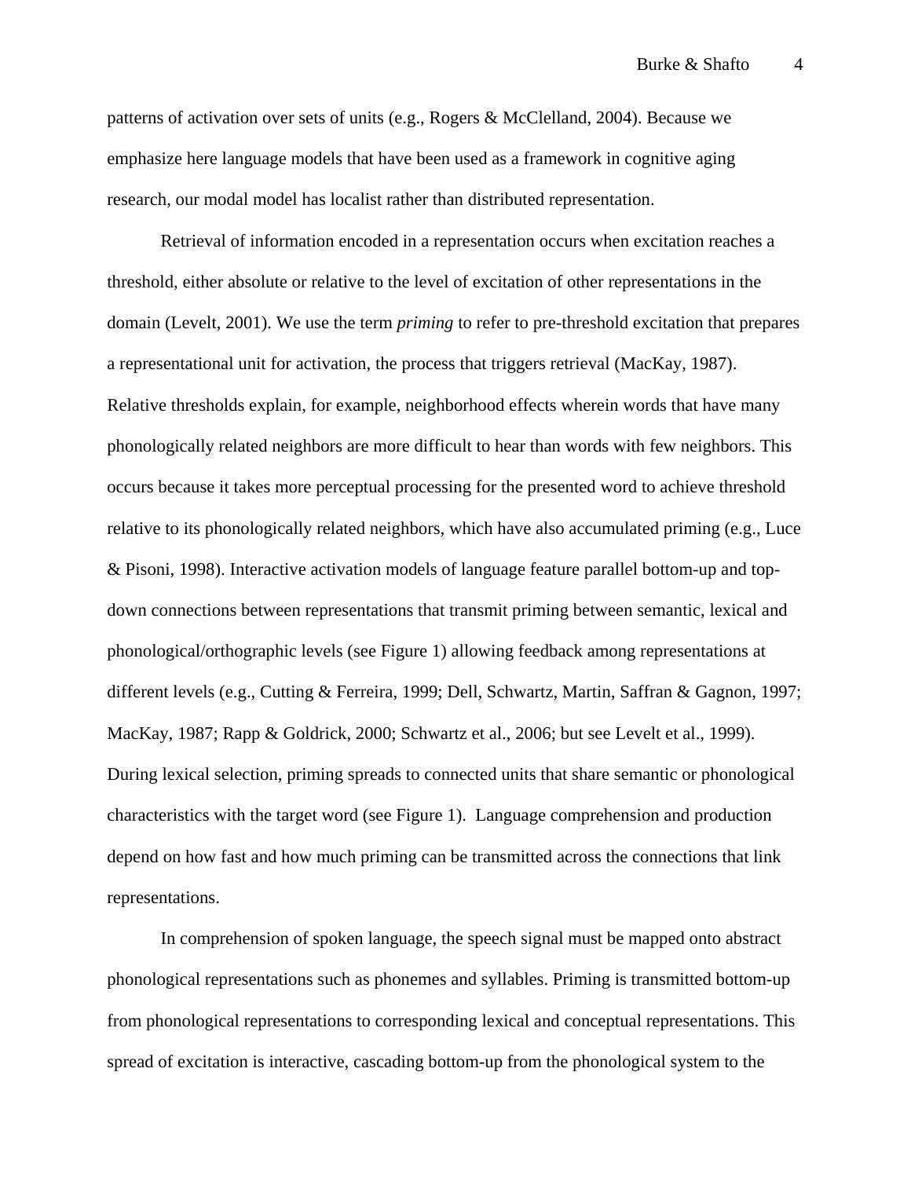patterns of activation over sets of units (e.g., Rogers & McClelland, 2004). Because we emphasize here language models that have been used as a framework in cognitive aging research, our modal model has localist rather than distributed representation.

Retrieval of information encoded in a representation occurs when excitation reaches a threshold, either absolute or relative to the level of excitation of other representations in the domain (Levelt, 2001). We use the term *priming* to refer to pre-threshold excitation that prepares a representational unit for activation, the process that triggers retrieval (MacKay, 1987). Relative thresholds explain, for example, neighborhood effects wherein words that have many phonologically related neighbors are more difficult to hear than words with few neighbors. This occurs because it takes more perceptual processing for the presented word to achieve threshold relative to its phonologically related neighbors, which have also accumulated priming (e.g., Luce & Pisoni, 1998). Interactive activation models of language feature parallel bottom-up and top-down connections between representations that transmit priming between semantic, lexical and phonological/orthographic levels (see Figure 1) allowing feedback among representations at different levels (e.g., Cutting & Ferreira, 1999; Dell, Schwartz, Martin, Saffran & Gagnon, 1997; MacKay, 1987; Rapp & Goldrick, 2000; Schwartz et al., 2006; but see Levelt et al., 1999). During lexical selection, priming spreads to connected units that share semantic or phonological characteristics with the target word (see Figure 1). Language comprehension and production depend on how fast and how much priming can be transmitted across the connections that link representations.

In comprehension of spoken language, the speech signal must be mapped onto abstract phonological representations such as phonemes and syllables. Priming is transmitted bottom-up from phonological representations to corresponding lexical and conceptual representations. This spread of excitation is interactive, cascading bottom-up from the phonological system to the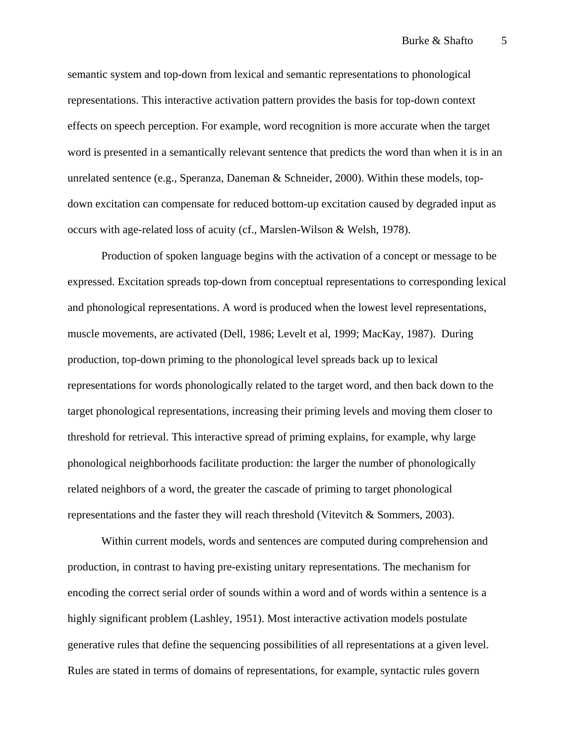semantic system and top-down from lexical and semantic representations to phonological representations. This interactive activation pattern provides the basis for top-down context effects on speech perception. For example, word recognition is more accurate when the target word is presented in a semantically relevant sentence that predicts the word than when it is in an unrelated sentence (e.g., Speranza, Daneman & Schneider, 2000). Within these models, top-down excitation can compensate for reduced bottom-up excitation caused by degraded input as occurs with age-related loss of acuity (cf., Marslen-Wilson & Welsh, 1978).

Production of spoken language begins with the activation of a concept or message to be expressed. Excitation spreads top-down from conceptual representations to corresponding lexical and phonological representations. A word is produced when the lowest level representations, muscle movements, are activated (Dell, 1986; Levelt et al, 1999; MacKay, 1987). During production, top-down priming to the phonological level spreads back up to lexical representations for words phonologically related to the target word, and then back down to the target phonological representations, increasing their priming levels and moving them closer to threshold for retrieval. This interactive spread of priming explains, for example, why large phonological neighborhoods facilitate production: the larger the number of phonologically related neighbors of a word, the greater the cascade of priming to target phonological representations and the faster they will reach threshold (Vitevitch & Sommers, 2003).

Within current models, words and sentences are computed during comprehension and production, in contrast to having pre-existing unitary representations. The mechanism for encoding the correct serial order of sounds within a word and of words within a sentence is a highly significant problem (Lashley, 1951). Most interactive activation models postulate generative rules that define the sequencing possibilities of all representations at a given level. Rules are stated in terms of domains of representations, for example, syntactic rules govern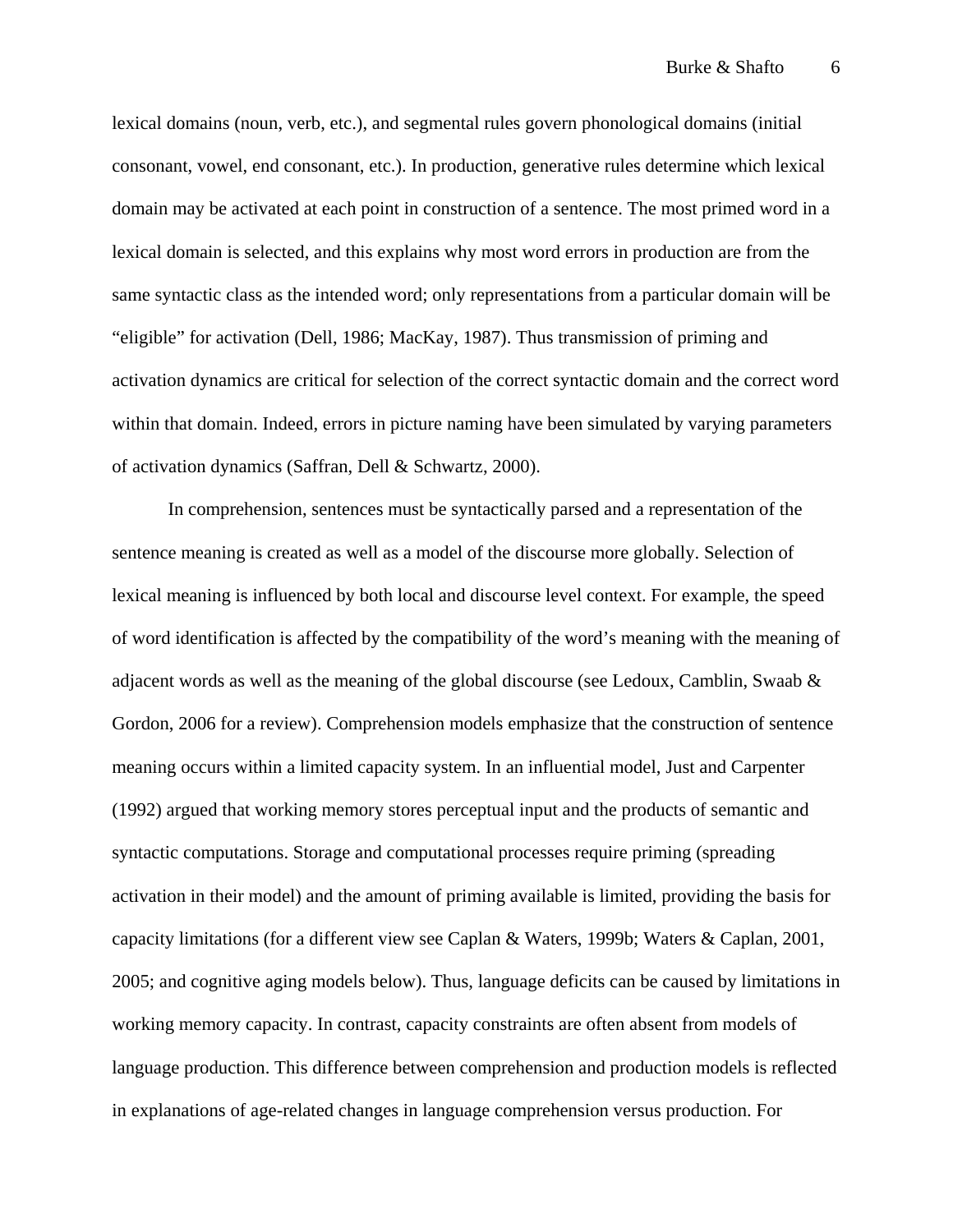lexical domains (noun, verb, etc.), and segmental rules govern phonological domains (initial consonant, vowel, end consonant, etc.). In production, generative rules determine which lexical domain may be activated at each point in construction of a sentence. The most primed word in a lexical domain is selected, and this explains why most word errors in production are from the same syntactic class as the intended word; only representations from a particular domain will be "eligible" for activation (Dell, 1986; MacKay, 1987). Thus transmission of priming and activation dynamics are critical for selection of the correct syntactic domain and the correct word within that domain. Indeed, errors in picture naming have been simulated by varying parameters of activation dynamics (Saffran, Dell & Schwartz, 2000).

In comprehension, sentences must be syntactically parsed and a representation of the sentence meaning is created as well as a model of the discourse more globally. Selection of lexical meaning is influenced by both local and discourse level context. For example, the speed of word identification is affected by the compatibility of the word's meaning with the meaning of adjacent words as well as the meaning of the global discourse (see Ledoux, Camblin, Swaab & Gordon, 2006 for a review). Comprehension models emphasize that the construction of sentence meaning occurs within a limited capacity system. In an influential model, Just and Carpenter (1992) argued that working memory stores perceptual input and the products of semantic and syntactic computations. Storage and computational processes require priming (spreading activation in their model) and the amount of priming available is limited, providing the basis for capacity limitations (for a different view see Caplan & Waters, 1999b; Waters & Caplan, 2001, 2005; and cognitive aging models below). Thus, language deficits can be caused by limitations in working memory capacity. In contrast, capacity constraints are often absent from models of language production. This difference between comprehension and production models is reflected in explanations of age-related changes in language comprehension versus production. For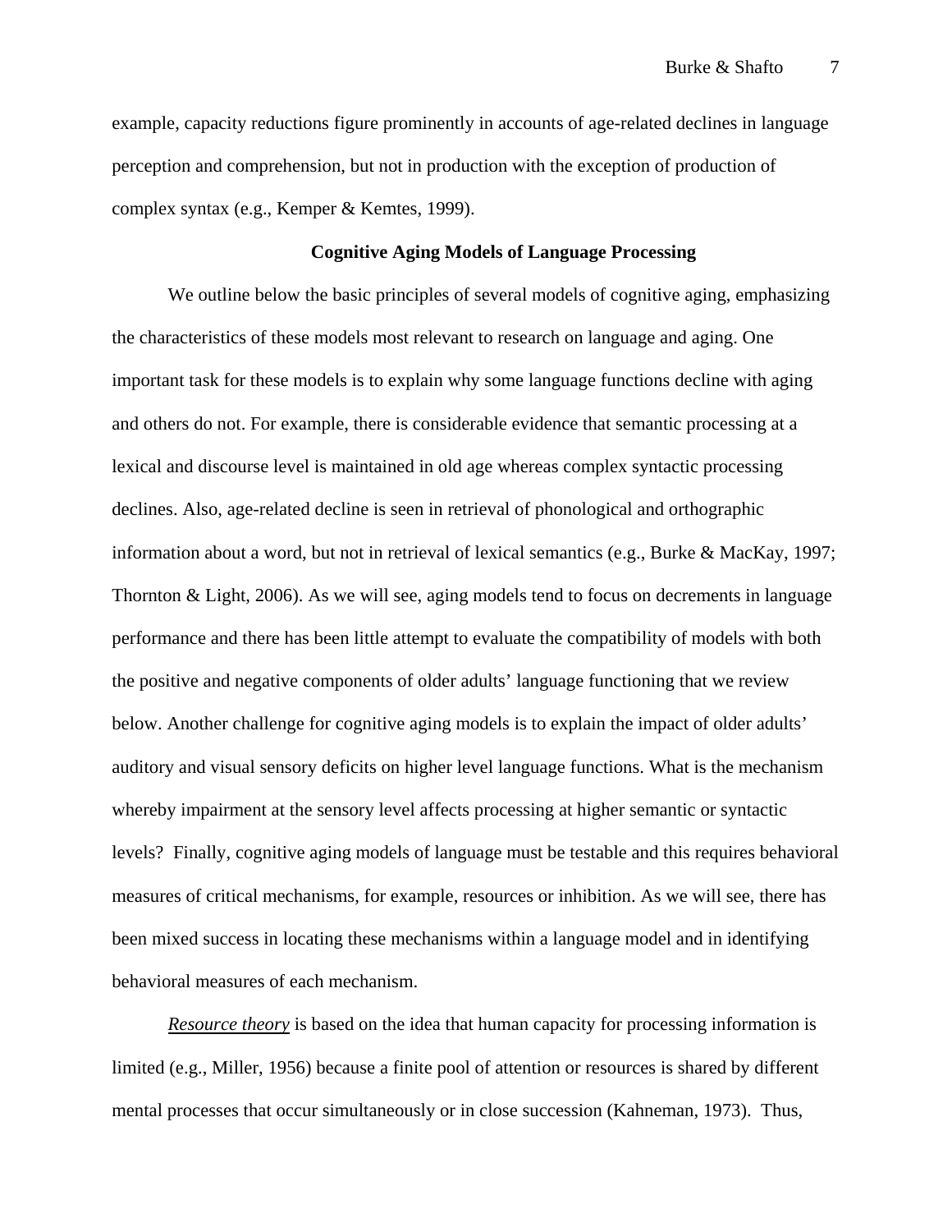example, capacity reductions figure prominently in accounts of age-related declines in language perception and comprehension, but not in production with the exception of production of complex syntax (e.g., Kemper & Kemtes, 1999).

## Cognitive Aging Models of Language Processing

We outline below the basic principles of several models of cognitive aging, emphasizing the characteristics of these models most relevant to research on language and aging. One important task for these models is to explain why some language functions decline with aging and others do not. For example, there is considerable evidence that semantic processing at a lexical and discourse level is maintained in old age whereas complex syntactic processing declines. Also, age-related decline is seen in retrieval of phonological and orthographic information about a word, but not in retrieval of lexical semantics (e.g., Burke & MacKay, 1997; Thornton & Light, 2006). As we will see, aging models tend to focus on decrements in language performance and there has been little attempt to evaluate the compatibility of models with both the positive and negative components of older adults' language functioning that we review below. Another challenge for cognitive aging models is to explain the impact of older adults' auditory and visual sensory deficits on higher level language functions. What is the mechanism whereby impairment at the sensory level affects processing at higher semantic or syntactic levels? Finally, cognitive aging models of language must be testable and this requires behavioral measures of critical mechanisms, for example, resources or inhibition. As we will see, there has been mixed success in locating these mechanisms within a language model and in identifying behavioral measures of each mechanism.

*Resource theory* is based on the idea that human capacity for processing information is limited (e.g., Miller, 1956) because a finite pool of attention or resources is shared by different mental processes that occur simultaneously or in close succession (Kahneman, 1973). Thus,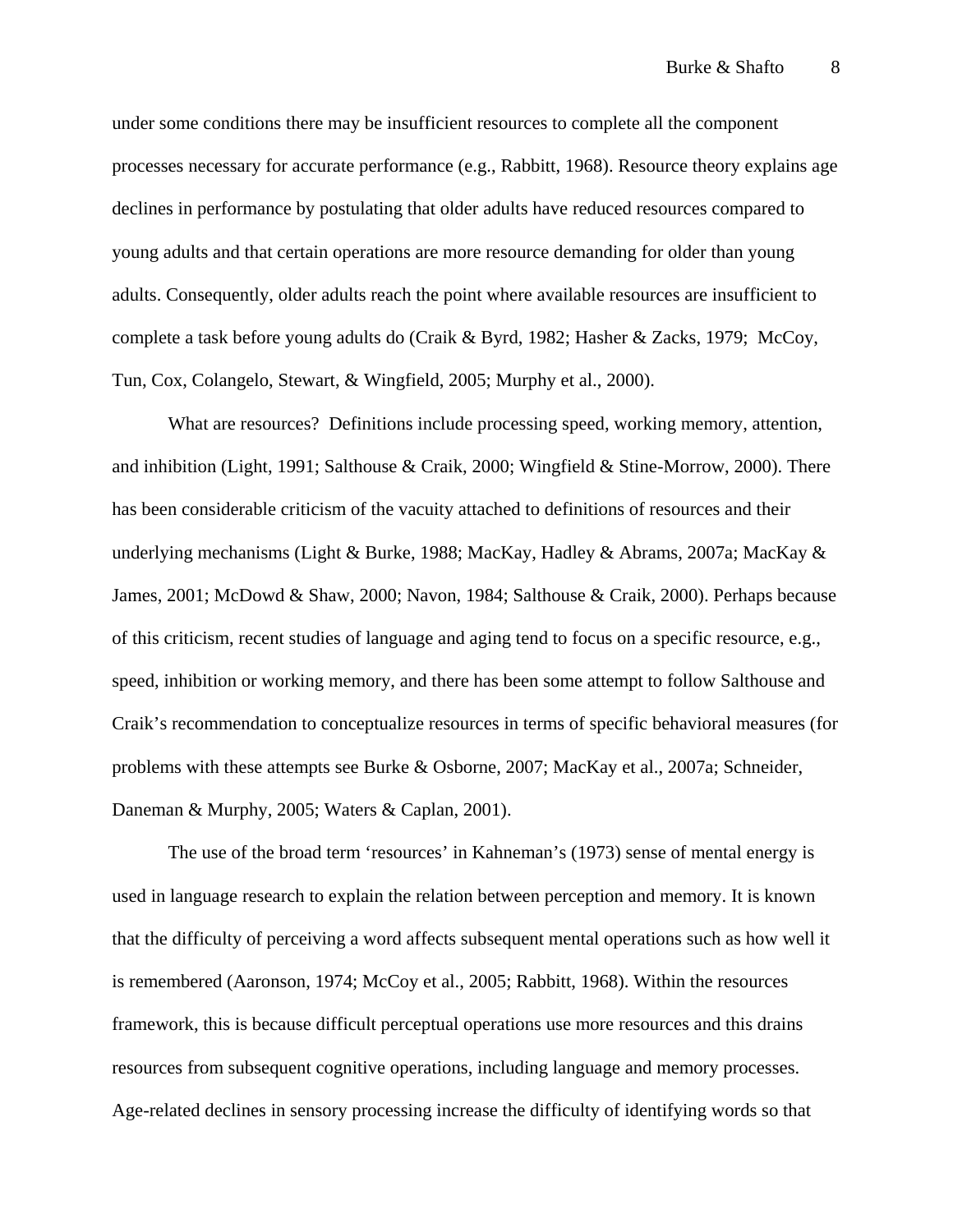under some conditions there may be insufficient resources to complete all the component processes necessary for accurate performance (e.g., Rabbitt, 1968). Resource theory explains age declines in performance by postulating that older adults have reduced resources compared to young adults and that certain operations are more resource demanding for older than young adults. Consequently, older adults reach the point where available resources are insufficient to complete a task before young adults do (Craik & Byrd, 1982; Hasher & Zacks, 1979; McCoy, Tun, Cox, Colangelo, Stewart, & Wingfield, 2005; Murphy et al., 2000).

What are resources? Definitions include processing speed, working memory, attention, and inhibition (Light, 1991; Salthouse & Craik, 2000; Wingfield & Stine-Morrow, 2000). There has been considerable criticism of the vacuity attached to definitions of resources and their underlying mechanisms (Light & Burke, 1988; MacKay, Hadley & Abrams, 2007a; MacKay & James, 2001; McDowd & Shaw, 2000; Navon, 1984; Salthouse & Craik, 2000). Perhaps because of this criticism, recent studies of language and aging tend to focus on a specific resource, e.g., speed, inhibition or working memory, and there has been some attempt to follow Salthouse and Craik's recommendation to conceptualize resources in terms of specific behavioral measures (for problems with these attempts see Burke & Osborne, 2007; MacKay et al., 2007a; Schneider, Daneman & Murphy, 2005; Waters & Caplan, 2001).

The use of the broad term 'resources' in Kahneman's (1973) sense of mental energy is used in language research to explain the relation between perception and memory. It is known that the difficulty of perceiving a word affects subsequent mental operations such as how well it is remembered (Aaronson, 1974; McCoy et al., 2005; Rabbitt, 1968). Within the resources framework, this is because difficult perceptual operations use more resources and this drains resources from subsequent cognitive operations, including language and memory processes. Age-related declines in sensory processing increase the difficulty of identifying words so that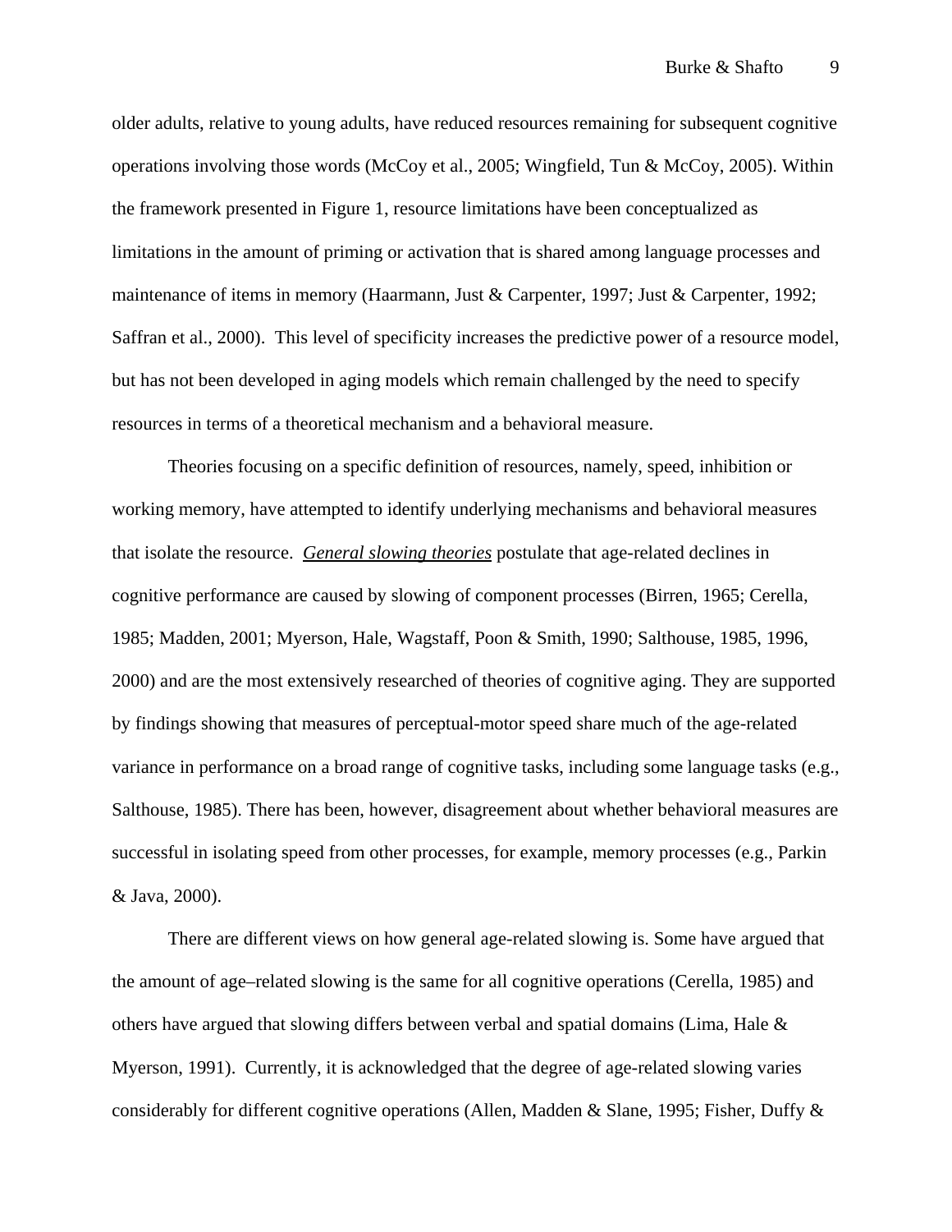older adults, relative to young adults, have reduced resources remaining for subsequent cognitive operations involving those words (McCoy et al., 2005; Wingfield, Tun & McCoy, 2005). Within the framework presented in Figure 1, resource limitations have been conceptualized as limitations in the amount of priming or activation that is shared among language processes and maintenance of items in memory (Haarmann, Just & Carpenter, 1997; Just & Carpenter, 1992; Saffran et al., 2000). This level of specificity increases the predictive power of a resource model, but has not been developed in aging models which remain challenged by the need to specify resources in terms of a theoretical mechanism and a behavioral measure.

Theories focusing on a specific definition of resources, namely, speed, inhibition or working memory, have attempted to identify underlying mechanisms and behavioral measures that isolate the resource. <u>*General slowing theories*</u> postulate that age-related declines in cognitive performance are caused by slowing of component processes (Birren, 1965; Cerella, 1985; Madden, 2001; Myerson, Hale, Wagstaff, Poon & Smith, 1990; Salthouse, 1985, 1996, 2000) and are the most extensively researched of theories of cognitive aging. They are supported by findings showing that measures of perceptual-motor speed share much of the age-related variance in performance on a broad range of cognitive tasks, including some language tasks (e.g., Salthouse, 1985). There has been, however, disagreement about whether behavioral measures are successful in isolating speed from other processes, for example, memory processes (e.g., Parkin & Java, 2000).

There are different views on how general age-related slowing is. Some have argued that the amount of age–related slowing is the same for all cognitive operations (Cerella, 1985) and others have argued that slowing differs between verbal and spatial domains (Lima, Hale & Myerson, 1991). Currently, it is acknowledged that the degree of age-related slowing varies considerably for different cognitive operations (Allen, Madden & Slane, 1995; Fisher, Duffy &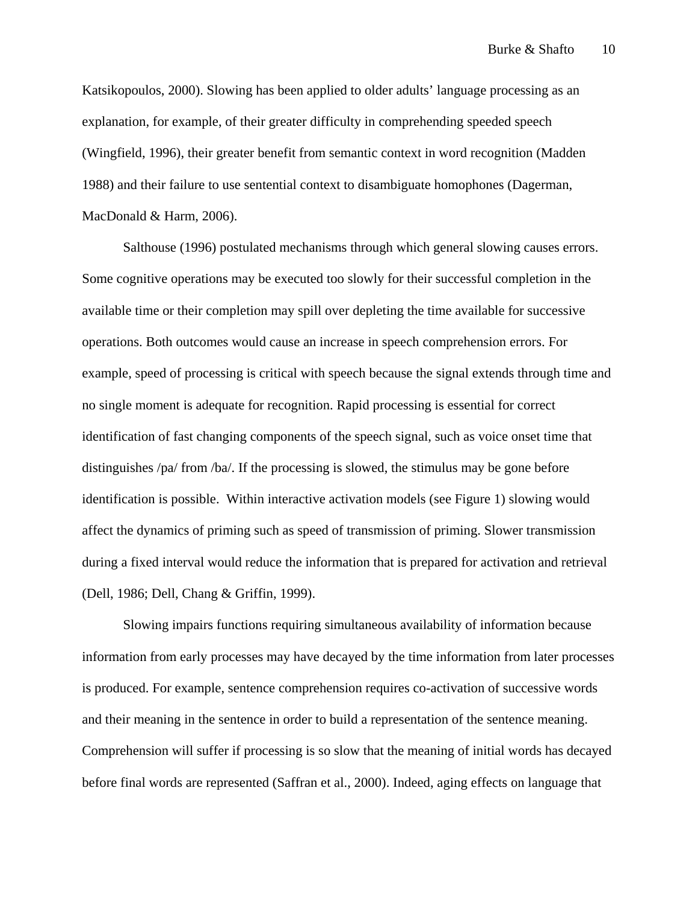Katsikopoulos, 2000). Slowing has been applied to older adults' language processing as an explanation, for example, of their greater difficulty in comprehending speeded speech (Wingfield, 1996), their greater benefit from semantic context in word recognition (Madden 1988) and their failure to use sentential context to disambiguate homophones (Dagerman, MacDonald & Harm, 2006).

Salthouse (1996) postulated mechanisms through which general slowing causes errors. Some cognitive operations may be executed too slowly for their successful completion in the available time or their completion may spill over depleting the time available for successive operations. Both outcomes would cause an increase in speech comprehension errors. For example, speed of processing is critical with speech because the signal extends through time and no single moment is adequate for recognition. Rapid processing is essential for correct identification of fast changing components of the speech signal, such as voice onset time that distinguishes /pa/ from /ba/. If the processing is slowed, the stimulus may be gone before identification is possible. Within interactive activation models (see Figure 1) slowing would affect the dynamics of priming such as speed of transmission of priming. Slower transmission during a fixed interval would reduce the information that is prepared for activation and retrieval (Dell, 1986; Dell, Chang & Griffin, 1999).

Slowing impairs functions requiring simultaneous availability of information because information from early processes may have decayed by the time information from later processes is produced. For example, sentence comprehension requires co-activation of successive words and their meaning in the sentence in order to build a representation of the sentence meaning. Comprehension will suffer if processing is so slow that the meaning of initial words has decayed before final words are represented (Saffran et al., 2000). Indeed, aging effects on language that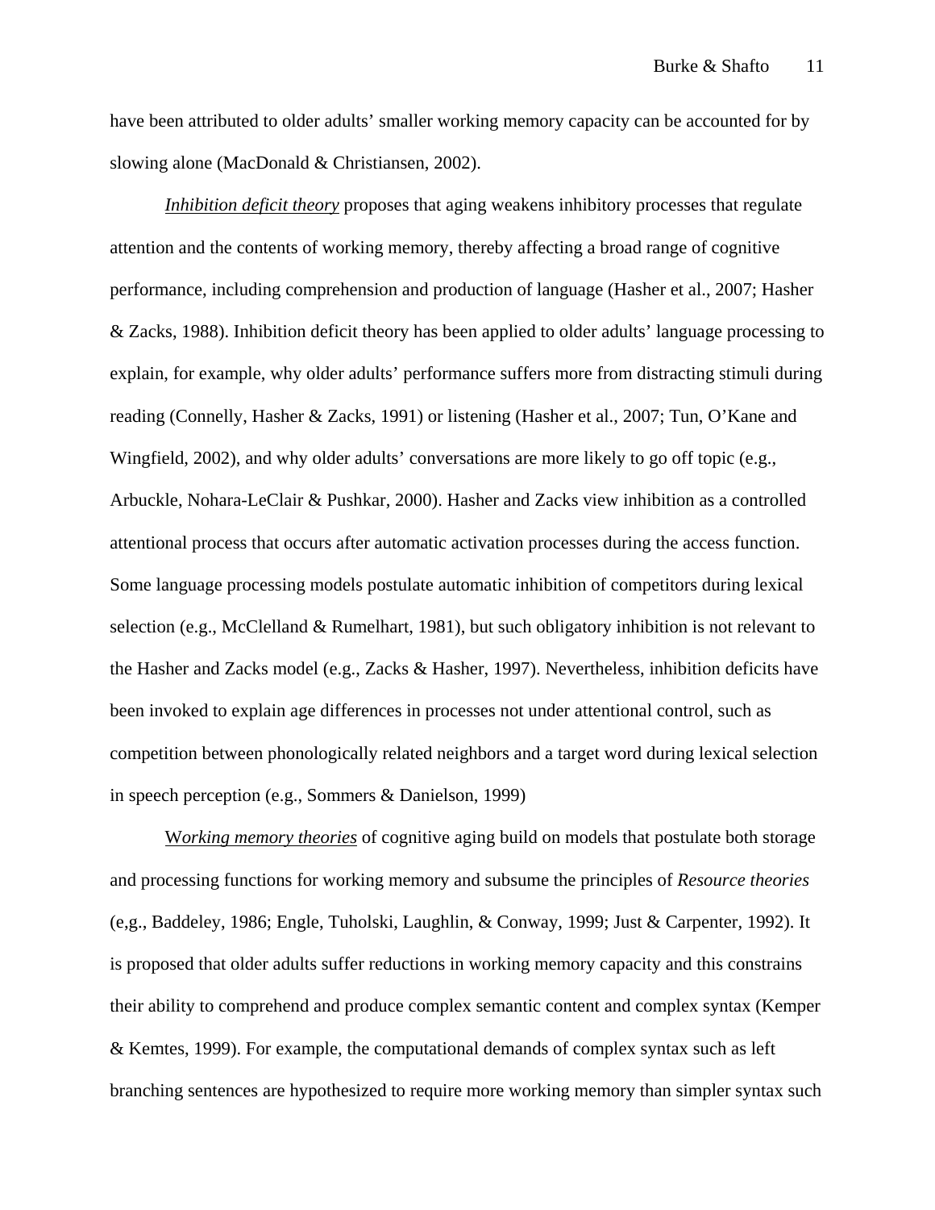have been attributed to older adults' smaller working memory capacity can be accounted for by slowing alone (MacDonald & Christiansen, 2002).

*Inhibition deficit theory* proposes that aging weakens inhibitory processes that regulate attention and the contents of working memory, thereby affecting a broad range of cognitive performance, including comprehension and production of language (Hasher et al., 2007; Hasher & Zacks, 1988). Inhibition deficit theory has been applied to older adults' language processing to explain, for example, why older adults' performance suffers more from distracting stimuli during reading (Connelly, Hasher & Zacks, 1991) or listening (Hasher et al., 2007; Tun, O'Kane and Wingfield, 2002), and why older adults' conversations are more likely to go off topic (e.g., Arbuckle, Nohara-LeClair & Pushkar, 2000). Hasher and Zacks view inhibition as a controlled attentional process that occurs after automatic activation processes during the access function. Some language processing models postulate automatic inhibition of competitors during lexical selection (e.g., McClelland & Rumelhart, 1981), but such obligatory inhibition is not relevant to the Hasher and Zacks model (e.g., Zacks & Hasher, 1997). Nevertheless, inhibition deficits have been invoked to explain age differences in processes not under attentional control, such as competition between phonologically related neighbors and a target word during lexical selection in speech perception (e.g., Sommers & Danielson, 1999)

*Working memory theories* of cognitive aging build on models that postulate both storage and processing functions for working memory and subsume the principles of *Resource theories* (e,g., Baddeley, 1986; Engle, Tuholski, Laughlin, & Conway, 1999; Just & Carpenter, 1992). It is proposed that older adults suffer reductions in working memory capacity and this constrains their ability to comprehend and produce complex semantic content and complex syntax (Kemper & Kemtes, 1999). For example, the computational demands of complex syntax such as left branching sentences are hypothesized to require more working memory than simpler syntax such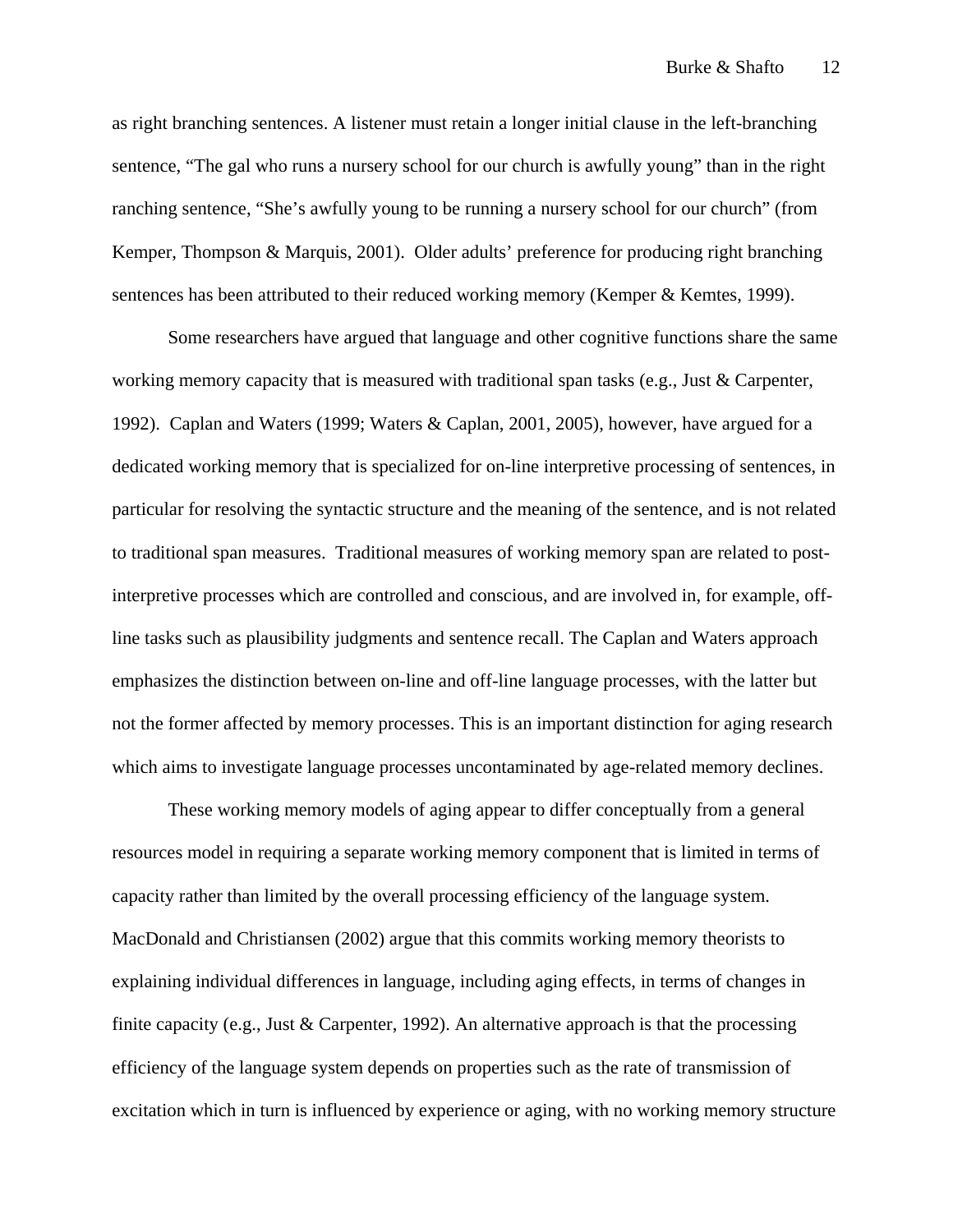as right branching sentences. A listener must retain a longer initial clause in the left-branching sentence, "The gal who runs a nursery school for our church is awfully young" than in the right ranching sentence, "She's awfully young to be running a nursery school for our church" (from Kemper, Thompson & Marquis, 2001). Older adults' preference for producing right branching sentences has been attributed to their reduced working memory (Kemper & Kemtes, 1999).

Some researchers have argued that language and other cognitive functions share the same working memory capacity that is measured with traditional span tasks (e.g., Just & Carpenter, 1992). Caplan and Waters (1999; Waters & Caplan, 2001, 2005), however, have argued for a dedicated working memory that is specialized for on-line interpretive processing of sentences, in particular for resolving the syntactic structure and the meaning of the sentence, and is not related to traditional span measures. Traditional measures of working memory span are related to post-interpretive processes which are controlled and conscious, and are involved in, for example, off-line tasks such as plausibility judgments and sentence recall. The Caplan and Waters approach emphasizes the distinction between on-line and off-line language processes, with the latter but not the former affected by memory processes. This is an important distinction for aging research which aims to investigate language processes uncontaminated by age-related memory declines.

These working memory models of aging appear to differ conceptually from a general resources model in requiring a separate working memory component that is limited in terms of capacity rather than limited by the overall processing efficiency of the language system. MacDonald and Christiansen (2002) argue that this commits working memory theorists to explaining individual differences in language, including aging effects, in terms of changes in finite capacity (e.g., Just & Carpenter, 1992). An alternative approach is that the processing efficiency of the language system depends on properties such as the rate of transmission of excitation which in turn is influenced by experience or aging, with no working memory structure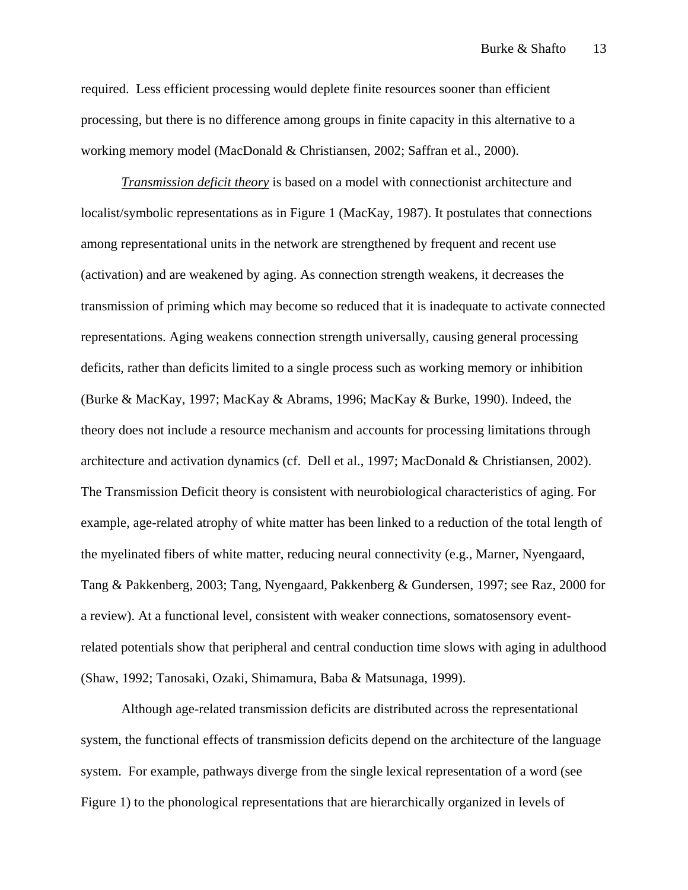required. Less efficient processing would deplete finite resources sooner than efficient processing, but there is no difference among groups in finite capacity in this alternative to a working memory model (MacDonald & Christiansen, 2002; Saffran et al., 2000).

*Transmission deficit theory* is based on a model with connectionist architecture and localist/symbolic representations as in Figure 1 (MacKay, 1987). It postulates that connections among representational units in the network are strengthened by frequent and recent use (activation) and are weakened by aging. As connection strength weakens, it decreases the transmission of priming which may become so reduced that it is inadequate to activate connected representations. Aging weakens connection strength universally, causing general processing deficits, rather than deficits limited to a single process such as working memory or inhibition (Burke & MacKay, 1997; MacKay & Abrams, 1996; MacKay & Burke, 1990). Indeed, the theory does not include a resource mechanism and accounts for processing limitations through architecture and activation dynamics (cf. Dell et al., 1997; MacDonald & Christiansen, 2002). The Transmission Deficit theory is consistent with neurobiological characteristics of aging. For example, age-related atrophy of white matter has been linked to a reduction of the total length of the myelinated fibers of white matter, reducing neural connectivity (e.g., Marner, Nyengaard, Tang & Pakkenberg, 2003; Tang, Nyengaard, Pakkenberg & Gundersen, 1997; see Raz, 2000 for a review). At a functional level, consistent with weaker connections, somatosensory event-related potentials show that peripheral and central conduction time slows with aging in adulthood (Shaw, 1992; Tanosaki, Ozaki, Shimamura, Baba & Matsunaga, 1999).

Although age-related transmission deficits are distributed across the representational system, the functional effects of transmission deficits depend on the architecture of the language system. For example, pathways diverge from the single lexical representation of a word (see Figure 1) to the phonological representations that are hierarchically organized in levels of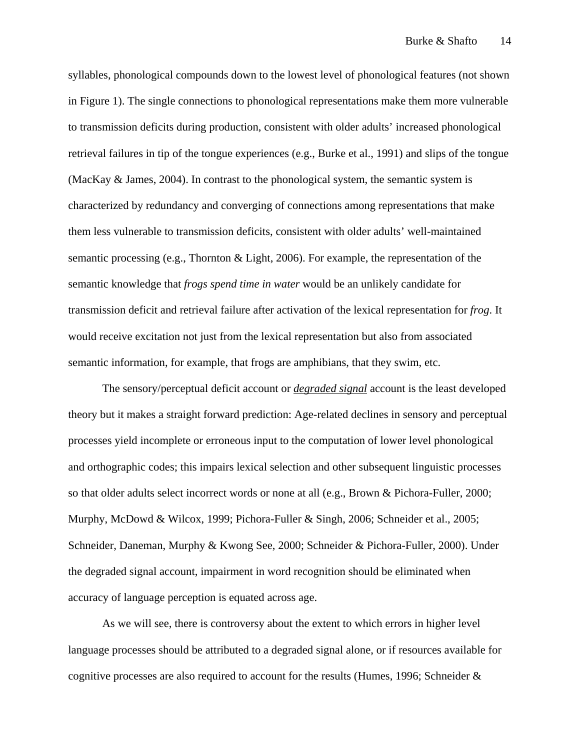syllables, phonological compounds down to the lowest level of phonological features (not shown in Figure 1). The single connections to phonological representations make them more vulnerable to transmission deficits during production, consistent with older adults' increased phonological retrieval failures in tip of the tongue experiences (e.g., Burke et al., 1991) and slips of the tongue (MacKay & James, 2004). In contrast to the phonological system, the semantic system is characterized by redundancy and converging of connections among representations that make them less vulnerable to transmission deficits, consistent with older adults' well-maintained semantic processing (e.g., Thornton & Light, 2006). For example, the representation of the semantic knowledge that *frogs spend time in water* would be an unlikely candidate for transmission deficit and retrieval failure after activation of the lexical representation for *frog*. It would receive excitation not just from the lexical representation but also from associated semantic information, for example, that frogs are amphibians, that they swim, etc.

The sensory/perceptual deficit account or ***degraded signal*** account is the least developed theory but it makes a straight forward prediction: Age-related declines in sensory and perceptual processes yield incomplete or erroneous input to the computation of lower level phonological and orthographic codes; this impairs lexical selection and other subsequent linguistic processes so that older adults select incorrect words or none at all (e.g., Brown & Pichora-Fuller, 2000; Murphy, McDowd & Wilcox, 1999; Pichora-Fuller & Singh, 2006; Schneider et al., 2005; Schneider, Daneman, Murphy & Kwong See, 2000; Schneider & Pichora-Fuller, 2000). Under the degraded signal account, impairment in word recognition should be eliminated when accuracy of language perception is equated across age.

As we will see, there is controversy about the extent to which errors in higher level language processes should be attributed to a degraded signal alone, or if resources available for cognitive processes are also required to account for the results (Humes, 1996; Schneider &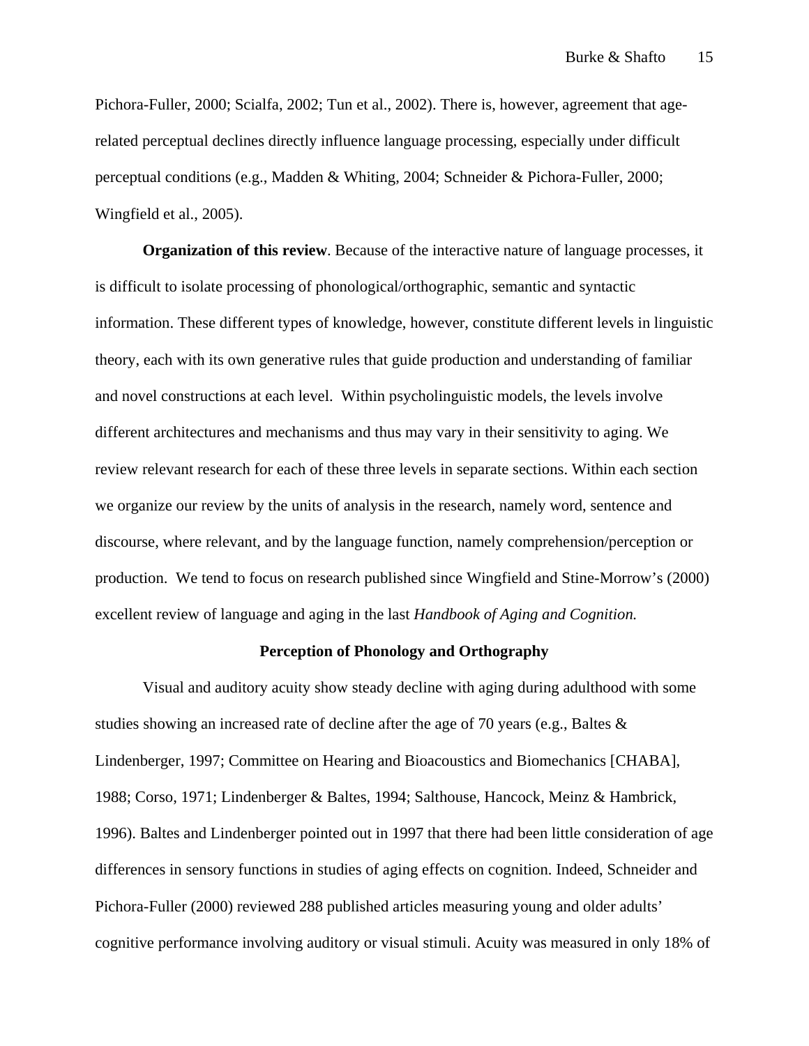Pichora-Fuller, 2000; Scialfa, 2002; Tun et al., 2002). There is, however, agreement that age-related perceptual declines directly influence language processing, especially under difficult perceptual conditions (e.g., Madden & Whiting, 2004; Schneider & Pichora-Fuller, 2000; Wingfield et al., 2005).

**Organization of this review**. Because of the interactive nature of language processes, it is difficult to isolate processing of phonological/orthographic, semantic and syntactic information. These different types of knowledge, however, constitute different levels in linguistic theory, each with its own generative rules that guide production and understanding of familiar and novel constructions at each level. Within psycholinguistic models, the levels involve different architectures and mechanisms and thus may vary in their sensitivity to aging. We review relevant research for each of these three levels in separate sections. Within each section we organize our review by the units of analysis in the research, namely word, sentence and discourse, where relevant, and by the language function, namely comprehension/perception or production. We tend to focus on research published since Wingfield and Stine-Morrow's (2000) excellent review of language and aging in the last *Handbook of Aging and Cognition.*

## Perception of Phonology and Orthography

Visual and auditory acuity show steady decline with aging during adulthood with some studies showing an increased rate of decline after the age of 70 years (e.g., Baltes & Lindenberger, 1997; Committee on Hearing and Bioacoustics and Biomechanics [CHABA], 1988; Corso, 1971; Lindenberger & Baltes, 1994; Salthouse, Hancock, Meinz & Hambrick, 1996). Baltes and Lindenberger pointed out in 1997 that there had been little consideration of age differences in sensory functions in studies of aging effects on cognition. Indeed, Schneider and Pichora-Fuller (2000) reviewed 288 published articles measuring young and older adults' cognitive performance involving auditory or visual stimuli. Acuity was measured in only 18% of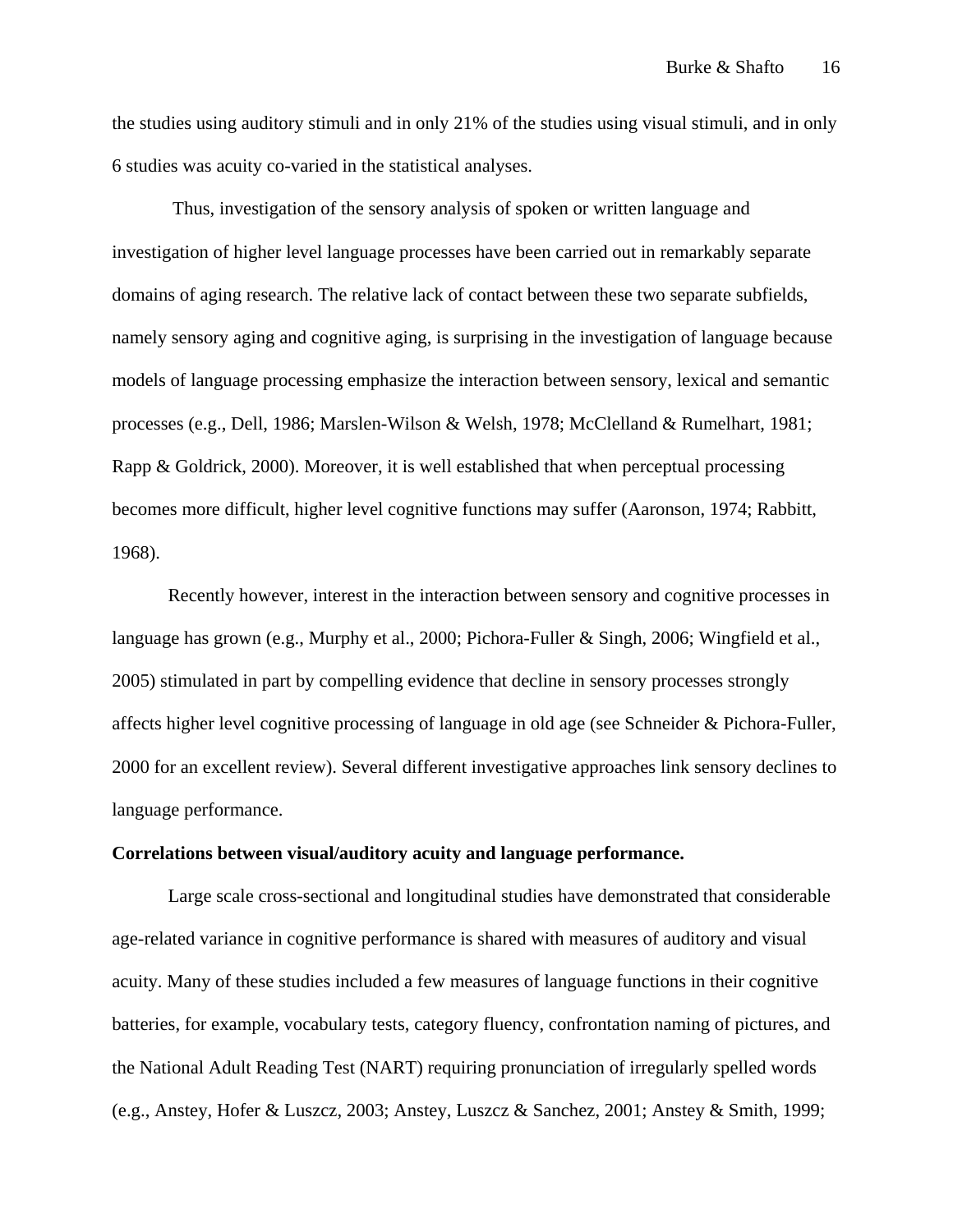the studies using auditory stimuli and in only 21% of the studies using visual stimuli, and in only 6 studies was acuity co-varied in the statistical analyses.

Thus, investigation of the sensory analysis of spoken or written language and investigation of higher level language processes have been carried out in remarkably separate domains of aging research. The relative lack of contact between these two separate subfields, namely sensory aging and cognitive aging, is surprising in the investigation of language because models of language processing emphasize the interaction between sensory, lexical and semantic processes (e.g., Dell, 1986; Marslen-Wilson & Welsh, 1978; McClelland & Rumelhart, 1981; Rapp & Goldrick, 2000). Moreover, it is well established that when perceptual processing becomes more difficult, higher level cognitive functions may suffer (Aaronson, 1974; Rabbitt, 1968).

Recently however, interest in the interaction between sensory and cognitive processes in language has grown (e.g., Murphy et al., 2000; Pichora-Fuller & Singh, 2006; Wingfield et al., 2005) stimulated in part by compelling evidence that decline in sensory processes strongly affects higher level cognitive processing of language in old age (see Schneider & Pichora-Fuller, 2000 for an excellent review). Several different investigative approaches link sensory declines to language performance.

**Correlations between visual/auditory acuity and language performance.**

Large scale cross-sectional and longitudinal studies have demonstrated that considerable age-related variance in cognitive performance is shared with measures of auditory and visual acuity. Many of these studies included a few measures of language functions in their cognitive batteries, for example, vocabulary tests, category fluency, confrontation naming of pictures, and the National Adult Reading Test (NART) requiring pronunciation of irregularly spelled words (e.g., Anstey, Hofer & Luszcz, 2003; Anstey, Luszcz & Sanchez, 2001; Anstey & Smith, 1999;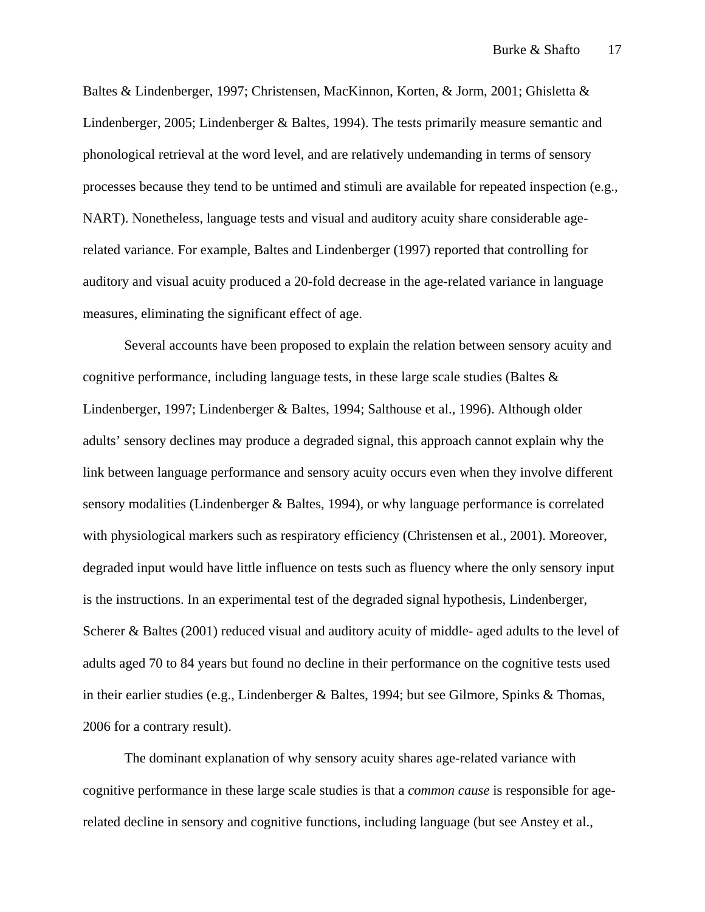Baltes & Lindenberger, 1997; Christensen, MacKinnon, Korten, & Jorm, 2001; Ghisletta & Lindenberger, 2005; Lindenberger & Baltes, 1994). The tests primarily measure semantic and phonological retrieval at the word level, and are relatively undemanding in terms of sensory processes because they tend to be untimed and stimuli are available for repeated inspection (e.g., NART). Nonetheless, language tests and visual and auditory acuity share considerable age-related variance. For example, Baltes and Lindenberger (1997) reported that controlling for auditory and visual acuity produced a 20-fold decrease in the age-related variance in language measures, eliminating the significant effect of age.

Several accounts have been proposed to explain the relation between sensory acuity and cognitive performance, including language tests, in these large scale studies (Baltes & Lindenberger, 1997; Lindenberger & Baltes, 1994; Salthouse et al., 1996). Although older adults' sensory declines may produce a degraded signal, this approach cannot explain why the link between language performance and sensory acuity occurs even when they involve different sensory modalities (Lindenberger & Baltes, 1994), or why language performance is correlated with physiological markers such as respiratory efficiency (Christensen et al., 2001). Moreover, degraded input would have little influence on tests such as fluency where the only sensory input is the instructions. In an experimental test of the degraded signal hypothesis, Lindenberger, Scherer & Baltes (2001) reduced visual and auditory acuity of middle- aged adults to the level of adults aged 70 to 84 years but found no decline in their performance on the cognitive tests used in their earlier studies (e.g., Lindenberger & Baltes, 1994; but see Gilmore, Spinks & Thomas, 2006 for a contrary result).

The dominant explanation of why sensory acuity shares age-related variance with cognitive performance in these large scale studies is that a *common cause* is responsible for age-related decline in sensory and cognitive functions, including language (but see Anstey et al.,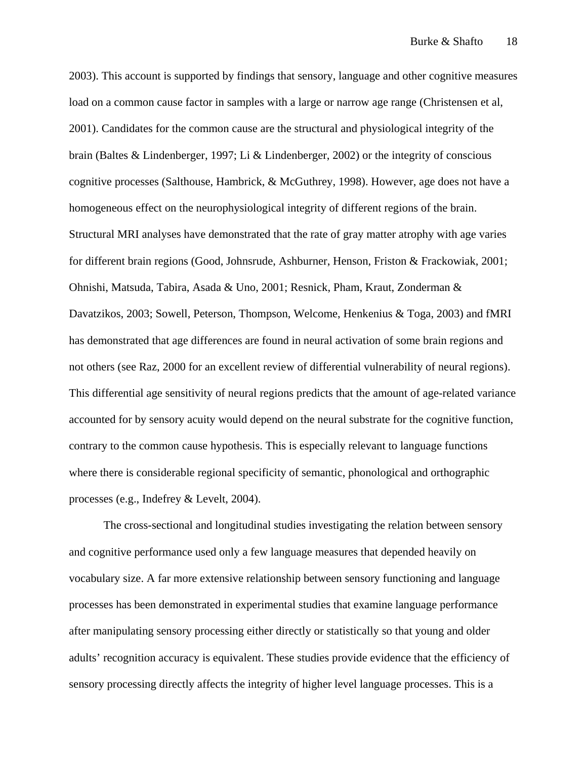2003). This account is supported by findings that sensory, language and other cognitive measures load on a common cause factor in samples with a large or narrow age range (Christensen et al, 2001). Candidates for the common cause are the structural and physiological integrity of the brain (Baltes & Lindenberger, 1997; Li & Lindenberger, 2002) or the integrity of conscious cognitive processes (Salthouse, Hambrick, & McGuthrey, 1998). However, age does not have a homogeneous effect on the neurophysiological integrity of different regions of the brain. Structural MRI analyses have demonstrated that the rate of gray matter atrophy with age varies for different brain regions (Good, Johnsrude, Ashburner, Henson, Friston & Frackowiak, 2001; Ohnishi, Matsuda, Tabira, Asada & Uno, 2001; Resnick, Pham, Kraut, Zonderman & Davatzikos, 2003; Sowell, Peterson, Thompson, Welcome, Henkenius & Toga, 2003) and fMRI has demonstrated that age differences are found in neural activation of some brain regions and not others (see Raz, 2000 for an excellent review of differential vulnerability of neural regions). This differential age sensitivity of neural regions predicts that the amount of age-related variance accounted for by sensory acuity would depend on the neural substrate for the cognitive function, contrary to the common cause hypothesis. This is especially relevant to language functions where there is considerable regional specificity of semantic, phonological and orthographic processes (e.g., Indefrey & Levelt, 2004).

The cross-sectional and longitudinal studies investigating the relation between sensory and cognitive performance used only a few language measures that depended heavily on vocabulary size. A far more extensive relationship between sensory functioning and language processes has been demonstrated in experimental studies that examine language performance after manipulating sensory processing either directly or statistically so that young and older adults' recognition accuracy is equivalent. These studies provide evidence that the efficiency of sensory processing directly affects the integrity of higher level language processes. This is a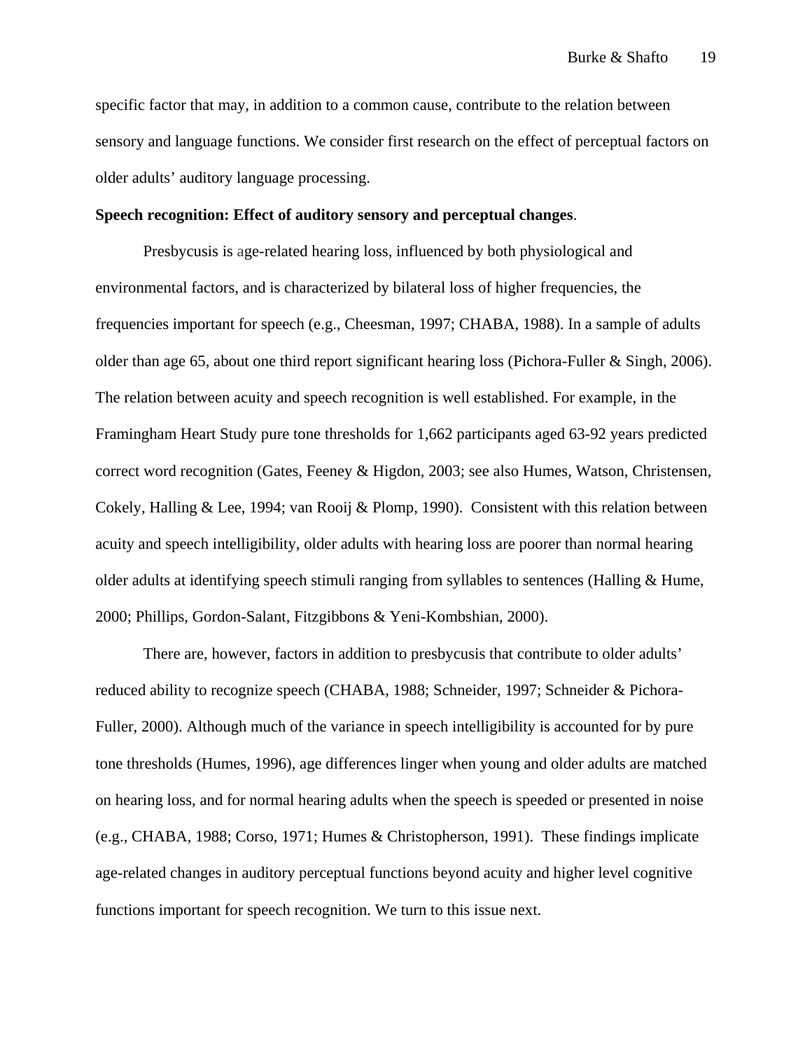specific factor that may, in addition to a common cause, contribute to the relation between sensory and language functions. We consider first research on the effect of perceptual factors on older adults' auditory language processing.

**Speech recognition: Effect of auditory sensory and perceptual changes**.

Presbycusis is age-related hearing loss, influenced by both physiological and environmental factors, and is characterized by bilateral loss of higher frequencies, the frequencies important for speech (e.g., Cheesman, 1997; CHABA, 1988). In a sample of adults older than age 65, about one third report significant hearing loss (Pichora-Fuller & Singh, 2006). The relation between acuity and speech recognition is well established. For example, in the Framingham Heart Study pure tone thresholds for 1,662 participants aged 63-92 years predicted correct word recognition (Gates, Feeney & Higdon, 2003; see also Humes, Watson, Christensen, Cokely, Halling & Lee, 1994; van Rooij & Plomp, 1990). Consistent with this relation between acuity and speech intelligibility, older adults with hearing loss are poorer than normal hearing older adults at identifying speech stimuli ranging from syllables to sentences (Halling & Hume, 2000; Phillips, Gordon-Salant, Fitzgibbons & Yeni-Kombshian, 2000).

There are, however, factors in addition to presbycusis that contribute to older adults' reduced ability to recognize speech (CHABA, 1988; Schneider, 1997; Schneider & Pichora-Fuller, 2000). Although much of the variance in speech intelligibility is accounted for by pure tone thresholds (Humes, 1996), age differences linger when young and older adults are matched on hearing loss, and for normal hearing adults when the speech is speeded or presented in noise (e.g., CHABA, 1988; Corso, 1971; Humes & Christopherson, 1991). These findings implicate age-related changes in auditory perceptual functions beyond acuity and higher level cognitive functions important for speech recognition. We turn to this issue next.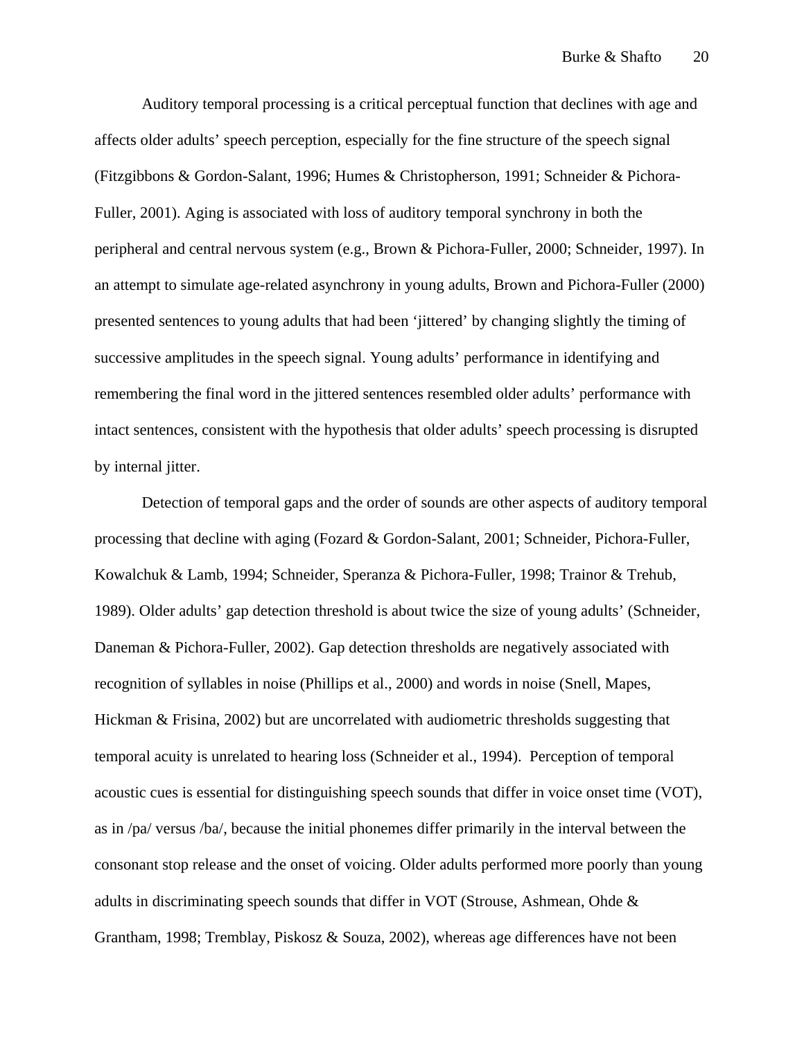Auditory temporal processing is a critical perceptual function that declines with age and affects older adults' speech perception, especially for the fine structure of the speech signal (Fitzgibbons & Gordon-Salant, 1996; Humes & Christopherson, 1991; Schneider & Pichora-Fuller, 2001). Aging is associated with loss of auditory temporal synchrony in both the peripheral and central nervous system (e.g., Brown & Pichora-Fuller, 2000; Schneider, 1997). In an attempt to simulate age-related asynchrony in young adults, Brown and Pichora-Fuller (2000) presented sentences to young adults that had been 'jittered' by changing slightly the timing of successive amplitudes in the speech signal. Young adults' performance in identifying and remembering the final word in the jittered sentences resembled older adults' performance with intact sentences, consistent with the hypothesis that older adults' speech processing is disrupted by internal jitter.

Detection of temporal gaps and the order of sounds are other aspects of auditory temporal processing that decline with aging (Fozard & Gordon-Salant, 2001; Schneider, Pichora-Fuller, Kowalchuk & Lamb, 1994; Schneider, Speranza & Pichora-Fuller, 1998; Trainor & Trehub, 1989). Older adults' gap detection threshold is about twice the size of young adults' (Schneider, Daneman & Pichora-Fuller, 2002). Gap detection thresholds are negatively associated with recognition of syllables in noise (Phillips et al., 2000) and words in noise (Snell, Mapes, Hickman & Frisina, 2002) but are uncorrelated with audiometric thresholds suggesting that temporal acuity is unrelated to hearing loss (Schneider et al., 1994). Perception of temporal acoustic cues is essential for distinguishing speech sounds that differ in voice onset time (VOT), as in /pa/ versus /ba/, because the initial phonemes differ primarily in the interval between the consonant stop release and the onset of voicing. Older adults performed more poorly than young adults in discriminating speech sounds that differ in VOT (Strouse, Ashmean, Ohde & Grantham, 1998; Tremblay, Piskosz & Souza, 2002), whereas age differences have not been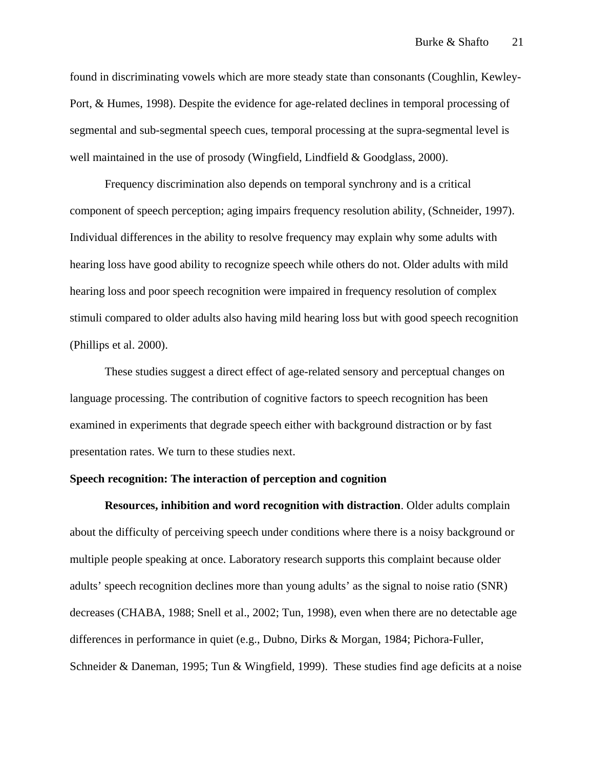found in discriminating vowels which are more steady state than consonants (Coughlin, Kewley-Port, & Humes, 1998). Despite the evidence for age-related declines in temporal processing of segmental and sub-segmental speech cues, temporal processing at the supra-segmental level is well maintained in the use of prosody (Wingfield, Lindfield & Goodglass, 2000).

Frequency discrimination also depends on temporal synchrony and is a critical component of speech perception; aging impairs frequency resolution ability, (Schneider, 1997). Individual differences in the ability to resolve frequency may explain why some adults with hearing loss have good ability to recognize speech while others do not. Older adults with mild hearing loss and poor speech recognition were impaired in frequency resolution of complex stimuli compared to older adults also having mild hearing loss but with good speech recognition (Phillips et al. 2000).

These studies suggest a direct effect of age-related sensory and perceptual changes on language processing. The contribution of cognitive factors to speech recognition has been examined in experiments that degrade speech either with background distraction or by fast presentation rates. We turn to these studies next.

**Speech recognition: The interaction of perception and cognition**

**Resources, inhibition and word recognition with distraction**. Older adults complain about the difficulty of perceiving speech under conditions where there is a noisy background or multiple people speaking at once. Laboratory research supports this complaint because older adults' speech recognition declines more than young adults' as the signal to noise ratio (SNR) decreases (CHABA, 1988; Snell et al., 2002; Tun, 1998), even when there are no detectable age differences in performance in quiet (e.g., Dubno, Dirks & Morgan, 1984; Pichora-Fuller, Schneider & Daneman, 1995; Tun & Wingfield, 1999). These studies find age deficits at a noise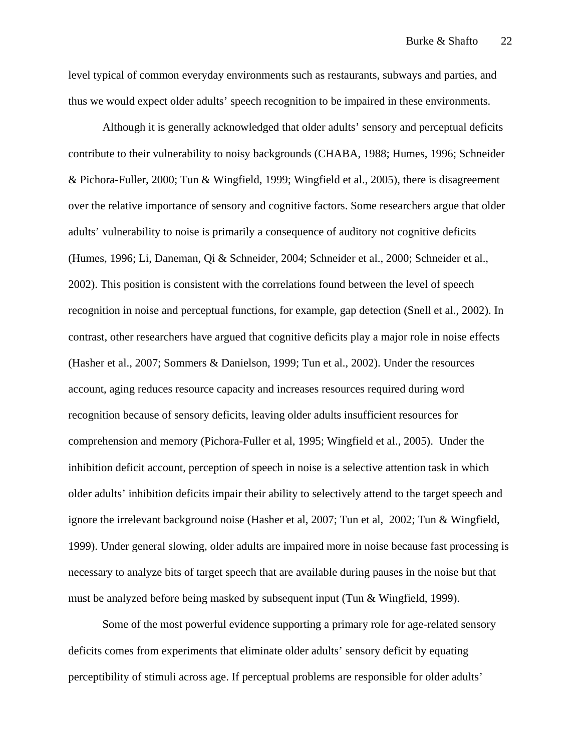level typical of common everyday environments such as restaurants, subways and parties, and thus we would expect older adults' speech recognition to be impaired in these environments.

Although it is generally acknowledged that older adults' sensory and perceptual deficits contribute to their vulnerability to noisy backgrounds (CHABA, 1988; Humes, 1996; Schneider & Pichora-Fuller, 2000; Tun & Wingfield, 1999; Wingfield et al., 2005), there is disagreement over the relative importance of sensory and cognitive factors. Some researchers argue that older adults' vulnerability to noise is primarily a consequence of auditory not cognitive deficits (Humes, 1996; Li, Daneman, Qi & Schneider, 2004; Schneider et al., 2000; Schneider et al., 2002). This position is consistent with the correlations found between the level of speech recognition in noise and perceptual functions, for example, gap detection (Snell et al., 2002). In contrast, other researchers have argued that cognitive deficits play a major role in noise effects (Hasher et al., 2007; Sommers & Danielson, 1999; Tun et al., 2002). Under the resources account, aging reduces resource capacity and increases resources required during word recognition because of sensory deficits, leaving older adults insufficient resources for comprehension and memory (Pichora-Fuller et al, 1995; Wingfield et al., 2005). Under the inhibition deficit account, perception of speech in noise is a selective attention task in which older adults' inhibition deficits impair their ability to selectively attend to the target speech and ignore the irrelevant background noise (Hasher et al, 2007; Tun et al, 2002; Tun & Wingfield, 1999). Under general slowing, older adults are impaired more in noise because fast processing is necessary to analyze bits of target speech that are available during pauses in the noise but that must be analyzed before being masked by subsequent input (Tun & Wingfield, 1999).

Some of the most powerful evidence supporting a primary role for age-related sensory deficits comes from experiments that eliminate older adults' sensory deficit by equating perceptibility of stimuli across age. If perceptual problems are responsible for older adults'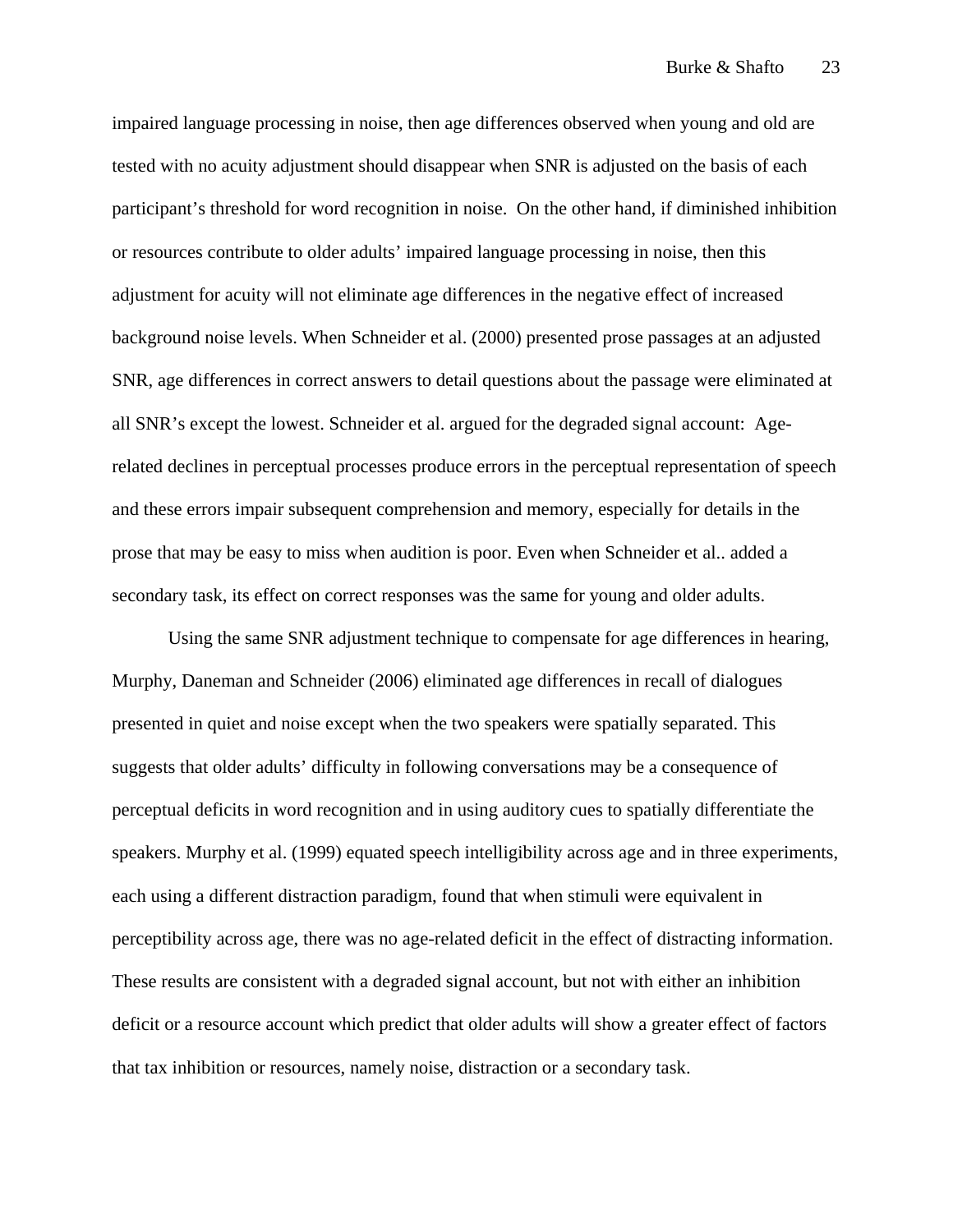impaired language processing in noise, then age differences observed when young and old are tested with no acuity adjustment should disappear when SNR is adjusted on the basis of each participant's threshold for word recognition in noise. On the other hand, if diminished inhibition or resources contribute to older adults' impaired language processing in noise, then this adjustment for acuity will not eliminate age differences in the negative effect of increased background noise levels. When Schneider et al. (2000) presented prose passages at an adjusted SNR, age differences in correct answers to detail questions about the passage were eliminated at all SNR's except the lowest. Schneider et al. argued for the degraded signal account: Age-related declines in perceptual processes produce errors in the perceptual representation of speech and these errors impair subsequent comprehension and memory, especially for details in the prose that may be easy to miss when audition is poor. Even when Schneider et al.. added a secondary task, its effect on correct responses was the same for young and older adults.

Using the same SNR adjustment technique to compensate for age differences in hearing, Murphy, Daneman and Schneider (2006) eliminated age differences in recall of dialogues presented in quiet and noise except when the two speakers were spatially separated. This suggests that older adults' difficulty in following conversations may be a consequence of perceptual deficits in word recognition and in using auditory cues to spatially differentiate the speakers. Murphy et al. (1999) equated speech intelligibility across age and in three experiments, each using a different distraction paradigm, found that when stimuli were equivalent in perceptibility across age, there was no age-related deficit in the effect of distracting information. These results are consistent with a degraded signal account, but not with either an inhibition deficit or a resource account which predict that older adults will show a greater effect of factors that tax inhibition or resources, namely noise, distraction or a secondary task.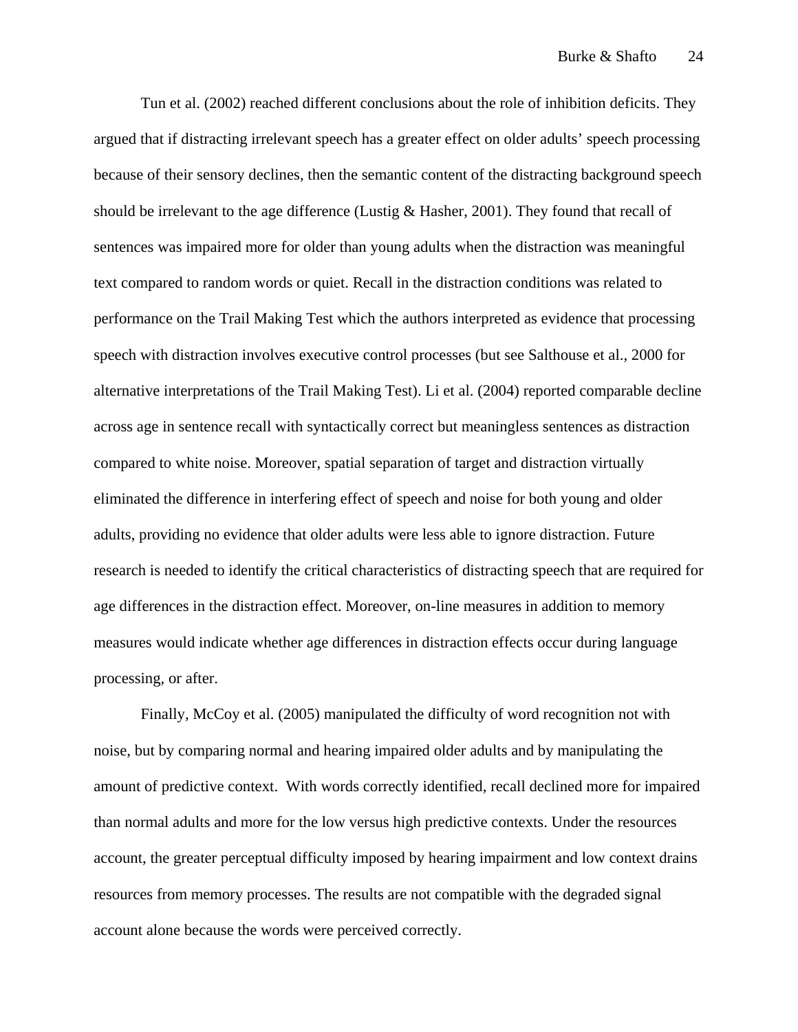Tun et al. (2002) reached different conclusions about the role of inhibition deficits. They argued that if distracting irrelevant speech has a greater effect on older adults' speech processing because of their sensory declines, then the semantic content of the distracting background speech should be irrelevant to the age difference (Lustig & Hasher, 2001). They found that recall of sentences was impaired more for older than young adults when the distraction was meaningful text compared to random words or quiet. Recall in the distraction conditions was related to performance on the Trail Making Test which the authors interpreted as evidence that processing speech with distraction involves executive control processes (but see Salthouse et al., 2000 for alternative interpretations of the Trail Making Test). Li et al. (2004) reported comparable decline across age in sentence recall with syntactically correct but meaningless sentences as distraction compared to white noise. Moreover, spatial separation of target and distraction virtually eliminated the difference in interfering effect of speech and noise for both young and older adults, providing no evidence that older adults were less able to ignore distraction. Future research is needed to identify the critical characteristics of distracting speech that are required for age differences in the distraction effect. Moreover, on-line measures in addition to memory measures would indicate whether age differences in distraction effects occur during language processing, or after.

Finally, McCoy et al. (2005) manipulated the difficulty of word recognition not with noise, but by comparing normal and hearing impaired older adults and by manipulating the amount of predictive context. With words correctly identified, recall declined more for impaired than normal adults and more for the low versus high predictive contexts. Under the resources account, the greater perceptual difficulty imposed by hearing impairment and low context drains resources from memory processes. The results are not compatible with the degraded signal account alone because the words were perceived correctly.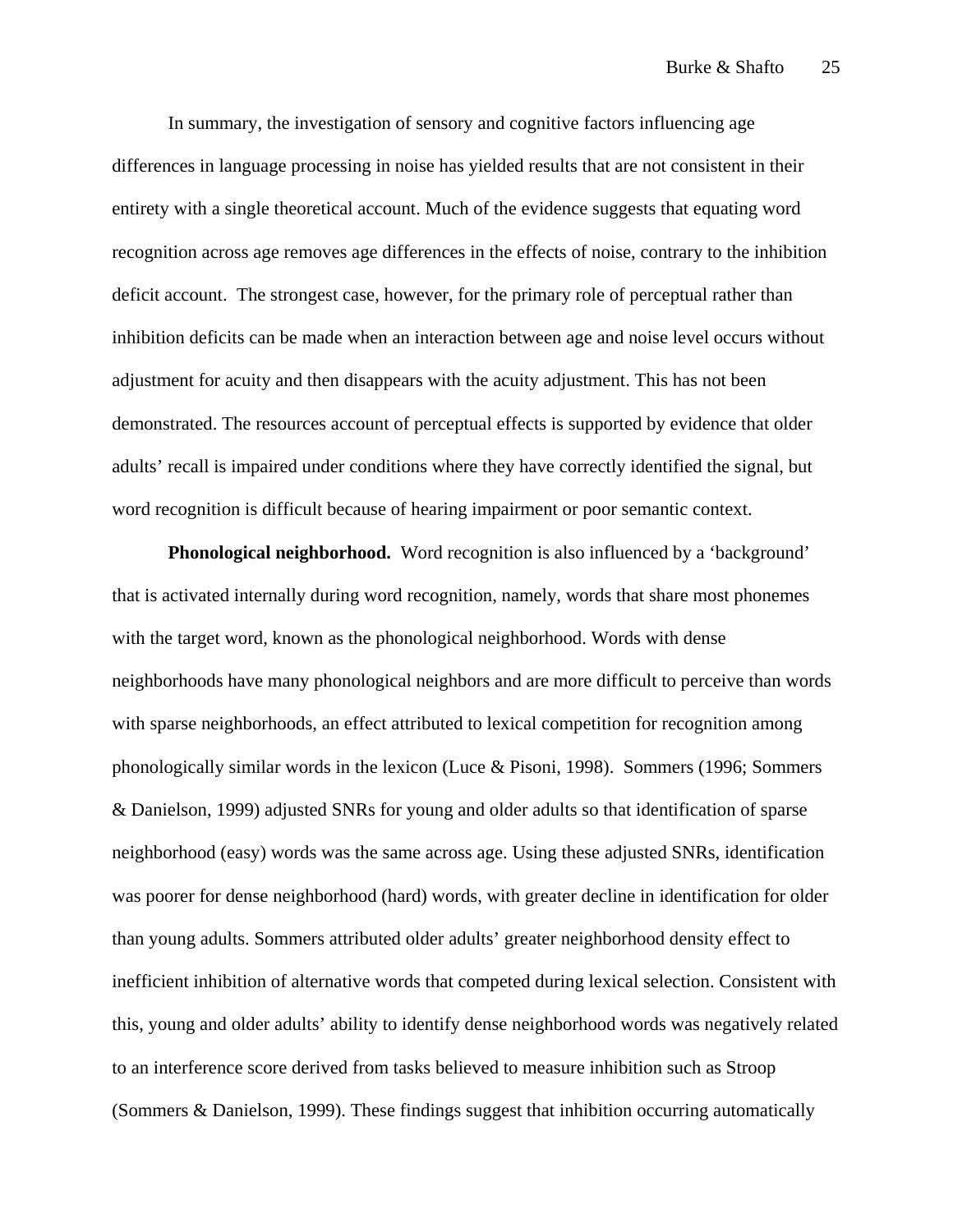In summary, the investigation of sensory and cognitive factors influencing age differences in language processing in noise has yielded results that are not consistent in their entirety with a single theoretical account. Much of the evidence suggests that equating word recognition across age removes age differences in the effects of noise, contrary to the inhibition deficit account. The strongest case, however, for the primary role of perceptual rather than inhibition deficits can be made when an interaction between age and noise level occurs without adjustment for acuity and then disappears with the acuity adjustment. This has not been demonstrated. The resources account of perceptual effects is supported by evidence that older adults' recall is impaired under conditions where they have correctly identified the signal, but word recognition is difficult because of hearing impairment or poor semantic context.

**Phonological neighborhood.** Word recognition is also influenced by a 'background' that is activated internally during word recognition, namely, words that share most phonemes with the target word, known as the phonological neighborhood. Words with dense neighborhoods have many phonological neighbors and are more difficult to perceive than words with sparse neighborhoods, an effect attributed to lexical competition for recognition among phonologically similar words in the lexicon (Luce & Pisoni, 1998). Sommers (1996; Sommers & Danielson, 1999) adjusted SNRs for young and older adults so that identification of sparse neighborhood (easy) words was the same across age. Using these adjusted SNRs, identification was poorer for dense neighborhood (hard) words, with greater decline in identification for older than young adults. Sommers attributed older adults' greater neighborhood density effect to inefficient inhibition of alternative words that competed during lexical selection. Consistent with this, young and older adults' ability to identify dense neighborhood words was negatively related to an interference score derived from tasks believed to measure inhibition such as Stroop (Sommers & Danielson, 1999). These findings suggest that inhibition occurring automatically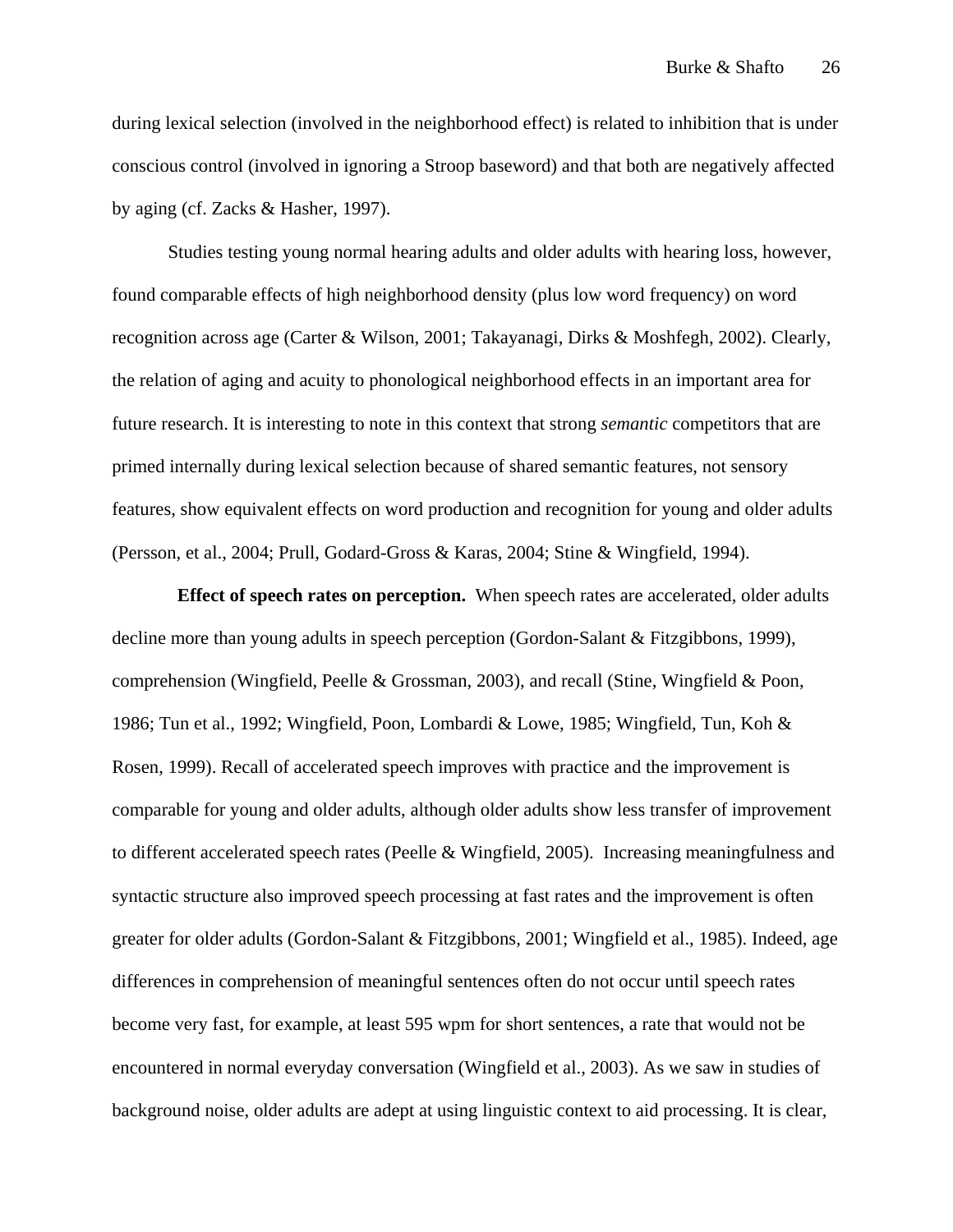during lexical selection (involved in the neighborhood effect) is related to inhibition that is under conscious control (involved in ignoring a Stroop baseword) and that both are negatively affected by aging (cf. Zacks & Hasher, 1997).

Studies testing young normal hearing adults and older adults with hearing loss, however, found comparable effects of high neighborhood density (plus low word frequency) on word recognition across age (Carter & Wilson, 2001; Takayanagi, Dirks & Moshfegh, 2002). Clearly, the relation of aging and acuity to phonological neighborhood effects in an important area for future research. It is interesting to note in this context that strong *semantic* competitors that are primed internally during lexical selection because of shared semantic features, not sensory features, show equivalent effects on word production and recognition for young and older adults (Persson, et al., 2004; Prull, Godard-Gross & Karas, 2004; Stine & Wingfield, 1994).

**Effect of speech rates on perception.** When speech rates are accelerated, older adults decline more than young adults in speech perception (Gordon-Salant & Fitzgibbons, 1999), comprehension (Wingfield, Peelle & Grossman, 2003), and recall (Stine, Wingfield & Poon, 1986; Tun et al., 1992; Wingfield, Poon, Lombardi & Lowe, 1985; Wingfield, Tun, Koh & Rosen, 1999). Recall of accelerated speech improves with practice and the improvement is comparable for young and older adults, although older adults show less transfer of improvement to different accelerated speech rates (Peelle & Wingfield, 2005). Increasing meaningfulness and syntactic structure also improved speech processing at fast rates and the improvement is often greater for older adults (Gordon-Salant & Fitzgibbons, 2001; Wingfield et al., 1985). Indeed, age differences in comprehension of meaningful sentences often do not occur until speech rates become very fast, for example, at least 595 wpm for short sentences, a rate that would not be encountered in normal everyday conversation (Wingfield et al., 2003). As we saw in studies of background noise, older adults are adept at using linguistic context to aid processing. It is clear,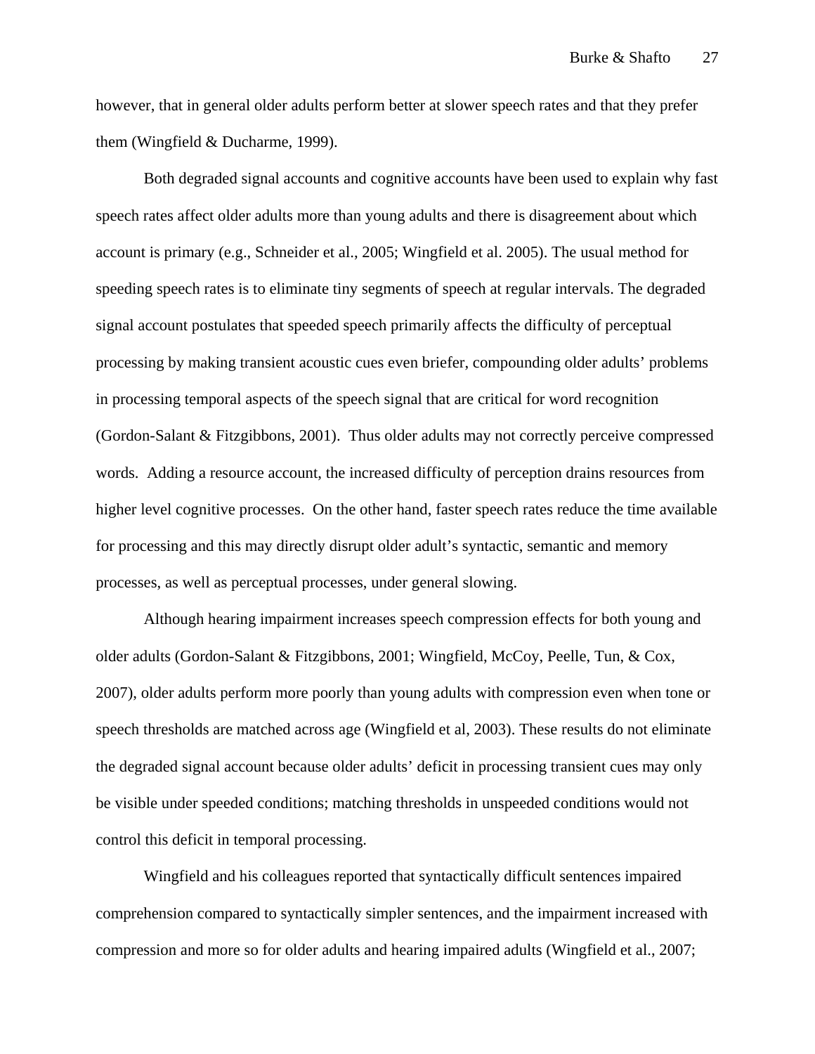however, that in general older adults perform better at slower speech rates and that they prefer them (Wingfield & Ducharme, 1999).

Both degraded signal accounts and cognitive accounts have been used to explain why fast speech rates affect older adults more than young adults and there is disagreement about which account is primary (e.g., Schneider et al., 2005; Wingfield et al. 2005). The usual method for speeding speech rates is to eliminate tiny segments of speech at regular intervals. The degraded signal account postulates that speeded speech primarily affects the difficulty of perceptual processing by making transient acoustic cues even briefer, compounding older adults' problems in processing temporal aspects of the speech signal that are critical for word recognition (Gordon-Salant & Fitzgibbons, 2001). Thus older adults may not correctly perceive compressed words. Adding a resource account, the increased difficulty of perception drains resources from higher level cognitive processes. On the other hand, faster speech rates reduce the time available for processing and this may directly disrupt older adult's syntactic, semantic and memory processes, as well as perceptual processes, under general slowing.

Although hearing impairment increases speech compression effects for both young and older adults (Gordon-Salant & Fitzgibbons, 2001; Wingfield, McCoy, Peelle, Tun, & Cox, 2007), older adults perform more poorly than young adults with compression even when tone or speech thresholds are matched across age (Wingfield et al, 2003). These results do not eliminate the degraded signal account because older adults' deficit in processing transient cues may only be visible under speeded conditions; matching thresholds in unspeeded conditions would not control this deficit in temporal processing.

Wingfield and his colleagues reported that syntactically difficult sentences impaired comprehension compared to syntactically simpler sentences, and the impairment increased with compression and more so for older adults and hearing impaired adults (Wingfield et al., 2007;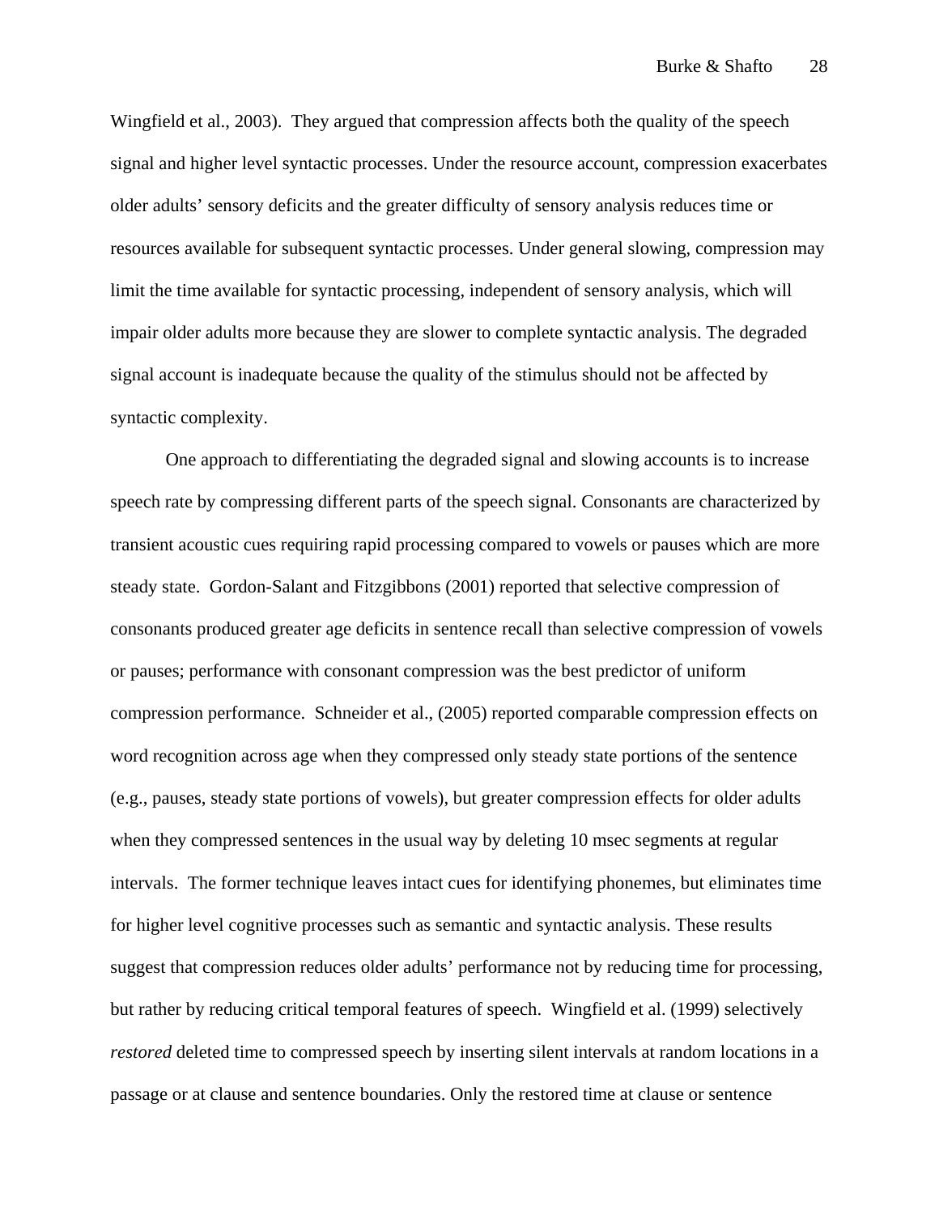Wingfield et al., 2003). They argued that compression affects both the quality of the speech signal and higher level syntactic processes. Under the resource account, compression exacerbates older adults' sensory deficits and the greater difficulty of sensory analysis reduces time or resources available for subsequent syntactic processes. Under general slowing, compression may limit the time available for syntactic processing, independent of sensory analysis, which will impair older adults more because they are slower to complete syntactic analysis. The degraded signal account is inadequate because the quality of the stimulus should not be affected by syntactic complexity.

One approach to differentiating the degraded signal and slowing accounts is to increase speech rate by compressing different parts of the speech signal. Consonants are characterized by transient acoustic cues requiring rapid processing compared to vowels or pauses which are more steady state. Gordon-Salant and Fitzgibbons (2001) reported that selective compression of consonants produced greater age deficits in sentence recall than selective compression of vowels or pauses; performance with consonant compression was the best predictor of uniform compression performance. Schneider et al., (2005) reported comparable compression effects on word recognition across age when they compressed only steady state portions of the sentence (e.g., pauses, steady state portions of vowels), but greater compression effects for older adults when they compressed sentences in the usual way by deleting 10 msec segments at regular intervals. The former technique leaves intact cues for identifying phonemes, but eliminates time for higher level cognitive processes such as semantic and syntactic analysis. These results suggest that compression reduces older adults' performance not by reducing time for processing, but rather by reducing critical temporal features of speech. Wingfield et al. (1999) selectively *restored* deleted time to compressed speech by inserting silent intervals at random locations in a passage or at clause and sentence boundaries. Only the restored time at clause or sentence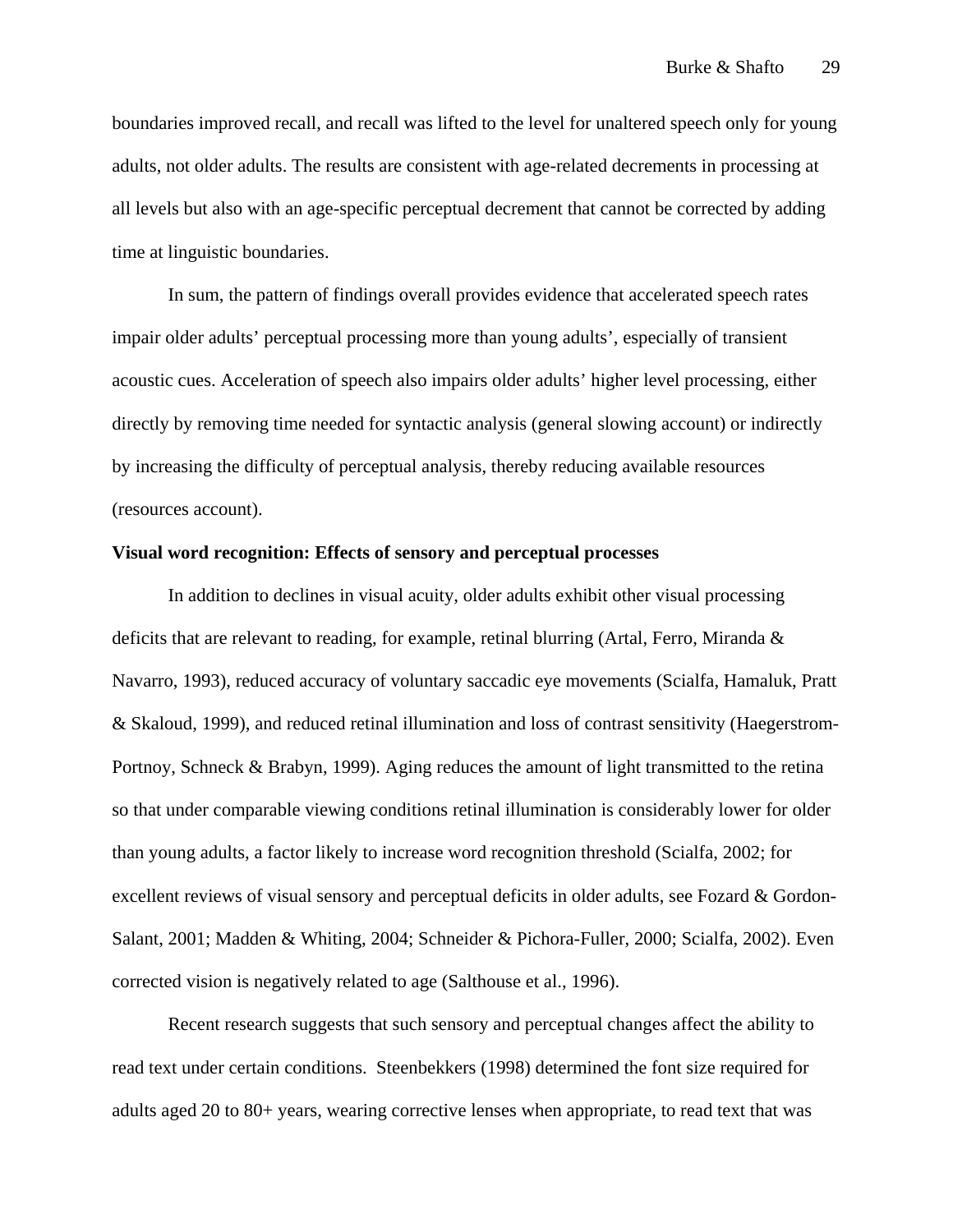boundaries improved recall, and recall was lifted to the level for unaltered speech only for young adults, not older adults. The results are consistent with age-related decrements in processing at all levels but also with an age-specific perceptual decrement that cannot be corrected by adding time at linguistic boundaries.

In sum, the pattern of findings overall provides evidence that accelerated speech rates impair older adults' perceptual processing more than young adults', especially of transient acoustic cues. Acceleration of speech also impairs older adults' higher level processing, either directly by removing time needed for syntactic analysis (general slowing account) or indirectly by increasing the difficulty of perceptual analysis, thereby reducing available resources (resources account).

**Visual word recognition: Effects of sensory and perceptual processes**

In addition to declines in visual acuity, older adults exhibit other visual processing deficits that are relevant to reading, for example, retinal blurring (Artal, Ferro, Miranda & Navarro, 1993), reduced accuracy of voluntary saccadic eye movements (Scialfa, Hamaluk, Pratt & Skaloud, 1999), and reduced retinal illumination and loss of contrast sensitivity (Haegerstrom-Portnoy, Schneck & Brabyn, 1999). Aging reduces the amount of light transmitted to the retina so that under comparable viewing conditions retinal illumination is considerably lower for older than young adults, a factor likely to increase word recognition threshold (Scialfa, 2002; for excellent reviews of visual sensory and perceptual deficits in older adults, see Fozard & Gordon-Salant, 2001; Madden & Whiting, 2004; Schneider & Pichora-Fuller, 2000; Scialfa, 2002). Even corrected vision is negatively related to age (Salthouse et al., 1996).

Recent research suggests that such sensory and perceptual changes affect the ability to read text under certain conditions. Steenbekkers (1998) determined the font size required for adults aged 20 to 80+ years, wearing corrective lenses when appropriate, to read text that was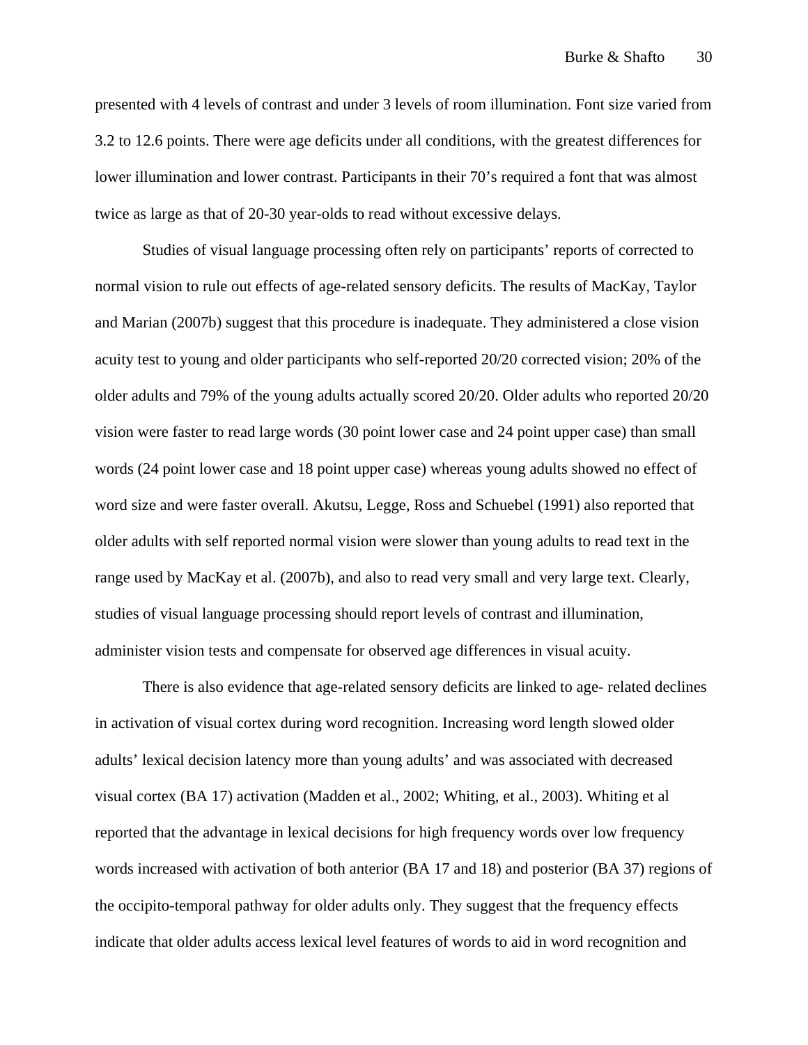presented with 4 levels of contrast and under 3 levels of room illumination. Font size varied from 3.2 to 12.6 points. There were age deficits under all conditions, with the greatest differences for lower illumination and lower contrast. Participants in their 70's required a font that was almost twice as large as that of 20-30 year-olds to read without excessive delays.

Studies of visual language processing often rely on participants' reports of corrected to normal vision to rule out effects of age-related sensory deficits. The results of MacKay, Taylor and Marian (2007b) suggest that this procedure is inadequate. They administered a close vision acuity test to young and older participants who self-reported 20/20 corrected vision; 20% of the older adults and 79% of the young adults actually scored 20/20. Older adults who reported 20/20 vision were faster to read large words (30 point lower case and 24 point upper case) than small words (24 point lower case and 18 point upper case) whereas young adults showed no effect of word size and were faster overall. Akutsu, Legge, Ross and Schuebel (1991) also reported that older adults with self reported normal vision were slower than young adults to read text in the range used by MacKay et al. (2007b), and also to read very small and very large text. Clearly, studies of visual language processing should report levels of contrast and illumination, administer vision tests and compensate for observed age differences in visual acuity.

There is also evidence that age-related sensory deficits are linked to age- related declines in activation of visual cortex during word recognition. Increasing word length slowed older adults' lexical decision latency more than young adults' and was associated with decreased visual cortex (BA 17) activation (Madden et al., 2002; Whiting, et al., 2003). Whiting et al reported that the advantage in lexical decisions for high frequency words over low frequency words increased with activation of both anterior (BA 17 and 18) and posterior (BA 37) regions of the occipito-temporal pathway for older adults only. They suggest that the frequency effects indicate that older adults access lexical level features of words to aid in word recognition and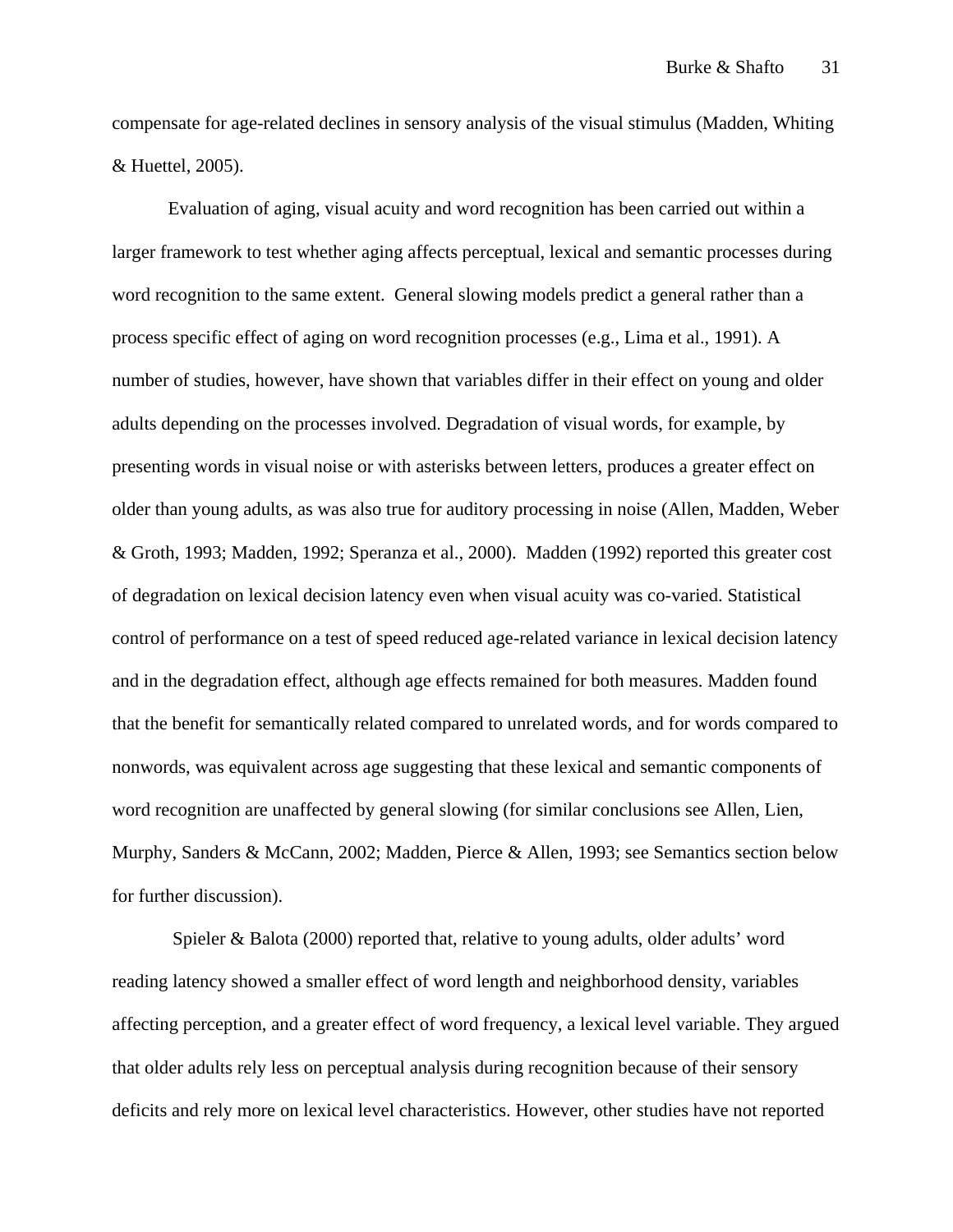compensate for age-related declines in sensory analysis of the visual stimulus (Madden, Whiting & Huettel, 2005).

Evaluation of aging, visual acuity and word recognition has been carried out within a larger framework to test whether aging affects perceptual, lexical and semantic processes during word recognition to the same extent. General slowing models predict a general rather than a process specific effect of aging on word recognition processes (e.g., Lima et al., 1991). A number of studies, however, have shown that variables differ in their effect on young and older adults depending on the processes involved. Degradation of visual words, for example, by presenting words in visual noise or with asterisks between letters, produces a greater effect on older than young adults, as was also true for auditory processing in noise (Allen, Madden, Weber & Groth, 1993; Madden, 1992; Speranza et al., 2000). Madden (1992) reported this greater cost of degradation on lexical decision latency even when visual acuity was co-varied. Statistical control of performance on a test of speed reduced age-related variance in lexical decision latency and in the degradation effect, although age effects remained for both measures. Madden found that the benefit for semantically related compared to unrelated words, and for words compared to nonwords, was equivalent across age suggesting that these lexical and semantic components of word recognition are unaffected by general slowing (for similar conclusions see Allen, Lien, Murphy, Sanders & McCann, 2002; Madden, Pierce & Allen, 1993; see Semantics section below for further discussion).

Spieler & Balota (2000) reported that, relative to young adults, older adults' word reading latency showed a smaller effect of word length and neighborhood density, variables affecting perception, and a greater effect of word frequency, a lexical level variable. They argued that older adults rely less on perceptual analysis during recognition because of their sensory deficits and rely more on lexical level characteristics. However, other studies have not reported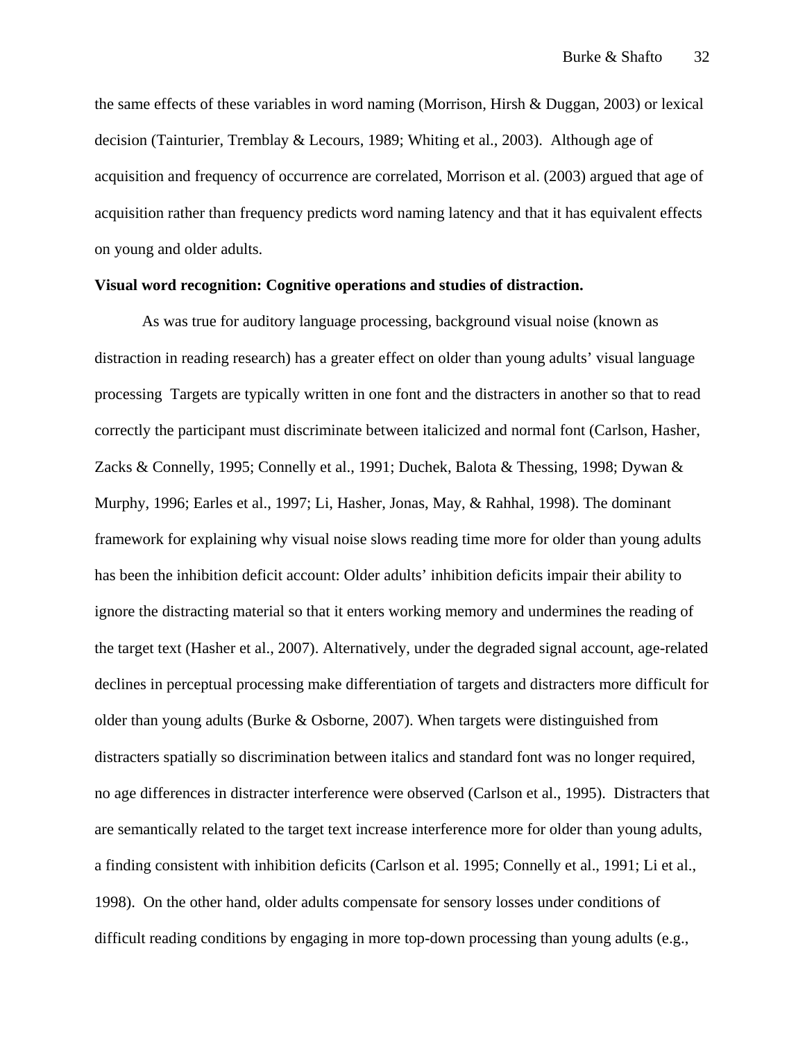the same effects of these variables in word naming (Morrison, Hirsh & Duggan, 2003) or lexical decision (Tainturier, Tremblay & Lecours, 1989; Whiting et al., 2003). Although age of acquisition and frequency of occurrence are correlated, Morrison et al. (2003) argued that age of acquisition rather than frequency predicts word naming latency and that it has equivalent effects on young and older adults.

**Visual word recognition: Cognitive operations and studies of distraction.**

As was true for auditory language processing, background visual noise (known as distraction in reading research) has a greater effect on older than young adults' visual language processing Targets are typically written in one font and the distracters in another so that to read correctly the participant must discriminate between italicized and normal font (Carlson, Hasher, Zacks & Connelly, 1995; Connelly et al., 1991; Duchek, Balota & Thessing, 1998; Dywan & Murphy, 1996; Earles et al., 1997; Li, Hasher, Jonas, May, & Rahhal, 1998). The dominant framework for explaining why visual noise slows reading time more for older than young adults has been the inhibition deficit account: Older adults' inhibition deficits impair their ability to ignore the distracting material so that it enters working memory and undermines the reading of the target text (Hasher et al., 2007). Alternatively, under the degraded signal account, age-related declines in perceptual processing make differentiation of targets and distracters more difficult for older than young adults (Burke & Osborne, 2007). When targets were distinguished from distracters spatially so discrimination between italics and standard font was no longer required, no age differences in distracter interference were observed (Carlson et al., 1995). Distracters that are semantically related to the target text increase interference more for older than young adults, a finding consistent with inhibition deficits (Carlson et al. 1995; Connelly et al., 1991; Li et al., 1998). On the other hand, older adults compensate for sensory losses under conditions of difficult reading conditions by engaging in more top-down processing than young adults (e.g.,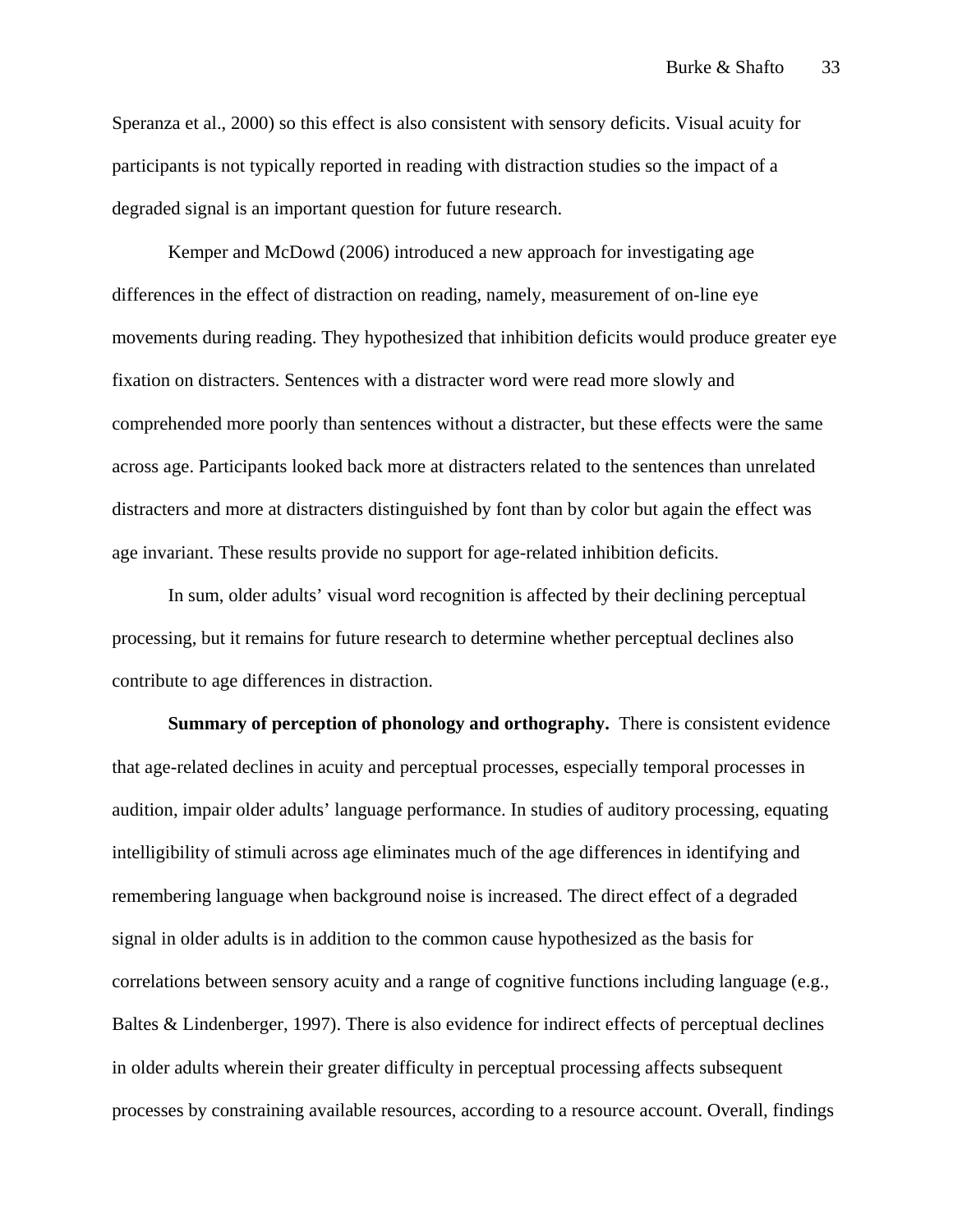Speranza et al., 2000) so this effect is also consistent with sensory deficits. Visual acuity for participants is not typically reported in reading with distraction studies so the impact of a degraded signal is an important question for future research.

Kemper and McDowd (2006) introduced a new approach for investigating age differences in the effect of distraction on reading, namely, measurement of on-line eye movements during reading. They hypothesized that inhibition deficits would produce greater eye fixation on distracters. Sentences with a distracter word were read more slowly and comprehended more poorly than sentences without a distracter, but these effects were the same across age. Participants looked back more at distracters related to the sentences than unrelated distracters and more at distracters distinguished by font than by color but again the effect was age invariant. These results provide no support for age-related inhibition deficits.

In sum, older adults' visual word recognition is affected by their declining perceptual processing, but it remains for future research to determine whether perceptual declines also contribute to age differences in distraction.

**Summary of perception of phonology and orthography.** There is consistent evidence that age-related declines in acuity and perceptual processes, especially temporal processes in audition, impair older adults' language performance. In studies of auditory processing, equating intelligibility of stimuli across age eliminates much of the age differences in identifying and remembering language when background noise is increased. The direct effect of a degraded signal in older adults is in addition to the common cause hypothesized as the basis for correlations between sensory acuity and a range of cognitive functions including language (e.g., Baltes & Lindenberger, 1997). There is also evidence for indirect effects of perceptual declines in older adults wherein their greater difficulty in perceptual processing affects subsequent processes by constraining available resources, according to a resource account. Overall, findings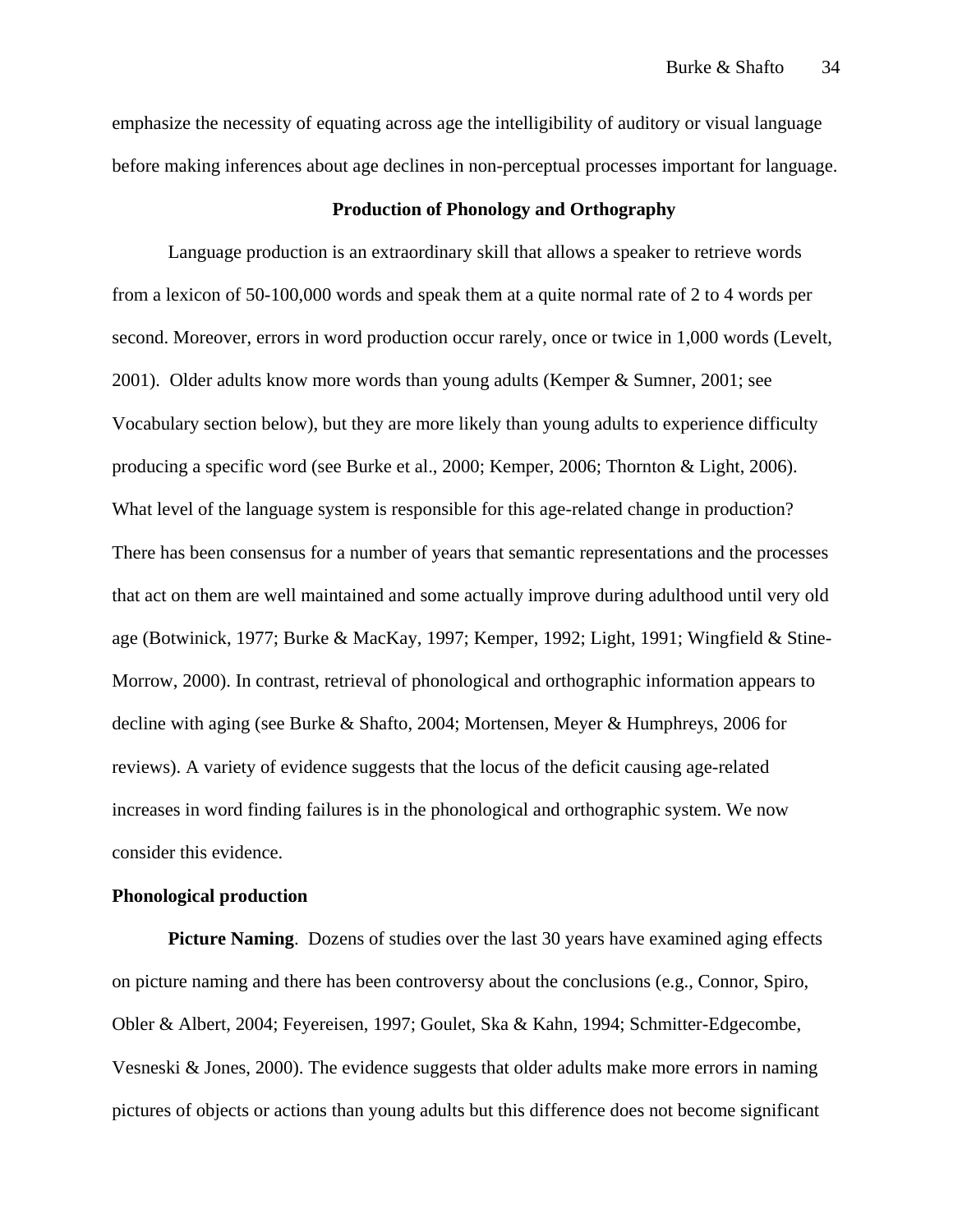emphasize the necessity of equating across age the intelligibility of auditory or visual language before making inferences about age declines in non-perceptual processes important for language.

## Production of Phonology and Orthography

Language production is an extraordinary skill that allows a speaker to retrieve words from a lexicon of 50-100,000 words and speak them at a quite normal rate of 2 to 4 words per second. Moreover, errors in word production occur rarely, once or twice in 1,000 words (Levelt, 2001). Older adults know more words than young adults (Kemper & Sumner, 2001; see Vocabulary section below), but they are more likely than young adults to experience difficulty producing a specific word (see Burke et al., 2000; Kemper, 2006; Thornton & Light, 2006). What level of the language system is responsible for this age-related change in production? There has been consensus for a number of years that semantic representations and the processes that act on them are well maintained and some actually improve during adulthood until very old age (Botwinick, 1977; Burke & MacKay, 1997; Kemper, 1992; Light, 1991; Wingfield & Stine-Morrow, 2000). In contrast, retrieval of phonological and orthographic information appears to decline with aging (see Burke & Shafto, 2004; Mortensen, Meyer & Humphreys, 2006 for reviews). A variety of evidence suggests that the locus of the deficit causing age-related increases in word finding failures is in the phonological and orthographic system. We now consider this evidence.

### Phonological production

**Picture Naming**. Dozens of studies over the last 30 years have examined aging effects on picture naming and there has been controversy about the conclusions (e.g., Connor, Spiro, Obler & Albert, 2004; Feyereisen, 1997; Goulet, Ska & Kahn, 1994; Schmitter-Edgecombe, Vesneski & Jones, 2000). The evidence suggests that older adults make more errors in naming pictures of objects or actions than young adults but this difference does not become significant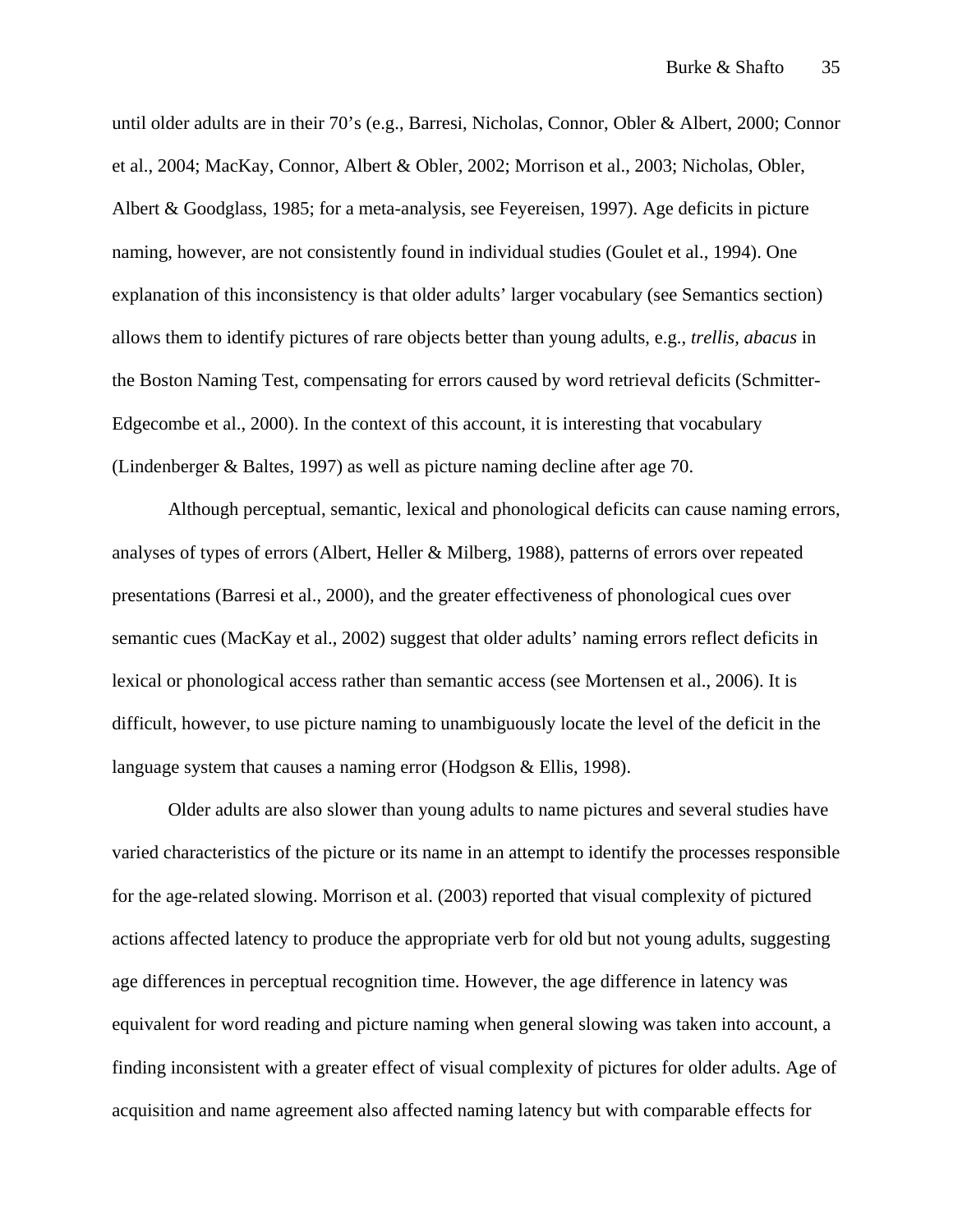until older adults are in their 70's (e.g., Barresi, Nicholas, Connor, Obler & Albert, 2000; Connor et al., 2004; MacKay, Connor, Albert & Obler, 2002; Morrison et al., 2003; Nicholas, Obler, Albert & Goodglass, 1985; for a meta-analysis, see Feyereisen, 1997). Age deficits in picture naming, however, are not consistently found in individual studies (Goulet et al., 1994). One explanation of this inconsistency is that older adults' larger vocabulary (see Semantics section) allows them to identify pictures of rare objects better than young adults, e.g., *trellis, abacus* in the Boston Naming Test, compensating for errors caused by word retrieval deficits (Schmitter-Edgecombe et al., 2000). In the context of this account, it is interesting that vocabulary (Lindenberger & Baltes, 1997) as well as picture naming decline after age 70.

Although perceptual, semantic, lexical and phonological deficits can cause naming errors, analyses of types of errors (Albert, Heller & Milberg, 1988), patterns of errors over repeated presentations (Barresi et al., 2000), and the greater effectiveness of phonological cues over semantic cues (MacKay et al., 2002) suggest that older adults' naming errors reflect deficits in lexical or phonological access rather than semantic access (see Mortensen et al., 2006). It is difficult, however, to use picture naming to unambiguously locate the level of the deficit in the language system that causes a naming error (Hodgson & Ellis, 1998).

Older adults are also slower than young adults to name pictures and several studies have varied characteristics of the picture or its name in an attempt to identify the processes responsible for the age-related slowing. Morrison et al. (2003) reported that visual complexity of pictured actions affected latency to produce the appropriate verb for old but not young adults, suggesting age differences in perceptual recognition time. However, the age difference in latency was equivalent for word reading and picture naming when general slowing was taken into account, a finding inconsistent with a greater effect of visual complexity of pictures for older adults. Age of acquisition and name agreement also affected naming latency but with comparable effects for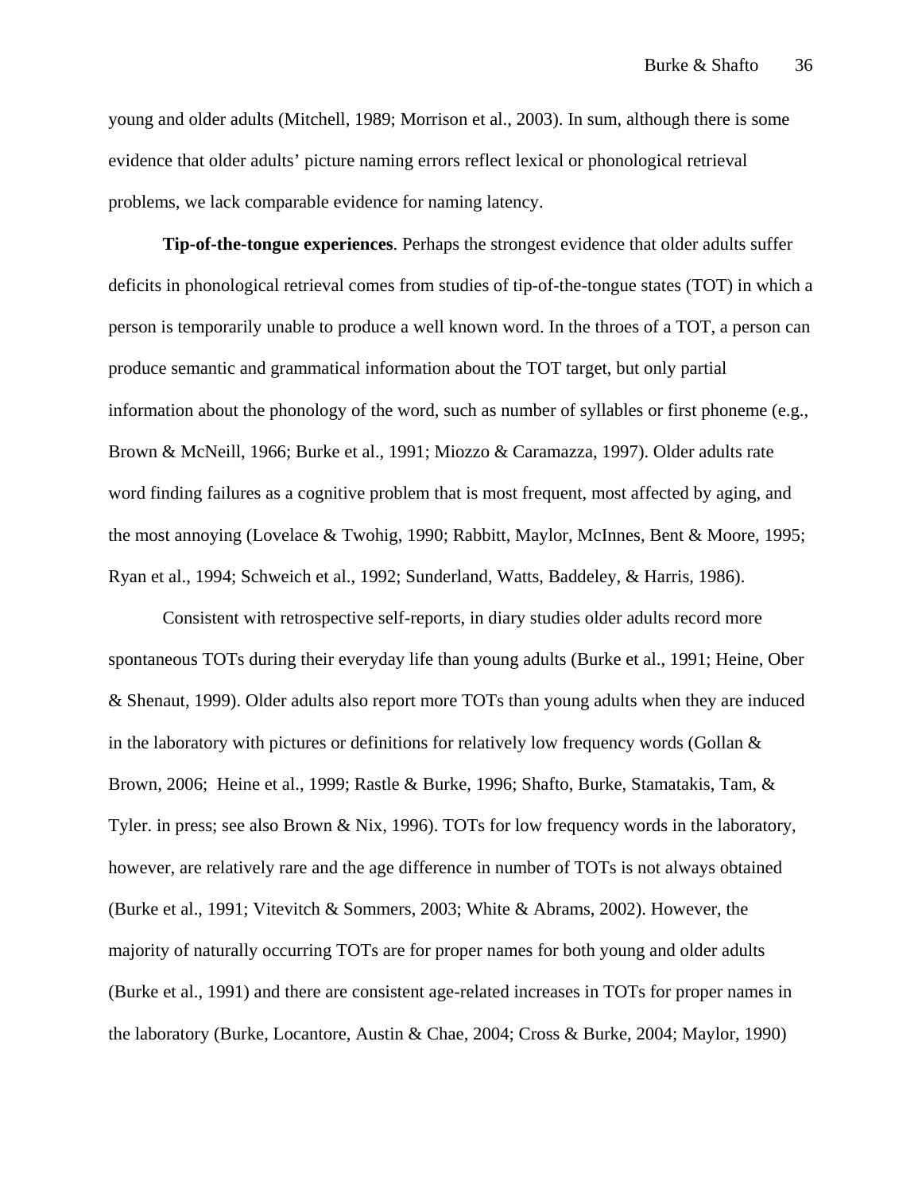young and older adults (Mitchell, 1989; Morrison et al., 2003). In sum, although there is some evidence that older adults' picture naming errors reflect lexical or phonological retrieval problems, we lack comparable evidence for naming latency.

**Tip-of-the-tongue experiences**. Perhaps the strongest evidence that older adults suffer deficits in phonological retrieval comes from studies of tip-of-the-tongue states (TOT) in which a person is temporarily unable to produce a well known word. In the throes of a TOT, a person can produce semantic and grammatical information about the TOT target, but only partial information about the phonology of the word, such as number of syllables or first phoneme (e.g., Brown & McNeill, 1966; Burke et al., 1991; Miozzo & Caramazza, 1997). Older adults rate word finding failures as a cognitive problem that is most frequent, most affected by aging, and the most annoying (Lovelace & Twohig, 1990; Rabbitt, Maylor, McInnes, Bent & Moore, 1995; Ryan et al., 1994; Schweich et al., 1992; Sunderland, Watts, Baddeley, & Harris, 1986).

Consistent with retrospective self-reports, in diary studies older adults record more spontaneous TOTs during their everyday life than young adults (Burke et al., 1991; Heine, Ober & Shenaut, 1999). Older adults also report more TOTs than young adults when they are induced in the laboratory with pictures or definitions for relatively low frequency words (Gollan & Brown, 2006; Heine et al., 1999; Rastle & Burke, 1996; Shafto, Burke, Stamatakis, Tam, & Tyler. in press; see also Brown & Nix, 1996). TOTs for low frequency words in the laboratory, however, are relatively rare and the age difference in number of TOTs is not always obtained (Burke et al., 1991; Vitevitch & Sommers, 2003; White & Abrams, 2002). However, the majority of naturally occurring TOTs are for proper names for both young and older adults (Burke et al., 1991) and there are consistent age-related increases in TOTs for proper names in the laboratory (Burke, Locantore, Austin & Chae, 2004; Cross & Burke, 2004; Maylor, 1990)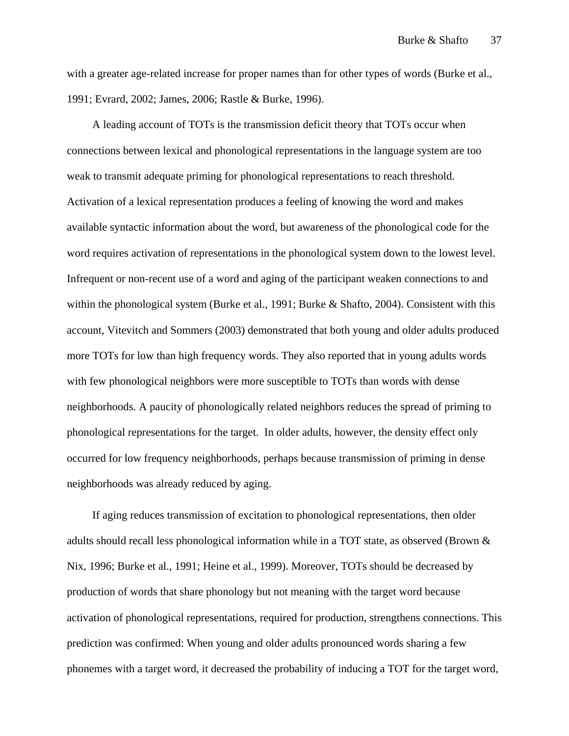with a greater age-related increase for proper names than for other types of words (Burke et al., 1991; Evrard, 2002; James, 2006; Rastle & Burke, 1996).

A leading account of TOTs is the transmission deficit theory that TOTs occur when connections between lexical and phonological representations in the language system are too weak to transmit adequate priming for phonological representations to reach threshold. Activation of a lexical representation produces a feeling of knowing the word and makes available syntactic information about the word, but awareness of the phonological code for the word requires activation of representations in the phonological system down to the lowest level. Infrequent or non-recent use of a word and aging of the participant weaken connections to and within the phonological system (Burke et al., 1991; Burke & Shafto, 2004). Consistent with this account, Vitevitch and Sommers (2003) demonstrated that both young and older adults produced more TOTs for low than high frequency words. They also reported that in young adults words with few phonological neighbors were more susceptible to TOTs than words with dense neighborhoods. A paucity of phonologically related neighbors reduces the spread of priming to phonological representations for the target. In older adults, however, the density effect only occurred for low frequency neighborhoods, perhaps because transmission of priming in dense neighborhoods was already reduced by aging.

If aging reduces transmission of excitation to phonological representations, then older adults should recall less phonological information while in a TOT state, as observed (Brown & Nix, 1996; Burke et al., 1991; Heine et al., 1999). Moreover, TOTs should be decreased by production of words that share phonology but not meaning with the target word because activation of phonological representations, required for production, strengthens connections. This prediction was confirmed: When young and older adults pronounced words sharing a few phonemes with a target word, it decreased the probability of inducing a TOT for the target word,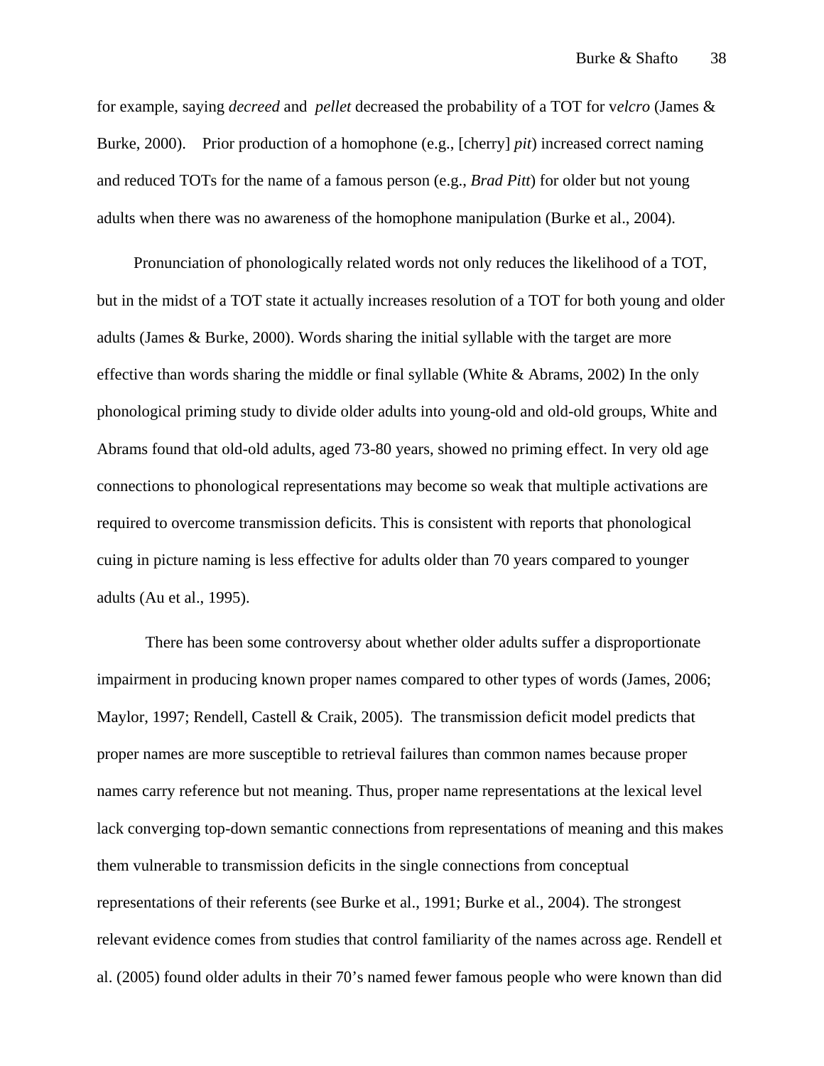for example, saying *decreed* and *pellet* decreased the probability of a TOT for v*elcro* (James & Burke, 2000). Prior production of a homophone (e.g., [cherry] *pit*) increased correct naming and reduced TOTs for the name of a famous person (e.g., *Brad Pitt*) for older but not young adults when there was no awareness of the homophone manipulation (Burke et al., 2004).

Pronunciation of phonologically related words not only reduces the likelihood of a TOT, but in the midst of a TOT state it actually increases resolution of a TOT for both young and older adults (James & Burke, 2000). Words sharing the initial syllable with the target are more effective than words sharing the middle or final syllable (White & Abrams, 2002) In the only phonological priming study to divide older adults into young-old and old-old groups, White and Abrams found that old-old adults, aged 73-80 years, showed no priming effect. In very old age connections to phonological representations may become so weak that multiple activations are required to overcome transmission deficits. This is consistent with reports that phonological cuing in picture naming is less effective for adults older than 70 years compared to younger adults (Au et al., 1995).

There has been some controversy about whether older adults suffer a disproportionate impairment in producing known proper names compared to other types of words (James, 2006; Maylor, 1997; Rendell, Castell & Craik, 2005). The transmission deficit model predicts that proper names are more susceptible to retrieval failures than common names because proper names carry reference but not meaning. Thus, proper name representations at the lexical level lack converging top-down semantic connections from representations of meaning and this makes them vulnerable to transmission deficits in the single connections from conceptual representations of their referents (see Burke et al., 1991; Burke et al., 2004). The strongest relevant evidence comes from studies that control familiarity of the names across age. Rendell et al. (2005) found older adults in their 70's named fewer famous people who were known than did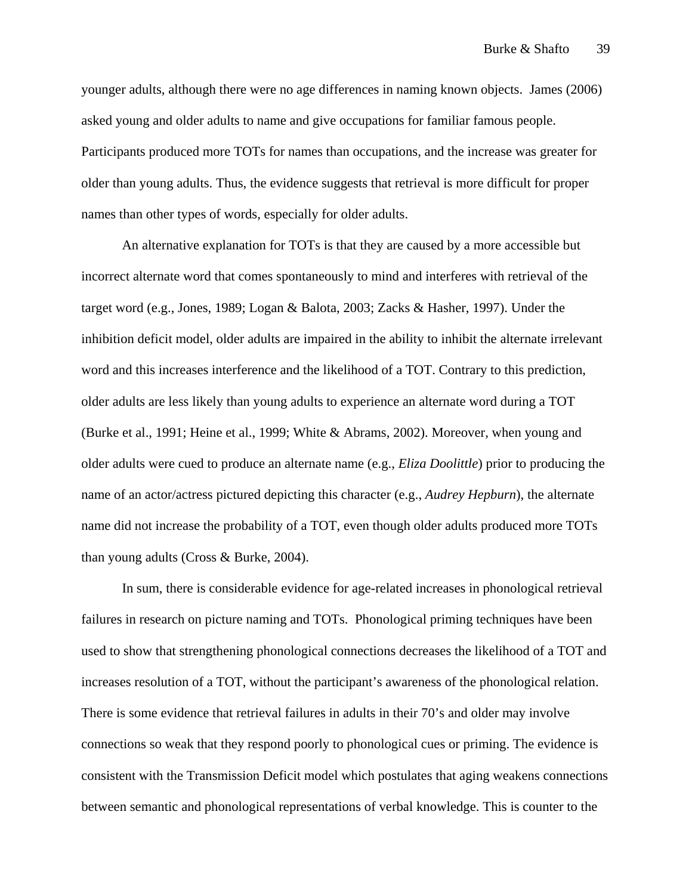younger adults, although there were no age differences in naming known objects.  James (2006) asked young and older adults to name and give occupations for familiar famous people. Participants produced more TOTs for names than occupations, and the increase was greater for older than young adults. Thus, the evidence suggests that retrieval is more difficult for proper names than other types of words, especially for older adults.

An alternative explanation for TOTs is that they are caused by a more accessible but incorrect alternate word that comes spontaneously to mind and interferes with retrieval of the target word (e.g., Jones, 1989; Logan & Balota, 2003; Zacks & Hasher, 1997). Under the inhibition deficit model, older adults are impaired in the ability to inhibit the alternate irrelevant word and this increases interference and the likelihood of a TOT. Contrary to this prediction, older adults are less likely than young adults to experience an alternate word during a TOT (Burke et al., 1991; Heine et al., 1999; White & Abrams, 2002). Moreover, when young and older adults were cued to produce an alternate name (e.g., *Eliza Doolittle*) prior to producing the name of an actor/actress pictured depicting this character (e.g., *Audrey Hepburn*), the alternate name did not increase the probability of a TOT, even though older adults produced more TOTs than young adults (Cross & Burke, 2004).

In sum, there is considerable evidence for age-related increases in phonological retrieval failures in research on picture naming and TOTs.  Phonological priming techniques have been used to show that strengthening phonological connections decreases the likelihood of a TOT and increases resolution of a TOT, without the participant's awareness of the phonological relation. There is some evidence that retrieval failures in adults in their 70's and older may involve connections so weak that they respond poorly to phonological cues or priming. The evidence is consistent with the Transmission Deficit model which postulates that aging weakens connections between semantic and phonological representations of verbal knowledge. This is counter to the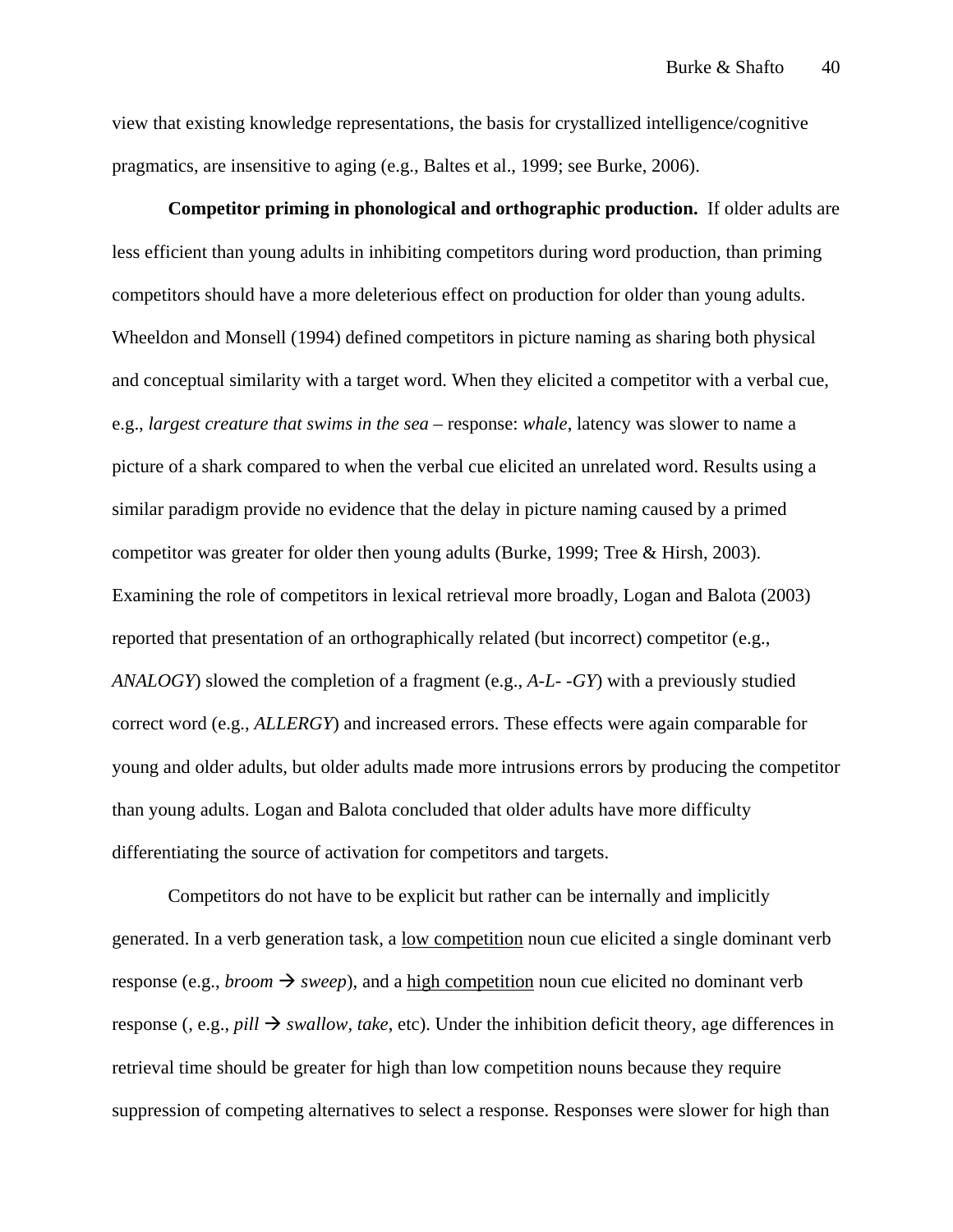view that existing knowledge representations, the basis for crystallized intelligence/cognitive pragmatics, are insensitive to aging (e.g., Baltes et al., 1999; see Burke, 2006).

**Competitor priming in phonological and orthographic production.** If older adults are less efficient than young adults in inhibiting competitors during word production, than priming competitors should have a more deleterious effect on production for older than young adults. Wheeldon and Monsell (1994) defined competitors in picture naming as sharing both physical and conceptual similarity with a target word. When they elicited a competitor with a verbal cue, e.g., *largest creature that swims in the sea* – response: *whale*, latency was slower to name a picture of a shark compared to when the verbal cue elicited an unrelated word. Results using a similar paradigm provide no evidence that the delay in picture naming caused by a primed competitor was greater for older then young adults (Burke, 1999; Tree & Hirsh, 2003). Examining the role of competitors in lexical retrieval more broadly, Logan and Balota (2003) reported that presentation of an orthographically related (but incorrect) competitor (e.g., *ANALOGY*) slowed the completion of a fragment (e.g., *A-L- -GY*) with a previously studied correct word (e.g., *ALLERGY*) and increased errors. These effects were again comparable for young and older adults, but older adults made more intrusions errors by producing the competitor than young adults. Logan and Balota concluded that older adults have more difficulty differentiating the source of activation for competitors and targets.

Competitors do not have to be explicit but rather can be internally and implicitly generated. In a verb generation task, a <u>low competition</u> noun cue elicited a single dominant verb response (e.g., *broom* → *sweep*), and a <u>high competition</u> noun cue elicited no dominant verb response (, e.g., *pill* → *swallow, take*, etc). Under the inhibition deficit theory, age differences in retrieval time should be greater for high than low competition nouns because they require suppression of competing alternatives to select a response. Responses were slower for high than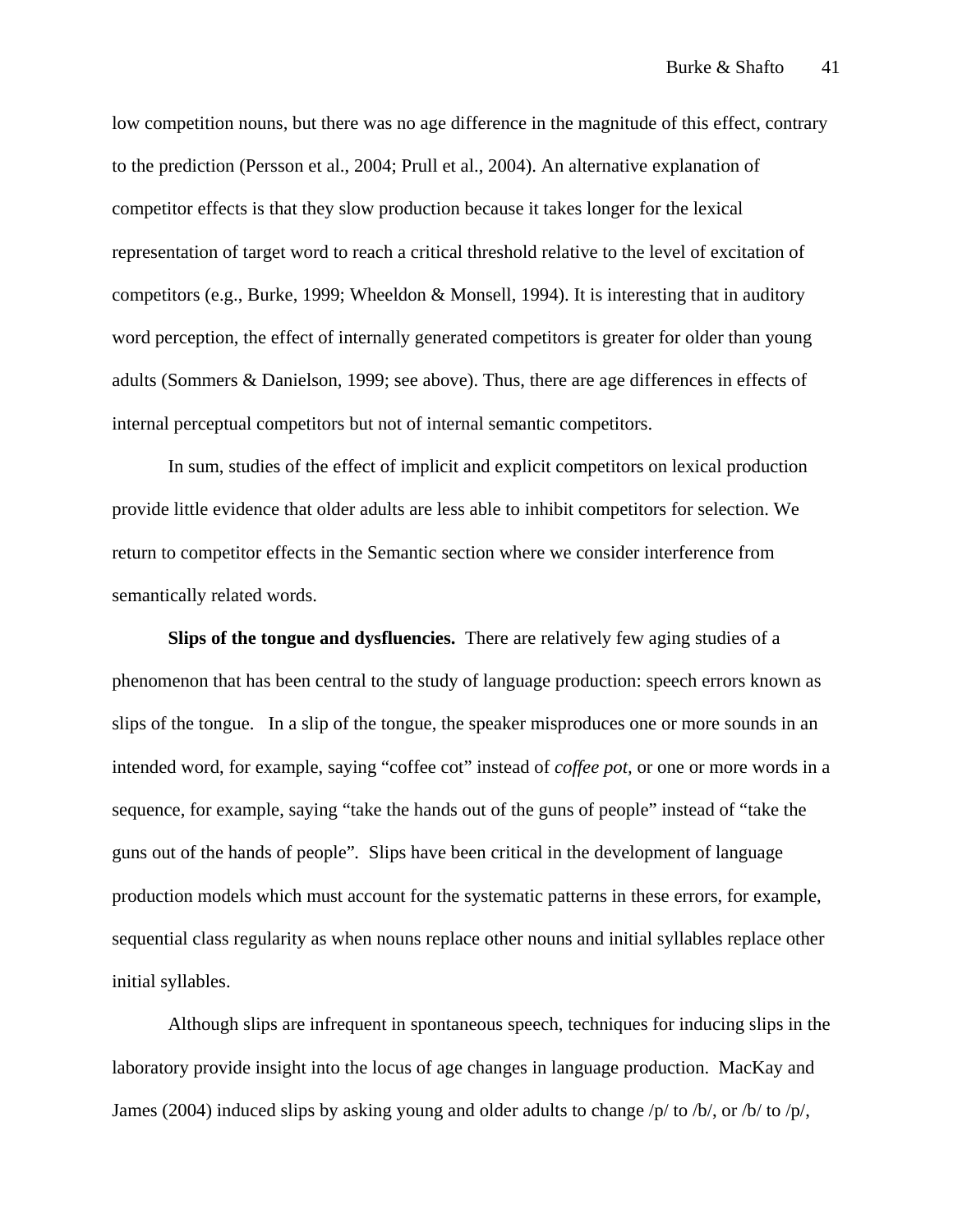low competition nouns, but there was no age difference in the magnitude of this effect, contrary to the prediction (Persson et al., 2004; Prull et al., 2004). An alternative explanation of competitor effects is that they slow production because it takes longer for the lexical representation of target word to reach a critical threshold relative to the level of excitation of competitors (e.g., Burke, 1999; Wheeldon & Monsell, 1994). It is interesting that in auditory word perception, the effect of internally generated competitors is greater for older than young adults (Sommers & Danielson, 1999; see above). Thus, there are age differences in effects of internal perceptual competitors but not of internal semantic competitors.

In sum, studies of the effect of implicit and explicit competitors on lexical production provide little evidence that older adults are less able to inhibit competitors for selection. We return to competitor effects in the Semantic section where we consider interference from semantically related words.

**Slips of the tongue and dysfluencies.** There are relatively few aging studies of a phenomenon that has been central to the study of language production: speech errors known as slips of the tongue. In a slip of the tongue, the speaker misproduces one or more sounds in an intended word, for example, saying "coffee cot" instead of *coffee pot*, or one or more words in a sequence, for example, saying "take the hands out of the guns of people" instead of "take the guns out of the hands of people". Slips have been critical in the development of language production models which must account for the systematic patterns in these errors, for example, sequential class regularity as when nouns replace other nouns and initial syllables replace other initial syllables.

Although slips are infrequent in spontaneous speech, techniques for inducing slips in the laboratory provide insight into the locus of age changes in language production. MacKay and James (2004) induced slips by asking young and older adults to change /p/ to /b/, or /b/ to /p/,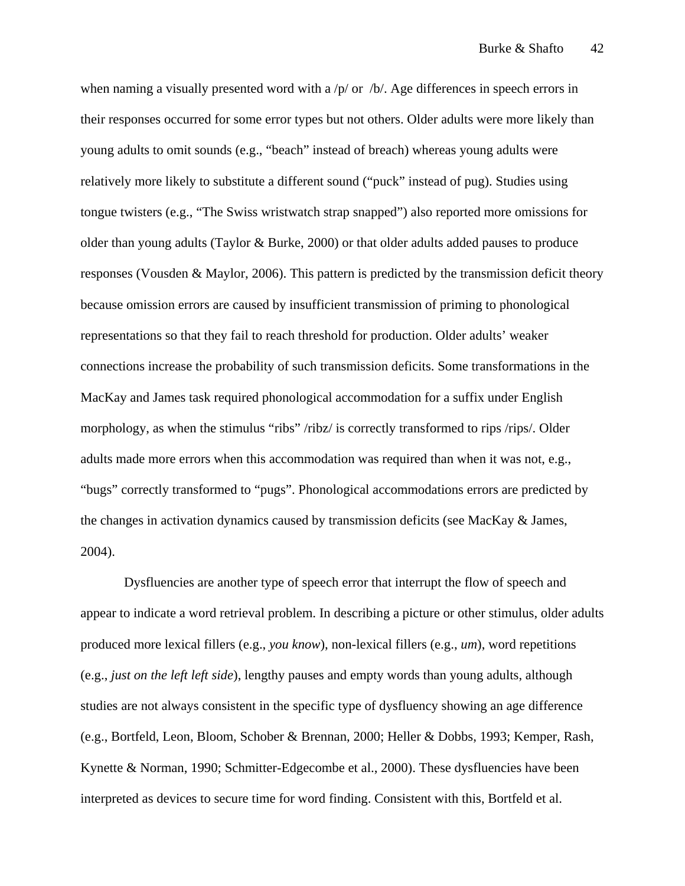when naming a visually presented word with a /p/ or  /b/. Age differences in speech errors in their responses occurred for some error types but not others. Older adults were more likely than young adults to omit sounds (e.g., "beach" instead of breach) whereas young adults were relatively more likely to substitute a different sound ("puck" instead of pug). Studies using tongue twisters (e.g., "The Swiss wristwatch strap snapped") also reported more omissions for older than young adults (Taylor & Burke, 2000) or that older adults added pauses to produce responses (Vousden & Maylor, 2006). This pattern is predicted by the transmission deficit theory because omission errors are caused by insufficient transmission of priming to phonological representations so that they fail to reach threshold for production. Older adults' weaker connections increase the probability of such transmission deficits. Some transformations in the MacKay and James task required phonological accommodation for a suffix under English morphology, as when the stimulus "ribs" /ribz/ is correctly transformed to rips /rips/. Older adults made more errors when this accommodation was required than when it was not, e.g., "bugs" correctly transformed to "pugs". Phonological accommodations errors are predicted by the changes in activation dynamics caused by transmission deficits (see MacKay & James, 2004).

Dysfluencies are another type of speech error that interrupt the flow of speech and appear to indicate a word retrieval problem. In describing a picture or other stimulus, older adults produced more lexical fillers (e.g., *you know*), non-lexical fillers (e.g., *um*), word repetitions (e.g., *just on the left left side*), lengthy pauses and empty words than young adults, although studies are not always consistent in the specific type of dysfluency showing an age difference (e.g., Bortfeld, Leon, Bloom, Schober & Brennan, 2000; Heller & Dobbs, 1993; Kemper, Rash, Kynette & Norman, 1990; Schmitter-Edgecombe et al., 2000). These dysfluencies have been interpreted as devices to secure time for word finding. Consistent with this, Bortfeld et al.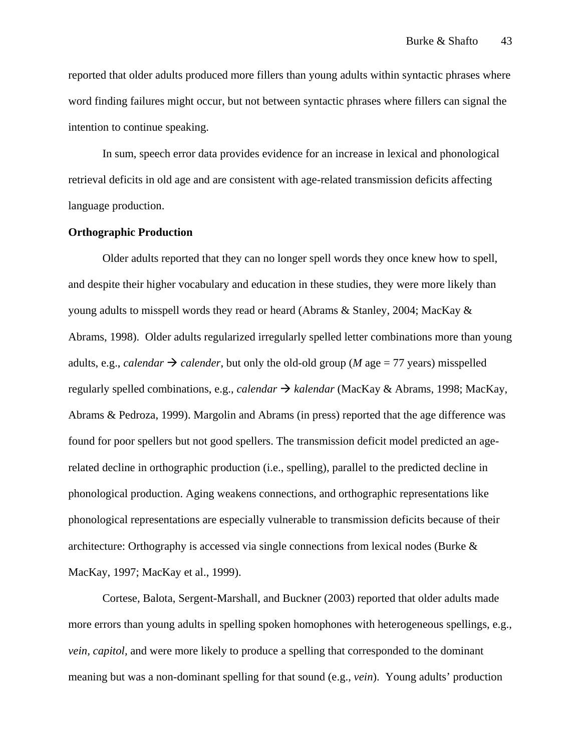reported that older adults produced more fillers than young adults within syntactic phrases where word finding failures might occur, but not between syntactic phrases where fillers can signal the intention to continue speaking.

In sum, speech error data provides evidence for an increase in lexical and phonological retrieval deficits in old age and are consistent with age-related transmission deficits affecting language production.

**Orthographic Production**

Older adults reported that they can no longer spell words they once knew how to spell, and despite their higher vocabulary and education in these studies, they were more likely than young adults to misspell words they read or heard (Abrams & Stanley, 2004; MacKay & Abrams, 1998). Older adults regularized irregularly spelled letter combinations more than young adults, e.g., *calendar* → *calender*, but only the old-old group (*M* age = 77 years) misspelled regularly spelled combinations, e.g., *calendar* → *kalendar* (MacKay & Abrams, 1998; MacKay, Abrams & Pedroza, 1999). Margolin and Abrams (in press) reported that the age difference was found for poor spellers but not good spellers. The transmission deficit model predicted an age-related decline in orthographic production (i.e., spelling), parallel to the predicted decline in phonological production. Aging weakens connections, and orthographic representations like phonological representations are especially vulnerable to transmission deficits because of their architecture: Orthography is accessed via single connections from lexical nodes (Burke & MacKay, 1997; MacKay et al., 1999).

Cortese, Balota, Sergent-Marshall, and Buckner (2003) reported that older adults made more errors than young adults in spelling spoken homophones with heterogeneous spellings, e.g., *vein, capitol,* and were more likely to produce a spelling that corresponded to the dominant meaning but was a non-dominant spelling for that sound (e.g., *vein*). Young adults' production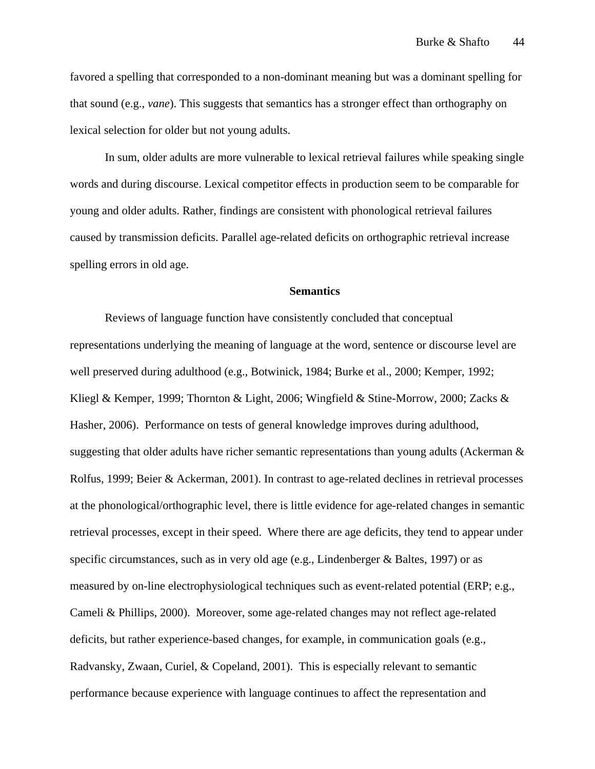favored a spelling that corresponded to a non-dominant meaning but was a dominant spelling for that sound (e.g., *vane*). This suggests that semantics has a stronger effect than orthography on lexical selection for older but not young adults.

In sum, older adults are more vulnerable to lexical retrieval failures while speaking single words and during discourse. Lexical competitor effects in production seem to be comparable for young and older adults. Rather, findings are consistent with phonological retrieval failures caused by transmission deficits. Parallel age-related deficits on orthographic retrieval increase spelling errors in old age.

## Semantics

Reviews of language function have consistently concluded that conceptual representations underlying the meaning of language at the word, sentence or discourse level are well preserved during adulthood (e.g., Botwinick, 1984; Burke et al., 2000; Kemper, 1992; Kliegl & Kemper, 1999; Thornton & Light, 2006; Wingfield & Stine-Morrow, 2000; Zacks & Hasher, 2006). Performance on tests of general knowledge improves during adulthood, suggesting that older adults have richer semantic representations than young adults (Ackerman & Rolfus, 1999; Beier & Ackerman, 2001). In contrast to age-related declines in retrieval processes at the phonological/orthographic level, there is little evidence for age-related changes in semantic retrieval processes, except in their speed. Where there are age deficits, they tend to appear under specific circumstances, such as in very old age (e.g., Lindenberger & Baltes, 1997) or as measured by on-line electrophysiological techniques such as event-related potential (ERP; e.g., Cameli & Phillips, 2000). Moreover, some age-related changes may not reflect age-related deficits, but rather experience-based changes, for example, in communication goals (e.g., Radvansky, Zwaan, Curiel, & Copeland, 2001). This is especially relevant to semantic performance because experience with language continues to affect the representation and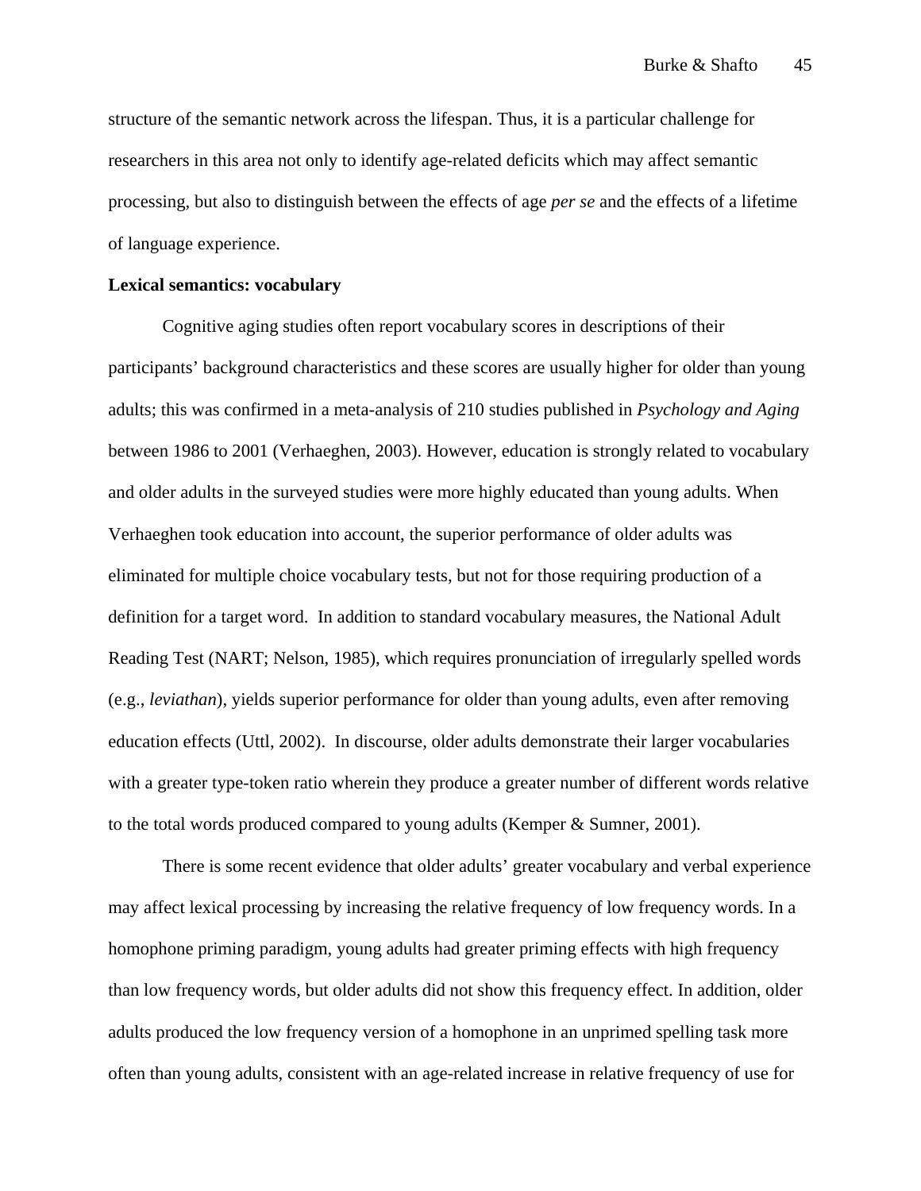structure of the semantic network across the lifespan. Thus, it is a particular challenge for researchers in this area not only to identify age-related deficits which may affect semantic processing, but also to distinguish between the effects of age *per se* and the effects of a lifetime of language experience.

**Lexical semantics: vocabulary**

Cognitive aging studies often report vocabulary scores in descriptions of their participants' background characteristics and these scores are usually higher for older than young adults; this was confirmed in a meta-analysis of 210 studies published in *Psychology and Aging* between 1986 to 2001 (Verhaeghen, 2003). However, education is strongly related to vocabulary and older adults in the surveyed studies were more highly educated than young adults. When Verhaeghen took education into account, the superior performance of older adults was eliminated for multiple choice vocabulary tests, but not for those requiring production of a definition for a target word. In addition to standard vocabulary measures, the National Adult Reading Test (NART; Nelson, 1985), which requires pronunciation of irregularly spelled words (e.g., *leviathan*), yields superior performance for older than young adults, even after removing education effects (Uttl, 2002). In discourse, older adults demonstrate their larger vocabularies with a greater type-token ratio wherein they produce a greater number of different words relative to the total words produced compared to young adults (Kemper & Sumner, 2001).

There is some recent evidence that older adults' greater vocabulary and verbal experience may affect lexical processing by increasing the relative frequency of low frequency words. In a homophone priming paradigm, young adults had greater priming effects with high frequency than low frequency words, but older adults did not show this frequency effect. In addition, older adults produced the low frequency version of a homophone in an unprimed spelling task more often than young adults, consistent with an age-related increase in relative frequency of use for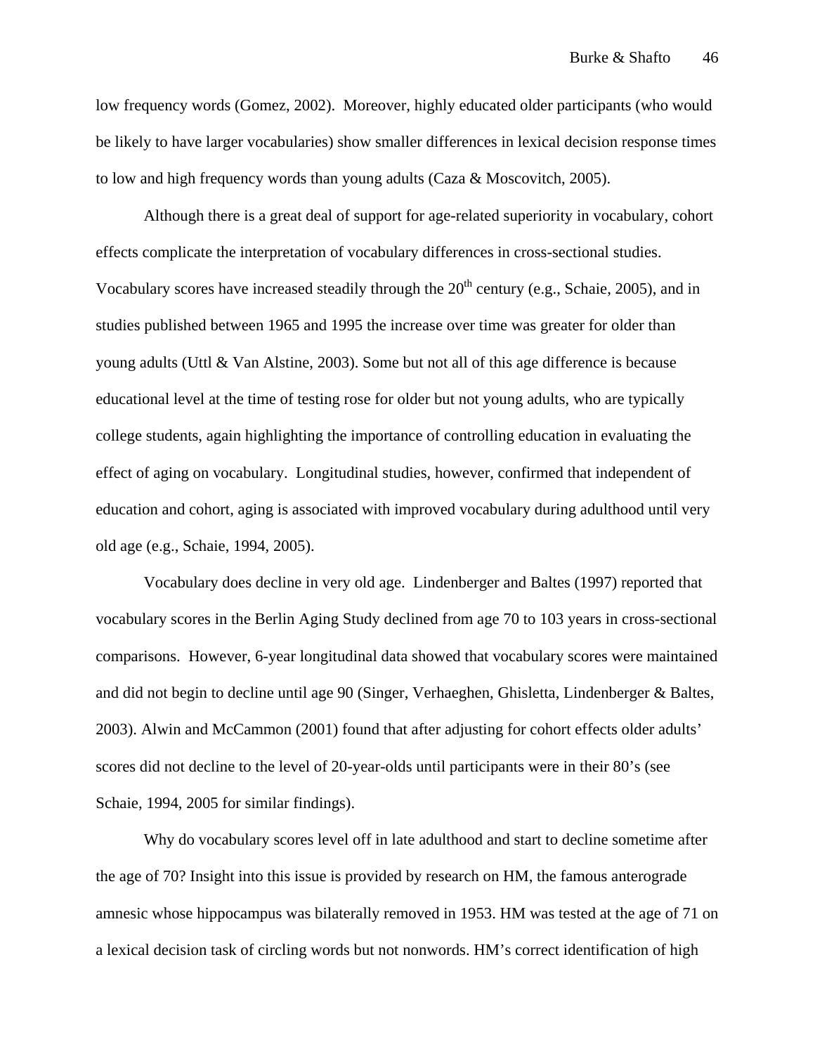low frequency words (Gomez, 2002). Moreover, highly educated older participants (who would be likely to have larger vocabularies) show smaller differences in lexical decision response times to low and high frequency words than young adults (Caza & Moscovitch, 2005).

Although there is a great deal of support for age-related superiority in vocabulary, cohort effects complicate the interpretation of vocabulary differences in cross-sectional studies. Vocabulary scores have increased steadily through the 20th century (e.g., Schaie, 2005), and in studies published between 1965 and 1995 the increase over time was greater for older than young adults (Uttl & Van Alstine, 2003). Some but not all of this age difference is because educational level at the time of testing rose for older but not young adults, who are typically college students, again highlighting the importance of controlling education in evaluating the effect of aging on vocabulary. Longitudinal studies, however, confirmed that independent of education and cohort, aging is associated with improved vocabulary during adulthood until very old age (e.g., Schaie, 1994, 2005).

Vocabulary does decline in very old age. Lindenberger and Baltes (1997) reported that vocabulary scores in the Berlin Aging Study declined from age 70 to 103 years in cross-sectional comparisons. However, 6-year longitudinal data showed that vocabulary scores were maintained and did not begin to decline until age 90 (Singer, Verhaeghen, Ghisletta, Lindenberger & Baltes, 2003). Alwin and McCammon (2001) found that after adjusting for cohort effects older adults' scores did not decline to the level of 20-year-olds until participants were in their 80's (see Schaie, 1994, 2005 for similar findings).

Why do vocabulary scores level off in late adulthood and start to decline sometime after the age of 70? Insight into this issue is provided by research on HM, the famous anterograde amnesic whose hippocampus was bilaterally removed in 1953. HM was tested at the age of 71 on a lexical decision task of circling words but not nonwords. HM's correct identification of high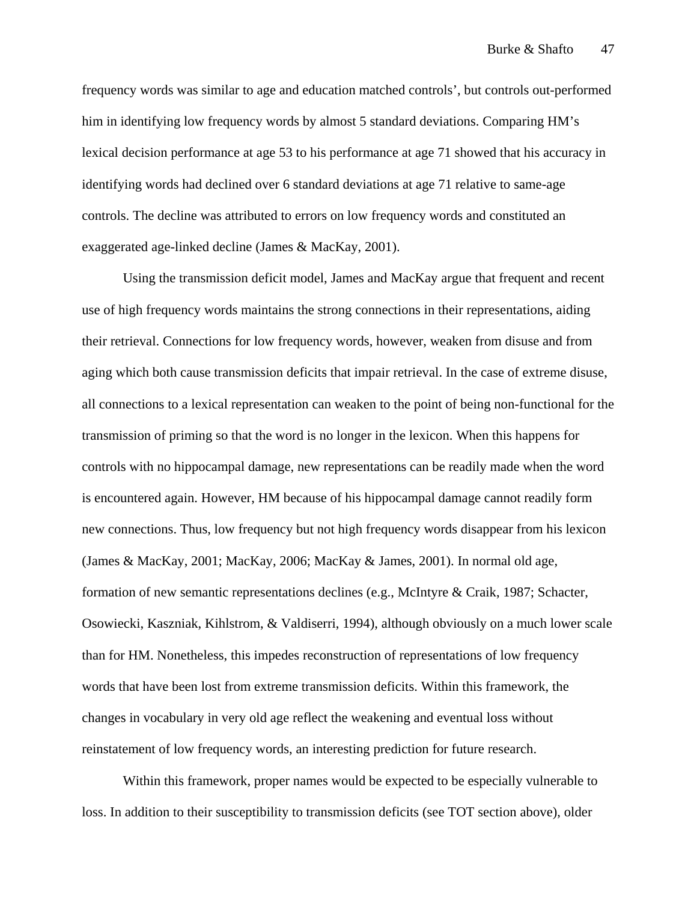frequency words was similar to age and education matched controls', but controls out-performed him in identifying low frequency words by almost 5 standard deviations. Comparing HM's lexical decision performance at age 53 to his performance at age 71 showed that his accuracy in identifying words had declined over 6 standard deviations at age 71 relative to same-age controls. The decline was attributed to errors on low frequency words and constituted an exaggerated age-linked decline (James & MacKay, 2001).

Using the transmission deficit model, James and MacKay argue that frequent and recent use of high frequency words maintains the strong connections in their representations, aiding their retrieval. Connections for low frequency words, however, weaken from disuse and from aging which both cause transmission deficits that impair retrieval. In the case of extreme disuse, all connections to a lexical representation can weaken to the point of being non-functional for the transmission of priming so that the word is no longer in the lexicon. When this happens for controls with no hippocampal damage, new representations can be readily made when the word is encountered again. However, HM because of his hippocampal damage cannot readily form new connections. Thus, low frequency but not high frequency words disappear from his lexicon (James & MacKay, 2001; MacKay, 2006; MacKay & James, 2001). In normal old age, formation of new semantic representations declines (e.g., McIntyre & Craik, 1987; Schacter, Osowiecki, Kaszniak, Kihlstrom, & Valdiserri, 1994), although obviously on a much lower scale than for HM. Nonetheless, this impedes reconstruction of representations of low frequency words that have been lost from extreme transmission deficits. Within this framework, the changes in vocabulary in very old age reflect the weakening and eventual loss without reinstatement of low frequency words, an interesting prediction for future research.

Within this framework, proper names would be expected to be especially vulnerable to loss. In addition to their susceptibility to transmission deficits (see TOT section above), older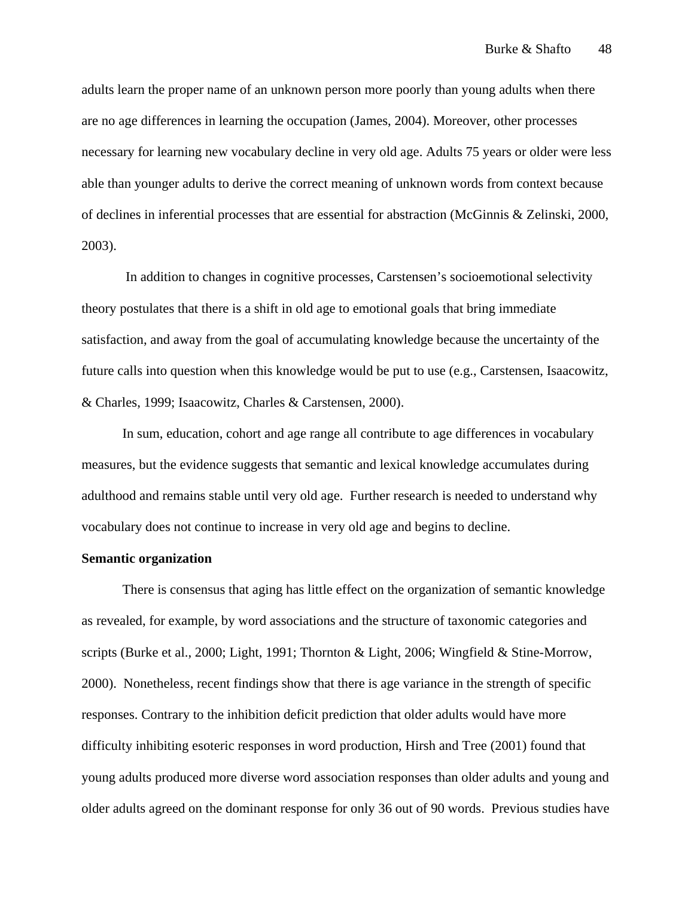adults learn the proper name of an unknown person more poorly than young adults when there are no age differences in learning the occupation (James, 2004). Moreover, other processes necessary for learning new vocabulary decline in very old age. Adults 75 years or older were less able than younger adults to derive the correct meaning of unknown words from context because of declines in inferential processes that are essential for abstraction (McGinnis & Zelinski, 2000, 2003).

In addition to changes in cognitive processes, Carstensen's socioemotional selectivity theory postulates that there is a shift in old age to emotional goals that bring immediate satisfaction, and away from the goal of accumulating knowledge because the uncertainty of the future calls into question when this knowledge would be put to use (e.g., Carstensen, Isaacowitz, & Charles, 1999; Isaacowitz, Charles & Carstensen, 2000).

In sum, education, cohort and age range all contribute to age differences in vocabulary measures, but the evidence suggests that semantic and lexical knowledge accumulates during adulthood and remains stable until very old age. Further research is needed to understand why vocabulary does not continue to increase in very old age and begins to decline.

**Semantic organization**

There is consensus that aging has little effect on the organization of semantic knowledge as revealed, for example, by word associations and the structure of taxonomic categories and scripts (Burke et al., 2000; Light, 1991; Thornton & Light, 2006; Wingfield & Stine-Morrow, 2000). Nonetheless, recent findings show that there is age variance in the strength of specific responses. Contrary to the inhibition deficit prediction that older adults would have more difficulty inhibiting esoteric responses in word production, Hirsh and Tree (2001) found that young adults produced more diverse word association responses than older adults and young and older adults agreed on the dominant response for only 36 out of 90 words. Previous studies have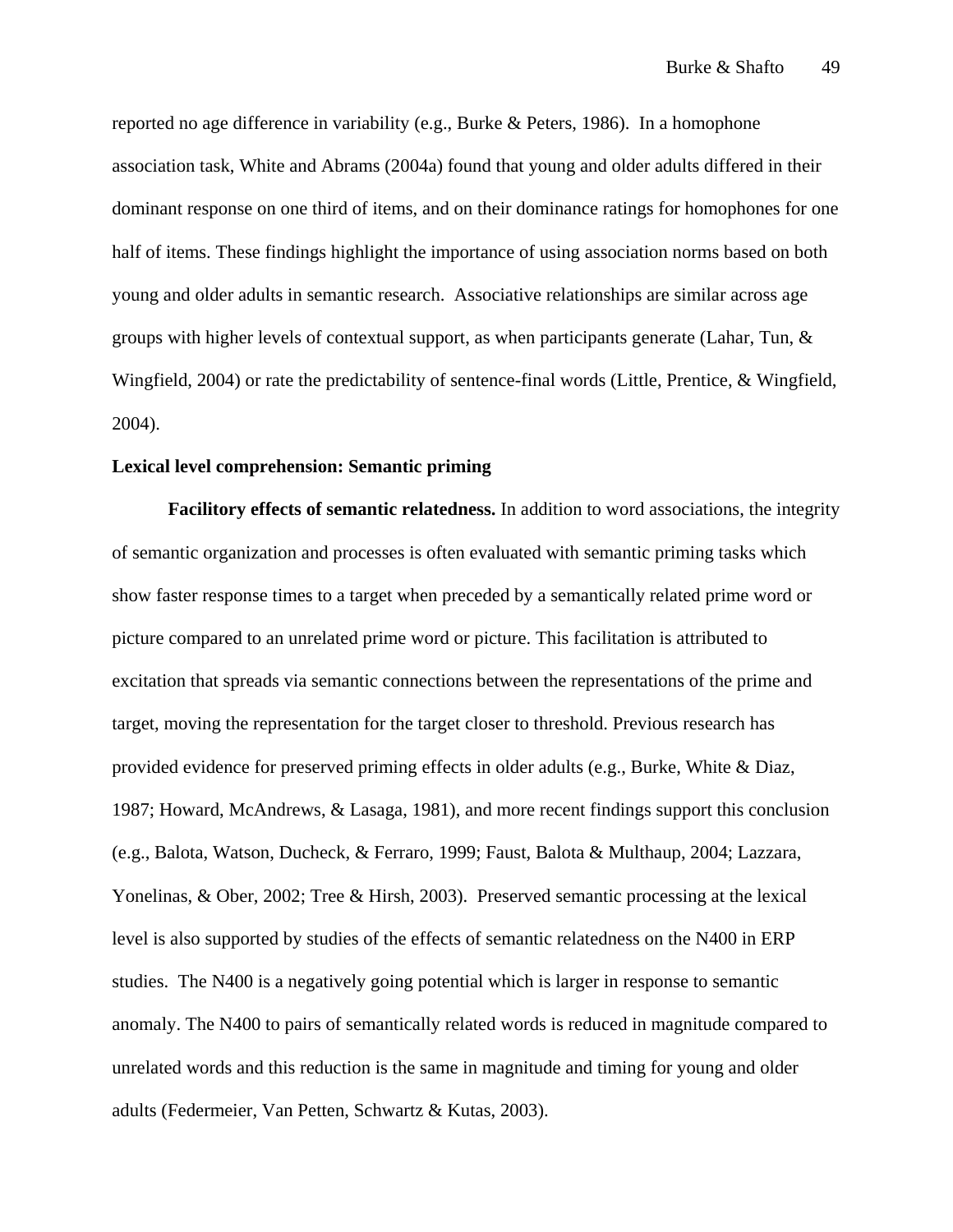reported no age difference in variability (e.g., Burke & Peters, 1986). In a homophone association task, White and Abrams (2004a) found that young and older adults differed in their dominant response on one third of items, and on their dominance ratings for homophones for one half of items. These findings highlight the importance of using association norms based on both young and older adults in semantic research. Associative relationships are similar across age groups with higher levels of contextual support, as when participants generate (Lahar, Tun, & Wingfield, 2004) or rate the predictability of sentence-final words (Little, Prentice, & Wingfield, 2004).

**Lexical level comprehension: Semantic priming**

**Facilitory effects of semantic relatedness.** In addition to word associations, the integrity of semantic organization and processes is often evaluated with semantic priming tasks which show faster response times to a target when preceded by a semantically related prime word or picture compared to an unrelated prime word or picture. This facilitation is attributed to excitation that spreads via semantic connections between the representations of the prime and target, moving the representation for the target closer to threshold. Previous research has provided evidence for preserved priming effects in older adults (e.g., Burke, White & Diaz, 1987; Howard, McAndrews, & Lasaga, 1981), and more recent findings support this conclusion (e.g., Balota, Watson, Ducheck, & Ferraro, 1999; Faust, Balota & Multhaup, 2004; Lazzara, Yonelinas, & Ober, 2002; Tree & Hirsh, 2003). Preserved semantic processing at the lexical level is also supported by studies of the effects of semantic relatedness on the N400 in ERP studies. The N400 is a negatively going potential which is larger in response to semantic anomaly. The N400 to pairs of semantically related words is reduced in magnitude compared to unrelated words and this reduction is the same in magnitude and timing for young and older adults (Federmeier, Van Petten, Schwartz & Kutas, 2003).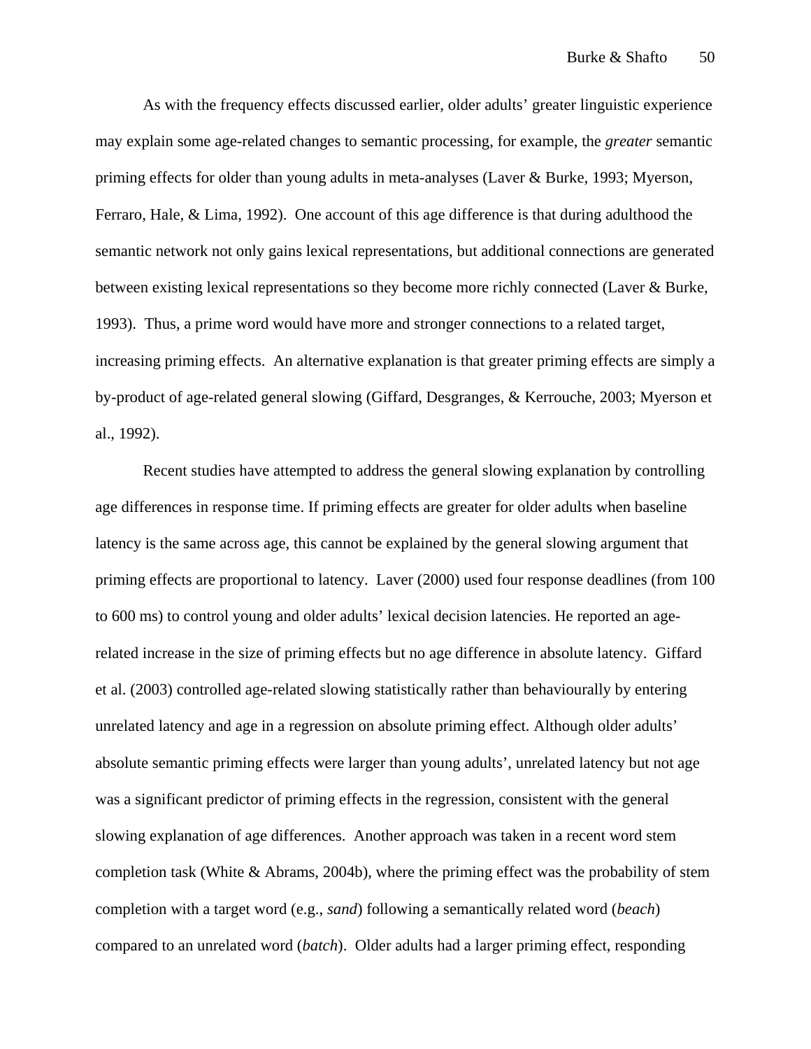As with the frequency effects discussed earlier, older adults' greater linguistic experience may explain some age-related changes to semantic processing, for example, the *greater* semantic priming effects for older than young adults in meta-analyses (Laver & Burke, 1993; Myerson, Ferraro, Hale, & Lima, 1992). One account of this age difference is that during adulthood the semantic network not only gains lexical representations, but additional connections are generated between existing lexical representations so they become more richly connected (Laver & Burke, 1993). Thus, a prime word would have more and stronger connections to a related target, increasing priming effects. An alternative explanation is that greater priming effects are simply a by-product of age-related general slowing (Giffard, Desgranges, & Kerrouche, 2003; Myerson et al., 1992).

Recent studies have attempted to address the general slowing explanation by controlling age differences in response time. If priming effects are greater for older adults when baseline latency is the same across age, this cannot be explained by the general slowing argument that priming effects are proportional to latency. Laver (2000) used four response deadlines (from 100 to 600 ms) to control young and older adults' lexical decision latencies. He reported an age-related increase in the size of priming effects but no age difference in absolute latency. Giffard et al. (2003) controlled age-related slowing statistically rather than behaviourally by entering unrelated latency and age in a regression on absolute priming effect. Although older adults' absolute semantic priming effects were larger than young adults', unrelated latency but not age was a significant predictor of priming effects in the regression, consistent with the general slowing explanation of age differences. Another approach was taken in a recent word stem completion task (White & Abrams, 2004b), where the priming effect was the probability of stem completion with a target word (e.g., *sand*) following a semantically related word (*beach*) compared to an unrelated word (*batch*). Older adults had a larger priming effect, responding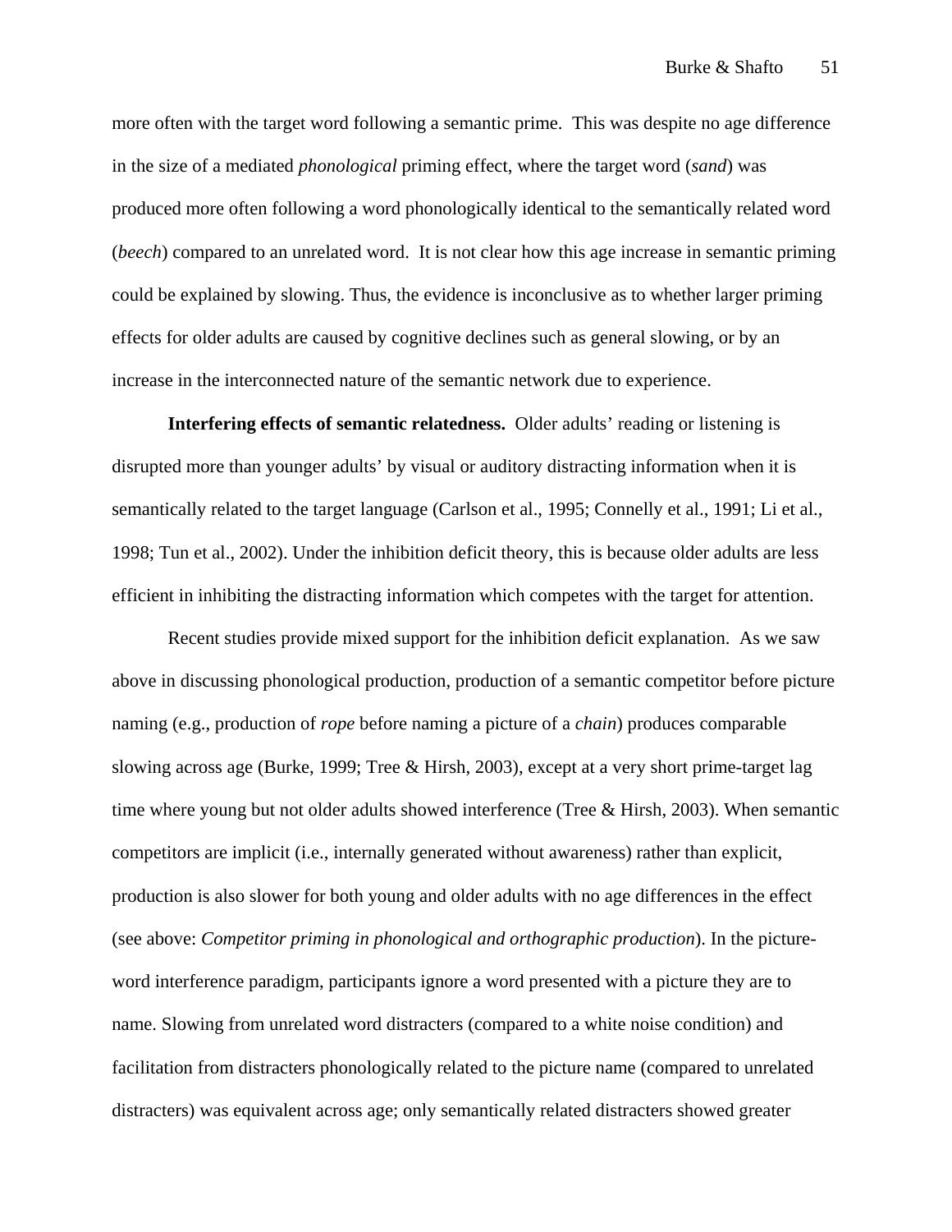more often with the target word following a semantic prime. This was despite no age difference in the size of a mediated *phonological* priming effect, where the target word (*sand*) was produced more often following a word phonologically identical to the semantically related word (*beech*) compared to an unrelated word. It is not clear how this age increase in semantic priming could be explained by slowing. Thus, the evidence is inconclusive as to whether larger priming effects for older adults are caused by cognitive declines such as general slowing, or by an increase in the interconnected nature of the semantic network due to experience.

**Interfering effects of semantic relatedness.** Older adults' reading or listening is disrupted more than younger adults' by visual or auditory distracting information when it is semantically related to the target language (Carlson et al., 1995; Connelly et al., 1991; Li et al., 1998; Tun et al., 2002). Under the inhibition deficit theory, this is because older adults are less efficient in inhibiting the distracting information which competes with the target for attention.

Recent studies provide mixed support for the inhibition deficit explanation. As we saw above in discussing phonological production, production of a semantic competitor before picture naming (e.g., production of *rope* before naming a picture of a *chain*) produces comparable slowing across age (Burke, 1999; Tree & Hirsh, 2003), except at a very short prime-target lag time where young but not older adults showed interference (Tree & Hirsh, 2003). When semantic competitors are implicit (i.e., internally generated without awareness) rather than explicit, production is also slower for both young and older adults with no age differences in the effect (see above: *Competitor priming in phonological and orthographic production*). In the picture-word interference paradigm, participants ignore a word presented with a picture they are to name. Slowing from unrelated word distracters (compared to a white noise condition) and facilitation from distracters phonologically related to the picture name (compared to unrelated distracters) was equivalent across age; only semantically related distracters showed greater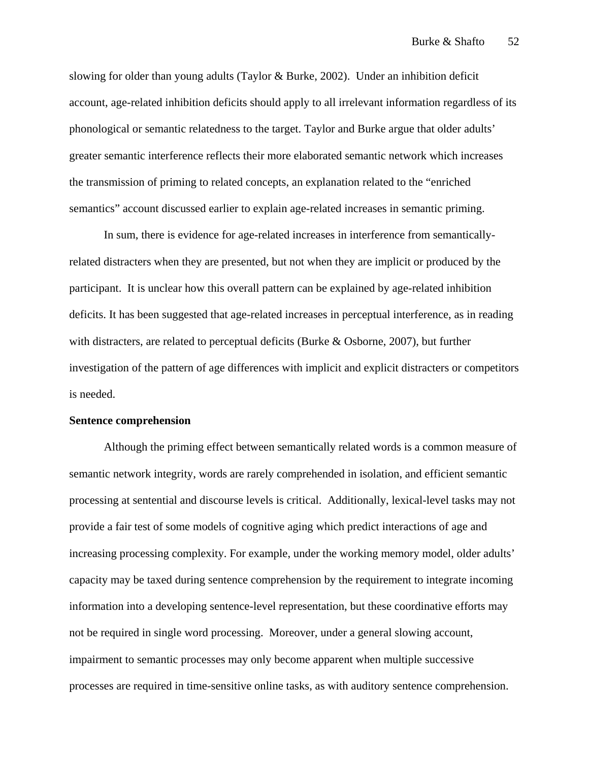slowing for older than young adults (Taylor & Burke, 2002). Under an inhibition deficit account, age-related inhibition deficits should apply to all irrelevant information regardless of its phonological or semantic relatedness to the target. Taylor and Burke argue that older adults' greater semantic interference reflects their more elaborated semantic network which increases the transmission of priming to related concepts, an explanation related to the "enriched semantics" account discussed earlier to explain age-related increases in semantic priming.

In sum, there is evidence for age-related increases in interference from semantically-related distracters when they are presented, but not when they are implicit or produced by the participant. It is unclear how this overall pattern can be explained by age-related inhibition deficits. It has been suggested that age-related increases in perceptual interference, as in reading with distracters, are related to perceptual deficits (Burke & Osborne, 2007), but further investigation of the pattern of age differences with implicit and explicit distracters or competitors is needed.

**Sentence comprehension**

Although the priming effect between semantically related words is a common measure of semantic network integrity, words are rarely comprehended in isolation, and efficient semantic processing at sentential and discourse levels is critical. Additionally, lexical-level tasks may not provide a fair test of some models of cognitive aging which predict interactions of age and increasing processing complexity. For example, under the working memory model, older adults' capacity may be taxed during sentence comprehension by the requirement to integrate incoming information into a developing sentence-level representation, but these coordinative efforts may not be required in single word processing. Moreover, under a general slowing account, impairment to semantic processes may only become apparent when multiple successive processes are required in time-sensitive online tasks, as with auditory sentence comprehension.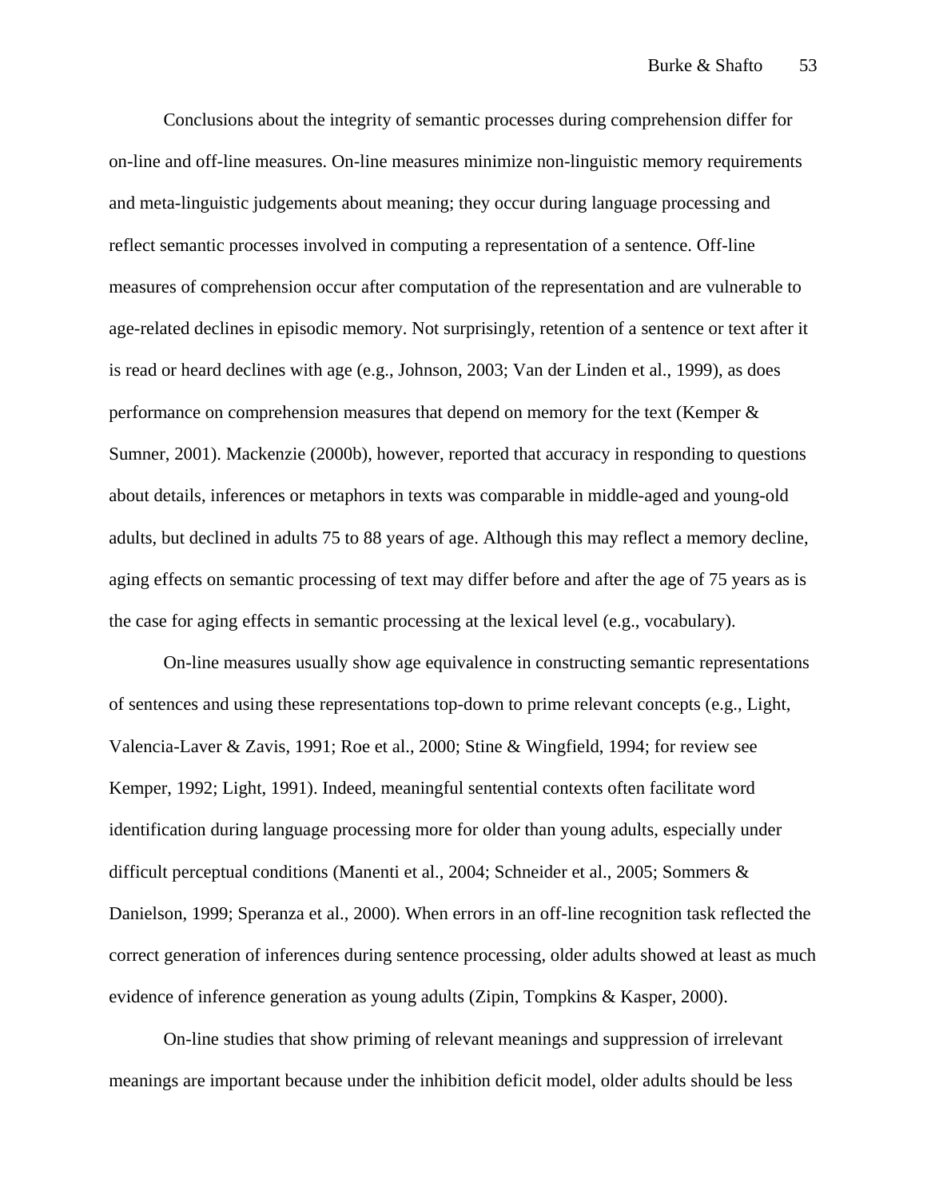Conclusions about the integrity of semantic processes during comprehension differ for on-line and off-line measures. On-line measures minimize non-linguistic memory requirements and meta-linguistic judgements about meaning; they occur during language processing and reflect semantic processes involved in computing a representation of a sentence. Off-line measures of comprehension occur after computation of the representation and are vulnerable to age-related declines in episodic memory. Not surprisingly, retention of a sentence or text after it is read or heard declines with age (e.g., Johnson, 2003; Van der Linden et al., 1999), as does performance on comprehension measures that depend on memory for the text (Kemper & Sumner, 2001). Mackenzie (2000b), however, reported that accuracy in responding to questions about details, inferences or metaphors in texts was comparable in middle-aged and young-old adults, but declined in adults 75 to 88 years of age. Although this may reflect a memory decline, aging effects on semantic processing of text may differ before and after the age of 75 years as is the case for aging effects in semantic processing at the lexical level (e.g., vocabulary).

On-line measures usually show age equivalence in constructing semantic representations of sentences and using these representations top-down to prime relevant concepts (e.g., Light, Valencia-Laver & Zavis, 1991; Roe et al., 2000; Stine & Wingfield, 1994; for review see Kemper, 1992; Light, 1991). Indeed, meaningful sentential contexts often facilitate word identification during language processing more for older than young adults, especially under difficult perceptual conditions (Manenti et al., 2004; Schneider et al., 2005; Sommers & Danielson, 1999; Speranza et al., 2000). When errors in an off-line recognition task reflected the correct generation of inferences during sentence processing, older adults showed at least as much evidence of inference generation as young adults (Zipin, Tompkins & Kasper, 2000).

On-line studies that show priming of relevant meanings and suppression of irrelevant meanings are important because under the inhibition deficit model, older adults should be less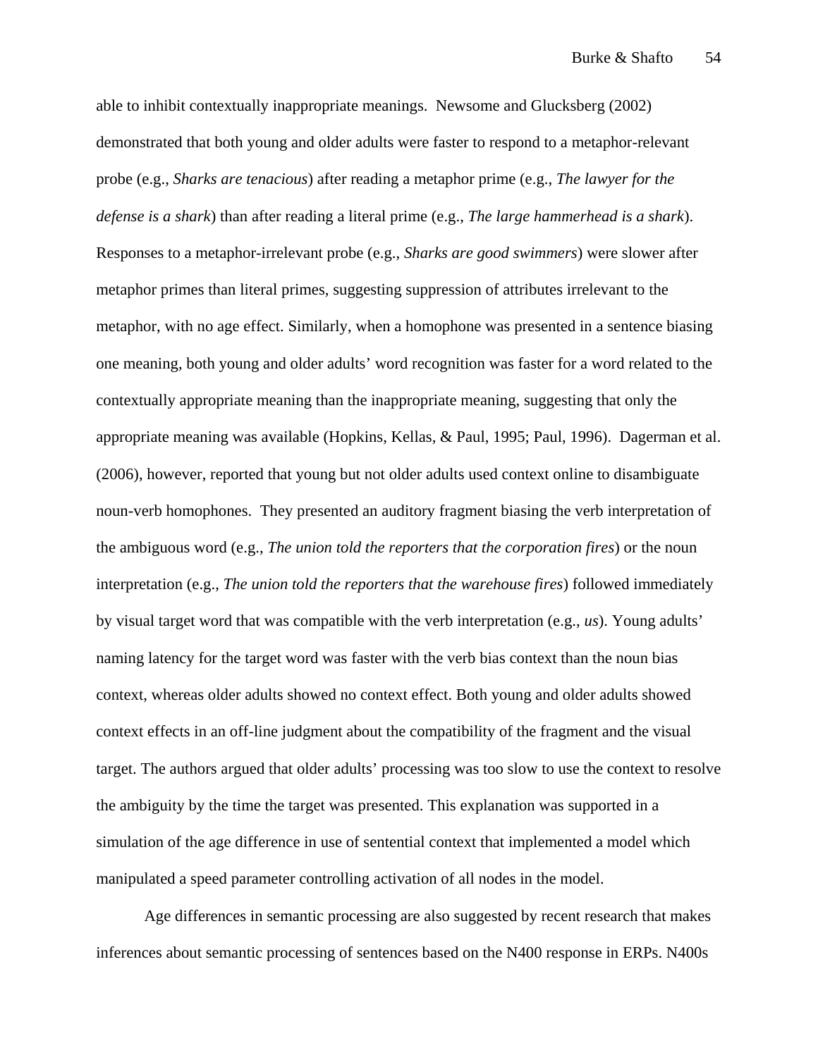able to inhibit contextually inappropriate meanings. Newsome and Glucksberg (2002) demonstrated that both young and older adults were faster to respond to a metaphor-relevant probe (e.g., *Sharks are tenacious*) after reading a metaphor prime (e.g., *The lawyer for the defense is a shark*) than after reading a literal prime (e.g., *The large hammerhead is a shark*). Responses to a metaphor-irrelevant probe (e.g., *Sharks are good swimmers*) were slower after metaphor primes than literal primes, suggesting suppression of attributes irrelevant to the metaphor, with no age effect. Similarly, when a homophone was presented in a sentence biasing one meaning, both young and older adults' word recognition was faster for a word related to the contextually appropriate meaning than the inappropriate meaning, suggesting that only the appropriate meaning was available (Hopkins, Kellas, & Paul, 1995; Paul, 1996). Dagerman et al. (2006), however, reported that young but not older adults used context online to disambiguate noun-verb homophones. They presented an auditory fragment biasing the verb interpretation of the ambiguous word (e.g., *The union told the reporters that the corporation fires*) or the noun interpretation (e.g., *The union told the reporters that the warehouse fires*) followed immediately by visual target word that was compatible with the verb interpretation (e.g., *us*). Young adults' naming latency for the target word was faster with the verb bias context than the noun bias context, whereas older adults showed no context effect. Both young and older adults showed context effects in an off-line judgment about the compatibility of the fragment and the visual target. The authors argued that older adults' processing was too slow to use the context to resolve the ambiguity by the time the target was presented. This explanation was supported in a simulation of the age difference in use of sentential context that implemented a model which manipulated a speed parameter controlling activation of all nodes in the model.

Age differences in semantic processing are also suggested by recent research that makes inferences about semantic processing of sentences based on the N400 response in ERPs. N400s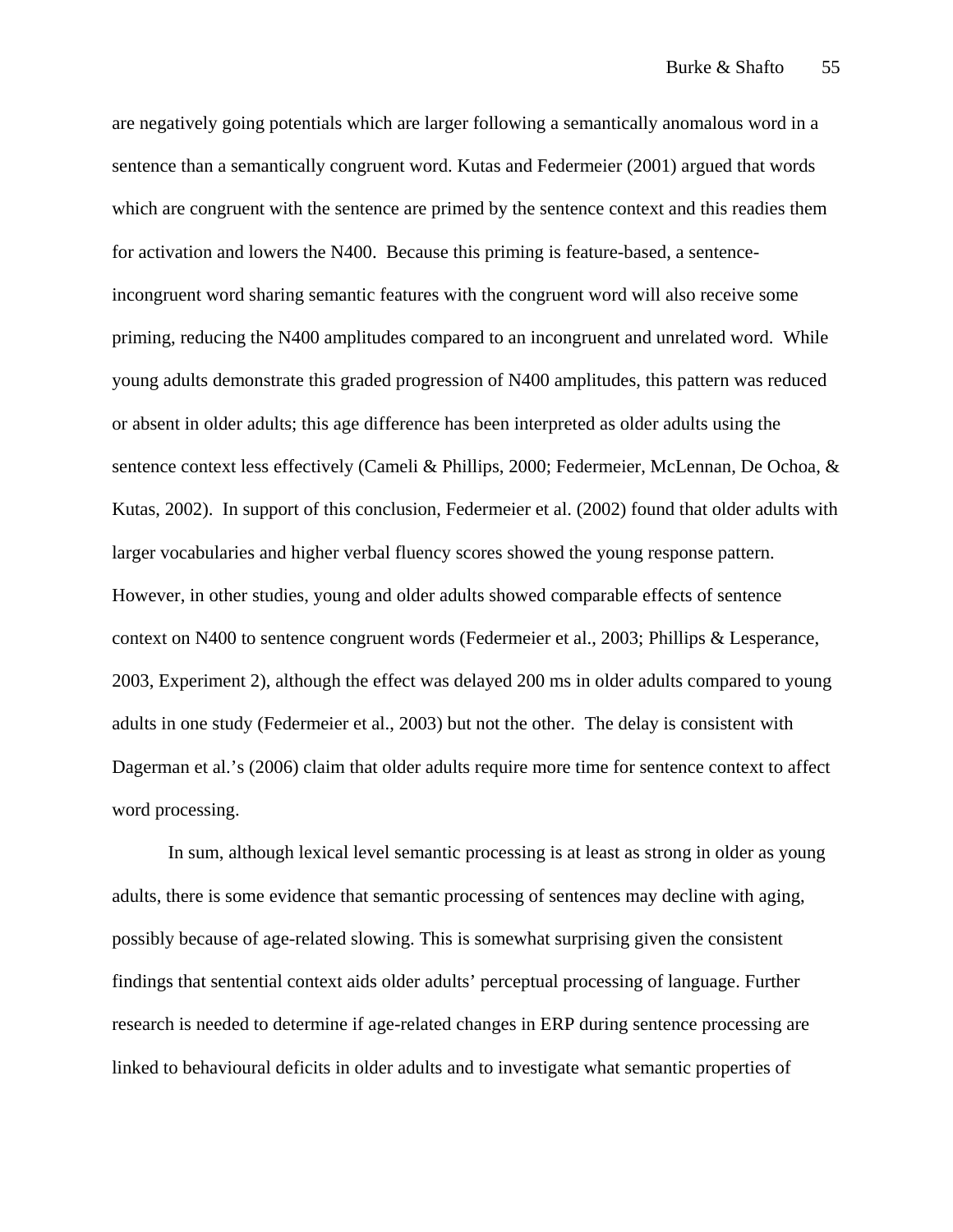are negatively going potentials which are larger following a semantically anomalous word in a sentence than a semantically congruent word. Kutas and Federmeier (2001) argued that words which are congruent with the sentence are primed by the sentence context and this readies them for activation and lowers the N400. Because this priming is feature-based, a sentence-incongruent word sharing semantic features with the congruent word will also receive some priming, reducing the N400 amplitudes compared to an incongruent and unrelated word. While young adults demonstrate this graded progression of N400 amplitudes, this pattern was reduced or absent in older adults; this age difference has been interpreted as older adults using the sentence context less effectively (Cameli & Phillips, 2000; Federmeier, McLennan, De Ochoa, & Kutas, 2002). In support of this conclusion, Federmeier et al. (2002) found that older adults with larger vocabularies and higher verbal fluency scores showed the young response pattern. However, in other studies, young and older adults showed comparable effects of sentence context on N400 to sentence congruent words (Federmeier et al., 2003; Phillips & Lesperance, 2003, Experiment 2), although the effect was delayed 200 ms in older adults compared to young adults in one study (Federmeier et al., 2003) but not the other. The delay is consistent with Dagerman et al.'s (2006) claim that older adults require more time for sentence context to affect word processing.

In sum, although lexical level semantic processing is at least as strong in older as young adults, there is some evidence that semantic processing of sentences may decline with aging, possibly because of age-related slowing. This is somewhat surprising given the consistent findings that sentential context aids older adults' perceptual processing of language. Further research is needed to determine if age-related changes in ERP during sentence processing are linked to behavioural deficits in older adults and to investigate what semantic properties of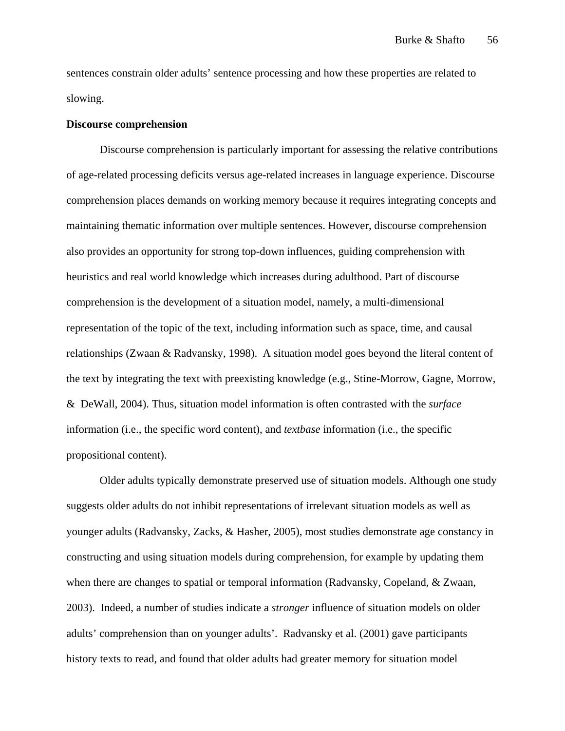sentences constrain older adults' sentence processing and how these properties are related to slowing.

**Discourse comprehension**

Discourse comprehension is particularly important for assessing the relative contributions of age-related processing deficits versus age-related increases in language experience. Discourse comprehension places demands on working memory because it requires integrating concepts and maintaining thematic information over multiple sentences. However, discourse comprehension also provides an opportunity for strong top-down influences, guiding comprehension with heuristics and real world knowledge which increases during adulthood. Part of discourse comprehension is the development of a situation model, namely, a multi-dimensional representation of the topic of the text, including information such as space, time, and causal relationships (Zwaan & Radvansky, 1998). A situation model goes beyond the literal content of the text by integrating the text with preexisting knowledge (e.g., Stine-Morrow, Gagne, Morrow, & DeWall, 2004). Thus, situation model information is often contrasted with the *surface* information (i.e., the specific word content), and *textbase* information (i.e., the specific propositional content).

Older adults typically demonstrate preserved use of situation models. Although one study suggests older adults do not inhibit representations of irrelevant situation models as well as younger adults (Radvansky, Zacks, & Hasher, 2005), most studies demonstrate age constancy in constructing and using situation models during comprehension, for example by updating them when there are changes to spatial or temporal information (Radvansky, Copeland, & Zwaan, 2003). Indeed, a number of studies indicate a *stronger* influence of situation models on older adults' comprehension than on younger adults'. Radvansky et al. (2001) gave participants history texts to read, and found that older adults had greater memory for situation model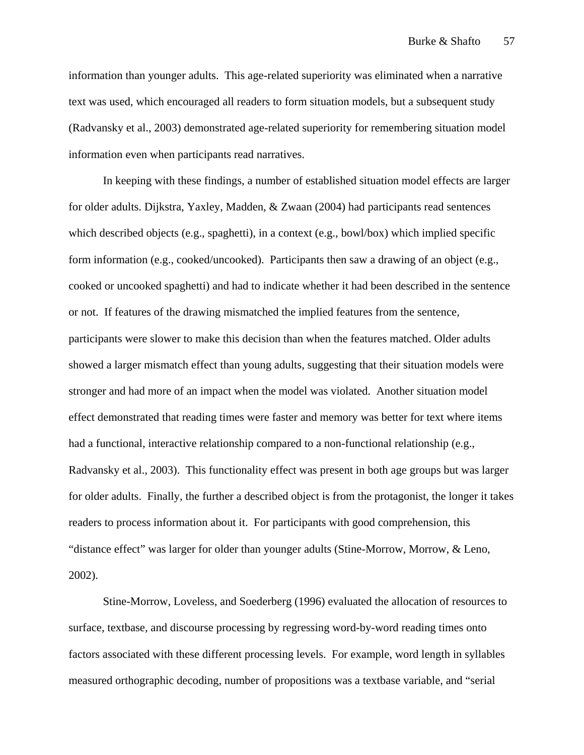information than younger adults. This age-related superiority was eliminated when a narrative text was used, which encouraged all readers to form situation models, but a subsequent study (Radvansky et al., 2003) demonstrated age-related superiority for remembering situation model information even when participants read narratives.

In keeping with these findings, a number of established situation model effects are larger for older adults. Dijkstra, Yaxley, Madden, & Zwaan (2004) had participants read sentences which described objects (e.g., spaghetti), in a context (e.g., bowl/box) which implied specific form information (e.g., cooked/uncooked). Participants then saw a drawing of an object (e.g., cooked or uncooked spaghetti) and had to indicate whether it had been described in the sentence or not. If features of the drawing mismatched the implied features from the sentence, participants were slower to make this decision than when the features matched. Older adults showed a larger mismatch effect than young adults, suggesting that their situation models were stronger and had more of an impact when the model was violated. Another situation model effect demonstrated that reading times were faster and memory was better for text where items had a functional, interactive relationship compared to a non-functional relationship (e.g., Radvansky et al., 2003). This functionality effect was present in both age groups but was larger for older adults. Finally, the further a described object is from the protagonist, the longer it takes readers to process information about it. For participants with good comprehension, this "distance effect" was larger for older than younger adults (Stine-Morrow, Morrow, & Leno, 2002).

Stine-Morrow, Loveless, and Soederberg (1996) evaluated the allocation of resources to surface, textbase, and discourse processing by regressing word-by-word reading times onto factors associated with these different processing levels. For example, word length in syllables measured orthographic decoding, number of propositions was a textbase variable, and "serial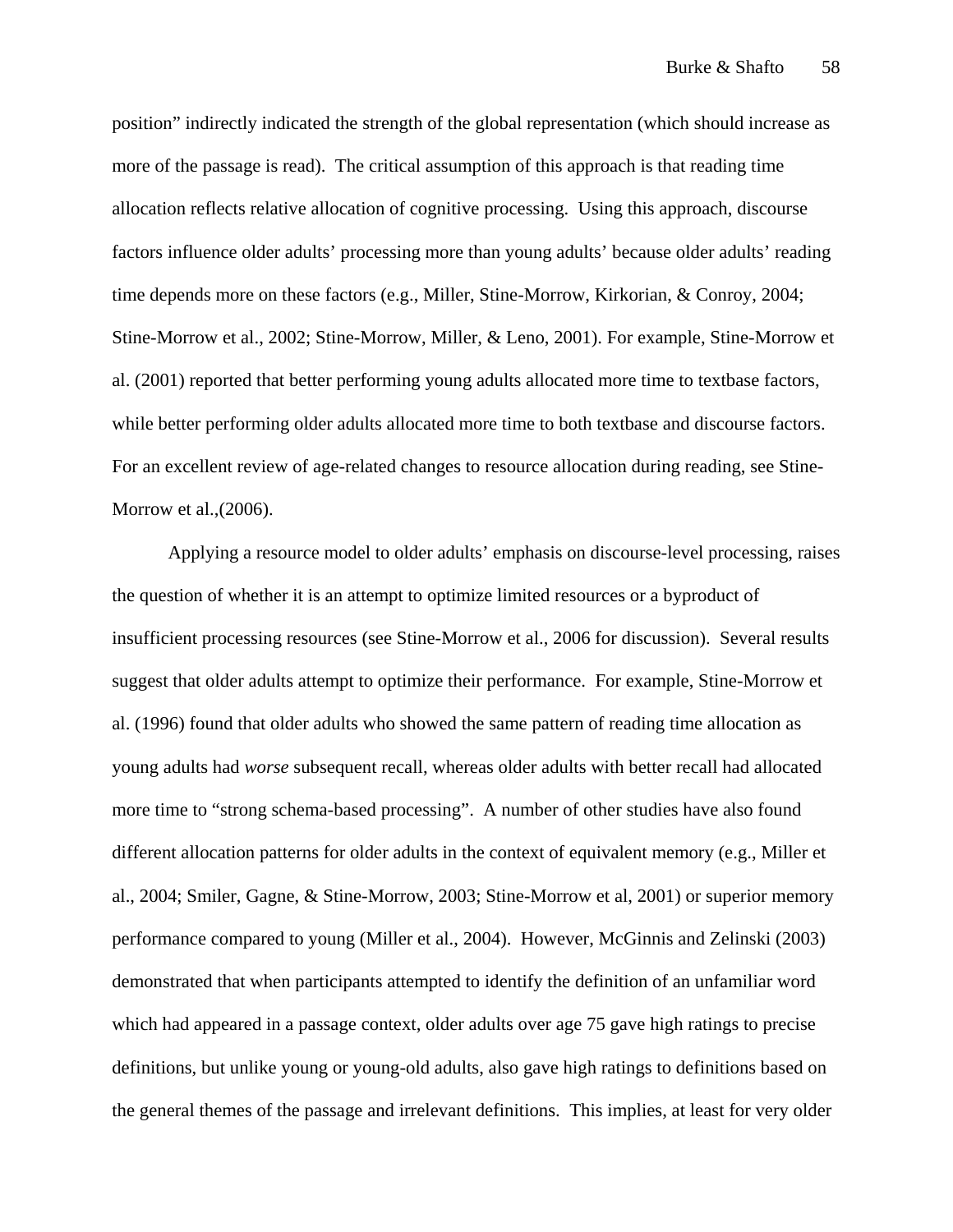position" indirectly indicated the strength of the global representation (which should increase as more of the passage is read). The critical assumption of this approach is that reading time allocation reflects relative allocation of cognitive processing. Using this approach, discourse factors influence older adults' processing more than young adults' because older adults' reading time depends more on these factors (e.g., Miller, Stine-Morrow, Kirkorian, & Conroy, 2004; Stine-Morrow et al., 2002; Stine-Morrow, Miller, & Leno, 2001). For example, Stine-Morrow et al. (2001) reported that better performing young adults allocated more time to textbase factors, while better performing older adults allocated more time to both textbase and discourse factors. For an excellent review of age-related changes to resource allocation during reading, see Stine-Morrow et al.,(2006).

Applying a resource model to older adults' emphasis on discourse-level processing, raises the question of whether it is an attempt to optimize limited resources or a byproduct of insufficient processing resources (see Stine-Morrow et al., 2006 for discussion). Several results suggest that older adults attempt to optimize their performance. For example, Stine-Morrow et al. (1996) found that older adults who showed the same pattern of reading time allocation as young adults had *worse* subsequent recall, whereas older adults with better recall had allocated more time to "strong schema-based processing". A number of other studies have also found different allocation patterns for older adults in the context of equivalent memory (e.g., Miller et al., 2004; Smiler, Gagne, & Stine-Morrow, 2003; Stine-Morrow et al, 2001) or superior memory performance compared to young (Miller et al., 2004). However, McGinnis and Zelinski (2003) demonstrated that when participants attempted to identify the definition of an unfamiliar word which had appeared in a passage context, older adults over age 75 gave high ratings to precise definitions, but unlike young or young-old adults, also gave high ratings to definitions based on the general themes of the passage and irrelevant definitions. This implies, at least for very older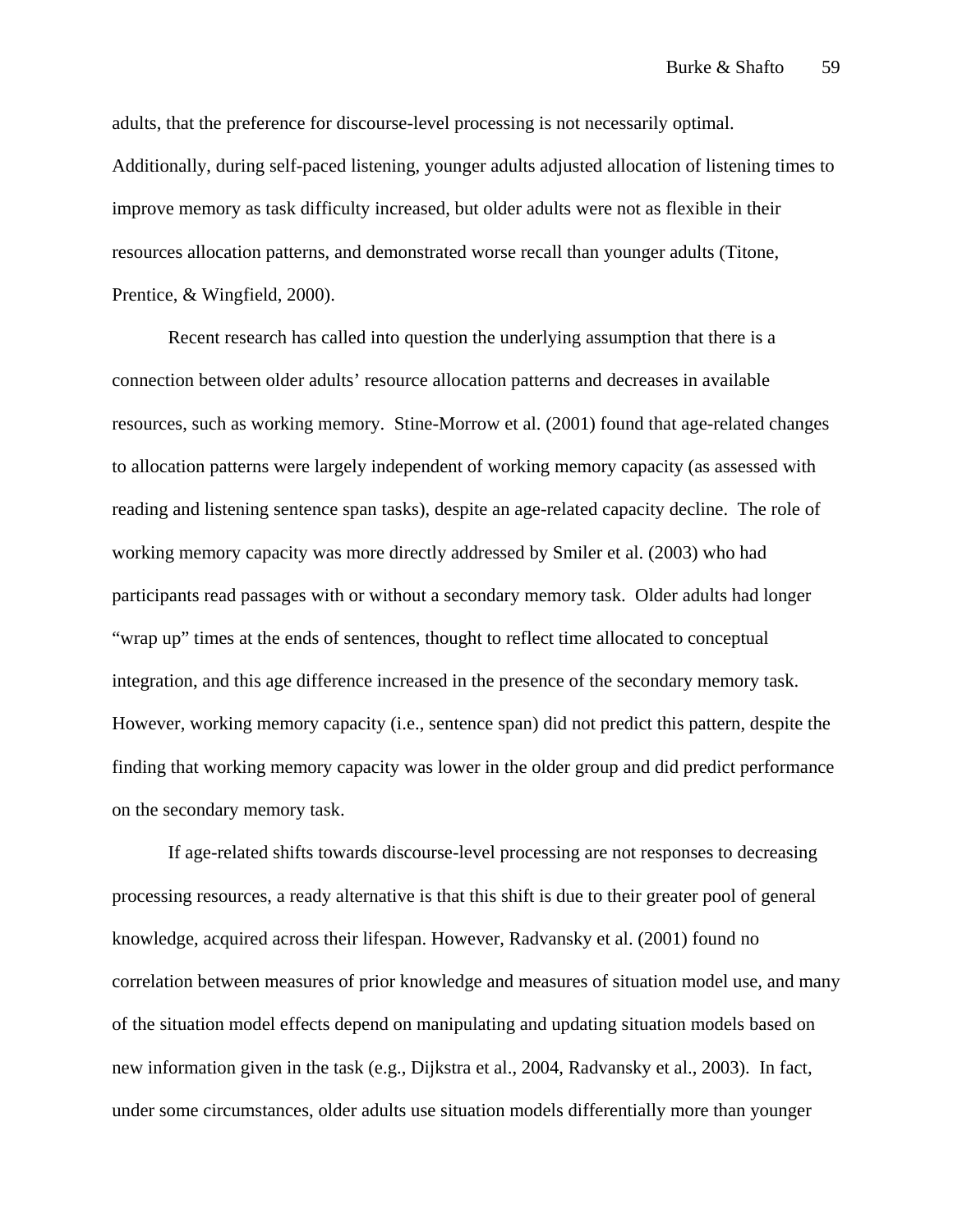adults, that the preference for discourse-level processing is not necessarily optimal. Additionally, during self-paced listening, younger adults adjusted allocation of listening times to improve memory as task difficulty increased, but older adults were not as flexible in their resources allocation patterns, and demonstrated worse recall than younger adults (Titone, Prentice, & Wingfield, 2000).

Recent research has called into question the underlying assumption that there is a connection between older adults' resource allocation patterns and decreases in available resources, such as working memory. Stine-Morrow et al. (2001) found that age-related changes to allocation patterns were largely independent of working memory capacity (as assessed with reading and listening sentence span tasks), despite an age-related capacity decline. The role of working memory capacity was more directly addressed by Smiler et al. (2003) who had participants read passages with or without a secondary memory task. Older adults had longer "wrap up" times at the ends of sentences, thought to reflect time allocated to conceptual integration, and this age difference increased in the presence of the secondary memory task. However, working memory capacity (i.e., sentence span) did not predict this pattern, despite the finding that working memory capacity was lower in the older group and did predict performance on the secondary memory task.

If age-related shifts towards discourse-level processing are not responses to decreasing processing resources, a ready alternative is that this shift is due to their greater pool of general knowledge, acquired across their lifespan. However, Radvansky et al. (2001) found no correlation between measures of prior knowledge and measures of situation model use, and many of the situation model effects depend on manipulating and updating situation models based on new information given in the task (e.g., Dijkstra et al., 2004, Radvansky et al., 2003). In fact, under some circumstances, older adults use situation models differentially more than younger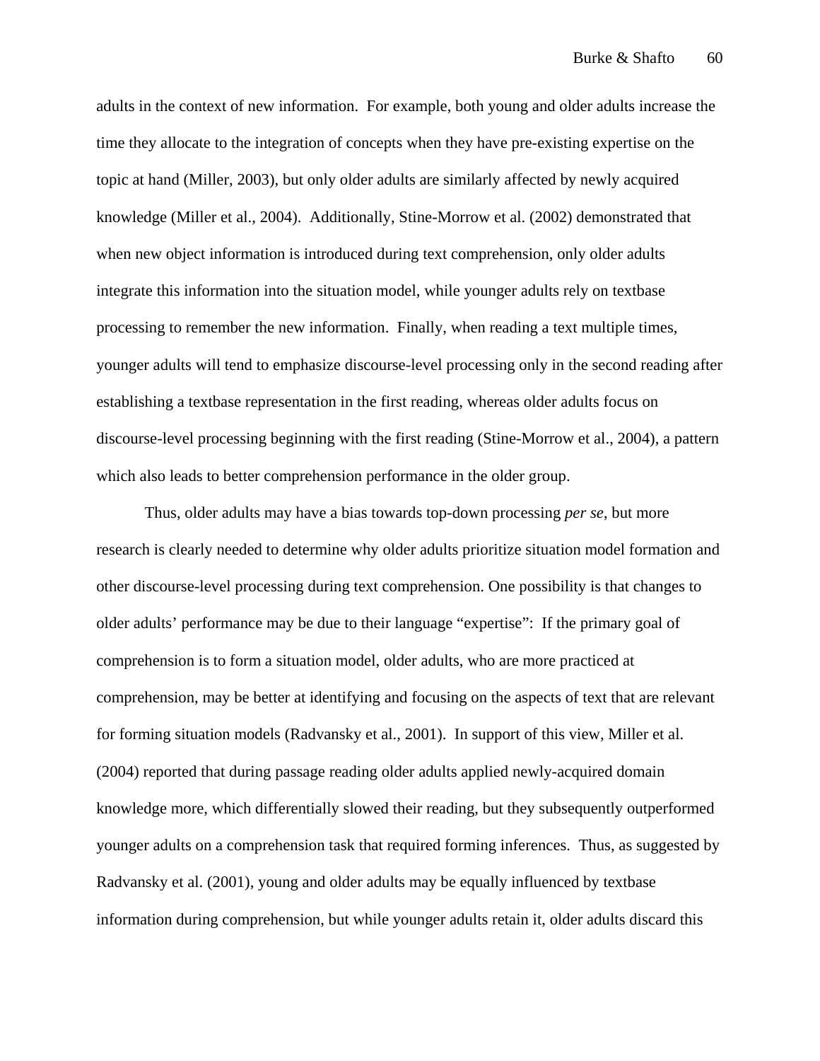adults in the context of new information. For example, both young and older adults increase the time they allocate to the integration of concepts when they have pre-existing expertise on the topic at hand (Miller, 2003), but only older adults are similarly affected by newly acquired knowledge (Miller et al., 2004). Additionally, Stine-Morrow et al. (2002) demonstrated that when new object information is introduced during text comprehension, only older adults integrate this information into the situation model, while younger adults rely on textbase processing to remember the new information. Finally, when reading a text multiple times, younger adults will tend to emphasize discourse-level processing only in the second reading after establishing a textbase representation in the first reading, whereas older adults focus on discourse-level processing beginning with the first reading (Stine-Morrow et al., 2004), a pattern which also leads to better comprehension performance in the older group.

Thus, older adults may have a bias towards top-down processing *per se*, but more research is clearly needed to determine why older adults prioritize situation model formation and other discourse-level processing during text comprehension. One possibility is that changes to older adults' performance may be due to their language "expertise": If the primary goal of comprehension is to form a situation model, older adults, who are more practiced at comprehension, may be better at identifying and focusing on the aspects of text that are relevant for forming situation models (Radvansky et al., 2001). In support of this view, Miller et al. (2004) reported that during passage reading older adults applied newly-acquired domain knowledge more, which differentially slowed their reading, but they subsequently outperformed younger adults on a comprehension task that required forming inferences. Thus, as suggested by Radvansky et al. (2001), young and older adults may be equally influenced by textbase information during comprehension, but while younger adults retain it, older adults discard this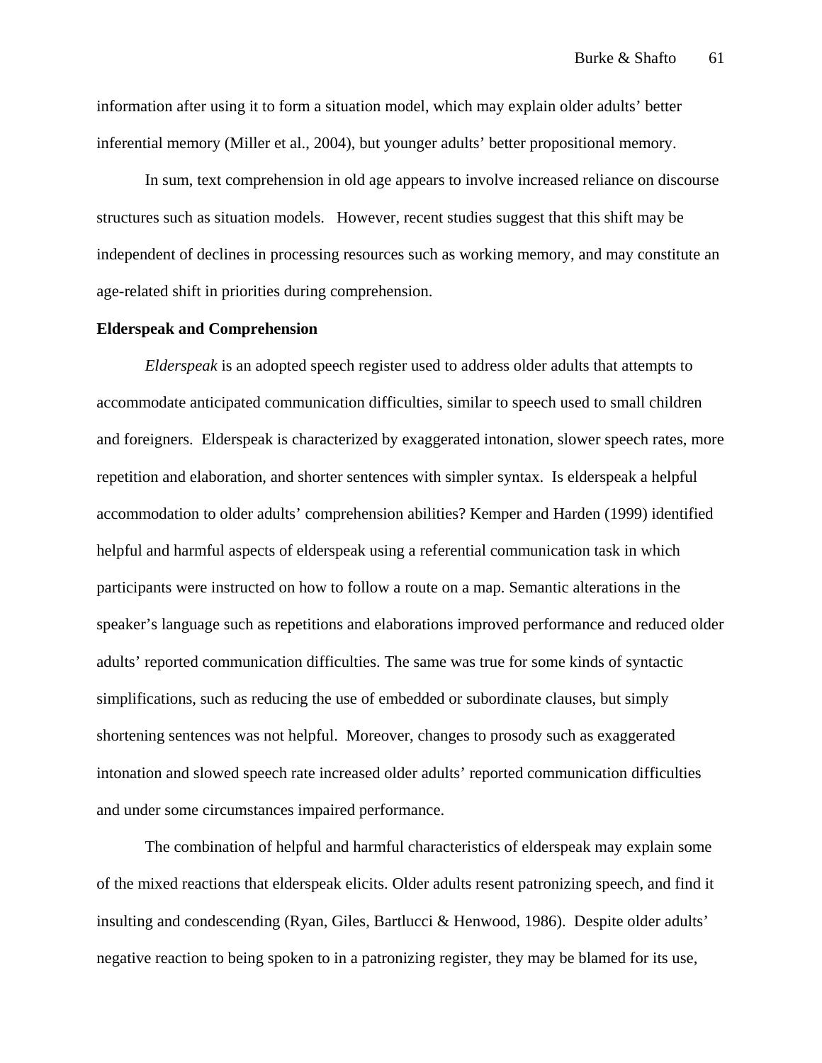information after using it to form a situation model, which may explain older adults' better inferential memory (Miller et al., 2004), but younger adults' better propositional memory.

In sum, text comprehension in old age appears to involve increased reliance on discourse structures such as situation models. However, recent studies suggest that this shift may be independent of declines in processing resources such as working memory, and may constitute an age-related shift in priorities during comprehension.

**Elderspeak and Comprehension**

*Elderspeak* is an adopted speech register used to address older adults that attempts to accommodate anticipated communication difficulties, similar to speech used to small children and foreigners. Elderspeak is characterized by exaggerated intonation, slower speech rates, more repetition and elaboration, and shorter sentences with simpler syntax. Is elderspeak a helpful accommodation to older adults' comprehension abilities? Kemper and Harden (1999) identified helpful and harmful aspects of elderspeak using a referential communication task in which participants were instructed on how to follow a route on a map. Semantic alterations in the speaker's language such as repetitions and elaborations improved performance and reduced older adults' reported communication difficulties. The same was true for some kinds of syntactic simplifications, such as reducing the use of embedded or subordinate clauses, but simply shortening sentences was not helpful. Moreover, changes to prosody such as exaggerated intonation and slowed speech rate increased older adults' reported communication difficulties and under some circumstances impaired performance.

The combination of helpful and harmful characteristics of elderspeak may explain some of the mixed reactions that elderspeak elicits. Older adults resent patronizing speech, and find it insulting and condescending (Ryan, Giles, Bartlucci & Henwood, 1986). Despite older adults' negative reaction to being spoken to in a patronizing register, they may be blamed for its use,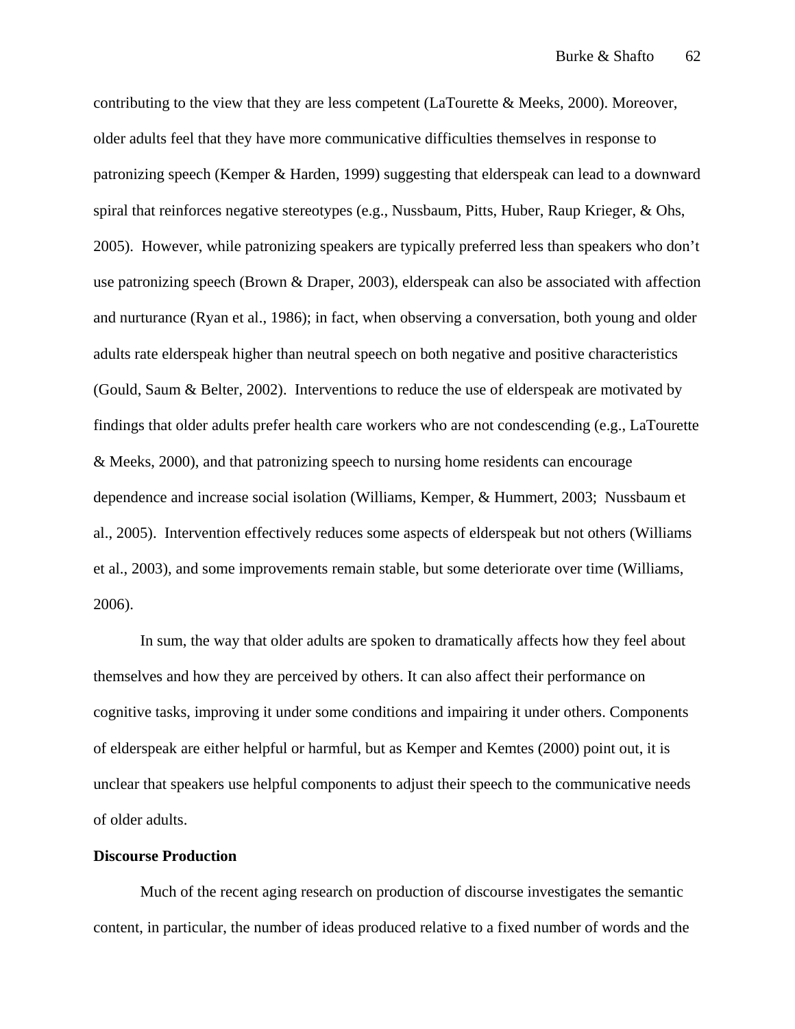contributing to the view that they are less competent (LaTourette & Meeks, 2000). Moreover, older adults feel that they have more communicative difficulties themselves in response to patronizing speech (Kemper & Harden, 1999) suggesting that elderspeak can lead to a downward spiral that reinforces negative stereotypes (e.g., Nussbaum, Pitts, Huber, Raup Krieger, & Ohs, 2005). However, while patronizing speakers are typically preferred less than speakers who don't use patronizing speech (Brown & Draper, 2003), elderspeak can also be associated with affection and nurturance (Ryan et al., 1986); in fact, when observing a conversation, both young and older adults rate elderspeak higher than neutral speech on both negative and positive characteristics (Gould, Saum & Belter, 2002). Interventions to reduce the use of elderspeak are motivated by findings that older adults prefer health care workers who are not condescending (e.g., LaTourette & Meeks, 2000), and that patronizing speech to nursing home residents can encourage dependence and increase social isolation (Williams, Kemper, & Hummert, 2003; Nussbaum et al., 2005). Intervention effectively reduces some aspects of elderspeak but not others (Williams et al., 2003), and some improvements remain stable, but some deteriorate over time (Williams, 2006).

In sum, the way that older adults are spoken to dramatically affects how they feel about themselves and how they are perceived by others. It can also affect their performance on cognitive tasks, improving it under some conditions and impairing it under others. Components of elderspeak are either helpful or harmful, but as Kemper and Kemtes (2000) point out, it is unclear that speakers use helpful components to adjust their speech to the communicative needs of older adults.

**Discourse Production**

Much of the recent aging research on production of discourse investigates the semantic content, in particular, the number of ideas produced relative to a fixed number of words and the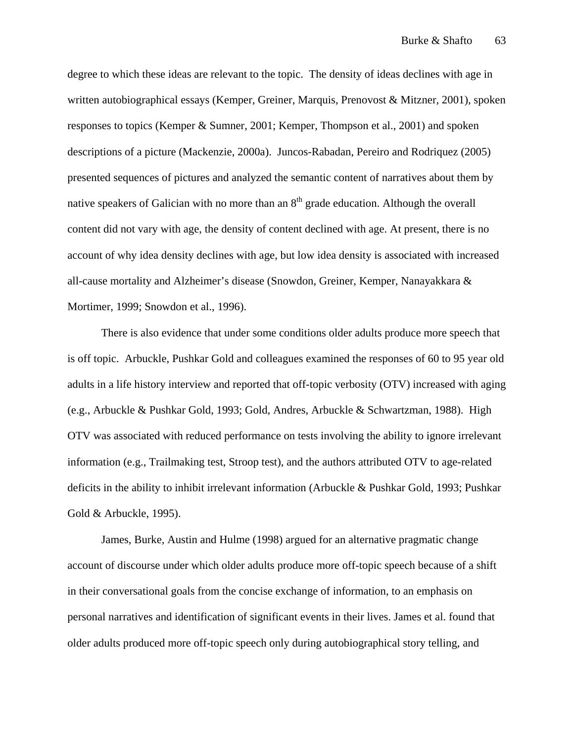degree to which these ideas are relevant to the topic. The density of ideas declines with age in written autobiographical essays (Kemper, Greiner, Marquis, Prenovost & Mitzner, 2001), spoken responses to topics (Kemper & Sumner, 2001; Kemper, Thompson et al., 2001) and spoken descriptions of a picture (Mackenzie, 2000a). Juncos-Rabadan, Pereiro and Rodriquez (2005) presented sequences of pictures and analyzed the semantic content of narratives about them by native speakers of Galician with no more than an 8th grade education. Although the overall content did not vary with age, the density of content declined with age. At present, there is no account of why idea density declines with age, but low idea density is associated with increased all-cause mortality and Alzheimer's disease (Snowdon, Greiner, Kemper, Nanayakkara & Mortimer, 1999; Snowdon et al., 1996).

There is also evidence that under some conditions older adults produce more speech that is off topic. Arbuckle, Pushkar Gold and colleagues examined the responses of 60 to 95 year old adults in a life history interview and reported that off-topic verbosity (OTV) increased with aging (e.g., Arbuckle & Pushkar Gold, 1993; Gold, Andres, Arbuckle & Schwartzman, 1988). High OTV was associated with reduced performance on tests involving the ability to ignore irrelevant information (e.g., Trailmaking test, Stroop test), and the authors attributed OTV to age-related deficits in the ability to inhibit irrelevant information (Arbuckle & Pushkar Gold, 1993; Pushkar Gold & Arbuckle, 1995).

James, Burke, Austin and Hulme (1998) argued for an alternative pragmatic change account of discourse under which older adults produce more off-topic speech because of a shift in their conversational goals from the concise exchange of information, to an emphasis on personal narratives and identification of significant events in their lives. James et al. found that older adults produced more off-topic speech only during autobiographical story telling, and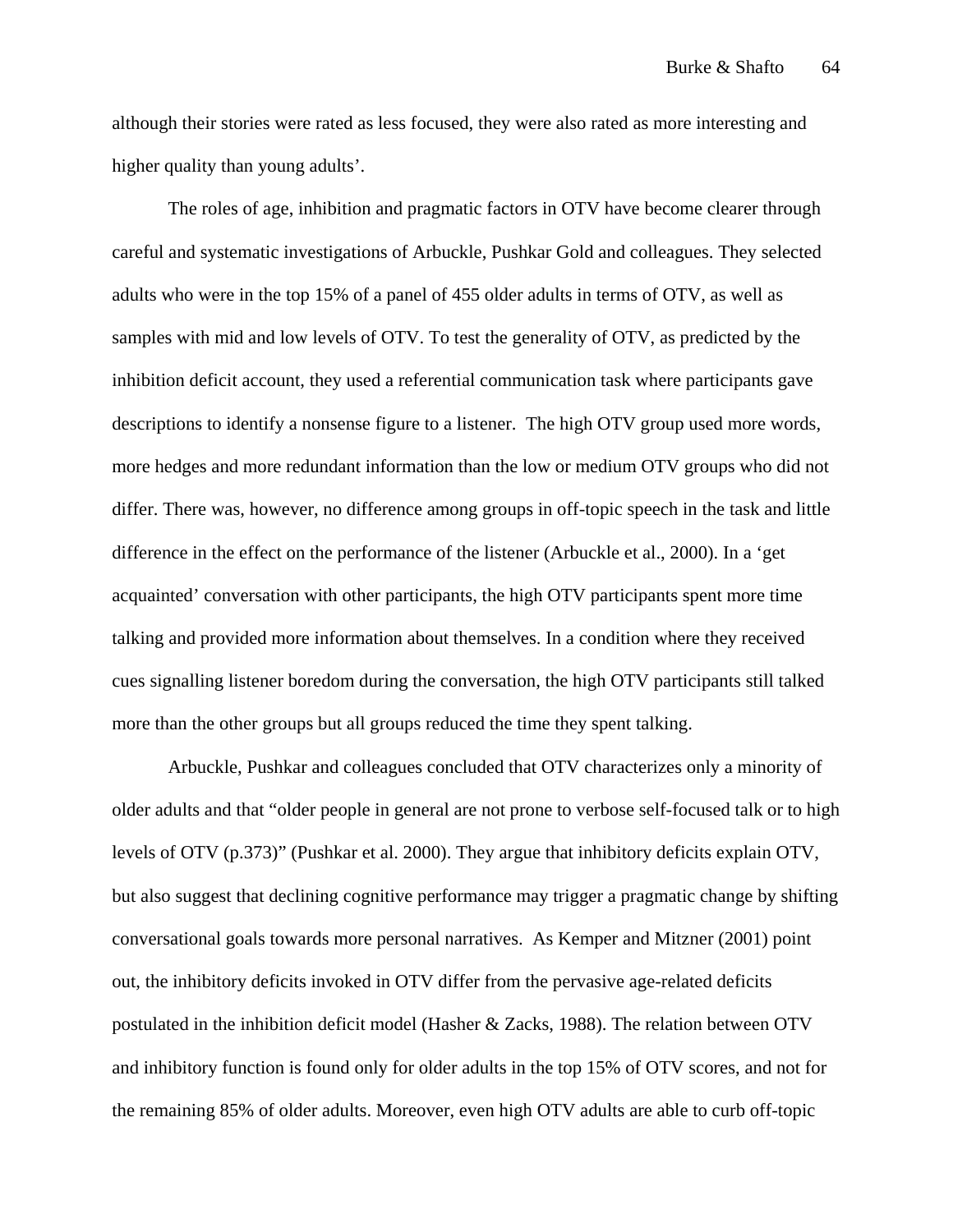although their stories were rated as less focused, they were also rated as more interesting and higher quality than young adults'.

The roles of age, inhibition and pragmatic factors in OTV have become clearer through careful and systematic investigations of Arbuckle, Pushkar Gold and colleagues. They selected adults who were in the top 15% of a panel of 455 older adults in terms of OTV, as well as samples with mid and low levels of OTV. To test the generality of OTV, as predicted by the inhibition deficit account, they used a referential communication task where participants gave descriptions to identify a nonsense figure to a listener.  The high OTV group used more words, more hedges and more redundant information than the low or medium OTV groups who did not differ. There was, however, no difference among groups in off-topic speech in the task and little difference in the effect on the performance of the listener (Arbuckle et al., 2000). In a 'get acquainted' conversation with other participants, the high OTV participants spent more time talking and provided more information about themselves. In a condition where they received cues signalling listener boredom during the conversation, the high OTV participants still talked more than the other groups but all groups reduced the time they spent talking.

Arbuckle, Pushkar and colleagues concluded that OTV characterizes only a minority of older adults and that "older people in general are not prone to verbose self-focused talk or to high levels of OTV (p.373)" (Pushkar et al. 2000). They argue that inhibitory deficits explain OTV, but also suggest that declining cognitive performance may trigger a pragmatic change by shifting conversational goals towards more personal narratives.  As Kemper and Mitzner (2001) point out, the inhibitory deficits invoked in OTV differ from the pervasive age-related deficits postulated in the inhibition deficit model (Hasher & Zacks, 1988). The relation between OTV and inhibitory function is found only for older adults in the top 15% of OTV scores, and not for the remaining 85% of older adults. Moreover, even high OTV adults are able to curb off-topic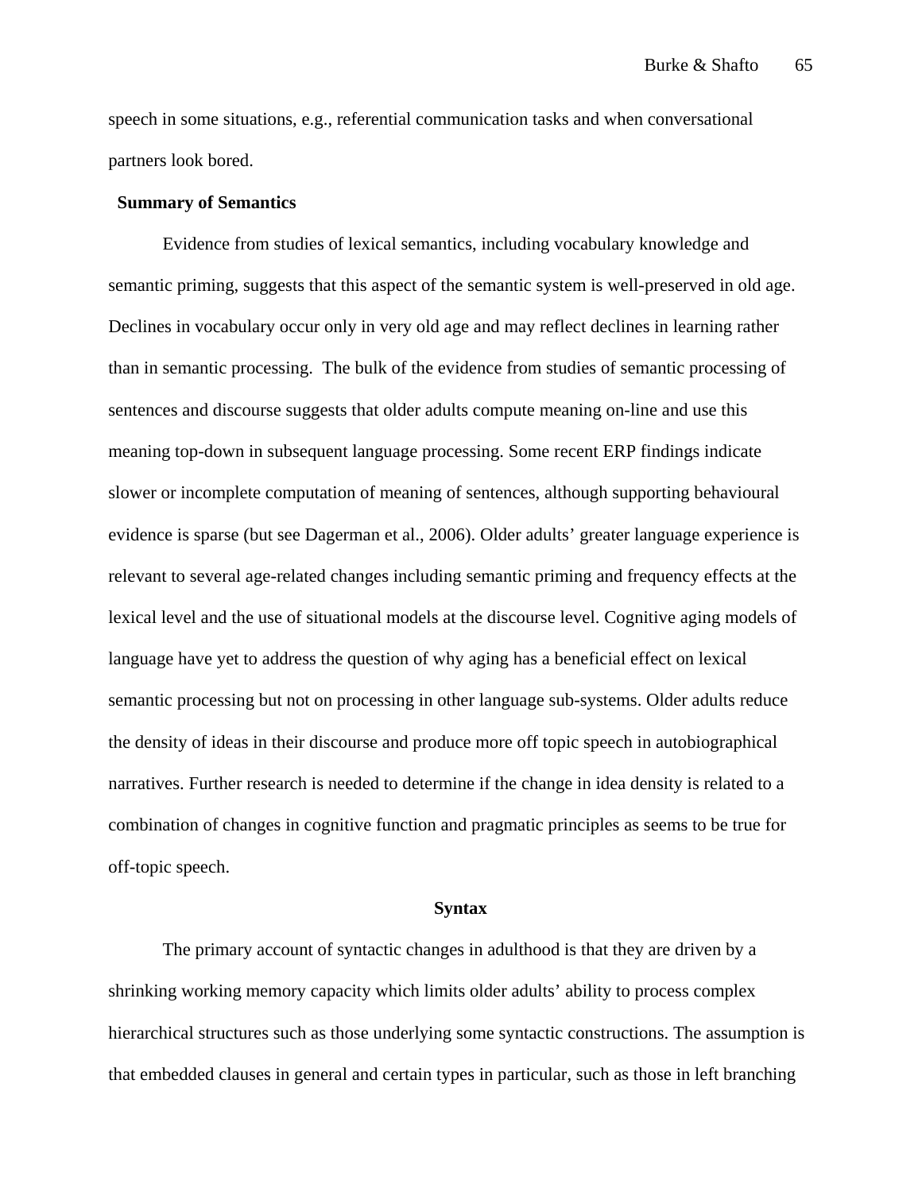speech in some situations, e.g., referential communication tasks and when conversational partners look bored.

### Summary of Semantics

Evidence from studies of lexical semantics, including vocabulary knowledge and semantic priming, suggests that this aspect of the semantic system is well-preserved in old age. Declines in vocabulary occur only in very old age and may reflect declines in learning rather than in semantic processing. The bulk of the evidence from studies of semantic processing of sentences and discourse suggests that older adults compute meaning on-line and use this meaning top-down in subsequent language processing. Some recent ERP findings indicate slower or incomplete computation of meaning of sentences, although supporting behavioural evidence is sparse (but see Dagerman et al., 2006). Older adults' greater language experience is relevant to several age-related changes including semantic priming and frequency effects at the lexical level and the use of situational models at the discourse level. Cognitive aging models of language have yet to address the question of why aging has a beneficial effect on lexical semantic processing but not on processing in other language sub-systems. Older adults reduce the density of ideas in their discourse and produce more off topic speech in autobiographical narratives. Further research is needed to determine if the change in idea density is related to a combination of changes in cognitive function and pragmatic principles as seems to be true for off-topic speech.

## Syntax

The primary account of syntactic changes in adulthood is that they are driven by a shrinking working memory capacity which limits older adults' ability to process complex hierarchical structures such as those underlying some syntactic constructions. The assumption is that embedded clauses in general and certain types in particular, such as those in left branching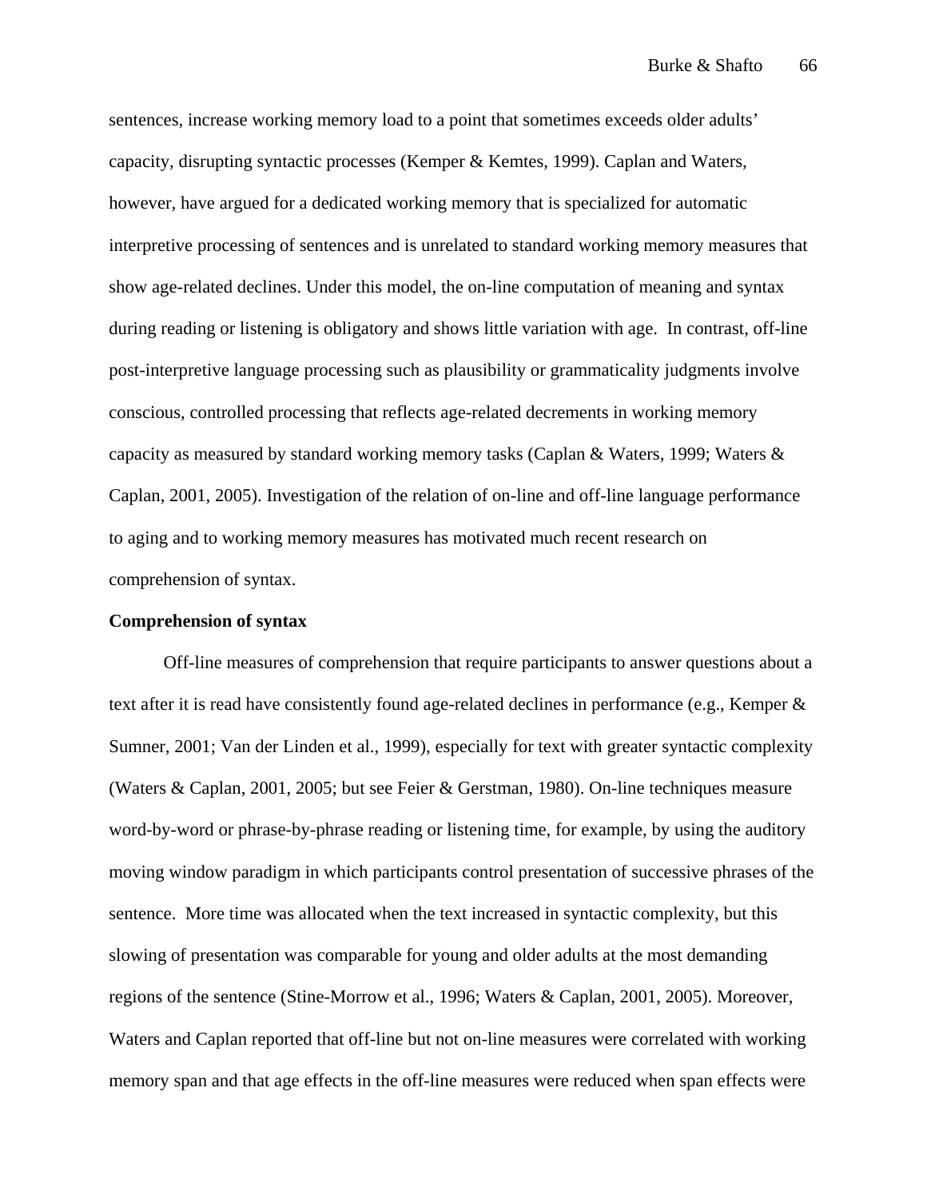sentences, increase working memory load to a point that sometimes exceeds older adults' capacity, disrupting syntactic processes (Kemper & Kemtes, 1999). Caplan and Waters, however, have argued for a dedicated working memory that is specialized for automatic interpretive processing of sentences and is unrelated to standard working memory measures that show age-related declines. Under this model, the on-line computation of meaning and syntax during reading or listening is obligatory and shows little variation with age. In contrast, off-line post-interpretive language processing such as plausibility or grammaticality judgments involve conscious, controlled processing that reflects age-related decrements in working memory capacity as measured by standard working memory tasks (Caplan & Waters, 1999; Waters & Caplan, 2001, 2005). Investigation of the relation of on-line and off-line language performance to aging and to working memory measures has motivated much recent research on comprehension of syntax.

**Comprehension of syntax**

Off-line measures of comprehension that require participants to answer questions about a text after it is read have consistently found age-related declines in performance (e.g., Kemper & Sumner, 2001; Van der Linden et al., 1999), especially for text with greater syntactic complexity (Waters & Caplan, 2001, 2005; but see Feier & Gerstman, 1980). On-line techniques measure word-by-word or phrase-by-phrase reading or listening time, for example, by using the auditory moving window paradigm in which participants control presentation of successive phrases of the sentence. More time was allocated when the text increased in syntactic complexity, but this slowing of presentation was comparable for young and older adults at the most demanding regions of the sentence (Stine-Morrow et al., 1996; Waters & Caplan, 2001, 2005). Moreover, Waters and Caplan reported that off-line but not on-line measures were correlated with working memory span and that age effects in the off-line measures were reduced when span effects were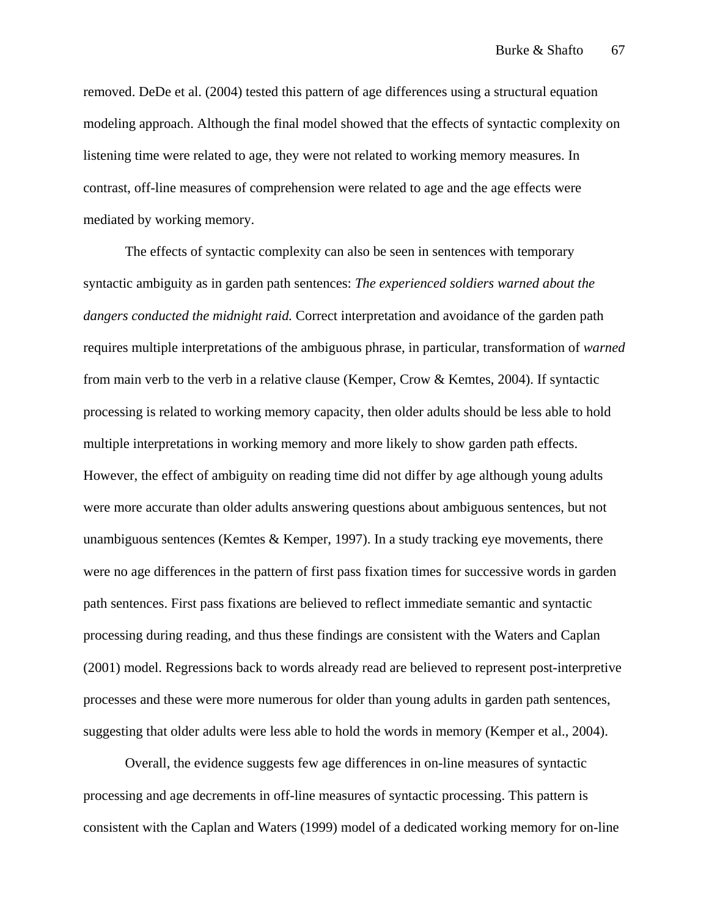removed. DeDe et al. (2004) tested this pattern of age differences using a structural equation modeling approach. Although the final model showed that the effects of syntactic complexity on listening time were related to age, they were not related to working memory measures. In contrast, off-line measures of comprehension were related to age and the age effects were mediated by working memory.

The effects of syntactic complexity can also be seen in sentences with temporary syntactic ambiguity as in garden path sentences: *The experienced soldiers warned about the dangers conducted the midnight raid.* Correct interpretation and avoidance of the garden path requires multiple interpretations of the ambiguous phrase, in particular, transformation of *warned* from main verb to the verb in a relative clause (Kemper, Crow & Kemtes, 2004). If syntactic processing is related to working memory capacity, then older adults should be less able to hold multiple interpretations in working memory and more likely to show garden path effects. However, the effect of ambiguity on reading time did not differ by age although young adults were more accurate than older adults answering questions about ambiguous sentences, but not unambiguous sentences (Kemtes & Kemper, 1997). In a study tracking eye movements, there were no age differences in the pattern of first pass fixation times for successive words in garden path sentences. First pass fixations are believed to reflect immediate semantic and syntactic processing during reading, and thus these findings are consistent with the Waters and Caplan (2001) model. Regressions back to words already read are believed to represent post-interpretive processes and these were more numerous for older than young adults in garden path sentences, suggesting that older adults were less able to hold the words in memory (Kemper et al., 2004).

Overall, the evidence suggests few age differences in on-line measures of syntactic processing and age decrements in off-line measures of syntactic processing. This pattern is consistent with the Caplan and Waters (1999) model of a dedicated working memory for on-line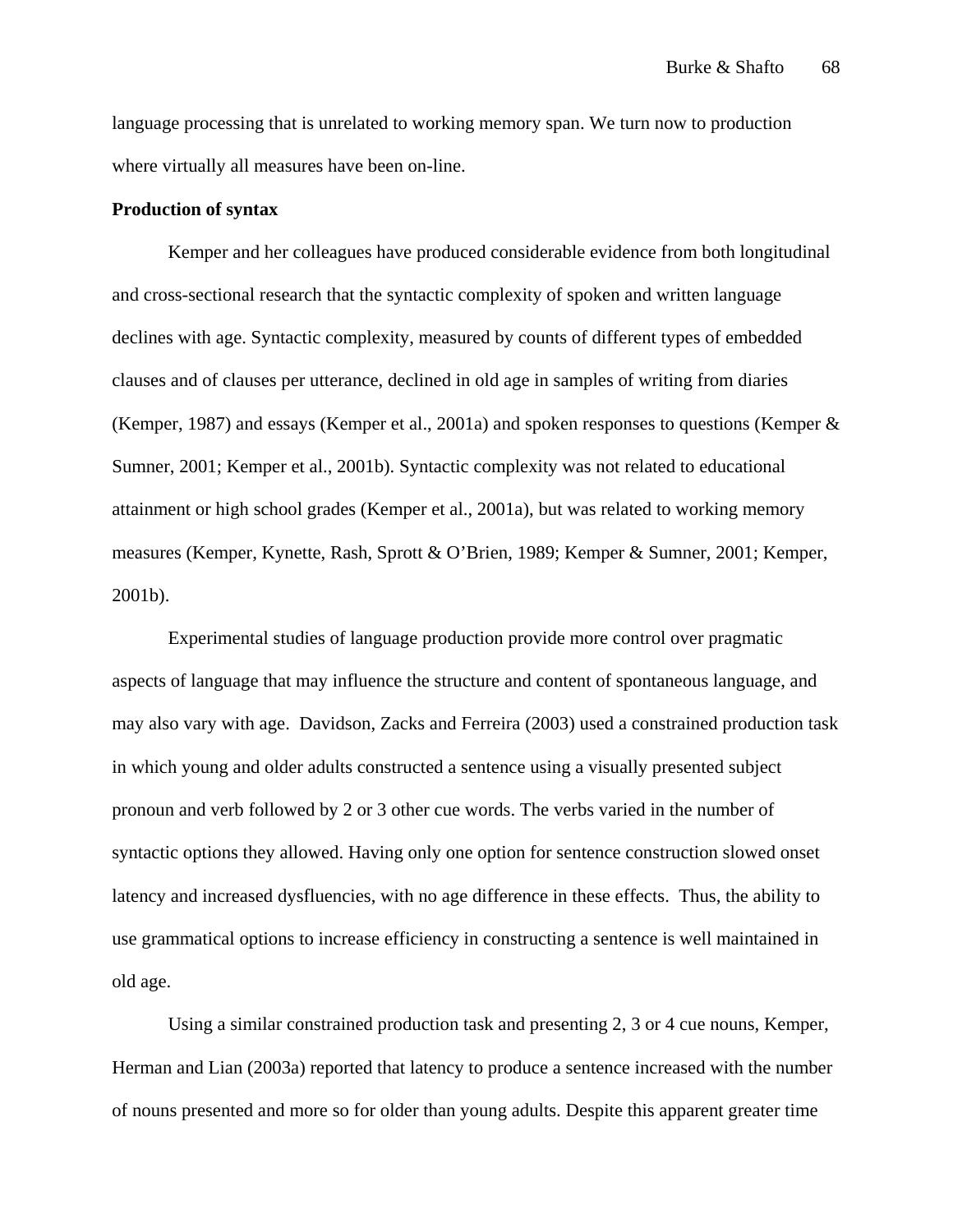language processing that is unrelated to working memory span. We turn now to production where virtually all measures have been on-line.

**Production of syntax**

Kemper and her colleagues have produced considerable evidence from both longitudinal and cross-sectional research that the syntactic complexity of spoken and written language declines with age. Syntactic complexity, measured by counts of different types of embedded clauses and of clauses per utterance, declined in old age in samples of writing from diaries (Kemper, 1987) and essays (Kemper et al., 2001a) and spoken responses to questions (Kemper & Sumner, 2001; Kemper et al., 2001b). Syntactic complexity was not related to educational attainment or high school grades (Kemper et al., 2001a), but was related to working memory measures (Kemper, Kynette, Rash, Sprott & O'Brien, 1989; Kemper & Sumner, 2001; Kemper, 2001b).

Experimental studies of language production provide more control over pragmatic aspects of language that may influence the structure and content of spontaneous language, and may also vary with age. Davidson, Zacks and Ferreira (2003) used a constrained production task in which young and older adults constructed a sentence using a visually presented subject pronoun and verb followed by 2 or 3 other cue words. The verbs varied in the number of syntactic options they allowed. Having only one option for sentence construction slowed onset latency and increased dysfluencies, with no age difference in these effects. Thus, the ability to use grammatical options to increase efficiency in constructing a sentence is well maintained in old age.

Using a similar constrained production task and presenting 2, 3 or 4 cue nouns, Kemper, Herman and Lian (2003a) reported that latency to produce a sentence increased with the number of nouns presented and more so for older than young adults. Despite this apparent greater time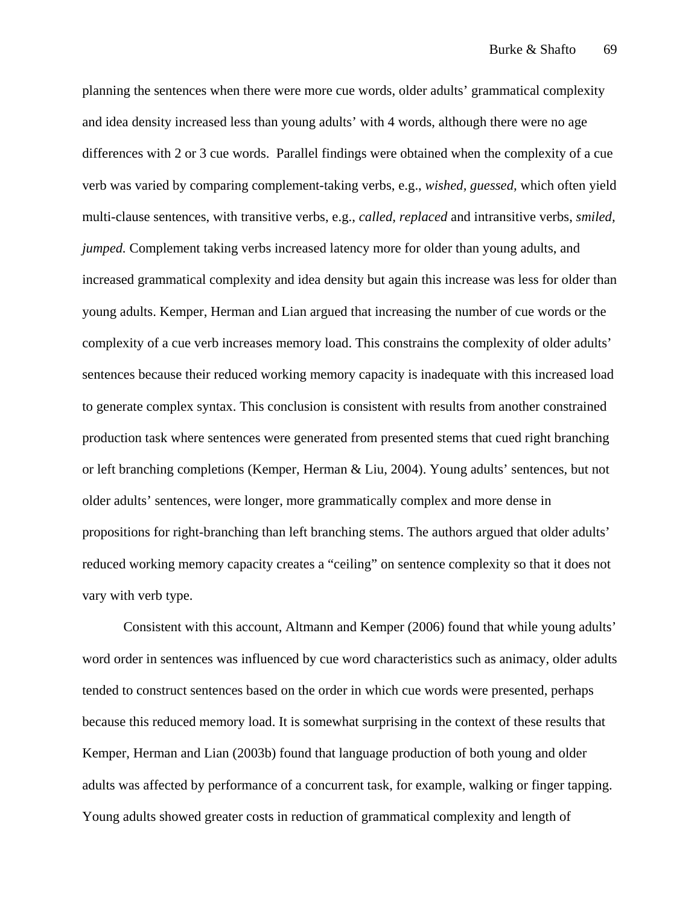planning the sentences when there were more cue words, older adults' grammatical complexity and idea density increased less than young adults' with 4 words, although there were no age differences with 2 or 3 cue words.  Parallel findings were obtained when the complexity of a cue verb was varied by comparing complement-taking verbs, e.g., *wished, guessed,* which often yield multi-clause sentences, with transitive verbs, e.g., *called, replaced* and intransitive verbs, *smiled, jumped.* Complement taking verbs increased latency more for older than young adults, and increased grammatical complexity and idea density but again this increase was less for older than young adults. Kemper, Herman and Lian argued that increasing the number of cue words or the complexity of a cue verb increases memory load. This constrains the complexity of older adults' sentences because their reduced working memory capacity is inadequate with this increased load to generate complex syntax. This conclusion is consistent with results from another constrained production task where sentences were generated from presented stems that cued right branching or left branching completions (Kemper, Herman & Liu, 2004). Young adults' sentences, but not older adults' sentences, were longer, more grammatically complex and more dense in propositions for right-branching than left branching stems. The authors argued that older adults' reduced working memory capacity creates a "ceiling" on sentence complexity so that it does not vary with verb type.

Consistent with this account, Altmann and Kemper (2006) found that while young adults' word order in sentences was influenced by cue word characteristics such as animacy, older adults tended to construct sentences based on the order in which cue words were presented, perhaps because this reduced memory load. It is somewhat surprising in the context of these results that Kemper, Herman and Lian (2003b) found that language production of both young and older adults was affected by performance of a concurrent task, for example, walking or finger tapping. Young adults showed greater costs in reduction of grammatical complexity and length of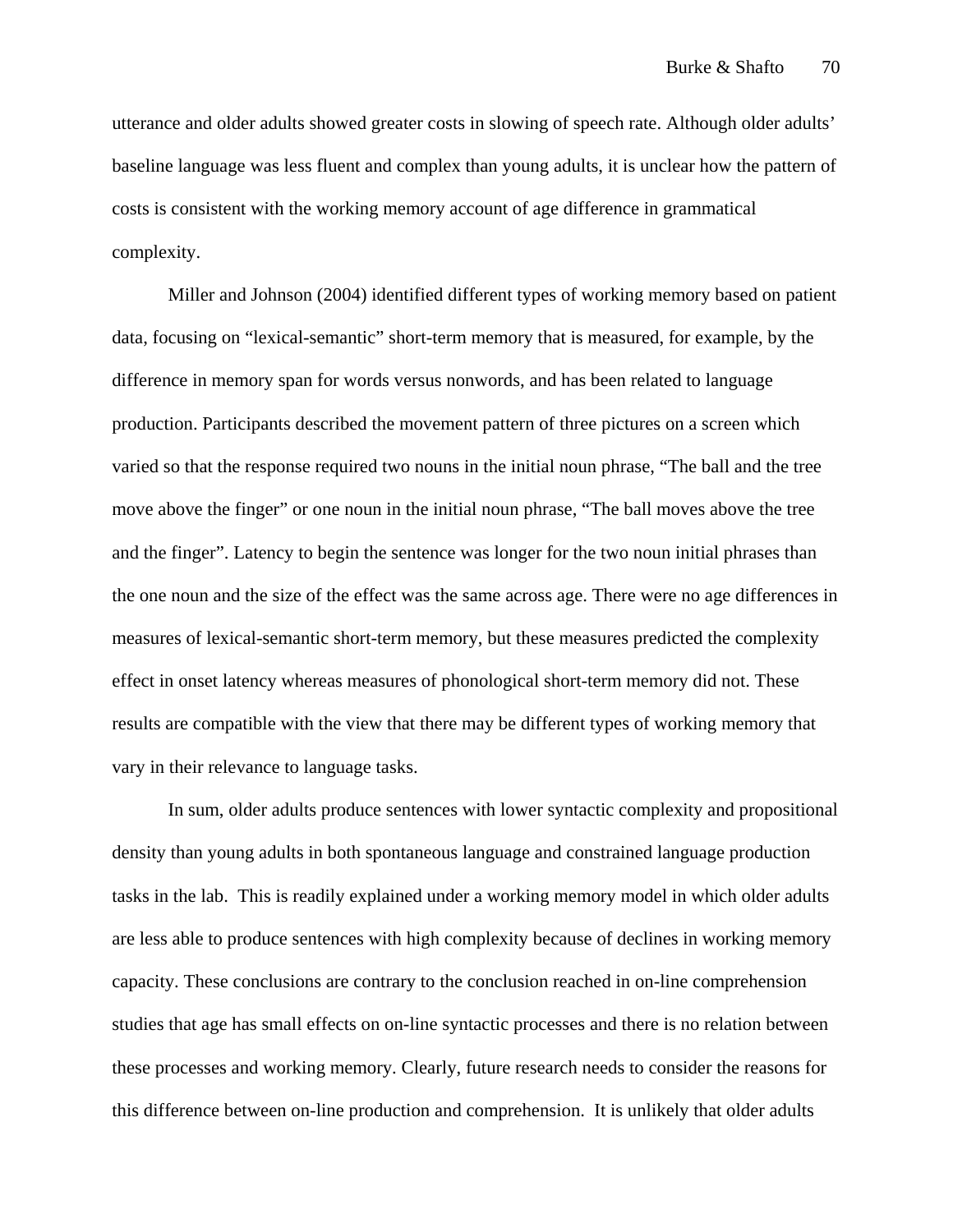utterance and older adults showed greater costs in slowing of speech rate. Although older adults' baseline language was less fluent and complex than young adults, it is unclear how the pattern of costs is consistent with the working memory account of age difference in grammatical complexity.

Miller and Johnson (2004) identified different types of working memory based on patient data, focusing on "lexical-semantic" short-term memory that is measured, for example, by the difference in memory span for words versus nonwords, and has been related to language production. Participants described the movement pattern of three pictures on a screen which varied so that the response required two nouns in the initial noun phrase, "The ball and the tree move above the finger" or one noun in the initial noun phrase, "The ball moves above the tree and the finger". Latency to begin the sentence was longer for the two noun initial phrases than the one noun and the size of the effect was the same across age. There were no age differences in measures of lexical-semantic short-term memory, but these measures predicted the complexity effect in onset latency whereas measures of phonological short-term memory did not. These results are compatible with the view that there may be different types of working memory that vary in their relevance to language tasks.

In sum, older adults produce sentences with lower syntactic complexity and propositional density than young adults in both spontaneous language and constrained language production tasks in the lab. This is readily explained under a working memory model in which older adults are less able to produce sentences with high complexity because of declines in working memory capacity. These conclusions are contrary to the conclusion reached in on-line comprehension studies that age has small effects on on-line syntactic processes and there is no relation between these processes and working memory. Clearly, future research needs to consider the reasons for this difference between on-line production and comprehension. It is unlikely that older adults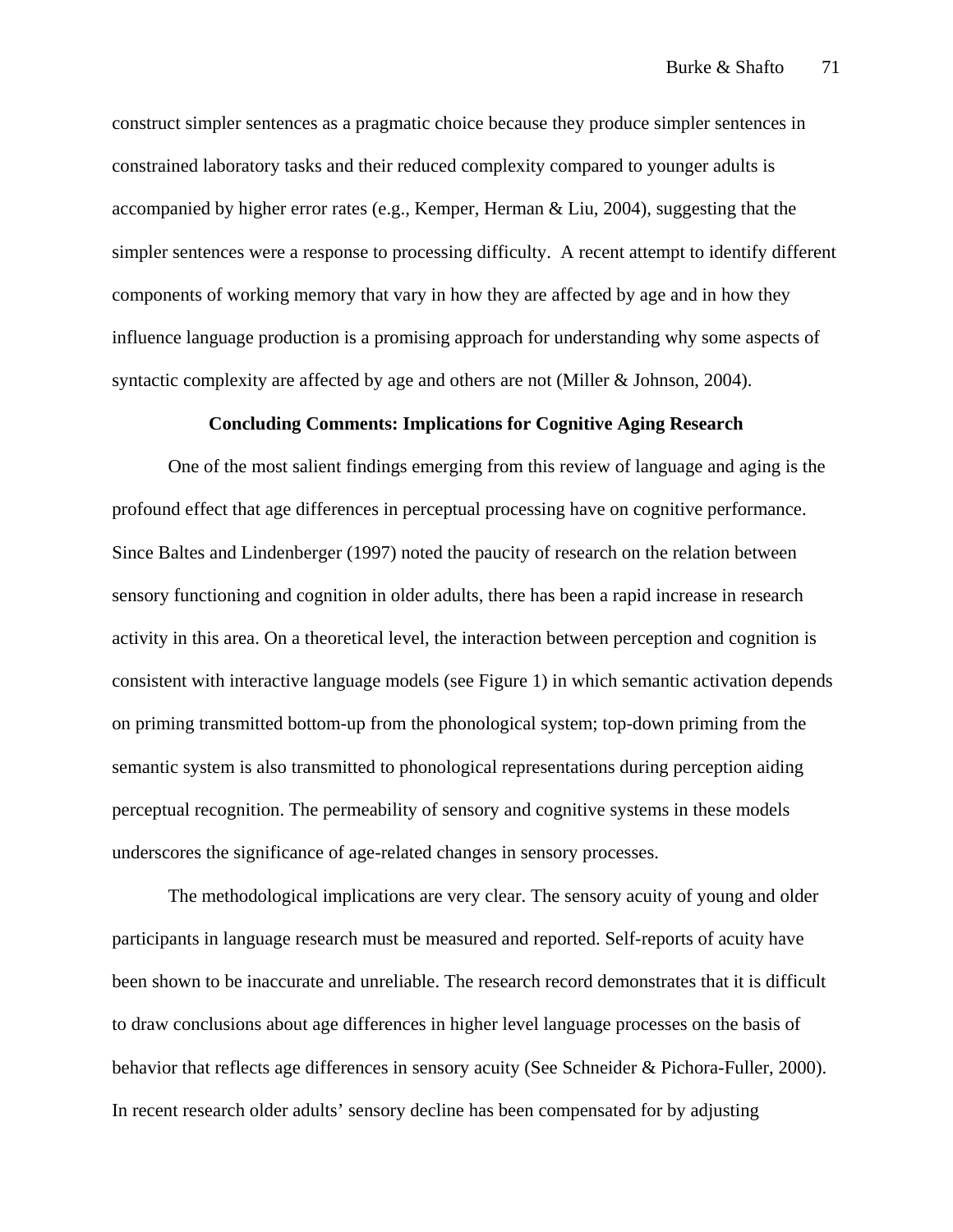construct simpler sentences as a pragmatic choice because they produce simpler sentences in constrained laboratory tasks and their reduced complexity compared to younger adults is accompanied by higher error rates (e.g., Kemper, Herman & Liu, 2004), suggesting that the simpler sentences were a response to processing difficulty.  A recent attempt to identify different components of working memory that vary in how they are affected by age and in how they influence language production is a promising approach for understanding why some aspects of syntactic complexity are affected by age and others are not (Miller & Johnson, 2004).

## Concluding Comments: Implications for Cognitive Aging Research

One of the most salient findings emerging from this review of language and aging is the profound effect that age differences in perceptual processing have on cognitive performance. Since Baltes and Lindenberger (1997) noted the paucity of research on the relation between sensory functioning and cognition in older adults, there has been a rapid increase in research activity in this area. On a theoretical level, the interaction between perception and cognition is consistent with interactive language models (see Figure 1) in which semantic activation depends on priming transmitted bottom-up from the phonological system; top-down priming from the semantic system is also transmitted to phonological representations during perception aiding perceptual recognition. The permeability of sensory and cognitive systems in these models underscores the significance of age-related changes in sensory processes.

The methodological implications are very clear. The sensory acuity of young and older participants in language research must be measured and reported. Self-reports of acuity have been shown to be inaccurate and unreliable. The research record demonstrates that it is difficult to draw conclusions about age differences in higher level language processes on the basis of behavior that reflects age differences in sensory acuity (See Schneider & Pichora-Fuller, 2000). In recent research older adults' sensory decline has been compensated for by adjusting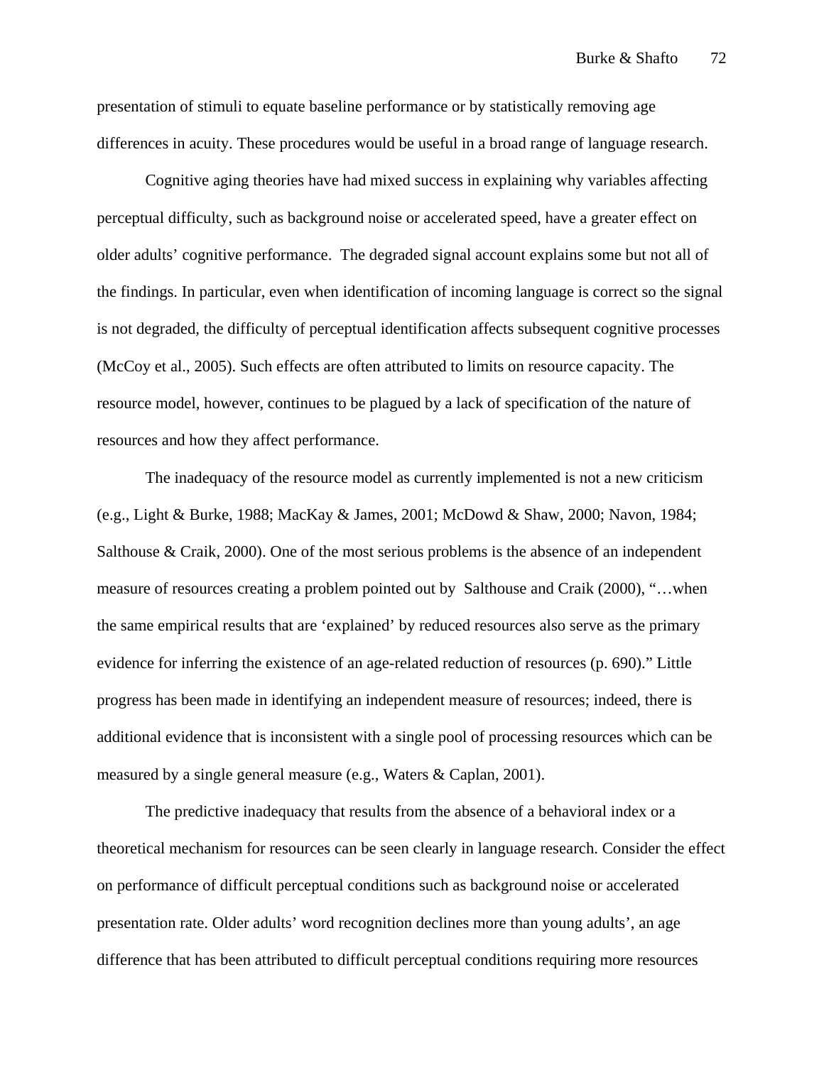presentation of stimuli to equate baseline performance or by statistically removing age differences in acuity. These procedures would be useful in a broad range of language research.

Cognitive aging theories have had mixed success in explaining why variables affecting perceptual difficulty, such as background noise or accelerated speed, have a greater effect on older adults' cognitive performance. The degraded signal account explains some but not all of the findings. In particular, even when identification of incoming language is correct so the signal is not degraded, the difficulty of perceptual identification affects subsequent cognitive processes (McCoy et al., 2005). Such effects are often attributed to limits on resource capacity. The resource model, however, continues to be plagued by a lack of specification of the nature of resources and how they affect performance.

The inadequacy of the resource model as currently implemented is not a new criticism (e.g., Light & Burke, 1988; MacKay & James, 2001; McDowd & Shaw, 2000; Navon, 1984; Salthouse & Craik, 2000). One of the most serious problems is the absence of an independent measure of resources creating a problem pointed out by Salthouse and Craik (2000), "…when the same empirical results that are 'explained' by reduced resources also serve as the primary evidence for inferring the existence of an age-related reduction of resources (p. 690)." Little progress has been made in identifying an independent measure of resources; indeed, there is additional evidence that is inconsistent with a single pool of processing resources which can be measured by a single general measure (e.g., Waters & Caplan, 2001).

The predictive inadequacy that results from the absence of a behavioral index or a theoretical mechanism for resources can be seen clearly in language research. Consider the effect on performance of difficult perceptual conditions such as background noise or accelerated presentation rate. Older adults' word recognition declines more than young adults', an age difference that has been attributed to difficult perceptual conditions requiring more resources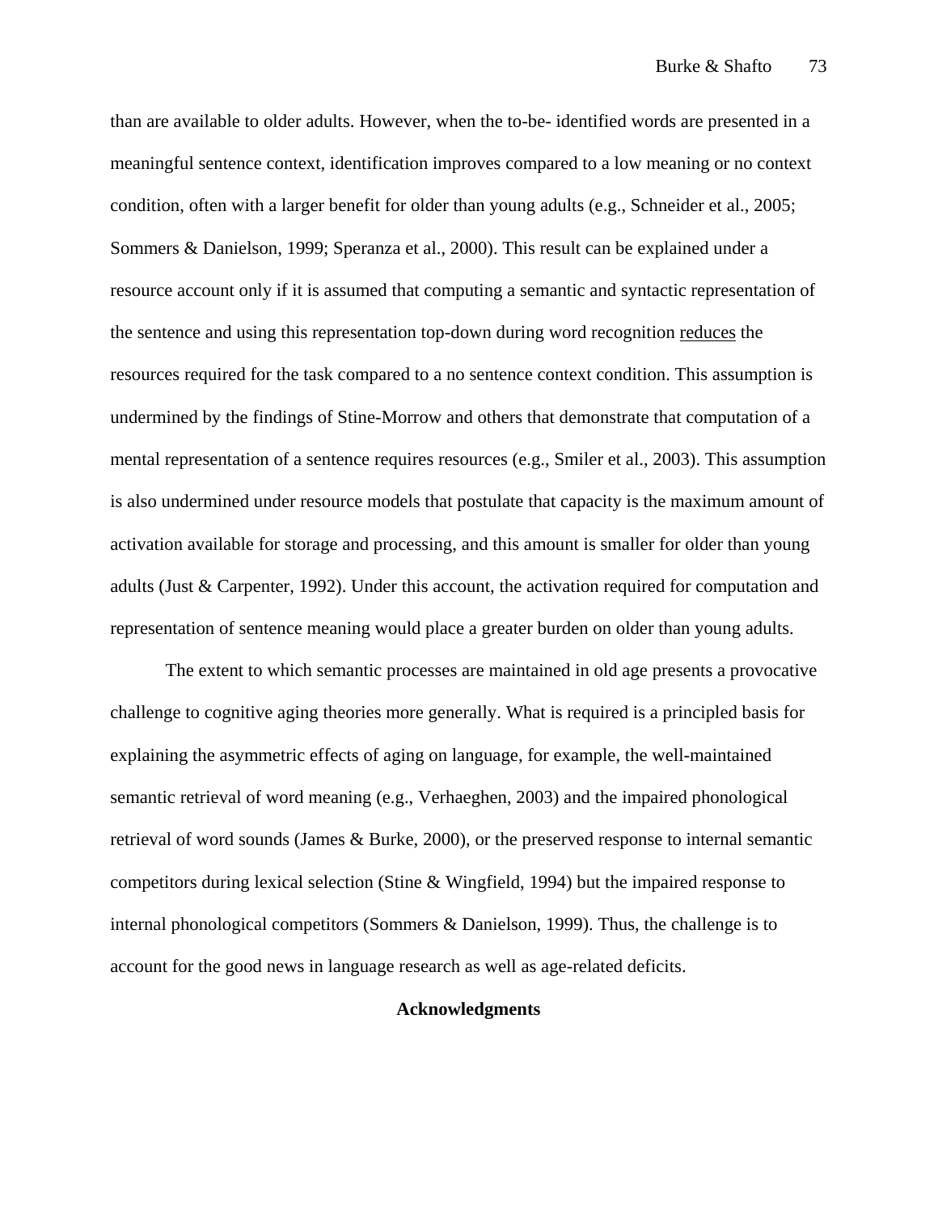than are available to older adults. However, when the to-be- identified words are presented in a meaningful sentence context, identification improves compared to a low meaning or no context condition, often with a larger benefit for older than young adults (e.g., Schneider et al., 2005; Sommers & Danielson, 1999; Speranza et al., 2000). This result can be explained under a resource account only if it is assumed that computing a semantic and syntactic representation of the sentence and using this representation top-down during word recognition <u>reduces</u> the resources required for the task compared to a no sentence context condition. This assumption is undermined by the findings of Stine-Morrow and others that demonstrate that computation of a mental representation of a sentence requires resources (e.g., Smiler et al., 2003). This assumption is also undermined under resource models that postulate that capacity is the maximum amount of activation available for storage and processing, and this amount is smaller for older than young adults (Just & Carpenter, 1992). Under this account, the activation required for computation and representation of sentence meaning would place a greater burden on older than young adults.

The extent to which semantic processes are maintained in old age presents a provocative challenge to cognitive aging theories more generally. What is required is a principled basis for explaining the asymmetric effects of aging on language, for example, the well-maintained semantic retrieval of word meaning (e.g., Verhaeghen, 2003) and the impaired phonological retrieval of word sounds (James & Burke, 2000), or the preserved response to internal semantic competitors during lexical selection (Stine & Wingfield, 1994) but the impaired response to internal phonological competitors (Sommers & Danielson, 1999). Thus, the challenge is to account for the good news in language research as well as age-related deficits.

## Acknowledgments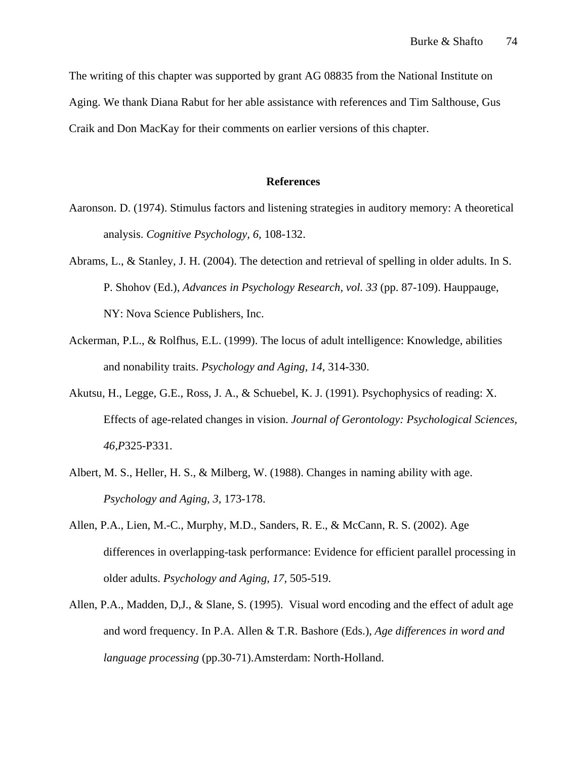The writing of this chapter was supported by grant AG 08835 from the National Institute on Aging. We thank Diana Rabut for her able assistance with references and Tim Salthouse, Gus Craik and Don MacKay for their comments on earlier versions of this chapter.

## References

Aaronson. D. (1974). Stimulus factors and listening strategies in auditory memory: A theoretical analysis. *Cognitive Psychology, 6*, 108-132.

Abrams, L., & Stanley, J. H. (2004). The detection and retrieval of spelling in older adults. In S. P. Shohov (Ed.), *Advances in Psychology Research, vol. 33* (pp. 87-109). Hauppauge, NY: Nova Science Publishers, Inc.

Ackerman, P.L., & Rolfhus, E.L. (1999). The locus of adult intelligence: Knowledge, abilities and nonability traits. *Psychology and Aging, 14*, 314-330.

Akutsu, H., Legge, G.E., Ross, J. A., & Schuebel, K. J. (1991). Psychophysics of reading: X. Effects of age-related changes in vision. *Journal of Gerontology: Psychological Sciences, 46,P*325-P331.

Albert, M. S., Heller, H. S., & Milberg, W. (1988). Changes in naming ability with age. *Psychology and Aging, 3,* 173-178.

Allen, P.A., Lien, M.-C., Murphy, M.D., Sanders, R. E., & McCann, R. S. (2002). Age differences in overlapping-task performance: Evidence for efficient parallel processing in older adults. *Psychology and Aging, 17,* 505-519.

Allen, P.A., Madden, D,J., & Slane, S. (1995). Visual word encoding and the effect of adult age and word frequency. In P.A. Allen & T.R. Bashore (Eds.), *Age differences in word and language processing* (pp.30-71).Amsterdam: North-Holland.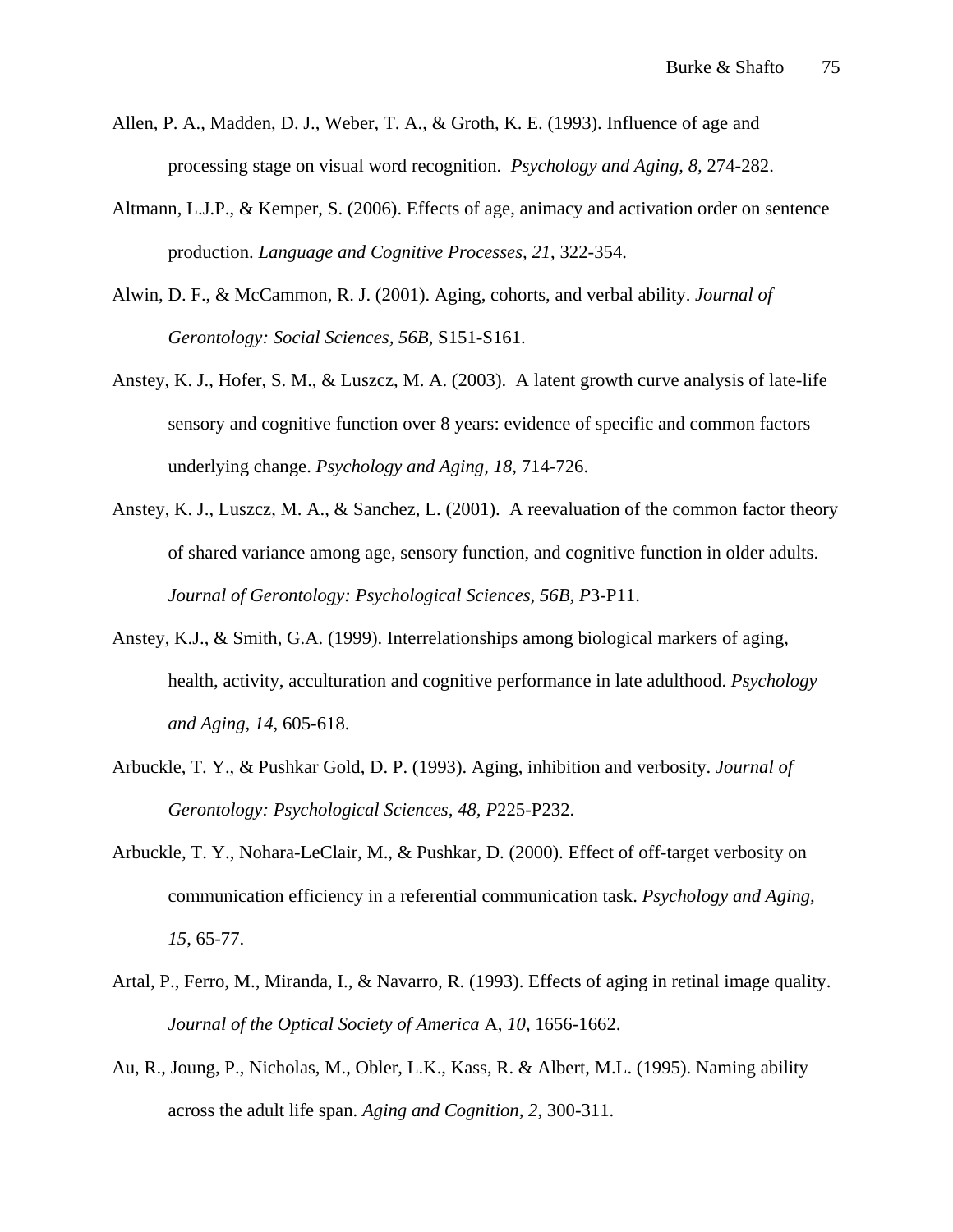Allen, P. A., Madden, D. J., Weber, T. A., & Groth, K. E. (1993). Influence of age and processing stage on visual word recognition. *Psychology and Aging, 8,* 274-282.

Altmann, L.J.P., & Kemper, S. (2006). Effects of age, animacy and activation order on sentence production. *Language and Cognitive Processes, 21,* 322-354.

Alwin, D. F., & McCammon, R. J. (2001). Aging, cohorts, and verbal ability. *Journal of Gerontology: Social Sciences, 56B,* S151-S161.

Anstey, K. J., Hofer, S. M., & Luszcz, M. A. (2003). A latent growth curve analysis of late-life sensory and cognitive function over 8 years: evidence of specific and common factors underlying change. *Psychology and Aging, 18,* 714-726.

Anstey, K. J., Luszcz, M. A., & Sanchez, L. (2001). A reevaluation of the common factor theory of shared variance among age, sensory function, and cognitive function in older adults. *Journal of Gerontology: Psychological Sciences, 56B, P*3-P11.

Anstey, K.J., & Smith, G.A. (1999). Interrelationships among biological markers of aging, health, activity, acculturation and cognitive performance in late adulthood. *Psychology and Aging, 14,* 605-618.

Arbuckle, T. Y., & Pushkar Gold, D. P. (1993). Aging, inhibition and verbosity. *Journal of Gerontology: Psychological Sciences, 48, P*225-P232.

Arbuckle, T. Y., Nohara-LeClair, M., & Pushkar, D. (2000). Effect of off-target verbosity on communication efficiency in a referential communication task. *Psychology and Aging, 15*, 65-77.

Artal, P., Ferro, M., Miranda, I., & Navarro, R. (1993). Effects of aging in retinal image quality. *Journal of the Optical Society of America* A, *10*, 1656-1662.

Au, R., Joung, P., Nicholas, M., Obler, L.K., Kass, R. & Albert, M.L. (1995). Naming ability across the adult life span. *Aging and Cognition, 2,* 300-311.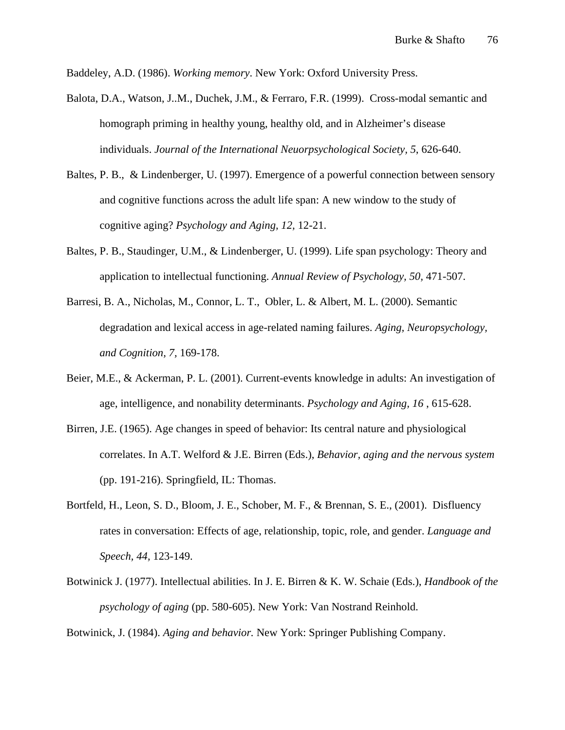Baddeley, A.D. (1986). *Working memory*. New York: Oxford University Press.

Balota, D.A., Watson, J..M., Duchek, J.M., & Ferraro, F.R. (1999). Cross-modal semantic and homograph priming in healthy young, healthy old, and in Alzheimer's disease individuals. *Journal of the International Neuorpsychological Society, 5*, 626-640.

Baltes, P. B., & Lindenberger, U. (1997). Emergence of a powerful connection between sensory and cognitive functions across the adult life span: A new window to the study of cognitive aging? *Psychology and Aging, 12*, 12-21.

Baltes, P. B., Staudinger, U.M., & Lindenberger, U. (1999). Life span psychology: Theory and application to intellectual functioning. *Annual Review of Psychology, 50*, 471-507.

Barresi, B. A., Nicholas, M., Connor, L. T., Obler, L. & Albert, M. L. (2000). Semantic degradation and lexical access in age-related naming failures. *Aging, Neuropsychology, and Cognition, 7,* 169-178.

Beier, M.E., & Ackerman, P. L. (2001). Current-events knowledge in adults: An investigation of age, intelligence, and nonability determinants. *Psychology and Aging, 16* , 615-628.

Birren, J.E. (1965). Age changes in speed of behavior: Its central nature and physiological correlates. In A.T. Welford & J.E. Birren (Eds.), *Behavior, aging and the nervous system* (pp. 191-216). Springfield, IL: Thomas.

Bortfeld, H., Leon, S. D., Bloom, J. E., Schober, M. F., & Brennan, S. E., (2001). Disfluency rates in conversation: Effects of age, relationship, topic, role, and gender. *Language and Speech, 44,* 123-149.

Botwinick J. (1977). Intellectual abilities. In J. E. Birren & K. W. Schaie (Eds.), *Handbook of the psychology of aging* (pp. 580-605). New York: Van Nostrand Reinhold.

Botwinick, J. (1984). *Aging and behavior.* New York: Springer Publishing Company.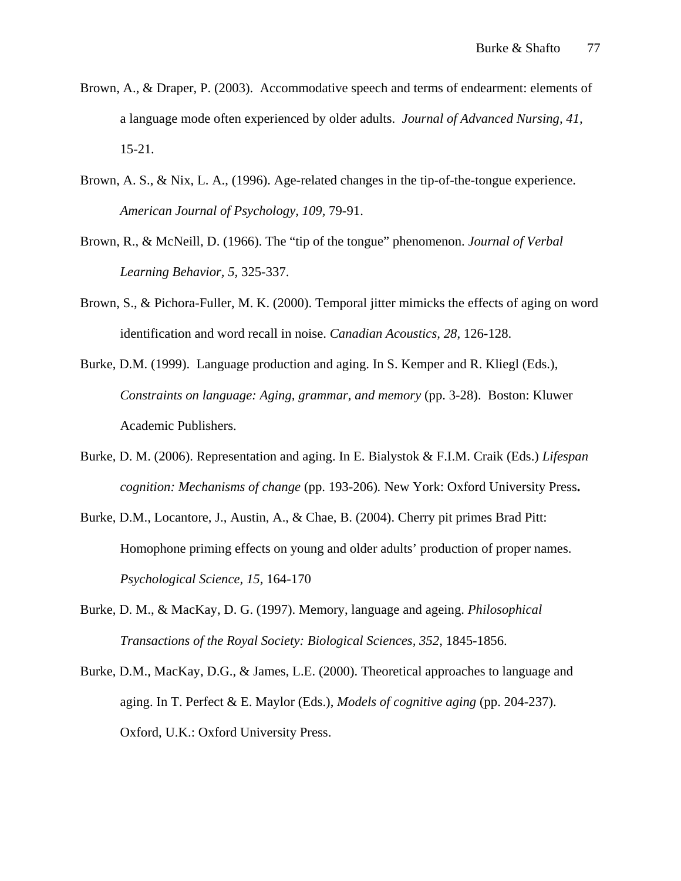Brown, A., & Draper, P. (2003). Accommodative speech and terms of endearment: elements of a language mode often experienced by older adults. *Journal of Advanced Nursing, 41,* 15-21.

Brown, A. S., & Nix, L. A., (1996). Age-related changes in the tip-of-the-tongue experience. *American Journal of Psychology, 109,* 79-91.

Brown, R., & McNeill, D. (1966). The “tip of the tongue” phenomenon. *Journal of Verbal Learning Behavior*, *5*, 325-337.

Brown, S., & Pichora-Fuller, M. K. (2000). Temporal jitter mimicks the effects of aging on word identification and word recall in noise. *Canadian Acoustics, 28*, 126-128.

Burke, D.M. (1999). Language production and aging. In S. Kemper and R. Kliegl (Eds.), *Constraints on language: Aging, grammar, and memory* (pp. 3-28). Boston: Kluwer Academic Publishers.

Burke, D. M. (2006). Representation and aging. In E. Bialystok & F.I.M. Craik (Eds.) *Lifespan cognition: Mechanisms of change* (pp. 193-206)*.* New York: Oxford University Press**.**

Burke, D.M., Locantore, J., Austin, A., & Chae, B. (2004). Cherry pit primes Brad Pitt: Homophone priming effects on young and older adults’ production of proper names. *Psychological Science, 15,* 164-170

Burke, D. M., & MacKay, D. G. (1997). Memory, language and ageing. *Philosophical Transactions of the Royal Society: Biological Sciences, 352,* 1845-1856.

Burke, D.M., MacKay, D.G., & James, L.E. (2000). Theoretical approaches to language and aging. In T. Perfect & E. Maylor (Eds.), *Models of cognitive aging* (pp. 204-237). Oxford, U.K.: Oxford University Press.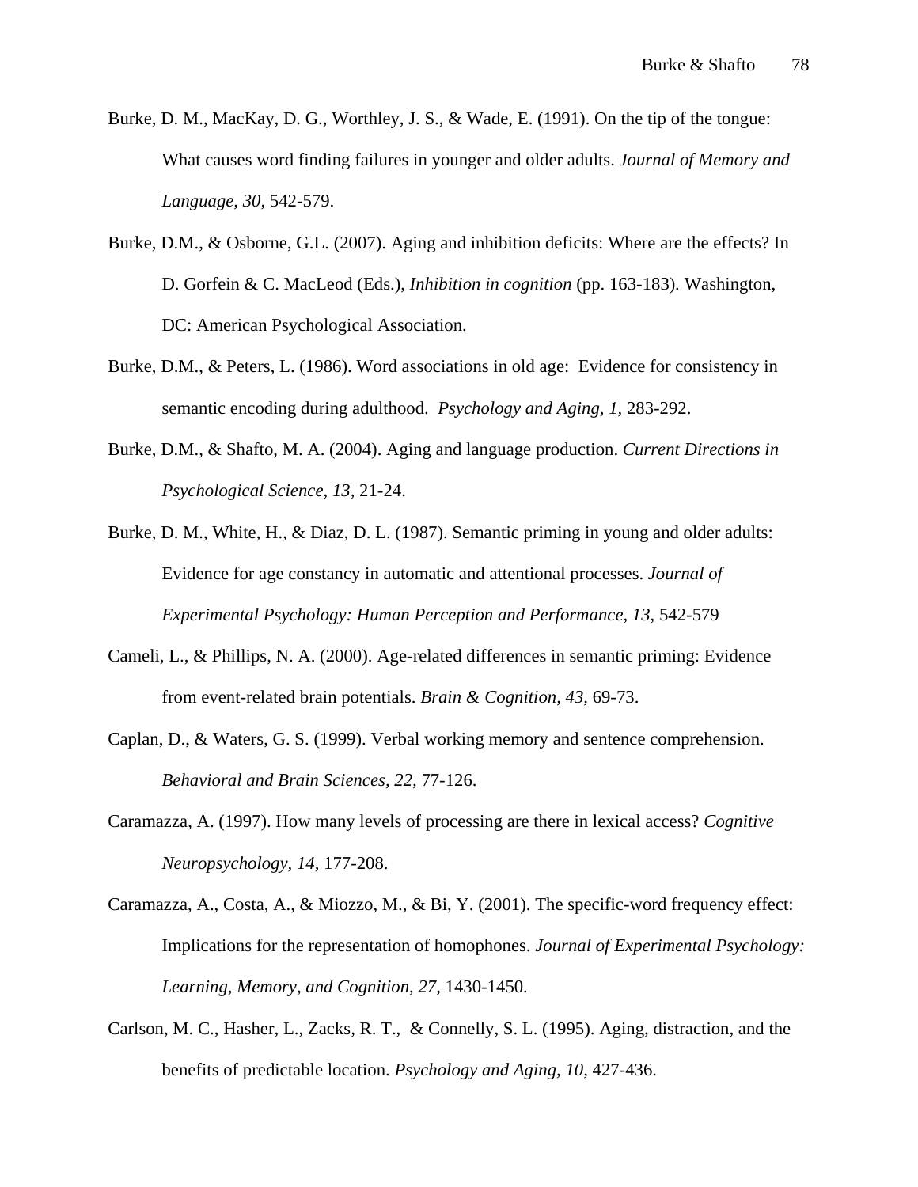Burke, D. M., MacKay, D. G., Worthley, J. S., & Wade, E. (1991). On the tip of the tongue: What causes word finding failures in younger and older adults. *Journal of Memory and Language*, *30,* 542-579.

Burke, D.M., & Osborne, G.L. (2007). Aging and inhibition deficits: Where are the effects? In D. Gorfein & C. MacLeod (Eds.), *Inhibition in cognition* (pp. 163-183). Washington, DC: American Psychological Association.

Burke, D.M., & Peters, L. (1986). Word associations in old age: Evidence for consistency in semantic encoding during adulthood. *Psychology and Aging, 1*, 283-292.

Burke, D.M., & Shafto, M. A. (2004). Aging and language production. *Current Directions in Psychological Science*, *13,* 21-24.

Burke, D. M., White, H., & Diaz, D. L. (1987). Semantic priming in young and older adults: Evidence for age constancy in automatic and attentional processes. *Journal of Experimental Psychology: Human Perception and Performance, 13*, 542-579

Cameli, L., & Phillips, N. A. (2000). Age-related differences in semantic priming: Evidence from event-related brain potentials. *Brain & Cognition, 43,* 69-73.

Caplan, D., & Waters, G. S. (1999). Verbal working memory and sentence comprehension. *Behavioral and Brain Sciences, 22,* 77-126.

Caramazza, A. (1997). How many levels of processing are there in lexical access? *Cognitive Neuropsychology, 14*, 177-208.

Caramazza, A., Costa, A., & Miozzo, M., & Bi, Y. (2001). The specific-word frequency effect: Implications for the representation of homophones. *Journal of Experimental Psychology: Learning, Memory, and Cognition, 27,* 1430-1450.

Carlson, M. C., Hasher, L., Zacks, R. T., & Connelly, S. L. (1995). Aging, distraction, and the benefits of predictable location. *Psychology and Aging, 10,* 427-436.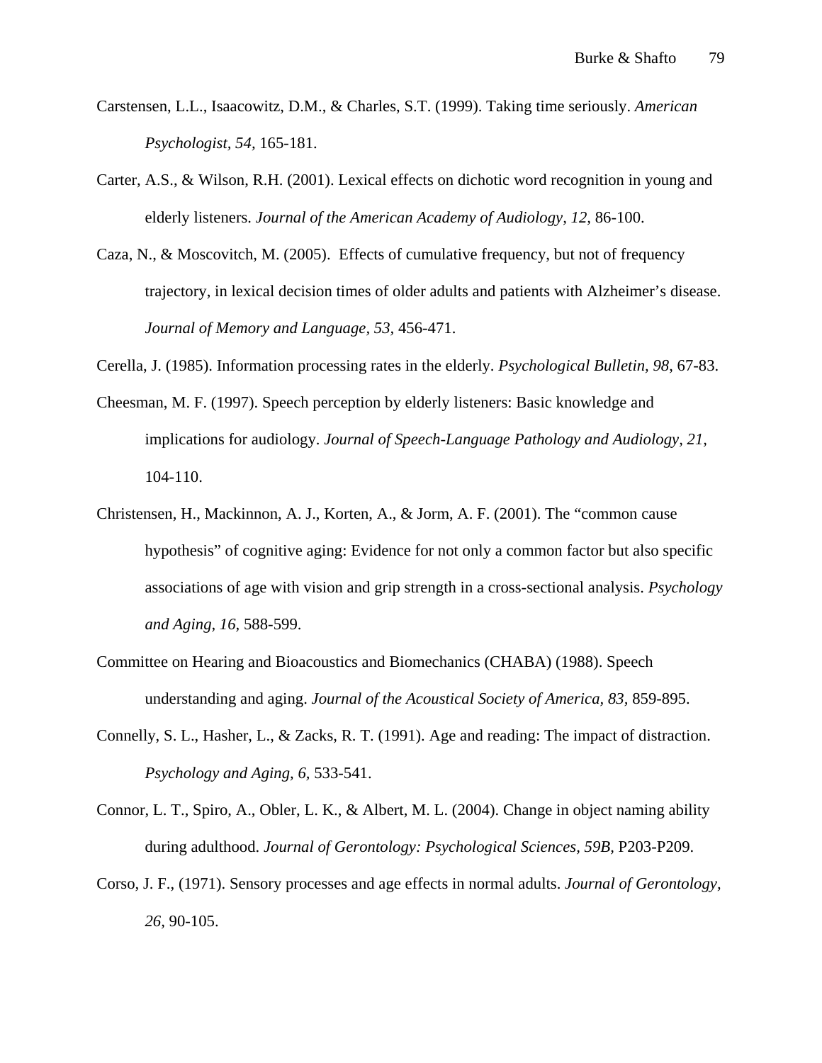Carstensen, L.L., Isaacowitz, D.M., & Charles, S.T. (1999). Taking time seriously. *American Psychologist, 54*, 165-181.

Carter, A.S., & Wilson, R.H. (2001). Lexical effects on dichotic word recognition in young and elderly listeners. *Journal of the American Academy of Audiology, 12,* 86-100.

Caza, N., & Moscovitch, M. (2005). Effects of cumulative frequency, but not of frequency trajectory, in lexical decision times of older adults and patients with Alzheimer's disease. *Journal of Memory and Language, 53*, 456-471.

Cerella, J. (1985). Information processing rates in the elderly. *Psychological Bulletin, 98*, 67-83.

Cheesman, M. F. (1997). Speech perception by elderly listeners: Basic knowledge and implications for audiology. *Journal of Speech-Language Pathology and Audiology, 21,* 104-110.

Christensen, H., Mackinnon, A. J., Korten, A., & Jorm, A. F. (2001). The "common cause hypothesis" of cognitive aging: Evidence for not only a common factor but also specific associations of age with vision and grip strength in a cross-sectional analysis. *Psychology and Aging, 16,* 588-599.

Committee on Hearing and Bioacoustics and Biomechanics (CHABA) (1988). Speech understanding and aging. *Journal of the Acoustical Society of America, 83,* 859-895.

Connelly, S. L., Hasher, L., & Zacks, R. T. (1991). Age and reading: The impact of distraction. *Psychology and Aging, 6,* 533-541.

Connor, L. T., Spiro, A., Obler, L. K., & Albert, M. L. (2004). Change in object naming ability during adulthood. *Journal of Gerontology: Psychological Sciences, 59B,* P203-P209.

Corso, J. F., (1971). Sensory processes and age effects in normal adults. *Journal of Gerontology, 26,* 90-105.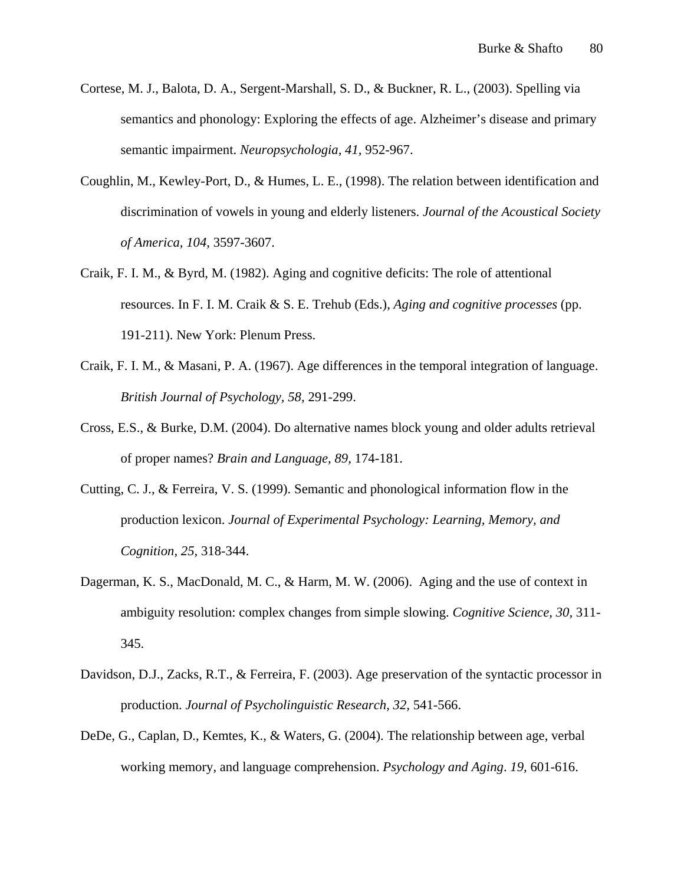Cortese, M. J., Balota, D. A., Sergent-Marshall, S. D., & Buckner, R. L., (2003). Spelling via semantics and phonology: Exploring the effects of age. Alzheimer's disease and primary semantic impairment. *Neuropsychologia, 41*, 952-967.

Coughlin, M., Kewley-Port, D., & Humes, L. E., (1998). The relation between identification and discrimination of vowels in young and elderly listeners. *Journal of the Acoustical Society of America, 104*, 3597-3607.

Craik, F. I. M., & Byrd, M. (1982). Aging and cognitive deficits: The role of attentional resources. In F. I. M. Craik & S. E. Trehub (Eds.), *Aging and cognitive processes* (pp. 191-211). New York: Plenum Press.

Craik, F. I. M., & Masani, P. A. (1967). Age differences in the temporal integration of language. *British Journal of Psychology, 58*, 291-299.

Cross, E.S., & Burke, D.M. (2004). Do alternative names block young and older adults retrieval of proper names? *Brain and Language, 89*, 174-181.

Cutting, C. J., & Ferreira, V. S. (1999). Semantic and phonological information flow in the production lexicon. *Journal of Experimental Psychology: Learning, Memory, and Cognition, 25*, 318-344.

Dagerman, K. S., MacDonald, M. C., & Harm, M. W. (2006). Aging and the use of context in ambiguity resolution: complex changes from simple slowing. *Cognitive Science, 30*, 311-345.

Davidson, D.J., Zacks, R.T., & Ferreira, F. (2003). Age preservation of the syntactic processor in production. *Journal of Psycholinguistic Research, 32*, 541-566.

DeDe, G., Caplan, D., Kemtes, K., & Waters, G. (2004). The relationship between age, verbal working memory, and language comprehension. *Psychology and Aging. 19*, 601-616.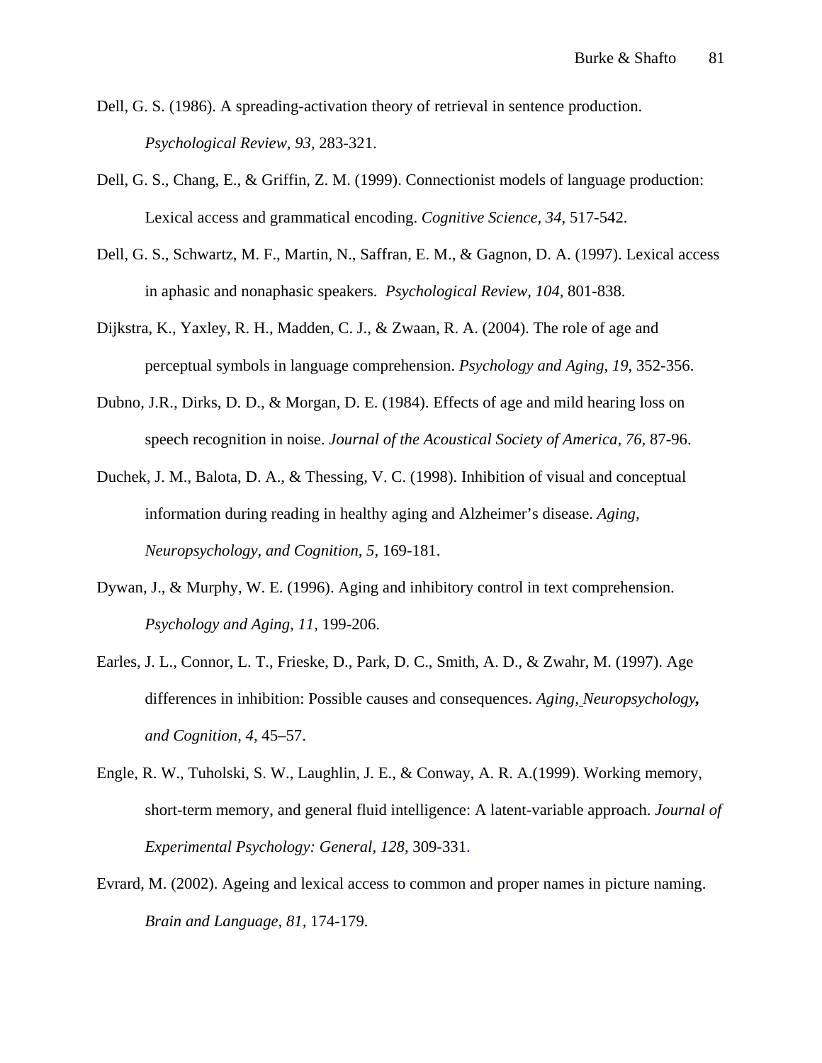Dell, G. S. (1986). A spreading-activation theory of retrieval in sentence production. *Psychological Review, 93*, 283-321.

Dell, G. S., Chang, E., & Griffin, Z. M. (1999). Connectionist models of language production: Lexical access and grammatical encoding. *Cognitive Science, 34*, 517-542.

Dell, G. S., Schwartz, M. F., Martin, N., Saffran, E. M., & Gagnon, D. A. (1997). Lexical access in aphasic and nonaphasic speakers. *Psychological Review, 104*, 801-838.

Dijkstra, K., Yaxley, R. H., Madden, C. J., & Zwaan, R. A. (2004). The role of age and perceptual symbols in language comprehension. *Psychology and Aging, 19*, 352-356.

Dubno, J.R., Dirks, D. D., & Morgan, D. E. (1984). Effects of age and mild hearing loss on speech recognition in noise. *Journal of the Acoustical Society of America, 76*, 87-96.

Duchek, J. M., Balota, D. A., & Thessing, V. C. (1998). Inhibition of visual and conceptual information during reading in healthy aging and Alzheimer's disease. *Aging, Neuropsychology, and Cognition, 5*, 169-181.

Dywan, J., & Murphy, W. E. (1996). Aging and inhibitory control in text comprehension. *Psychology and Aging, 11*, 199-206.

Earles, J. L., Connor, L. T., Frieske, D., Park, D. C., Smith, A. D., & Zwahr, M. (1997). Age differences in inhibition: Possible causes and consequences. *Aging, Neuropsychology, and Cognition, 4*, 45–57.

Engle, R. W., Tuholski, S. W., Laughlin, J. E., & Conway, A. R. A.(1999). Working memory, short-term memory, and general fluid intelligence: A latent-variable approach. *Journal of Experimental Psychology: General, 128*, 309-331.

Evrard, M. (2002). Ageing and lexical access to common and proper names in picture naming. *Brain and Language, 81*, 174-179.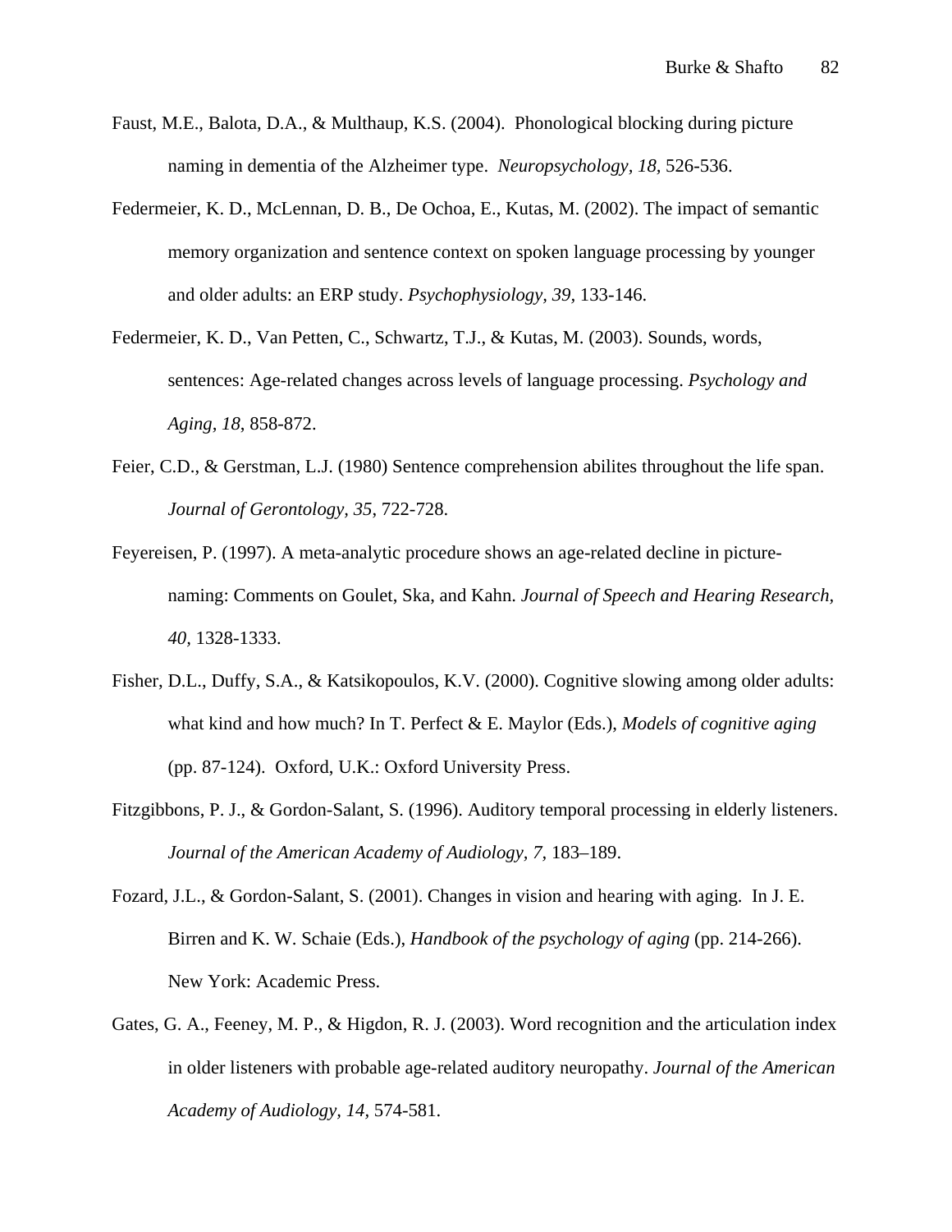Faust, M.E., Balota, D.A., & Multhaup, K.S. (2004). Phonological blocking during picture naming in dementia of the Alzheimer type. *Neuropsychology, 18,* 526-536.

Federmeier, K. D., McLennan, D. B., De Ochoa, E., Kutas, M. (2002). The impact of semantic memory organization and sentence context on spoken language processing by younger and older adults: an ERP study. *Psychophysiology, 39*, 133-146.

Federmeier, K. D., Van Petten, C., Schwartz, T.J., & Kutas, M. (2003). Sounds, words, sentences: Age-related changes across levels of language processing. *Psychology and Aging, 18*, 858-872.

Feier, C.D., & Gerstman, L.J. (1980) Sentence comprehension abilites throughout the life span. *Journal of Gerontology, 35*, 722-728.

Feyereisen, P. (1997). A meta-analytic procedure shows an age-related decline in picture-naming: Comments on Goulet, Ska, and Kahn. *Journal of Speech and Hearing Research, 40,* 1328-1333.

Fisher, D.L., Duffy, S.A., & Katsikopoulos, K.V. (2000). Cognitive slowing among older adults: what kind and how much? In T. Perfect & E. Maylor (Eds.), *Models of cognitive aging* (pp. 87-124). Oxford, U.K.: Oxford University Press.

Fitzgibbons, P. J., & Gordon-Salant, S. (1996). Auditory temporal processing in elderly listeners. *Journal of the American Academy of Audiology, 7,* 183–189.

Fozard, J.L., & Gordon-Salant, S. (2001). Changes in vision and hearing with aging. In J. E. Birren and K. W. Schaie (Eds.), *Handbook of the psychology of aging* (pp. 214-266). New York: Academic Press.

Gates, G. A., Feeney, M. P., & Higdon, R. J. (2003). Word recognition and the articulation index in older listeners with probable age-related auditory neuropathy. *Journal of the American Academy of Audiology, 14,* 574-581.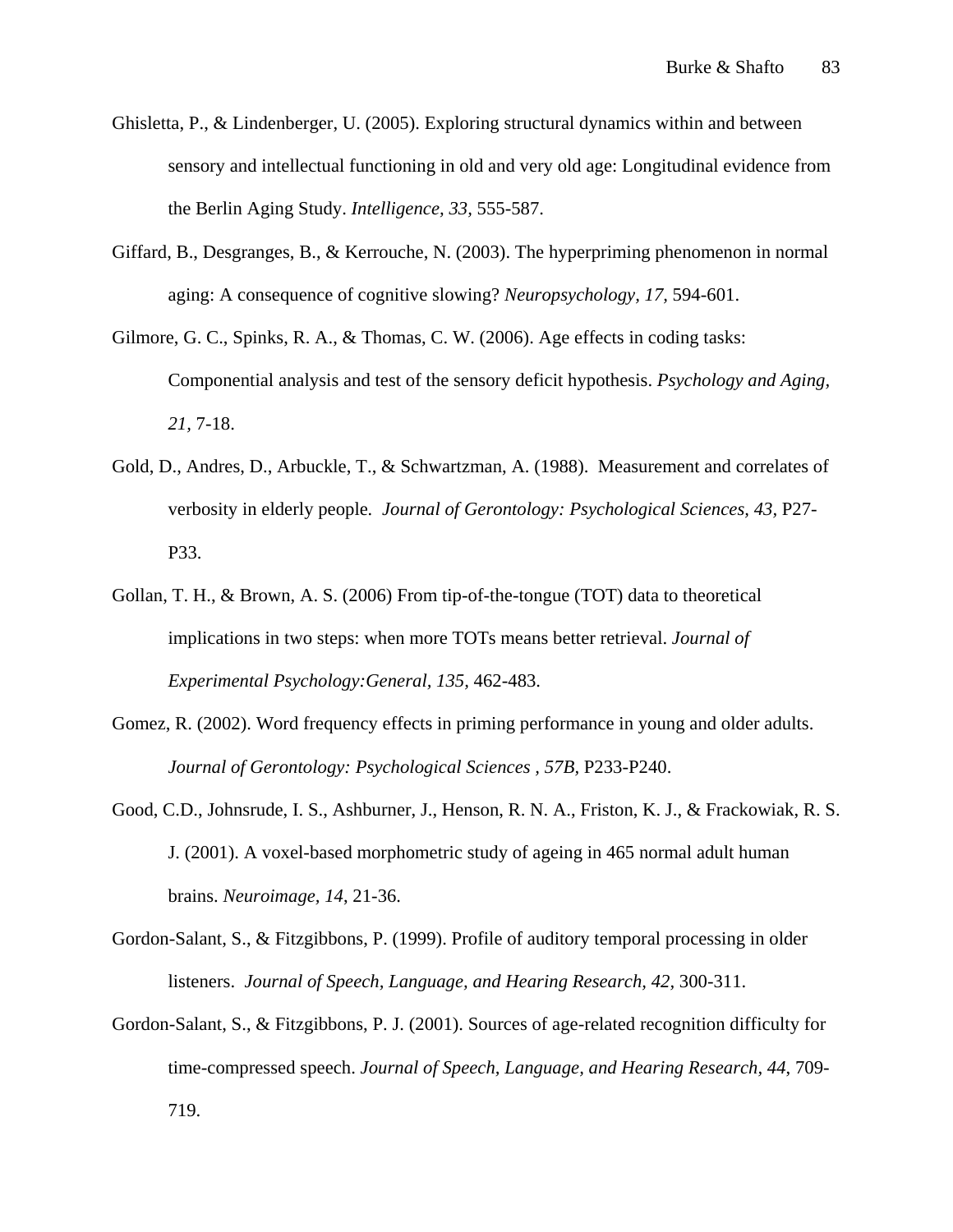Ghisletta, P., & Lindenberger, U. (2005). Exploring structural dynamics within and between sensory and intellectual functioning in old and very old age: Longitudinal evidence from the Berlin Aging Study. *Intelligence, 33,* 555-587.

Giffard, B., Desgranges, B., & Kerrouche, N. (2003). The hyperpriming phenomenon in normal aging: A consequence of cognitive slowing? *Neuropsychology, 17,* 594-601.

Gilmore, G. C., Spinks, R. A., & Thomas, C. W. (2006). Age effects in coding tasks: Componential analysis and test of the sensory deficit hypothesis. *Psychology and Aging, 21,* 7-18.

Gold, D., Andres, D., Arbuckle, T., & Schwartzman, A. (1988). Measurement and correlates of verbosity in elderly people. *Journal of Gerontology: Psychological Sciences, 43*, P27-P33.

Gollan, T. H., & Brown, A. S. (2006) From tip-of-the-tongue (TOT) data to theoretical implications in two steps: when more TOTs means better retrieval. *Journal of Experimental Psychology:General, 135,* 462-483.

Gomez, R. (2002). Word frequency effects in priming performance in young and older adults. *Journal of Gerontology: Psychological Sciences , 57B*, P233-P240.

Good, C.D., Johnsrude, I. S., Ashburner, J., Henson, R. N. A., Friston, K. J., & Frackowiak, R. S. J. (2001). A voxel-based morphometric study of ageing in 465 normal adult human brains. *Neuroimage, 14*, 21-36.

Gordon-Salant, S., & Fitzgibbons, P. (1999). Profile of auditory temporal processing in older listeners. *Journal of Speech, Language, and Hearing Research, 42,* 300-311.

Gordon-Salant, S., & Fitzgibbons, P. J. (2001). Sources of age-related recognition difficulty for time-compressed speech. *Journal of Speech, Language, and Hearing Research, 44*, 709-719.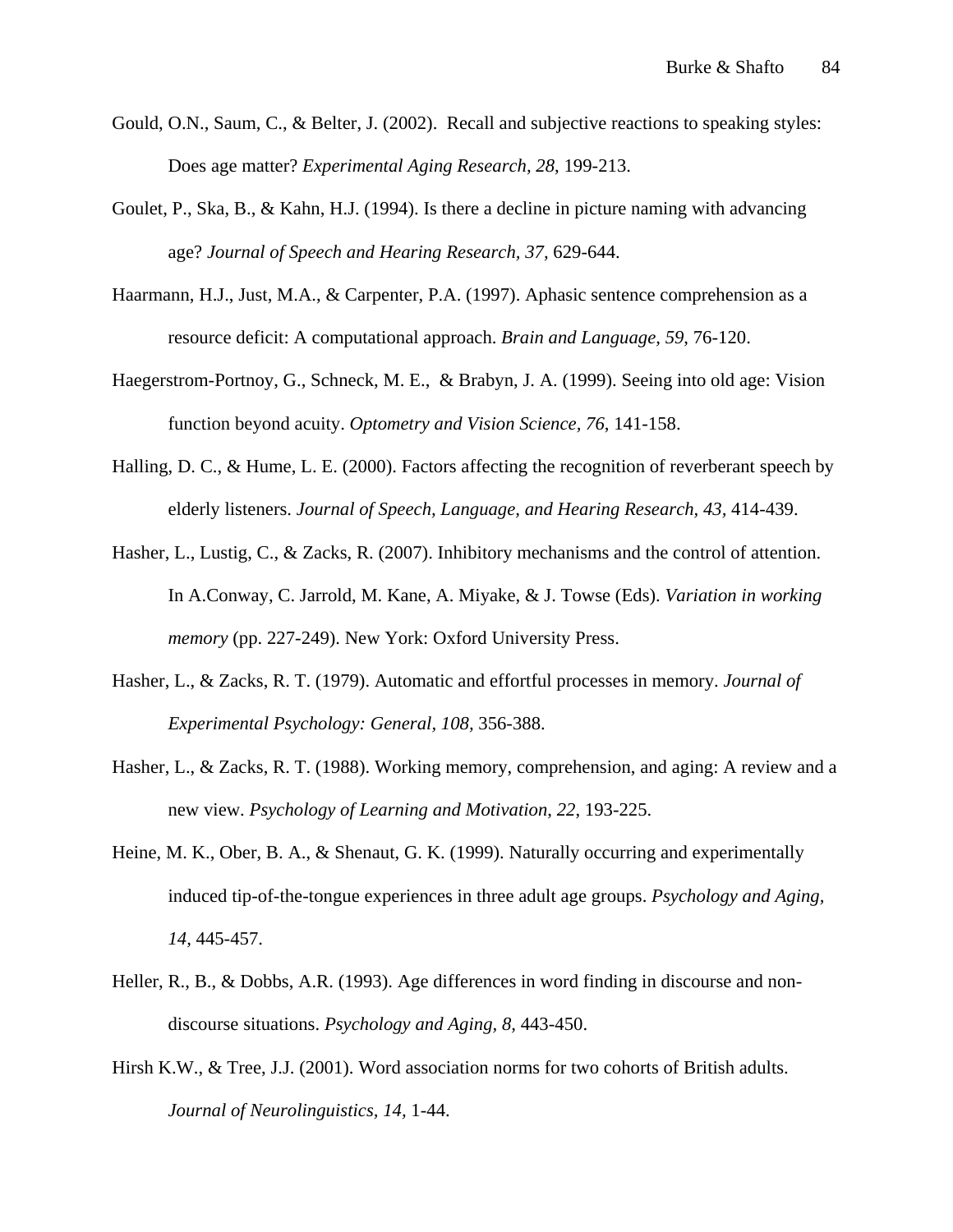Gould, O.N., Saum, C., & Belter, J. (2002). Recall and subjective reactions to speaking styles: Does age matter? *Experimental Aging Research*, *28*, 199-213.

Goulet, P., Ska, B., & Kahn, H.J. (1994). Is there a decline in picture naming with advancing age? *Journal of Speech and Hearing Research, 37,* 629-644.

Haarmann, H.J., Just, M.A., & Carpenter, P.A. (1997). Aphasic sentence comprehension as a resource deficit: A computational approach. *Brain and Language*, *59*, 76-120.

Haegerstrom-Portnoy, G., Schneck, M. E., & Brabyn, J. A. (1999). Seeing into old age: Vision function beyond acuity. *Optometry and Vision Science, 76*, 141-158.

Halling, D. C., & Hume, L. E. (2000). Factors affecting the recognition of reverberant speech by elderly listeners. *Journal of Speech, Language, and Hearing Research, 43,* 414-439.

Hasher, L., Lustig, C., & Zacks, R. (2007). Inhibitory mechanisms and the control of attention. In A.Conway, C. Jarrold, M. Kane, A. Miyake, & J. Towse (Eds). *Variation in working memory* (pp. 227-249). New York: Oxford University Press.

Hasher, L., & Zacks, R. T. (1979). Automatic and effortful processes in memory. *Journal of Experimental Psychology: General, 108,* 356-388.

Hasher, L., & Zacks, R. T. (1988). Working memory, comprehension, and aging: A review and a new view. *Psychology of Learning and Motivation*, *22*, 193-225.

Heine, M. K., Ober, B. A., & Shenaut, G. K. (1999). Naturally occurring and experimentally induced tip-of-the-tongue experiences in three adult age groups. *Psychology and Aging, 14,* 445-457.

Heller, R., B., & Dobbs, A.R. (1993). Age differences in word finding in discourse and non-discourse situations. *Psychology and Aging, 8,* 443-450.

Hirsh K.W., & Tree, J.J. (2001). Word association norms for two cohorts of British adults. *Journal of Neurolinguistics, 14,* 1-44.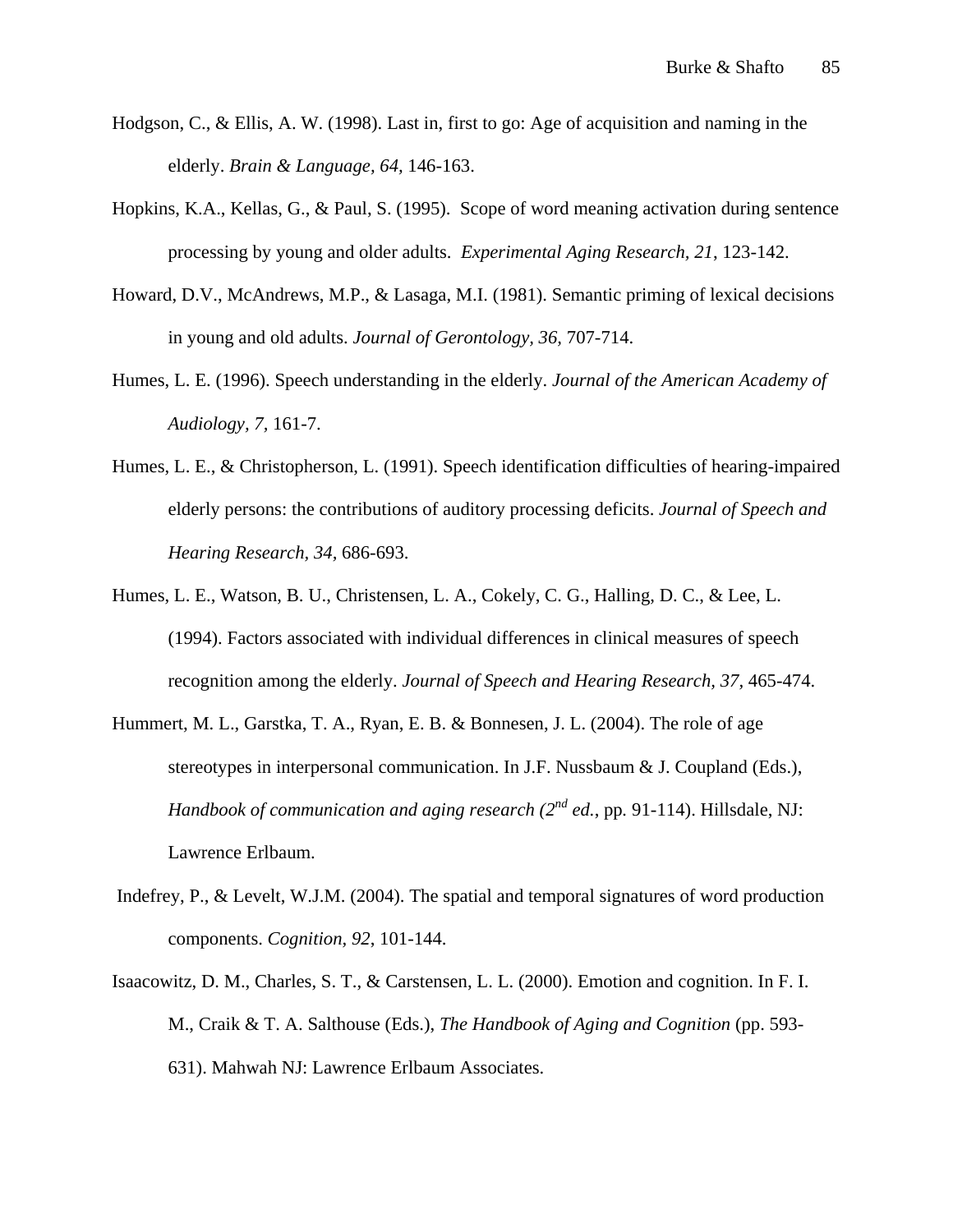Hodgson, C., & Ellis, A. W. (1998). Last in, first to go: Age of acquisition and naming in the elderly. *Brain & Language, 64*, 146-163.

Hopkins, K.A., Kellas, G., & Paul, S. (1995). Scope of word meaning activation during sentence processing by young and older adults. *Experimental Aging Research, 21*, 123-142.

Howard, D.V., McAndrews, M.P., & Lasaga, M.I. (1981). Semantic priming of lexical decisions in young and old adults. *Journal of Gerontology, 36*, 707-714.

Humes, L. E. (1996). Speech understanding in the elderly. *Journal of the American Academy of Audiology, 7,* 161-7.

Humes, L. E., & Christopherson, L. (1991). Speech identification difficulties of hearing-impaired elderly persons: the contributions of auditory processing deficits. *Journal of Speech and Hearing Research, 34,* 686-693.

Humes, L. E., Watson, B. U., Christensen, L. A., Cokely, C. G., Halling, D. C., & Lee, L. (1994). Factors associated with individual differences in clinical measures of speech recognition among the elderly. *Journal of Speech and Hearing Research, 37,* 465-474.

Hummert, M. L., Garstka, T. A., Ryan, E. B. & Bonnesen, J. L. (2004). The role of age stereotypes in interpersonal communication. In J.F. Nussbaum & J. Coupland (Eds.), *Handbook of communication and aging research (2nd ed.*, pp. 91-114). Hillsdale, NJ: Lawrence Erlbaum.

Indefrey, P., & Levelt, W.J.M. (2004). The spatial and temporal signatures of word production components. *Cognition, 92*, 101-144.

Isaacowitz, D. M., Charles, S. T., & Carstensen, L. L. (2000). Emotion and cognition. In F. I. M., Craik & T. A. Salthouse (Eds.), *The Handbook of Aging and Cognition* (pp. 593-631). Mahwah NJ: Lawrence Erlbaum Associates.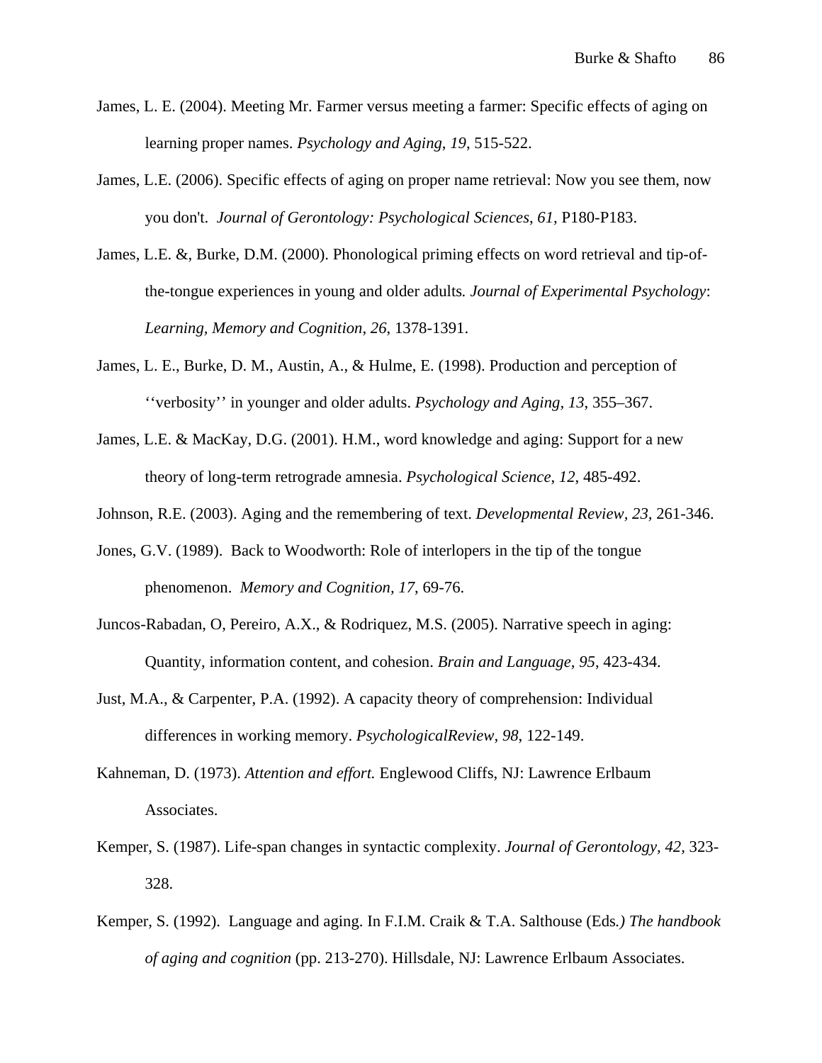James, L. E. (2004). Meeting Mr. Farmer versus meeting a farmer: Specific effects of aging on learning proper names. *Psychology and Aging*, *19*, 515-522.

James, L.E. (2006). Specific effects of aging on proper name retrieval: Now you see them, now you don't. *Journal of Gerontology: Psychological Sciences*, *61,* P180-P183.

James, L.E. &, Burke, D.M. (2000). Phonological priming effects on word retrieval and tip-of-the-tongue experiences in young and older adults*. Journal of Experimental Psychology*: *Learning, Memory and Cognition*, *26*, 1378-1391.

James, L. E., Burke, D. M., Austin, A., & Hulme, E. (1998). Production and perception of ‘‘verbosity’’ in younger and older adults. *Psychology and Aging, 13*, 355–367.

James, L.E. & MacKay, D.G. (2001). H.M., word knowledge and aging: Support for a new theory of long-term retrograde amnesia. *Psychological Science*, *12,* 485-492.

Johnson, R.E. (2003). Aging and the remembering of text. *Developmental Review, 23,* 261-346.

Jones, G.V. (1989). Back to Woodworth: Role of interlopers in the tip of the tongue phenomenon. *Memory and Cognition, 17*, 69-76.

Juncos-Rabadan, O, Pereiro, A.X., & Rodriquez, M.S. (2005). Narrative speech in aging: Quantity, information content, and cohesion. *Brain and Language, 95*, 423-434.

Just, M.A., & Carpenter, P.A. (1992). A capacity theory of comprehension: Individual differences in working memory. *PsychologicalReview, 98*, 122-149.

Kahneman, D. (1973). *Attention and effort.* Englewood Cliffs, NJ: Lawrence Erlbaum Associates.

Kemper, S. (1987). Life-span changes in syntactic complexity. *Journal of Gerontology, 42,* 323-328.

Kemper, S. (1992). Language and aging. In F.I.M. Craik & T.A. Salthouse (Eds*.) The handbook of aging and cognition* (pp. 213-270). Hillsdale, NJ: Lawrence Erlbaum Associates.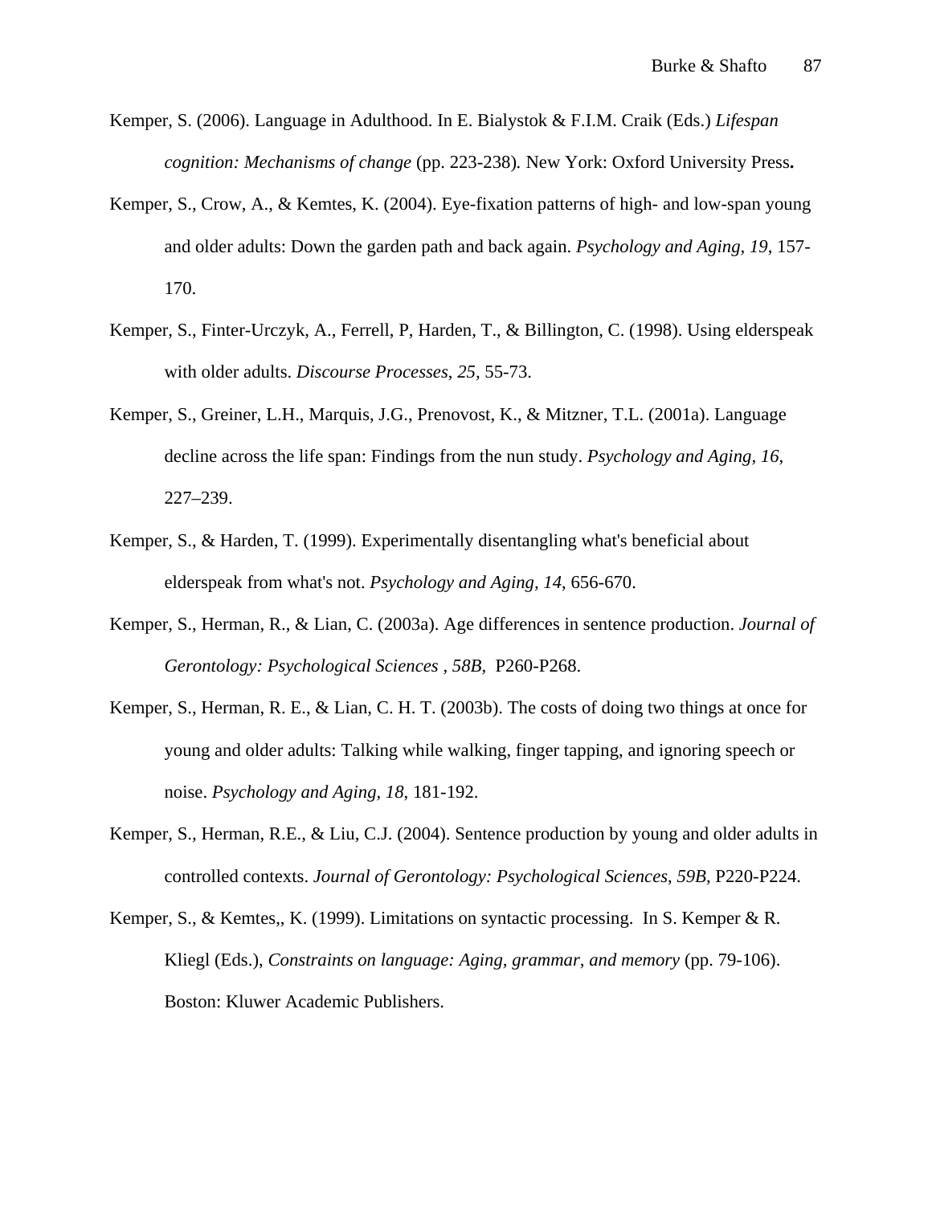Kemper, S. (2006). Language in Adulthood. In E. Bialystok & F.I.M. Craik (Eds.) *Lifespan cognition: Mechanisms of change* (pp. 223-238). New York: Oxford University Press**.**

Kemper, S., Crow, A., & Kemtes, K. (2004). Eye-fixation patterns of high- and low-span young and older adults: Down the garden path and back again. *Psychology and Aging, 19*, 157-170.

Kemper, S., Finter-Urczyk, A., Ferrell, P, Harden, T., & Billington, C. (1998). Using elderspeak with older adults. *Discourse Processes*, *25,* 55-73.

Kemper, S., Greiner, L.H., Marquis, J.G., Prenovost, K., & Mitzner, T.L. (2001a). Language decline across the life span: Findings from the nun study. *Psychology and Aging, 16*, 227–239.

Kemper, S., & Harden, T. (1999). Experimentally disentangling what's beneficial about elderspeak from what's not. *Psychology and Aging, 14*, 656-670.

Kemper, S., Herman, R., & Lian, C. (2003a). Age differences in sentence production. *Journal of Gerontology: Psychological Sciences , 58B,* P260-P268.

Kemper, S., Herman, R. E., & Lian, C. H. T. (2003b). The costs of doing two things at once for young and older adults: Talking while walking, finger tapping, and ignoring speech or noise. *Psychology and Aging, 18*, 181-192.

Kemper, S., Herman, R.E., & Liu, C.J. (2004). Sentence production by young and older adults in controlled contexts. *Journal of Gerontology: Psychological Sciences*, *59B*, P220-P224.

Kemper, S., & Kemtes,, K. (1999). Limitations on syntactic processing. In S. Kemper & R. Kliegl (Eds.), *Constraints on language: Aging, grammar, and memory* (pp. 79-106). Boston: Kluwer Academic Publishers.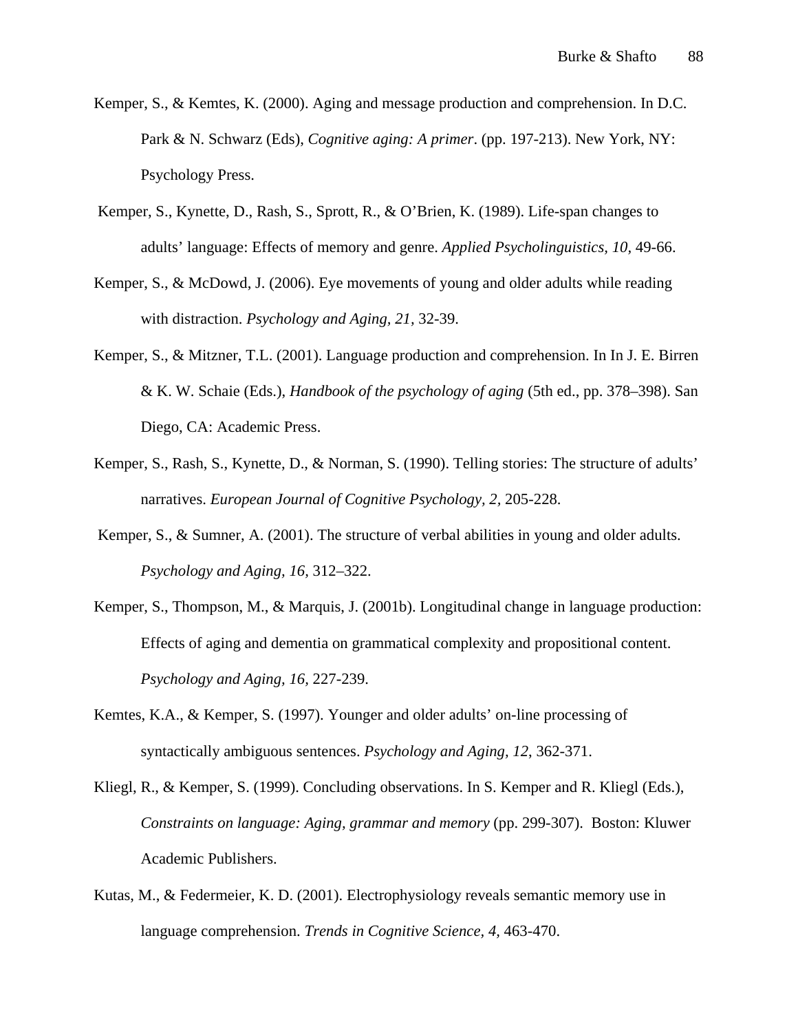Kemper, S., & Kemtes, K. (2000). Aging and message production and comprehension. In D.C. Park & N. Schwarz (Eds), *Cognitive aging: A primer*. (pp. 197-213). New York, NY: Psychology Press.

Kemper, S., Kynette, D., Rash, S., Sprott, R., & O'Brien, K. (1989). Life-span changes to adults' language: Effects of memory and genre. *Applied Psycholinguistics, 10,* 49-66.

Kemper, S., & McDowd, J. (2006). Eye movements of young and older adults while reading with distraction. *Psychology and Aging, 21,* 32-39.

Kemper, S., & Mitzner, T.L. (2001). Language production and comprehension. In In J. E. Birren & K. W. Schaie (Eds.), *Handbook of the psychology of aging* (5th ed., pp. 378–398). San Diego, CA: Academic Press.

Kemper, S., Rash, S., Kynette, D., & Norman, S. (1990). Telling stories: The structure of adults' narratives. *European Journal of Cognitive Psychology, 2,* 205-228.

Kemper, S., & Sumner, A. (2001). The structure of verbal abilities in young and older adults. *Psychology and Aging, 16,* 312–322.

Kemper, S., Thompson, M., & Marquis, J. (2001b). Longitudinal change in language production: Effects of aging and dementia on grammatical complexity and propositional content. *Psychology and Aging, 16*, 227-239.

Kemtes, K.A., & Kemper, S. (1997). Younger and older adults' on-line processing of syntactically ambiguous sentences. *Psychology and Aging, 12*, 362-371.

Kliegl, R., & Kemper, S. (1999). Concluding observations. In S. Kemper and R. Kliegl (Eds.), *Constraints on language: Aging, grammar and memory* (pp. 299-307). Boston: Kluwer Academic Publishers.

Kutas, M., & Federmeier, K. D. (2001). Electrophysiology reveals semantic memory use in language comprehension. *Trends in Cognitive Science, 4,* 463-470.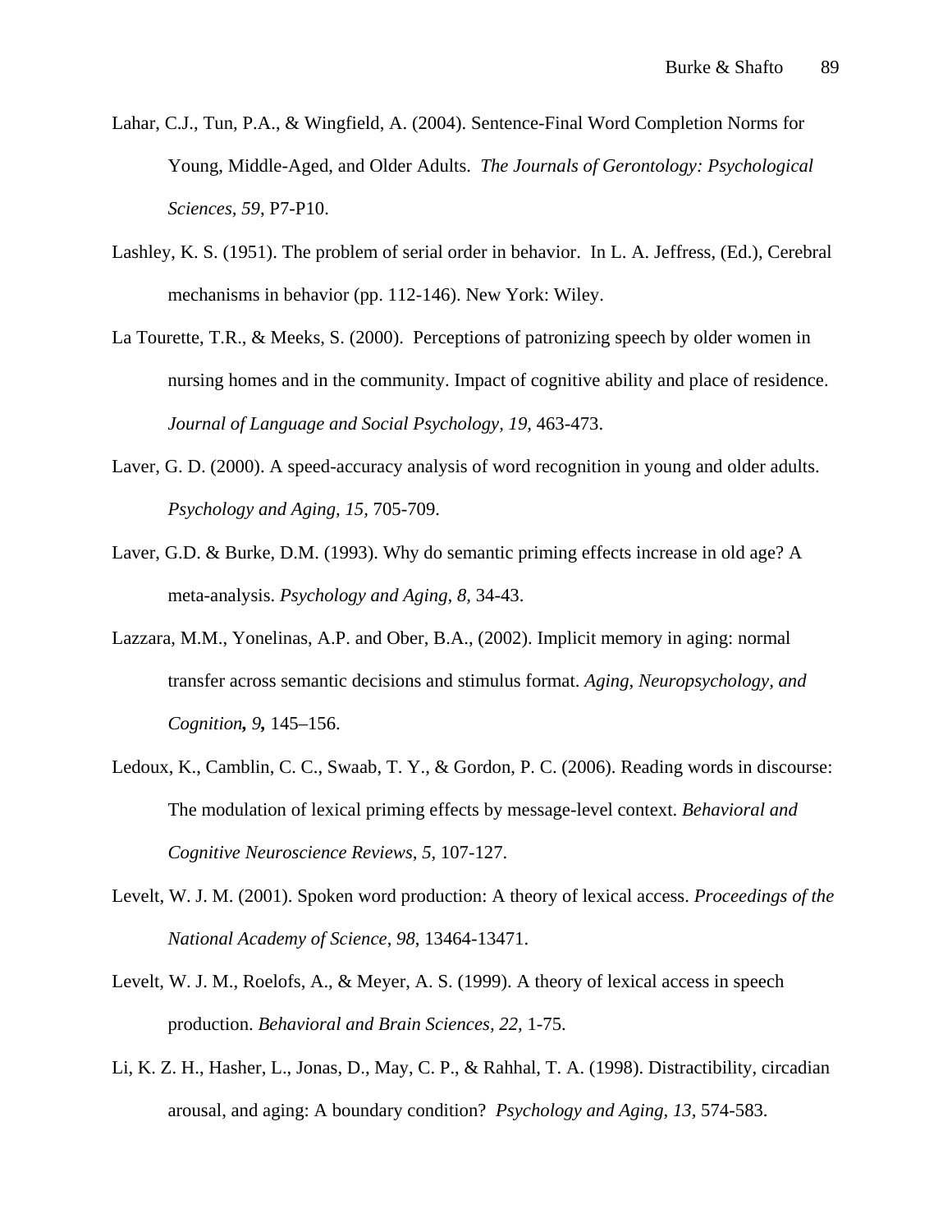Lahar, C.J., Tun, P.A., & Wingfield, A. (2004). Sentence-Final Word Completion Norms for Young, Middle-Aged, and Older Adults. *The Journals of Gerontology: Psychological Sciences*, *59*, P7-P10.

Lashley, K. S. (1951). The problem of serial order in behavior. In L. A. Jeffress, (Ed.), Cerebral mechanisms in behavior (pp. 112-146). New York: Wiley.

La Tourette, T.R., & Meeks, S. (2000). Perceptions of patronizing speech by older women in nursing homes and in the community. Impact of cognitive ability and place of residence. *Journal of Language and Social Psychology, 19,* 463-473.

Laver, G. D. (2000). A speed-accuracy analysis of word recognition in young and older adults. *Psychology and Aging, 15,* 705-709.

Laver, G.D. & Burke, D.M. (1993). Why do semantic priming effects increase in old age? A meta-analysis. *Psychology and Aging, 8,* 34-43.

Lazzara, M.M., Yonelinas, A.P. and Ober, B.A., (2002). Implicit memory in aging: normal transfer across semantic decisions and stimulus format. *Aging, Neuropsychology, and Cognition**, 9**,* 145–156.

Ledoux, K., Camblin, C. C., Swaab, T. Y., & Gordon, P. C. (2006). Reading words in discourse: The modulation of lexical priming effects by message-level context. *Behavioral and Cognitive Neuroscience Reviews, 5*, 107-127.

Levelt, W. J. M. (2001). Spoken word production: A theory of lexical access. *Proceedings of the National Academy of Science*, *98*, 13464-13471.

Levelt, W. J. M., Roelofs, A., & Meyer, A. S. (1999). A theory of lexical access in speech production. *Behavioral and Brain Sciences, 22,* 1-75.

Li, K. Z. H., Hasher, L., Jonas, D., May, C. P., & Rahhal, T. A. (1998). Distractibility, circadian arousal, and aging: A boundary condition? *Psychology and Aging, 13*, 574-583.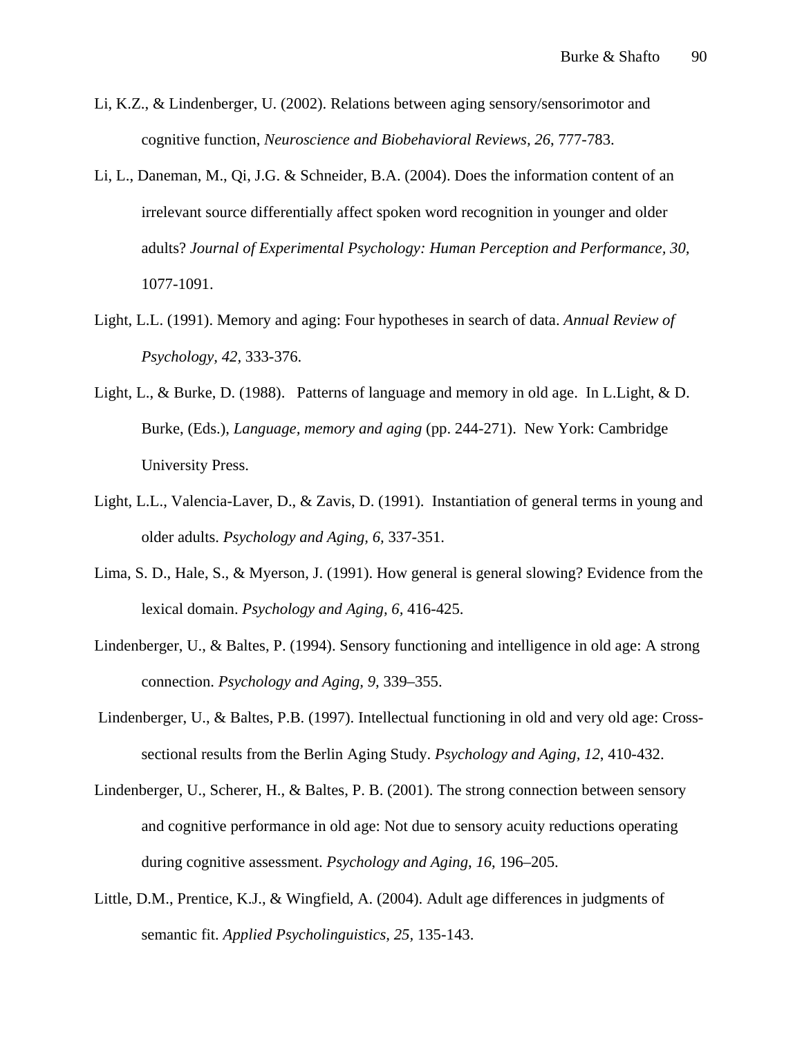Li, K.Z., & Lindenberger, U. (2002). Relations between aging sensory/sensorimotor and cognitive function, *Neuroscience and Biobehavioral Reviews, 26*, 777-783.

Li, L., Daneman, M., Qi, J.G. & Schneider, B.A. (2004). Does the information content of an irrelevant source differentially affect spoken word recognition in younger and older adults? *Journal of Experimental Psychology: Human Perception and Performance, 30*, 1077-1091.

Light, L.L. (1991). Memory and aging: Four hypotheses in search of data. *Annual Review of Psychology, 42*, 333-376.

Light, L., & Burke, D. (1988). Patterns of language and memory in old age. In L.Light, & D. Burke, (Eds.), *Language, memory and aging* (pp. 244-271). New York: Cambridge University Press.

Light, L.L., Valencia-Laver, D., & Zavis, D. (1991). Instantiation of general terms in young and older adults. *Psychology and Aging, 6*, 337-351.

Lima, S. D., Hale, S., & Myerson, J. (1991). How general is general slowing? Evidence from the lexical domain. *Psychology and Aging, 6*, 416-425.

Lindenberger, U., & Baltes, P. (1994). Sensory functioning and intelligence in old age: A strong connection. *Psychology and Aging, 9*, 339–355.

Lindenberger, U., & Baltes, P.B. (1997). Intellectual functioning in old and very old age: Cross-sectional results from the Berlin Aging Study. *Psychology and Aging, 12*, 410-432.

Lindenberger, U., Scherer, H., & Baltes, P. B. (2001). The strong connection between sensory and cognitive performance in old age: Not due to sensory acuity reductions operating during cognitive assessment. *Psychology and Aging*, *16*, 196–205.

Little, D.M., Prentice, K.J., & Wingfield, A. (2004). Adult age differences in judgments of semantic fit. *Applied Psycholinguistics, 25*, 135-143.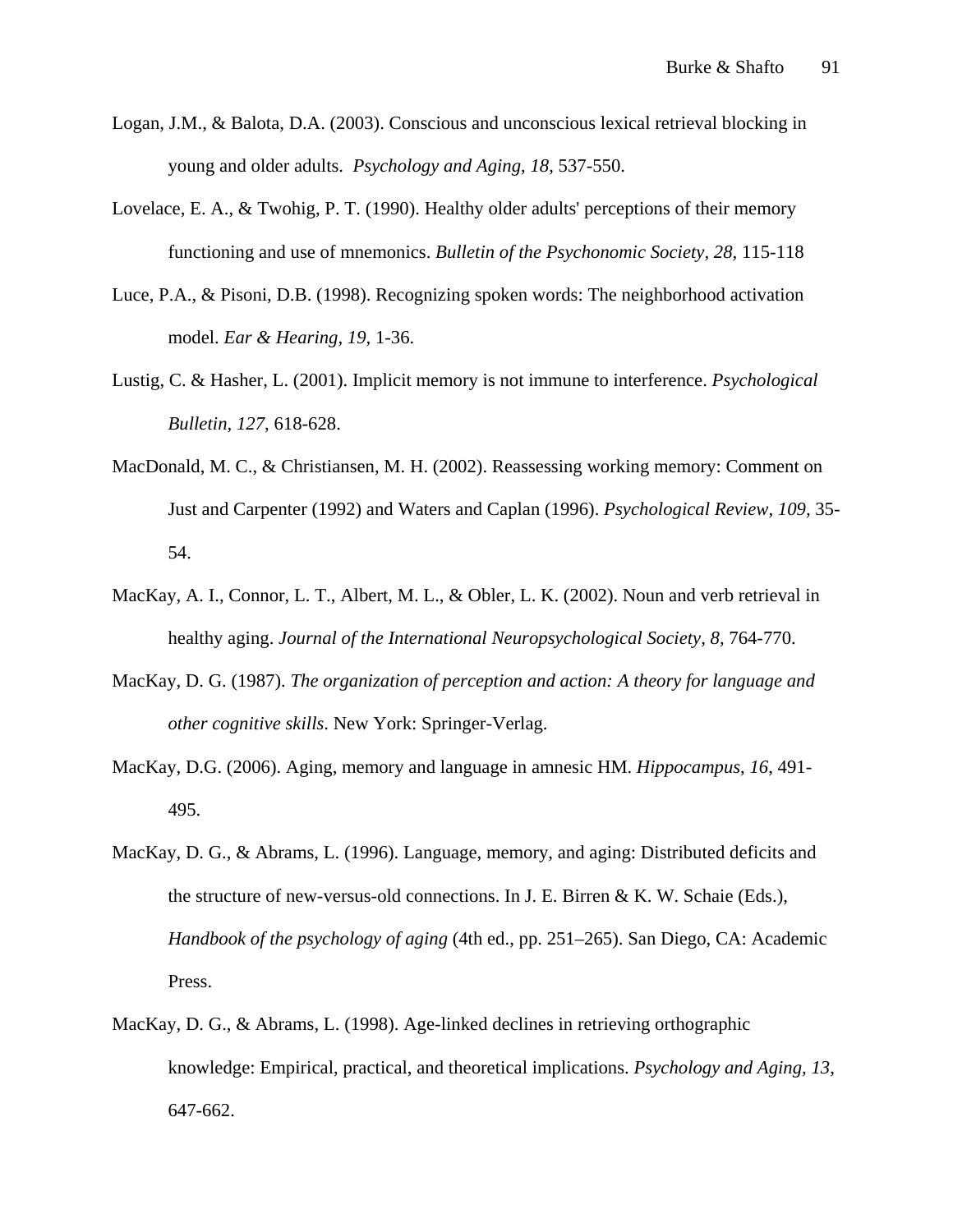Logan, J.M., & Balota, D.A. (2003). Conscious and unconscious lexical retrieval blocking in young and older adults. *Psychology and Aging, 18*, 537-550.

Lovelace, E. A., & Twohig, P. T. (1990). Healthy older adults' perceptions of their memory functioning and use of mnemonics. *Bulletin of the Psychonomic Society, 28,* 115-118

Luce, P.A., & Pisoni, D.B. (1998). Recognizing spoken words: The neighborhood activation model. *Ear & Hearing, 19,* 1-36.

Lustig, C. & Hasher, L. (2001). Implicit memory is not immune to interference. *Psychological Bulletin, 127*, 618-628.

MacDonald, M. C., & Christiansen, M. H. (2002). Reassessing working memory: Comment on Just and Carpenter (1992) and Waters and Caplan (1996). *Psychological Review, 109*, 35-54.

MacKay, A. I., Connor, L. T., Albert, M. L., & Obler, L. K. (2002). Noun and verb retrieval in healthy aging. *Journal of the International Neuropsychological Society, 8,* 764-770.

MacKay, D. G. (1987). *The organization of perception and action: A theory for language and other cognitive skills*. New York: Springer-Verlag.

MacKay, D.G. (2006). Aging, memory and language in amnesic HM. *Hippocampus*, *16*, 491-495.

MacKay, D. G., & Abrams, L. (1996). Language, memory, and aging: Distributed deficits and the structure of new-versus-old connections. In J. E. Birren & K. W. Schaie (Eds.), *Handbook of the psychology of aging* (4th ed., pp. 251–265). San Diego, CA: Academic Press.

MacKay, D. G., & Abrams, L. (1998). Age-linked declines in retrieving orthographic knowledge: Empirical, practical, and theoretical implications. *Psychology and Aging, 13*, 647-662.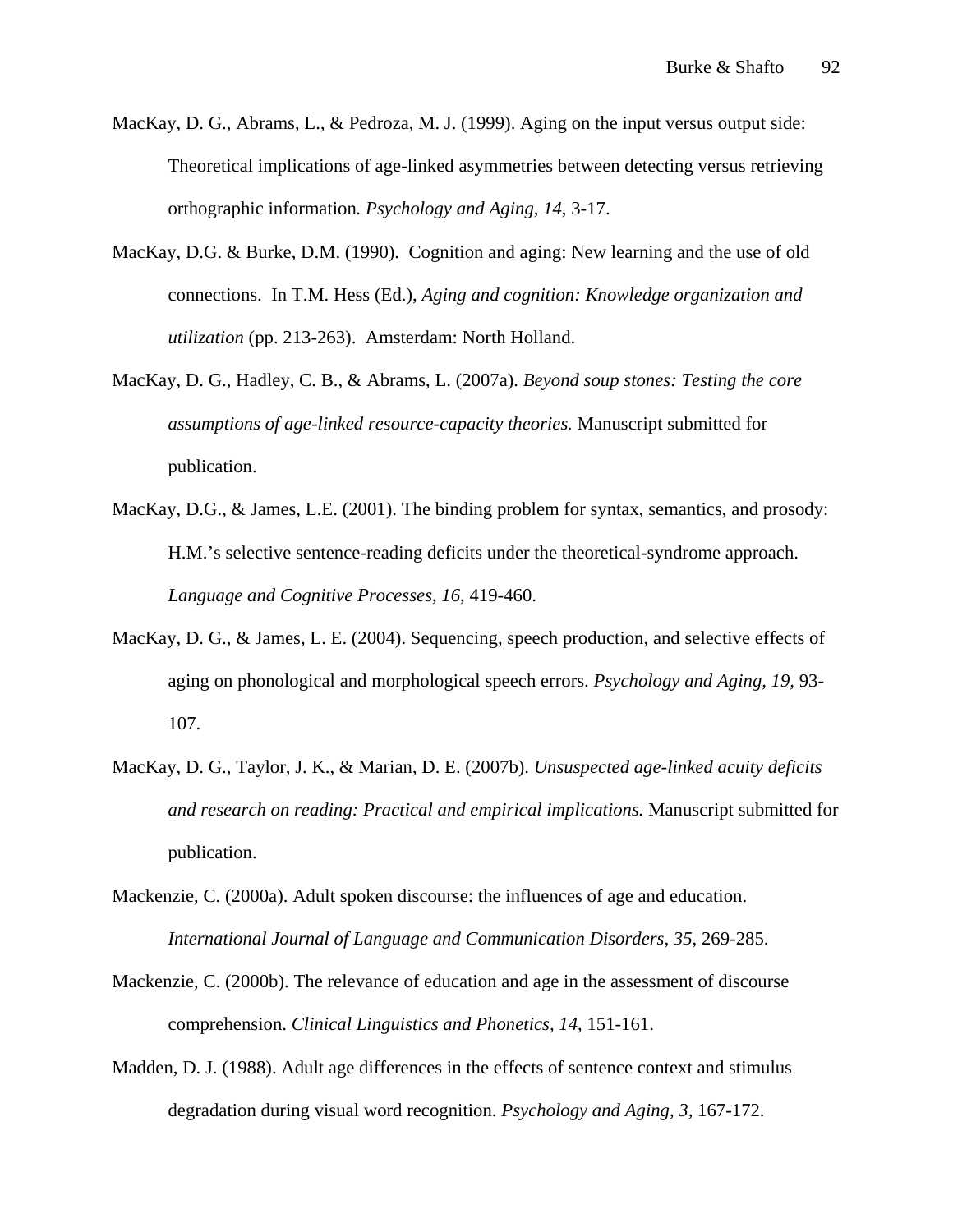MacKay, D. G., Abrams, L., & Pedroza, M. J. (1999). Aging on the input versus output side: Theoretical implications of age-linked asymmetries between detecting versus retrieving orthographic information. *Psychology and Aging, 14*, 3-17.

MacKay, D.G. & Burke, D.M. (1990). Cognition and aging: New learning and the use of old connections. In T.M. Hess (Ed.), *Aging and cognition: Knowledge organization and utilization* (pp. 213-263). Amsterdam: North Holland.

MacKay, D. G., Hadley, C. B., & Abrams, L. (2007a). *Beyond soup stones: Testing the core assumptions of age-linked resource-capacity theories.* Manuscript submitted for publication.

MacKay, D.G., & James, L.E. (2001). The binding problem for syntax, semantics, and prosody: H.M.'s selective sentence-reading deficits under the theoretical-syndrome approach. *Language and Cognitive Processes*, *16*, 419-460.

MacKay, D. G., & James, L. E. (2004). Sequencing, speech production, and selective effects of aging on phonological and morphological speech errors. *Psychology and Aging, 19,* 93-107.

MacKay, D. G., Taylor, J. K., & Marian, D. E. (2007b). *Unsuspected age-linked acuity deficits and research on reading: Practical and empirical implications.* Manuscript submitted for publication.

Mackenzie, C. (2000a). Adult spoken discourse: the influences of age and education. *International Journal of Language and Communication Disorders, 35*, 269-285.

Mackenzie, C. (2000b). The relevance of education and age in the assessment of discourse comprehension. *Clinical Linguistics and Phonetics, 14*, 151-161.

Madden, D. J. (1988). Adult age differences in the effects of sentence context and stimulus degradation during visual word recognition. *Psychology and Aging, 3,* 167-172.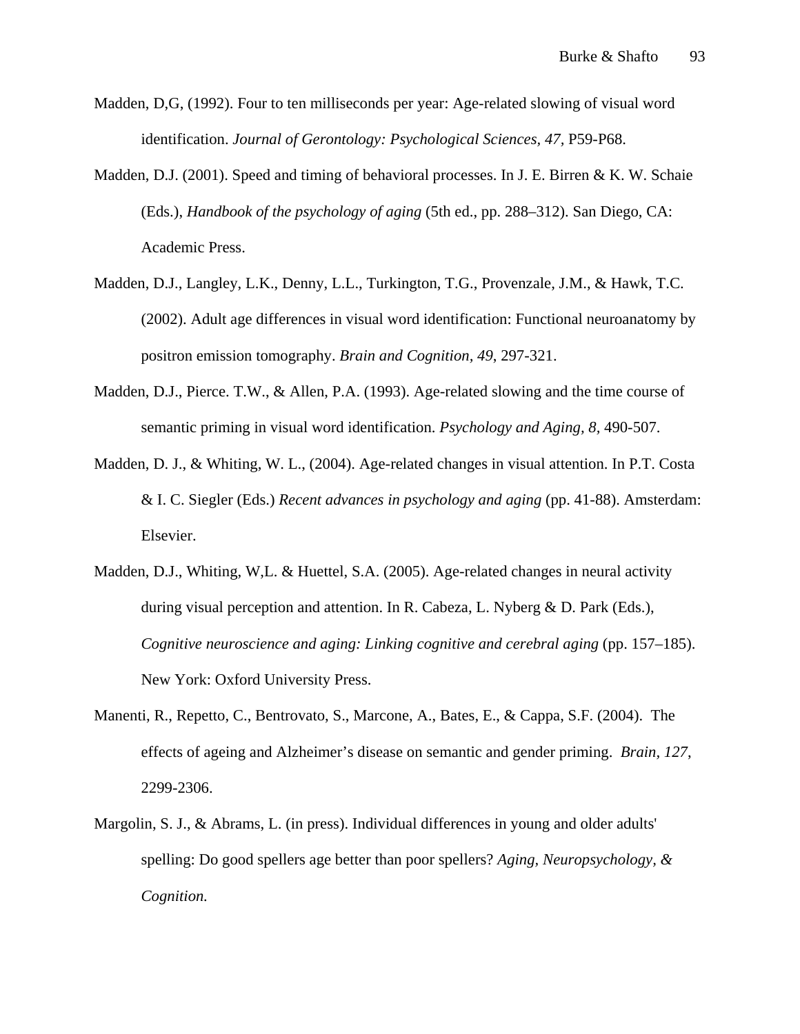Madden, D,G, (1992). Four to ten milliseconds per year: Age-related slowing of visual word identification. *Journal of Gerontology: Psychological Sciences, 47,* P59-P68.

Madden, D.J. (2001). Speed and timing of behavioral processes. In J. E. Birren & K. W. Schaie (Eds.), *Handbook of the psychology of aging* (5th ed., pp. 288–312). San Diego, CA: Academic Press.

Madden, D.J., Langley, L.K., Denny, L.L., Turkington, T.G., Provenzale, J.M., & Hawk, T.C. (2002). Adult age differences in visual word identification: Functional neuroanatomy by positron emission tomography. *Brain and Cognition, 49*, 297-321.

Madden, D.J., Pierce. T.W., & Allen, P.A. (1993). Age-related slowing and the time course of semantic priming in visual word identification. *Psychology and Aging, 8,* 490-507.

Madden, D. J., & Whiting, W. L., (2004). Age-related changes in visual attention. In P.T. Costa & I. C. Siegler (Eds.) *Recent advances in psychology and aging* (pp. 41-88). Amsterdam: Elsevier.

Madden, D.J., Whiting, W,L. & Huettel, S.A. (2005). Age-related changes in neural activity during visual perception and attention. In R. Cabeza, L. Nyberg & D. Park (Eds.), *Cognitive neuroscience and aging: Linking cognitive and cerebral aging* (pp. 157–185). New York: Oxford University Press.

Manenti, R., Repetto, C., Bentrovato, S., Marcone, A., Bates, E., & Cappa, S.F. (2004). The effects of ageing and Alzheimer's disease on semantic and gender priming. *Brain, 127*, 2299-2306.

Margolin, S. J., & Abrams, L. (in press). Individual differences in young and older adults' spelling: Do good spellers age better than poor spellers? *Aging, Neuropsychology, & Cognition.*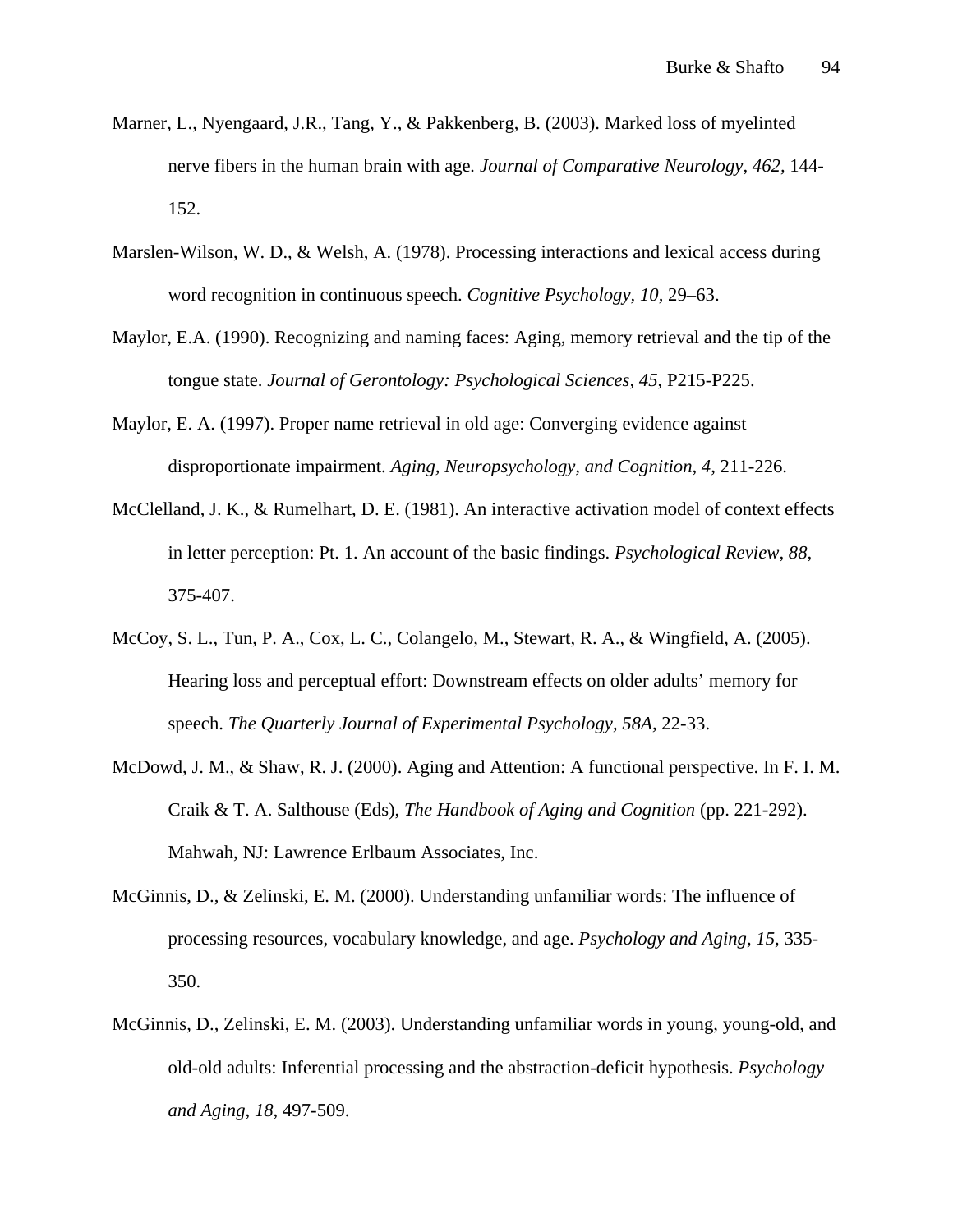Marner, L., Nyengaard, J.R., Tang, Y., & Pakkenberg, B. (2003). Marked loss of myelinted nerve fibers in the human brain with age. *Journal of Comparative Neurology, 462*, 144-152.

Marslen-Wilson, W. D., & Welsh, A. (1978). Processing interactions and lexical access during word recognition in continuous speech. *Cognitive Psychology, 10,* 29–63.

Maylor, E.A. (1990). Recognizing and naming faces: Aging, memory retrieval and the tip of the tongue state. *Journal of Gerontology: Psychological Sciences, 45*, P215-P225.

Maylor, E. A. (1997). Proper name retrieval in old age: Converging evidence against disproportionate impairment. *Aging, Neuropsychology, and Cognition*, *4*, 211-226.

McClelland, J. K., & Rumelhart, D. E. (1981). An interactive activation model of context effects in letter perception: Pt. 1. An account of the basic findings. *Psychological Review, 88*, 375-407.

McCoy, S. L., Tun, P. A., Cox, L. C., Colangelo, M., Stewart, R. A., & Wingfield, A. (2005). Hearing loss and perceptual effort: Downstream effects on older adults' memory for speech. *The Quarterly Journal of Experimental Psychology, 58A*, 22-33.

McDowd, J. M., & Shaw, R. J. (2000). Aging and Attention: A functional perspective. In F. I. M. Craik & T. A. Salthouse (Eds), *The Handbook of Aging and Cognition* (pp. 221-292). Mahwah, NJ: Lawrence Erlbaum Associates, Inc.

McGinnis, D., & Zelinski, E. M. (2000). Understanding unfamiliar words: The influence of processing resources, vocabulary knowledge, and age. *Psychology and Aging, 15,* 335-350.

McGinnis, D., Zelinski, E. M. (2003). Understanding unfamiliar words in young, young-old, and old-old adults: Inferential processing and the abstraction-deficit hypothesis. *Psychology and Aging*, *18*, 497-509.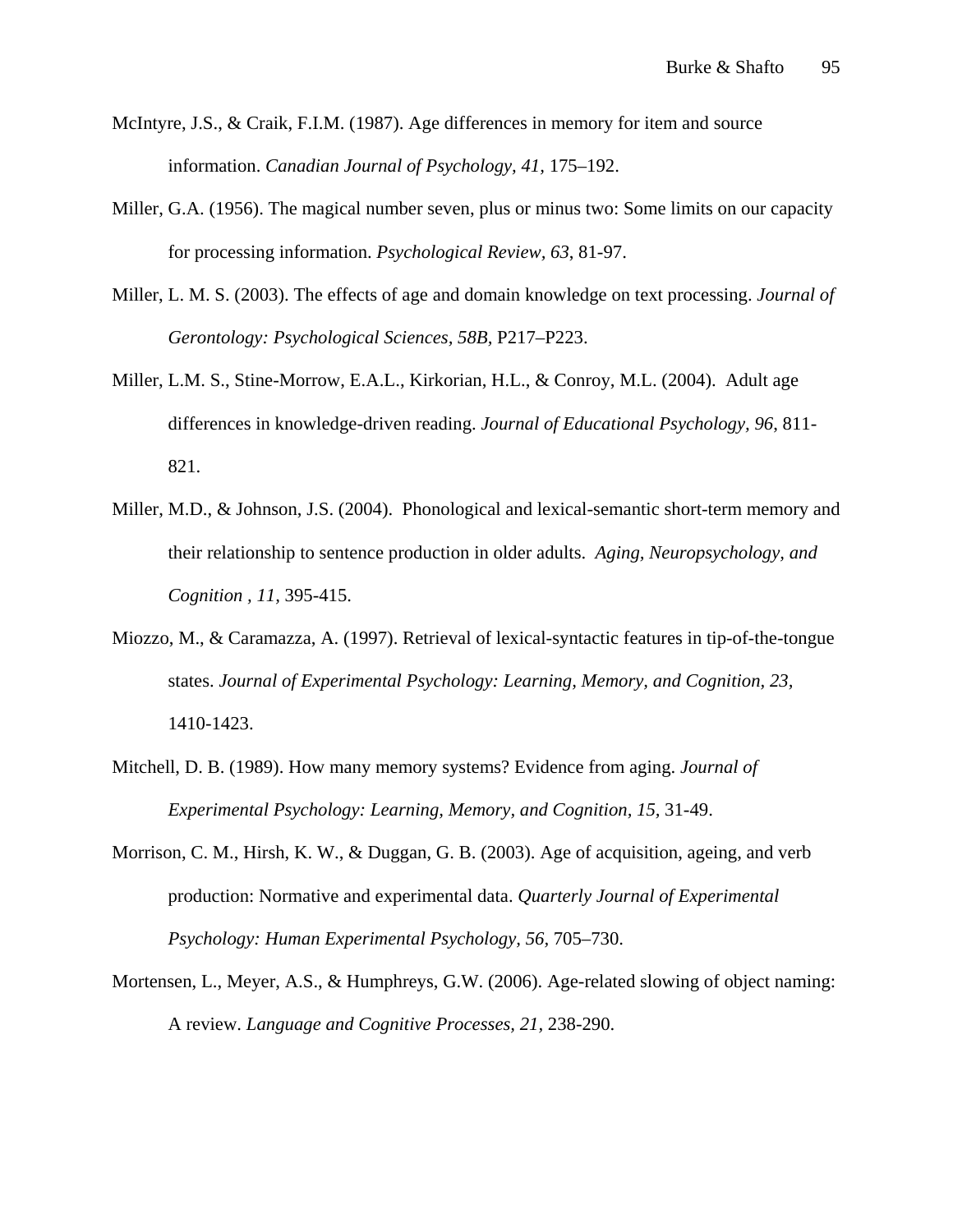McIntyre, J.S., & Craik, F.I.M. (1987). Age differences in memory for item and source information. *Canadian Journal of Psychology, 41*, 175–192.

Miller, G.A. (1956). The magical number seven, plus or minus two: Some limits on our capacity for processing information. *Psychological Review*, *63*, 81-97.

Miller, L. M. S. (2003). The effects of age and domain knowledge on text processing. *Journal of Gerontology: Psychological Sciences*, *58B*, P217–P223.

Miller, L.M. S., Stine-Morrow, E.A.L., Kirkorian, H.L., & Conroy, M.L. (2004). Adult age differences in knowledge-driven reading. *Journal of Educational Psychology*, *96*, 811-821.

Miller, M.D., & Johnson, J.S. (2004). Phonological and lexical-semantic short-term memory and their relationship to sentence production in older adults. *Aging, Neuropsychology, and Cognition , 11*, 395-415.

Miozzo, M., & Caramazza, A. (1997). Retrieval of lexical-syntactic features in tip-of-the-tongue states. *Journal of Experimental Psychology: Learning, Memory, and Cognition, 23,* 1410-1423.

Mitchell, D. B. (1989). How many memory systems? Evidence from aging. *Journal of Experimental Psychology: Learning, Memory, and Cognition*, *15*, 31-49.

Morrison, C. M., Hirsh, K. W., & Duggan, G. B. (2003). Age of acquisition, ageing, and verb production: Normative and experimental data. *Quarterly Journal of Experimental Psychology: Human Experimental Psychology*, *56,* 705–730.

Mortensen, L., Meyer, A.S., & Humphreys, G.W. (2006). Age-related slowing of object naming: A review. *Language and Cognitive Processes, 21,* 238-290.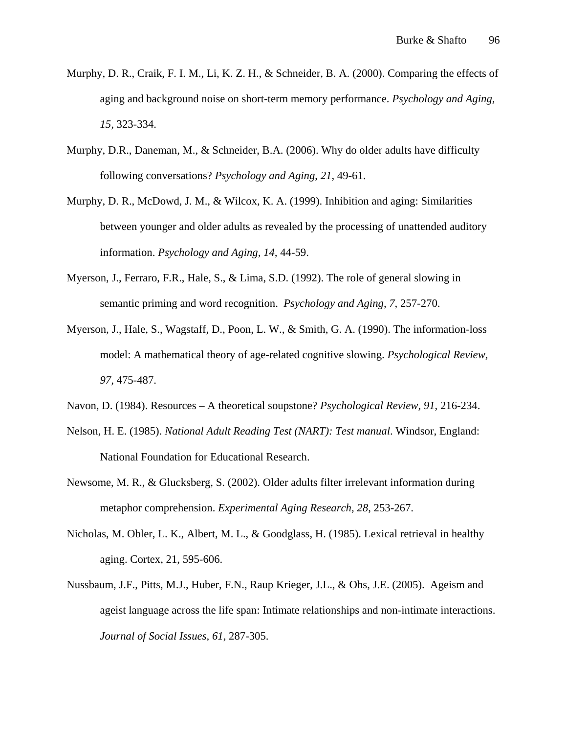Murphy, D. R., Craik, F. I. M., Li, K. Z. H., & Schneider, B. A. (2000). Comparing the effects of aging and background noise on short-term memory performance. *Psychology and Aging, 15*, 323-334.

Murphy, D.R., Daneman, M., & Schneider, B.A. (2006). Why do older adults have difficulty following conversations? *Psychology and Aging, 21*, 49-61.

Murphy, D. R., McDowd, J. M., & Wilcox, K. A. (1999). Inhibition and aging: Similarities between younger and older adults as revealed by the processing of unattended auditory information. *Psychology and Aging, 14,* 44-59.

Myerson, J., Ferraro, F.R., Hale, S., & Lima, S.D. (1992). The role of general slowing in semantic priming and word recognition. *Psychology and Aging*, *7*, 257-270.

Myerson, J., Hale, S., Wagstaff, D., Poon, L. W., & Smith, G. A. (1990). The information-loss model: A mathematical theory of age-related cognitive slowing. *Psychological Review, 97,* 475-487.

Navon, D. (1984). Resources – A theoretical soupstone? *Psychological Review, 91*, 216-234.

Nelson, H. E. (1985). *National Adult Reading Test (NART): Test manual*. Windsor, England: National Foundation for Educational Research.

Newsome, M. R., & Glucksberg, S. (2002). Older adults filter irrelevant information during metaphor comprehension. *Experimental Aging Research, 28,* 253-267.

Nicholas, M. Obler, L. K., Albert, M. L., & Goodglass, H. (1985). Lexical retrieval in healthy aging. Cortex, 21, 595-606.

Nussbaum, J.F., Pitts, M.J., Huber, F.N., Raup Krieger, J.L., & Ohs, J.E. (2005). Ageism and ageist language across the life span: Intimate relationships and non-intimate interactions. *Journal of Social Issues*, *61*, 287-305.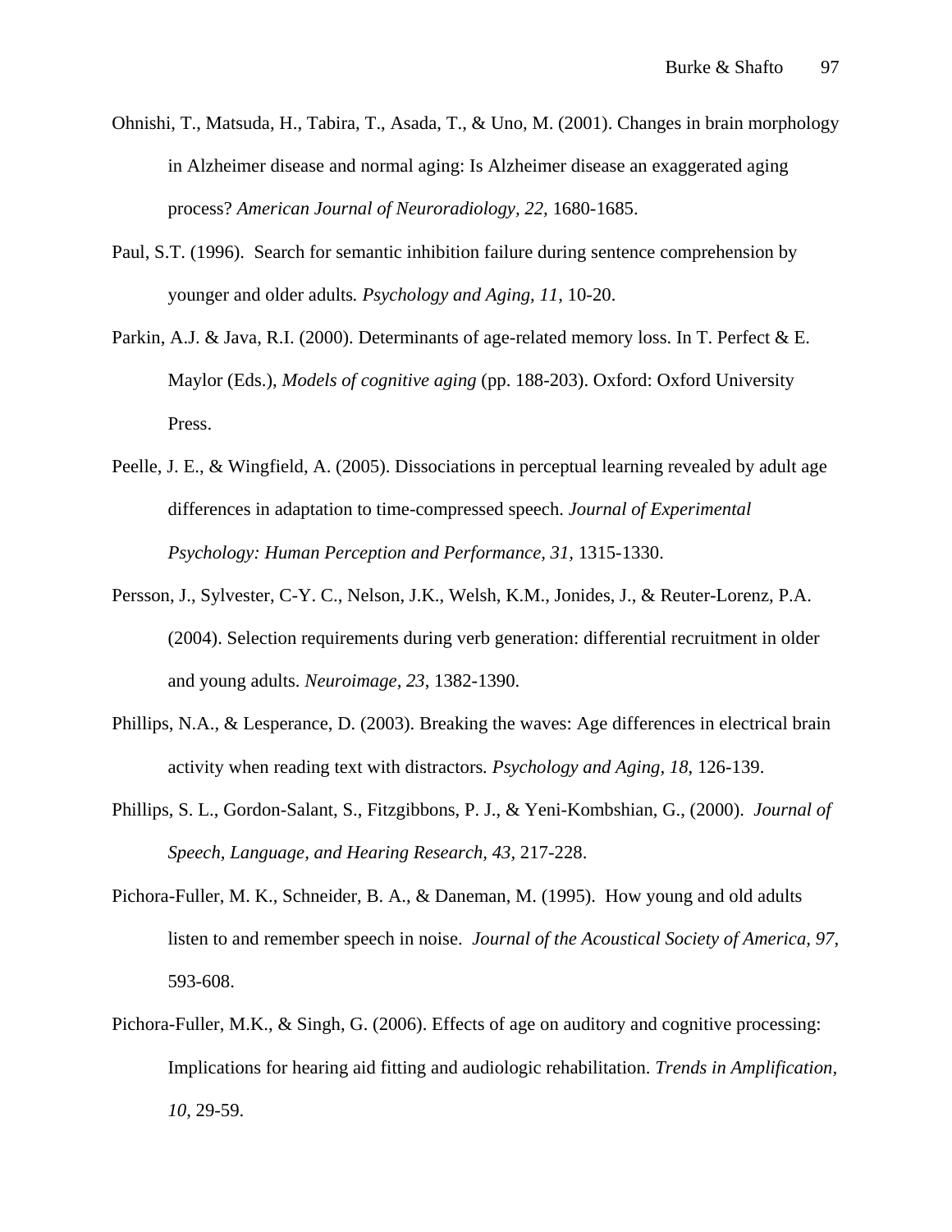Ohnishi, T., Matsuda, H., Tabira, T., Asada, T., & Uno, M. (2001). Changes in brain morphology in Alzheimer disease and normal aging: Is Alzheimer disease an exaggerated aging process? *American Journal of Neuroradiology, 22,* 1680-1685.

Paul, S.T. (1996). Search for semantic inhibition failure during sentence comprehension by younger and older adults*. Psychology and Aging, 11*, 10-20.

Parkin, A.J. & Java, R.I. (2000). Determinants of age-related memory loss. In T. Perfect & E. Maylor (Eds.), *Models of cognitive aging* (pp. 188-203). Oxford: Oxford University Press.

Peelle, J. E., & Wingfield, A. (2005). Dissociations in perceptual learning revealed by adult age differences in adaptation to time-compressed speech. *Journal of Experimental Psychology: Human Perception and Performance, 31,* 1315-1330.

Persson, J., Sylvester, C-Y. C., Nelson, J.K., Welsh, K.M., Jonides, J., & Reuter-Lorenz, P.A. (2004). Selection requirements during verb generation: differential recruitment in older and young adults. *Neuroimage, 23*, 1382-1390.

Phillips, N.A., & Lesperance, D. (2003). Breaking the waves: Age differences in electrical brain activity when reading text with distractors*. Psychology and Aging, 18*, 126-139.

Phillips, S. L., Gordon-Salant, S., Fitzgibbons, P. J., & Yeni-Kombshian, G., (2000). *Journal of Speech, Language, and Hearing Research, 43*, 217-228.

Pichora-Fuller, M. K., Schneider, B. A., & Daneman, M. (1995). How young and old adults listen to and remember speech in noise. *Journal of the Acoustical Society of America, 97*, 593-608.

Pichora-Fuller, M.K., & Singh, G. (2006). Effects of age on auditory and cognitive processing: Implications for hearing aid fitting and audiologic rehabilitation. *Trends in Amplification, 10*, 29-59.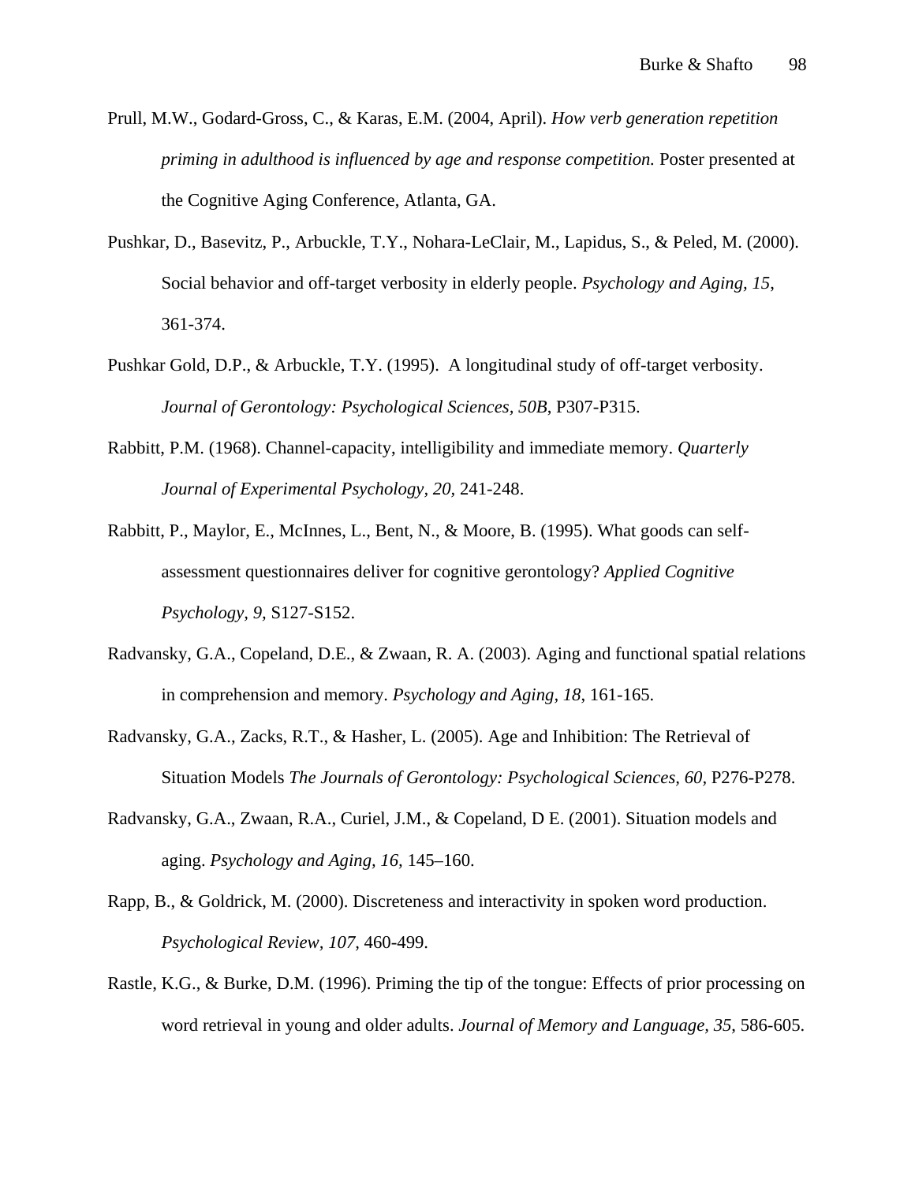Prull, M.W., Godard-Gross, C., & Karas, E.M. (2004, April). *How verb generation repetition priming in adulthood is influenced by age and response competition.* Poster presented at the Cognitive Aging Conference, Atlanta, GA.

Pushkar, D., Basevitz, P., Arbuckle, T.Y., Nohara-LeClair, M., Lapidus, S., & Peled, M. (2000). Social behavior and off-target verbosity in elderly people. *Psychology and Aging, 15*, 361-374.

Pushkar Gold, D.P., & Arbuckle, T.Y. (1995). A longitudinal study of off-target verbosity. *Journal of Gerontology: Psychological Sciences, 50B*, P307-P315.

Rabbitt, P.M. (1968). Channel-capacity, intelligibility and immediate memory. *Quarterly Journal of Experimental Psychology, 20,* 241-248.

Rabbitt, P., Maylor, E., McInnes, L., Bent, N., & Moore, B. (1995). What goods can self-assessment questionnaires deliver for cognitive gerontology? *Applied Cognitive Psychology, 9,* S127-S152.

Radvansky, G.A., Copeland, D.E., & Zwaan, R. A. (2003). Aging and functional spatial relations in comprehension and memory. *Psychology and Aging, 18*, 161-165.

Radvansky, G.A., Zacks, R.T., & Hasher, L. (2005). Age and Inhibition: The Retrieval of Situation Models *The Journals of Gerontology: Psychological Sciences, 60,* P276-P278.

Radvansky, G.A., Zwaan, R.A., Curiel, J.M., & Copeland, D E. (2001). Situation models and aging. *Psychology and Aging, 16,* 145–160.

Rapp, B., & Goldrick, M. (2000). Discreteness and interactivity in spoken word production. *Psychological Review, 107,* 460-499.

Rastle, K.G., & Burke, D.M. (1996). Priming the tip of the tongue: Effects of prior processing on word retrieval in young and older adults. *Journal of Memory and Language, 35*, 586-605.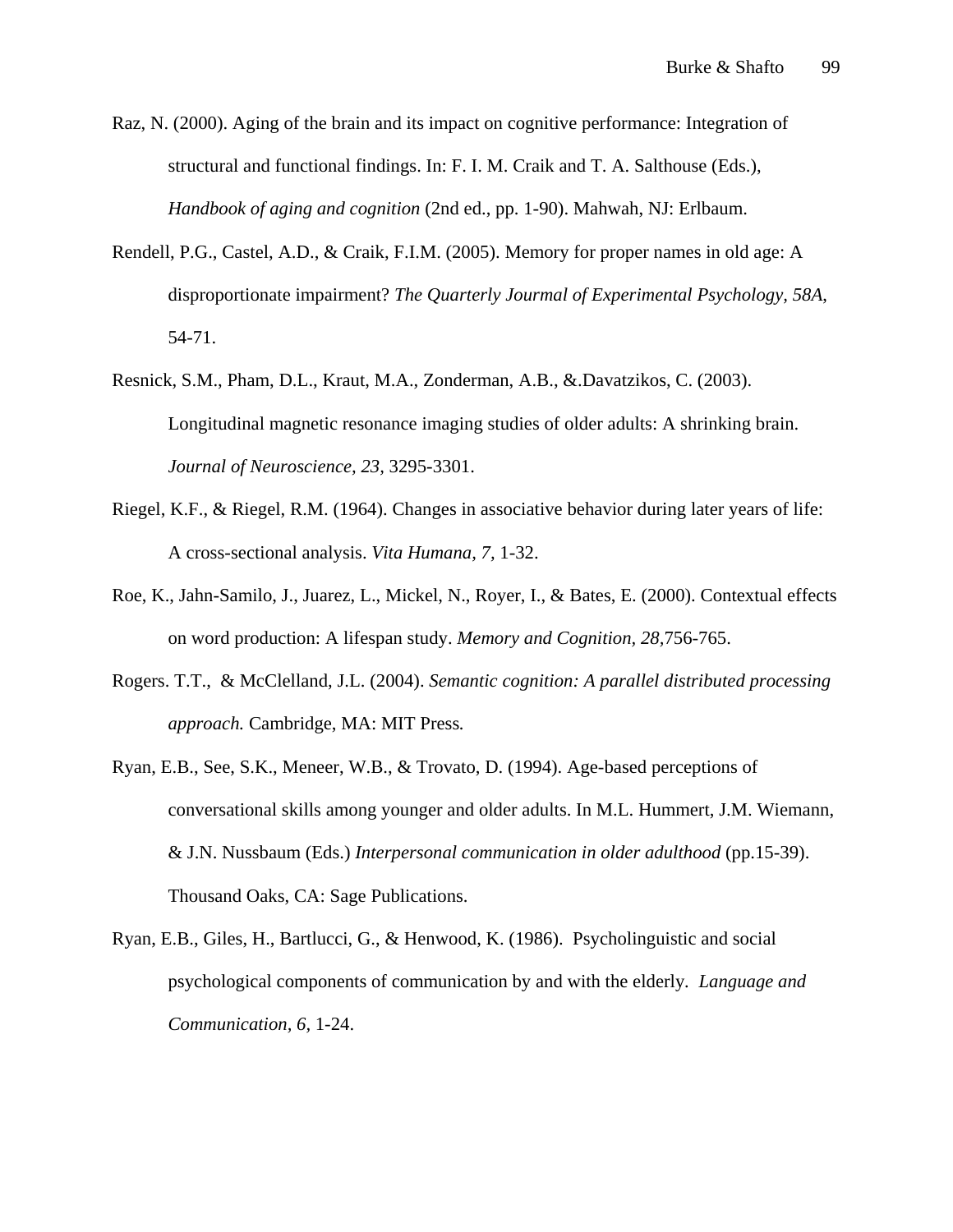Raz, N. (2000). Aging of the brain and its impact on cognitive performance: Integration of structural and functional findings. In: F. I. M. Craik and T. A. Salthouse (Eds.), *Handbook of aging and cognition* (2nd ed., pp. 1-90). Mahwah, NJ: Erlbaum.

Rendell, P.G., Castel, A.D., & Craik, F.I.M. (2005). Memory for proper names in old age: A disproportionate impairment? *The Quarterly Journal of Experimental Psychology, 58A*, 54-71.

Resnick, S.M., Pham, D.L., Kraut, M.A., Zonderman, A.B., &.Davatzikos, C. (2003). Longitudinal magnetic resonance imaging studies of older adults: A shrinking brain. *Journal of Neuroscience, 23,* 3295-3301.

Riegel, K.F., & Riegel, R.M. (1964). Changes in associative behavior during later years of life: A cross-sectional analysis. *Vita Humana, 7,* 1-32.

Roe, K., Jahn-Samilo, J., Juarez, L., Mickel, N., Royer, I., & Bates, E. (2000). Contextual effects on word production: A lifespan study. *Memory and Cognition, 28,*756-765.

Rogers. T.T., & McClelland, J.L. (2004). *Semantic cognition: A parallel distributed processing approach.* Cambridge, MA: MIT Press*.*

Ryan, E.B., See, S.K., Meneer, W.B., & Trovato, D. (1994). Age-based perceptions of conversational skills among younger and older adults. In M.L. Hummert, J.M. Wiemann, & J.N. Nussbaum (Eds.) *Interpersonal communication in older adulthood* (pp.15-39). Thousand Oaks, CA: Sage Publications.

Ryan, E.B., Giles, H., Bartlucci, G., & Henwood, K. (1986). Psycholinguistic and social psychological components of communication by and with the elderly. *Language and Communication, 6,* 1-24.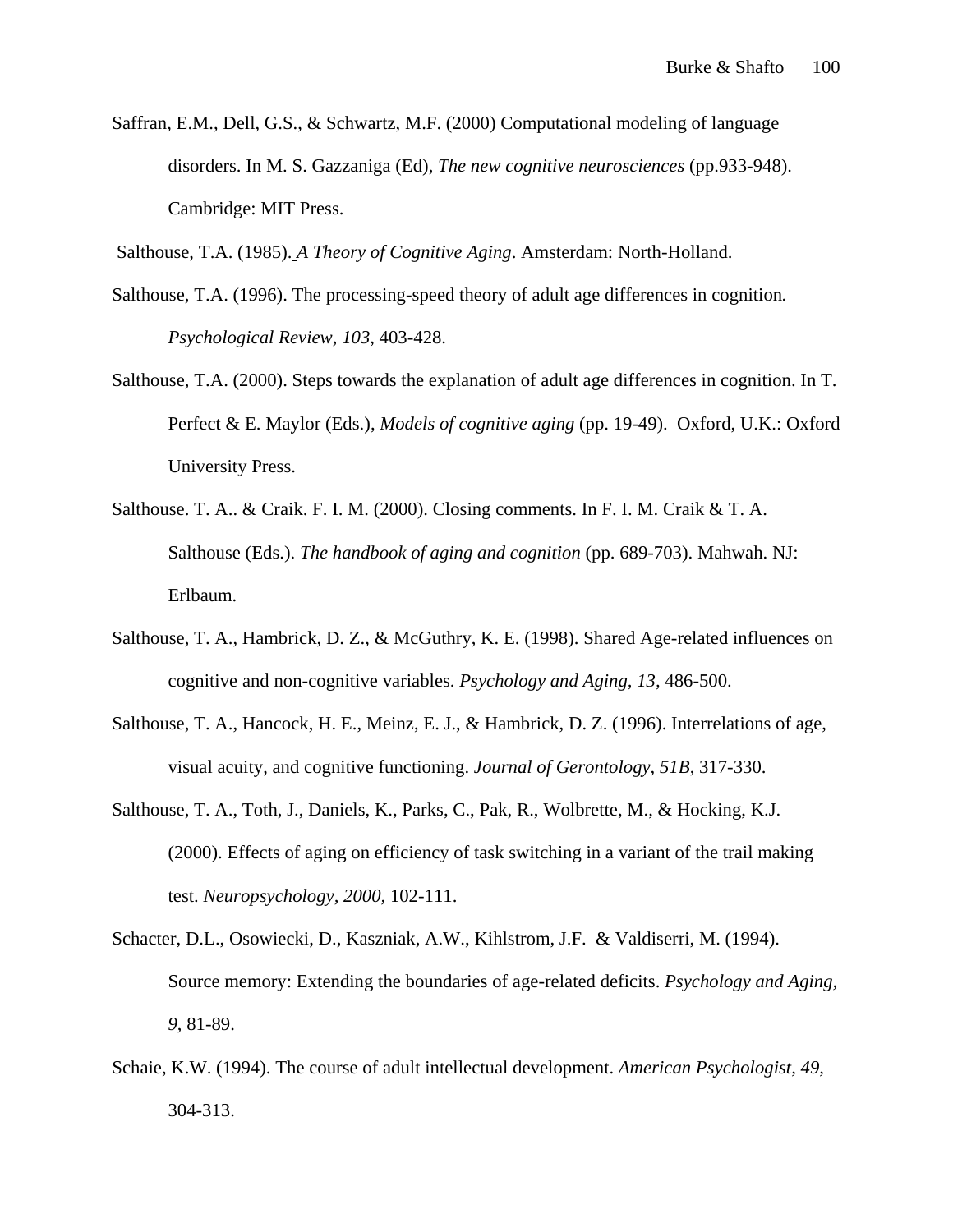Saffran, E.M., Dell, G.S., & Schwartz, M.F. (2000) Computational modeling of language disorders. In M. S. Gazzaniga (Ed), *The new cognitive neurosciences* (pp.933-948). Cambridge: MIT Press.

Salthouse, T.A. (1985). *A Theory of Cognitive Aging*. Amsterdam: North-Holland.

Salthouse, T.A. (1996). The processing-speed theory of adult age differences in cognition. *Psychological Review, 103*, 403-428.

Salthouse, T.A. (2000). Steps towards the explanation of adult age differences in cognition. In T. Perfect & E. Maylor (Eds.), *Models of cognitive aging* (pp. 19-49). Oxford, U.K.: Oxford University Press.

Salthouse. T. A.. & Craik. F. I. M. (2000). Closing comments. In F. I. M. Craik & T. A. Salthouse (Eds.). *The handbook of aging and cognition* (pp. 689-703). Mahwah. NJ: Erlbaum.

Salthouse, T. A., Hambrick, D. Z., & McGuthry, K. E. (1998). Shared Age-related influences on cognitive and non-cognitive variables. *Psychology and Aging, 13,* 486-500.

Salthouse, T. A., Hancock, H. E., Meinz, E. J., & Hambrick, D. Z. (1996). Interrelations of age, visual acuity, and cognitive functioning. *Journal of Gerontology, 51B*, 317-330.

Salthouse, T. A., Toth, J., Daniels, K., Parks, C., Pak, R., Wolbrette, M., & Hocking, K.J. (2000). Effects of aging on efficiency of task switching in a variant of the trail making test. *Neuropsychology, 2000,* 102-111.

Schacter, D.L., Osowiecki, D., Kaszniak, A.W., Kihlstrom, J.F. & Valdiserri, M. (1994). Source memory: Extending the boundaries of age-related deficits. *Psychology and Aging, 9*, 81-89.

Schaie, K.W. (1994). The course of adult intellectual development. *American Psychologist, 49,* 304-313.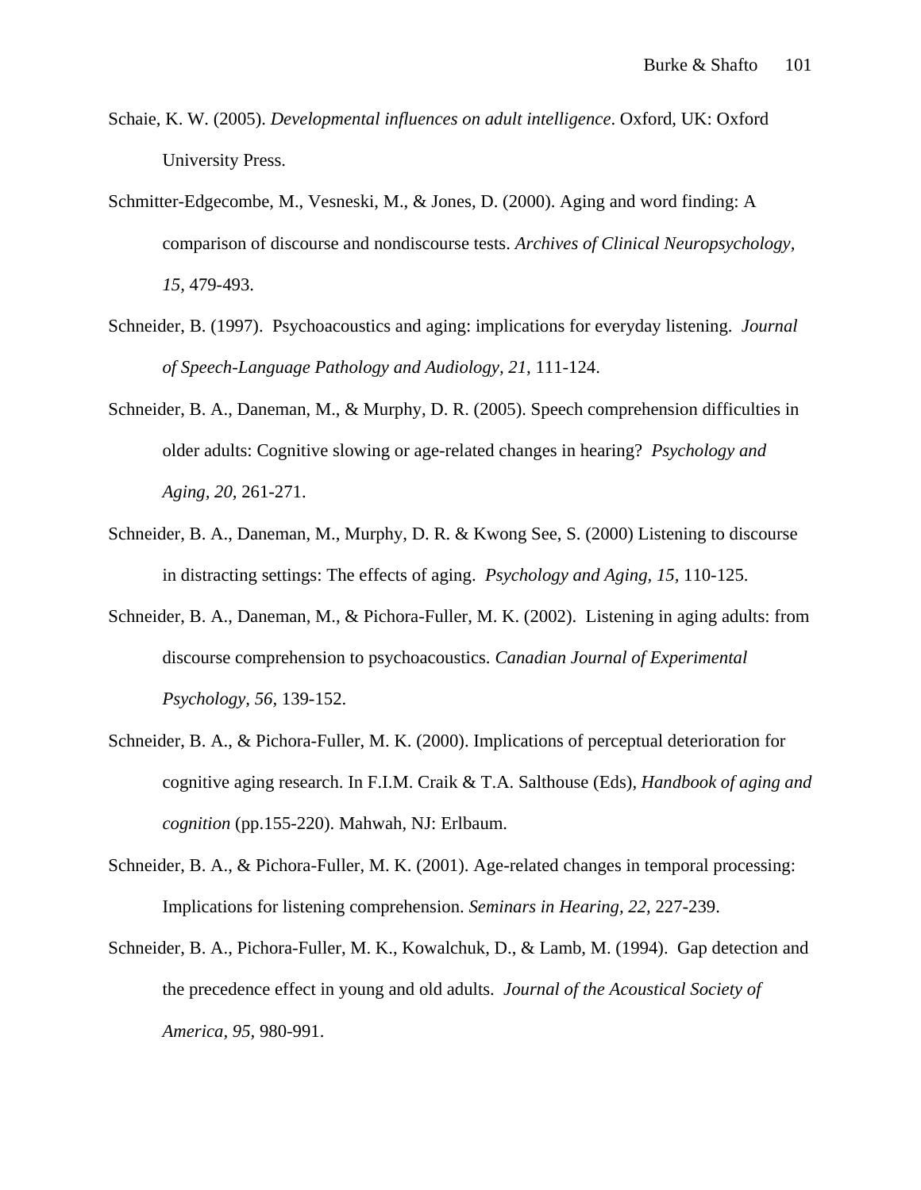Schaie, K. W. (2005). *Developmental influences on adult intelligence*. Oxford, UK: Oxford University Press.

Schmitter-Edgecombe, M., Vesneski, M., & Jones, D. (2000). Aging and word finding: A comparison of discourse and nondiscourse tests. *Archives of Clinical Neuropsychology, 15,* 479-493.

Schneider, B. (1997). Psychoacoustics and aging: implications for everyday listening. *Journal of Speech-Language Pathology and Audiology, 21,* 111-124.

Schneider, B. A., Daneman, M., & Murphy, D. R. (2005). Speech comprehension difficulties in older adults: Cognitive slowing or age-related changes in hearing? *Psychology and Aging, 20,* 261-271.

Schneider, B. A., Daneman, M., Murphy, D. R. & Kwong See, S. (2000) Listening to discourse in distracting settings: The effects of aging. *Psychology and Aging, 15,* 110-125.

Schneider, B. A., Daneman, M., & Pichora-Fuller, M. K. (2002). Listening in aging adults: from discourse comprehension to psychoacoustics. *Canadian Journal of Experimental Psychology, 56*, 139-152.

Schneider, B. A., & Pichora-Fuller, M. K. (2000). Implications of perceptual deterioration for cognitive aging research. In F.I.M. Craik & T.A. Salthouse (Eds), *Handbook of aging and cognition* (pp.155-220). Mahwah, NJ: Erlbaum.

Schneider, B. A., & Pichora-Fuller, M. K. (2001). Age-related changes in temporal processing: Implications for listening comprehension. *Seminars in Hearing, 22,* 227-239.

Schneider, B. A., Pichora-Fuller, M. K., Kowalchuk, D., & Lamb, M. (1994). Gap detection and the precedence effect in young and old adults. *Journal of the Acoustical Society of America, 95,* 980-991.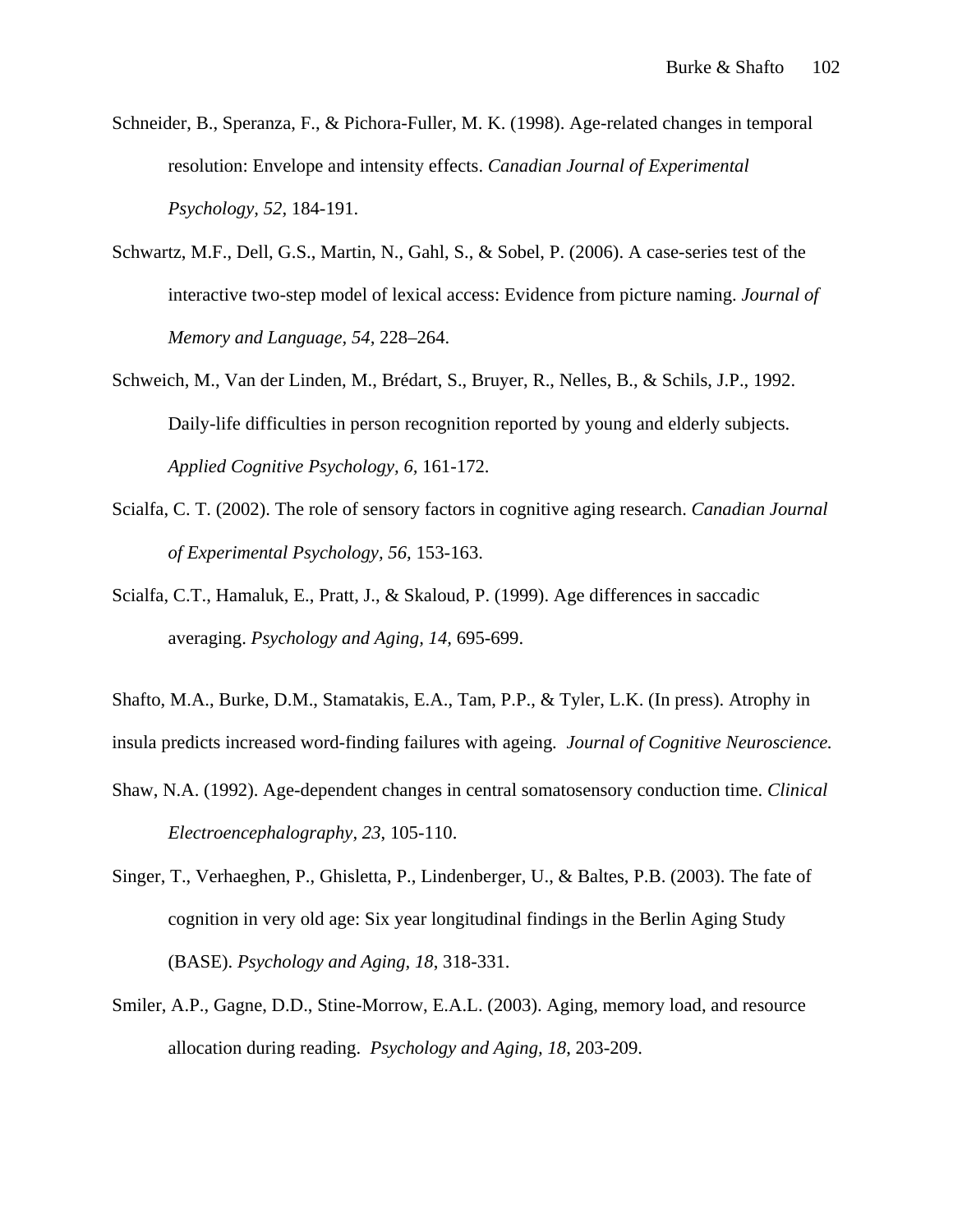Schneider, B., Speranza, F., & Pichora-Fuller, M. K. (1998). Age-related changes in temporal resolution: Envelope and intensity effects. *Canadian Journal of Experimental Psychology, 52*, 184-191.

Schwartz, M.F., Dell, G.S., Martin, N., Gahl, S., & Sobel, P. (2006). A case-series test of the interactive two-step model of lexical access: Evidence from picture naming. *Journal of Memory and Language, 54*, 228–264.

Schweich, M., Van der Linden, M., Brédart, S., Bruyer, R., Nelles, B., & Schils, J.P., 1992. Daily-life difficulties in person recognition reported by young and elderly subjects. *Applied Cognitive Psychology, 6*, 161-172.

Scialfa, C. T. (2002). The role of sensory factors in cognitive aging research. *Canadian Journal of Experimental Psychology, 56*, 153-163.

Scialfa, C.T., Hamaluk, E., Pratt, J., & Skaloud, P. (1999). Age differences in saccadic averaging. *Psychology and Aging, 14*, 695-699.

Shafto, M.A., Burke, D.M., Stamatakis, E.A., Tam, P.P., & Tyler, L.K. (In press). Atrophy in insula predicts increased word-finding failures with ageing. *Journal of Cognitive Neuroscience.*

Shaw, N.A. (1992). Age-dependent changes in central somatosensory conduction time. *Clinical Electroencephalography, 23*, 105-110.

Singer, T., Verhaeghen, P., Ghisletta, P., Lindenberger, U., & Baltes, P.B. (2003). The fate of cognition in very old age: Six year longitudinal findings in the Berlin Aging Study (BASE). *Psychology and Aging, 18*, 318-331.

Smiler, A.P., Gagne, D.D., Stine-Morrow, E.A.L. (2003). Aging, memory load, and resource allocation during reading. *Psychology and Aging, 18*, 203-209.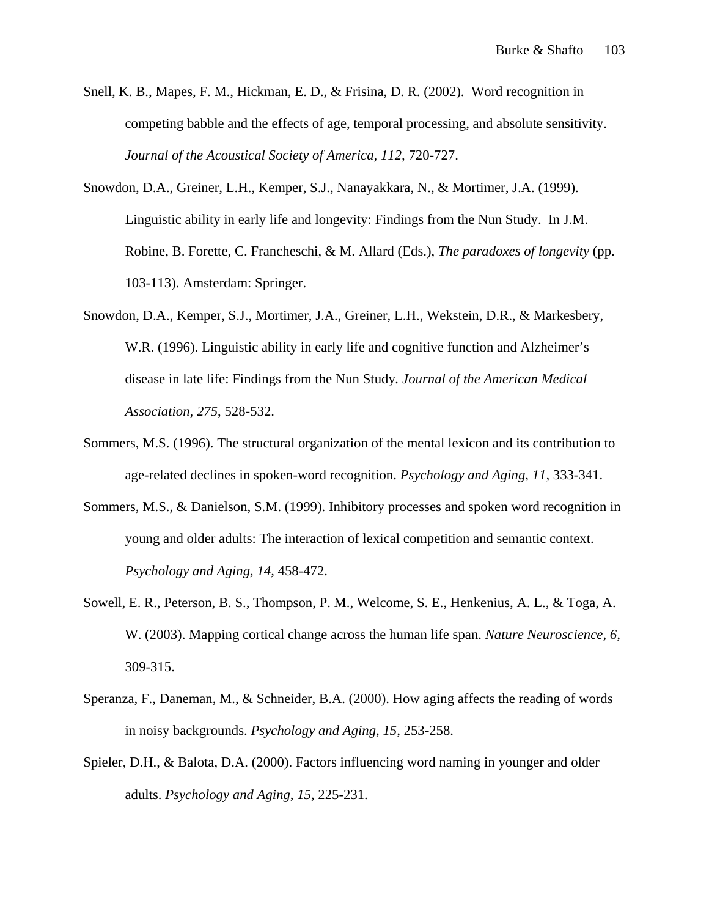Snell, K. B., Mapes, F. M., Hickman, E. D., & Frisina, D. R. (2002). Word recognition in competing babble and the effects of age, temporal processing, and absolute sensitivity. *Journal of the Acoustical Society of America, 112,* 720-727.

Snowdon, D.A., Greiner, L.H., Kemper, S.J., Nanayakkara, N., & Mortimer, J.A. (1999). Linguistic ability in early life and longevity: Findings from the Nun Study. In J.M. Robine, B. Forette, C. Franceschi, & M. Allard (Eds.), *The paradoxes of longevity* (pp. 103-113). Amsterdam: Springer.

Snowdon, D.A., Kemper, S.J., Mortimer, J.A., Greiner, L.H., Wekstein, D.R., & Markesbery, W.R. (1996). Linguistic ability in early life and cognitive function and Alzheimer's disease in late life: Findings from the Nun Study. *Journal of the American Medical Association, 275*, 528-532.

Sommers, M.S. (1996). The structural organization of the mental lexicon and its contribution to age-related declines in spoken-word recognition. *Psychology and Aging, 11,* 333-341.

Sommers, M.S., & Danielson, S.M. (1999). Inhibitory processes and spoken word recognition in young and older adults: The interaction of lexical competition and semantic context. *Psychology and Aging, 14,* 458-472.

Sowell, E. R., Peterson, B. S., Thompson, P. M., Welcome, S. E., Henkenius, A. L., & Toga, A. W. (2003). Mapping cortical change across the human life span. *Nature Neuroscience*, *6*, 309-315.

Speranza, F., Daneman, M., & Schneider, B.A. (2000). How aging affects the reading of words in noisy backgrounds. *Psychology and Aging*, *15*, 253-258.

Spieler, D.H., & Balota, D.A. (2000). Factors influencing word naming in younger and older adults. *Psychology and Aging, 15,* 225-231.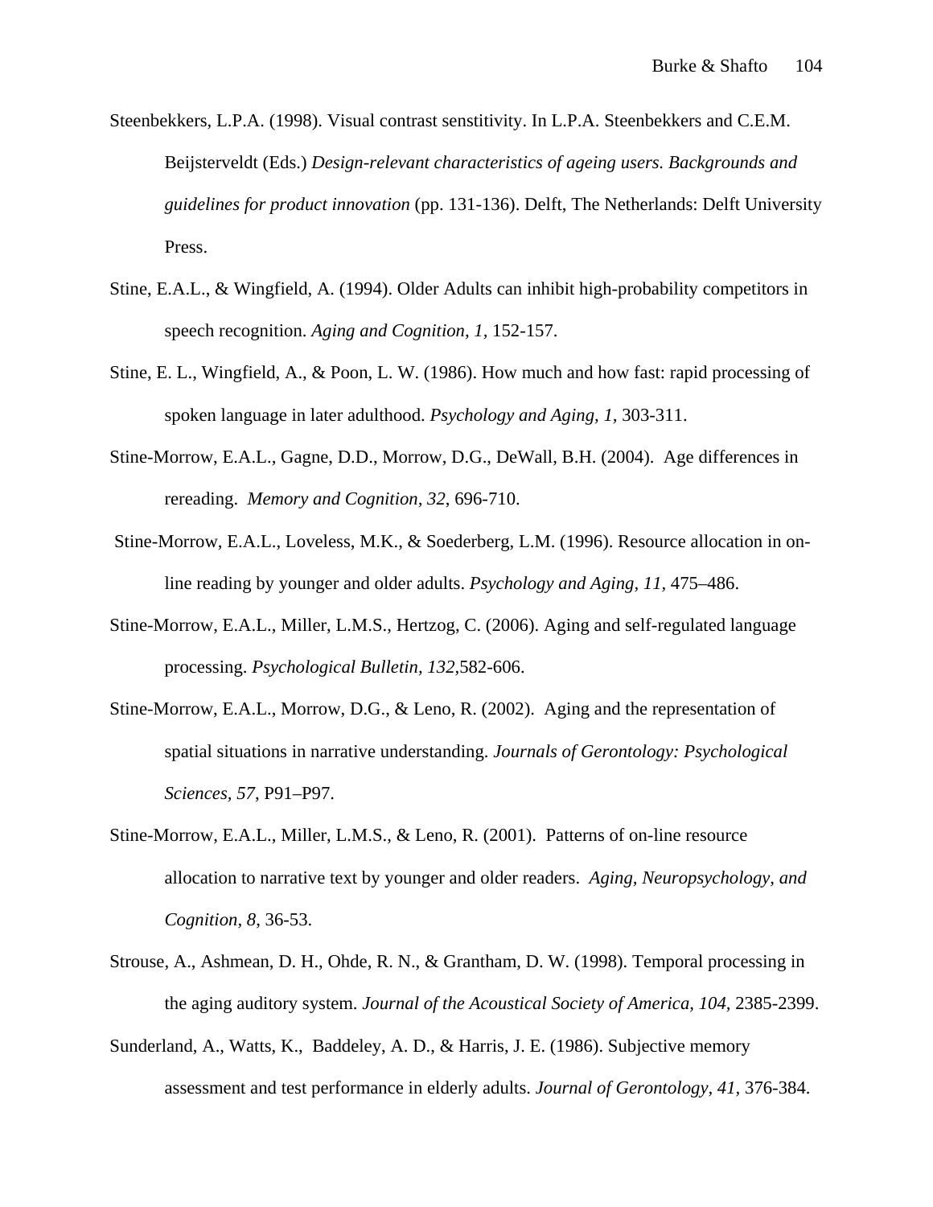Steenbekkers, L.P.A. (1998). Visual contrast senstitivity. In L.P.A. Steenbekkers and C.E.M. Beijsterveldt (Eds.) *Design-relevant characteristics of ageing users. Backgrounds and guidelines for product innovation* (pp. 131-136). Delft, The Netherlands: Delft University Press.

Stine, E.A.L., & Wingfield, A. (1994). Older Adults can inhibit high-probability competitors in speech recognition. *Aging and Cognition, 1,* 152-157.

Stine, E. L., Wingfield, A., & Poon, L. W. (1986). How much and how fast: rapid processing of spoken language in later adulthood. *Psychology and Aging, 1,* 303-311.

Stine-Morrow, E.A.L., Gagne, D.D., Morrow, D.G., DeWall, B.H. (2004). Age differences in rereading. *Memory and Cognition*, *32*, 696-710.

Stine-Morrow, E.A.L., Loveless, M.K., & Soederberg, L.M. (1996). Resource allocation in on-line reading by younger and older adults. *Psychology and Aging, 11*, 475–486.

Stine-Morrow, E.A.L., Miller, L.M.S., Hertzog, C. (2006). Aging and self-regulated language processing. *Psychological Bulletin, 132,*582-606.

Stine-Morrow, E.A.L., Morrow, D.G., & Leno, R. (2002). Aging and the representation of spatial situations in narrative understanding. *Journals of Gerontology: Psychological Sciences, 57*, P91–P97.

Stine-Morrow, E.A.L., Miller, L.M.S., & Leno, R. (2001). Patterns of on-line resource allocation to narrative text by younger and older readers. *Aging, Neuropsychology, and Cognition, 8*, 36-53.

Strouse, A., Ashmean, D. H., Ohde, R. N., & Grantham, D. W. (1998). Temporal processing in the aging auditory system. *Journal of the Acoustical Society of America, 104*, 2385-2399.

Sunderland, A., Watts, K., Baddeley, A. D., & Harris, J. E. (1986). Subjective memory assessment and test performance in elderly adults. *Journal of Gerontology, 41*, 376-384.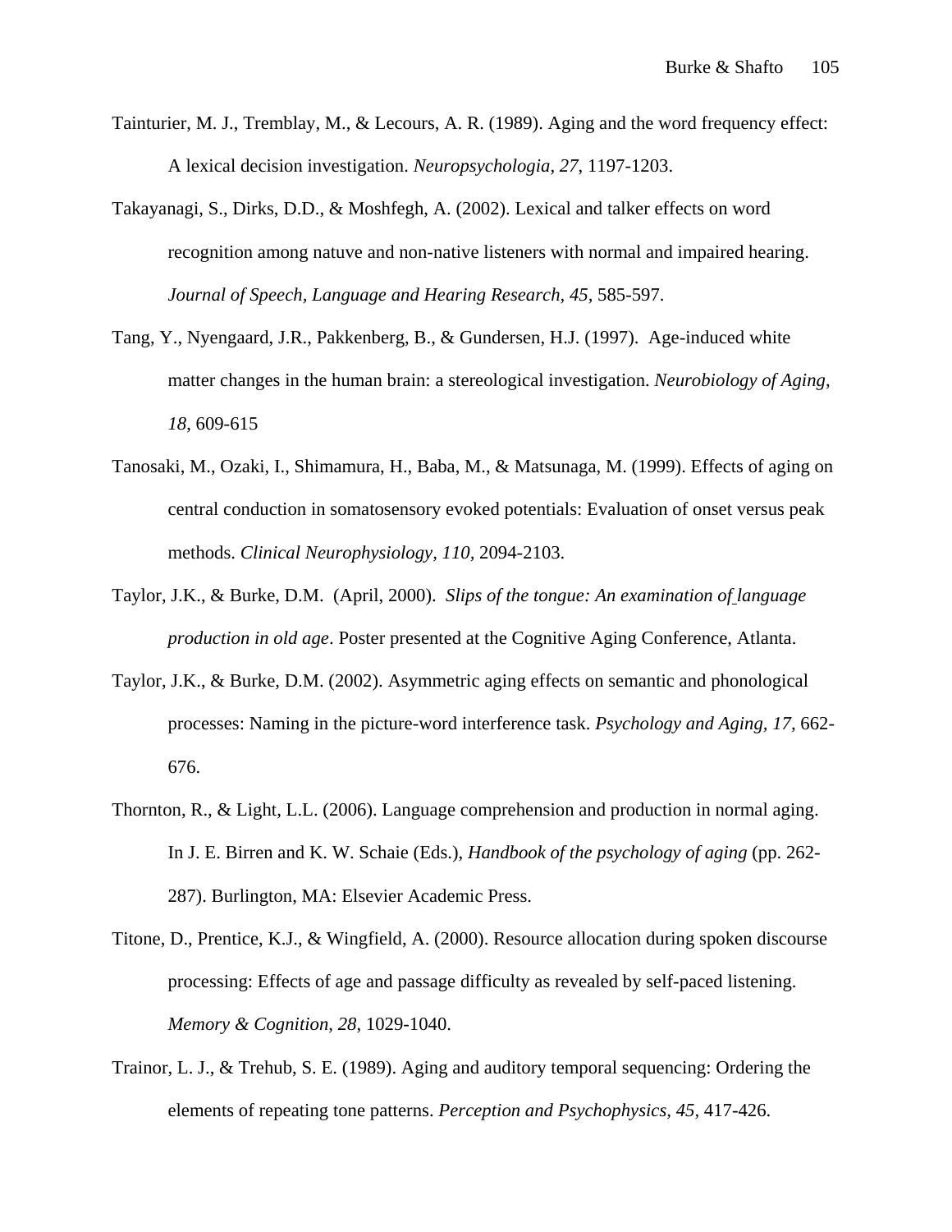Tainturier, M. J., Tremblay, M., & Lecours, A. R. (1989). Aging and the word frequency effect: A lexical decision investigation. *Neuropsychologia, 27,* 1197-1203.

Takayanagi, S., Dirks, D.D., & Moshfegh, A. (2002). Lexical and talker effects on word recognition among natuve and non-native listeners with normal and impaired hearing. *Journal of Speech, Language and Hearing Research, 45,* 585-597.

Tang, Y., Nyengaard, J.R., Pakkenberg, B., & Gundersen, H.J. (1997). Age-induced white matter changes in the human brain: a stereological investigation. *Neurobiology of Aging, 18*, 609-615

Tanosaki, M., Ozaki, I., Shimamura, H., Baba, M., & Matsunaga, M. (1999). Effects of aging on central conduction in somatosensory evoked potentials: Evaluation of onset versus peak methods. *Clinical Neurophysiology, 110,* 2094-2103.

Taylor, J.K., & Burke, D.M. (April, 2000). *Slips of the tongue: An examination of language production in old age*. Poster presented at the Cognitive Aging Conference, Atlanta.

Taylor, J.K., & Burke, D.M. (2002). Asymmetric aging effects on semantic and phonological processes: Naming in the picture-word interference task. *Psychology and Aging, 17,* 662-676.

Thornton, R., & Light, L.L. (2006). Language comprehension and production in normal aging. In J. E. Birren and K. W. Schaie (Eds.), *Handbook of the psychology of aging* (pp. 262-287). Burlington, MA: Elsevier Academic Press.

Titone, D., Prentice, K.J., & Wingfield, A. (2000). Resource allocation during spoken discourse processing: Effects of age and passage difficulty as revealed by self-paced listening. *Memory & Cognition, 28*, 1029-1040.

Trainor, L. J., & Trehub, S. E. (1989). Aging and auditory temporal sequencing: Ordering the elements of repeating tone patterns. *Perception and Psychophysics, 45,* 417-426.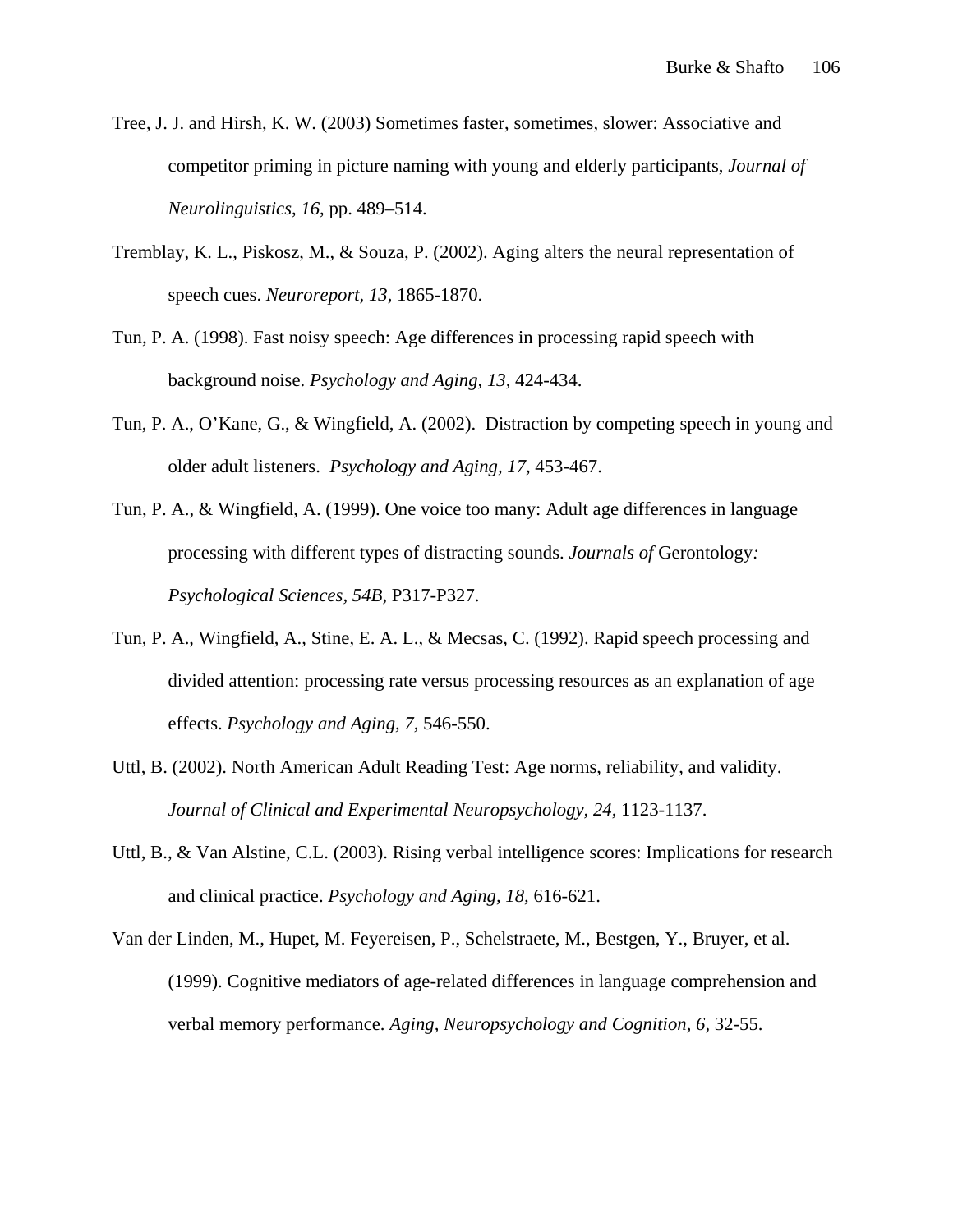Tree, J. J. and Hirsh, K. W. (2003) Sometimes faster, sometimes, slower: Associative and competitor priming in picture naming with young and elderly participants, *Journal of Neurolinguistics*, *16*, pp. 489–514.

Tremblay, K. L., Piskosz, M., & Souza, P. (2002). Aging alters the neural representation of speech cues. *Neuroreport, 13*, 1865-1870.

Tun, P. A. (1998). Fast noisy speech: Age differences in processing rapid speech with background noise. *Psychology and Aging, 13*, 424-434.

Tun, P. A., O'Kane, G., & Wingfield, A. (2002). Distraction by competing speech in young and older adult listeners. *Psychology and Aging, 17*, 453-467.

Tun, P. A., & Wingfield, A. (1999). One voice too many: Adult age differences in language processing with different types of distracting sounds. *Journals of* Gerontology*: Psychological Sciences, 54B*, P317-P327.

Tun, P. A., Wingfield, A., Stine, E. A. L., & Mecsas, C. (1992). Rapid speech processing and divided attention: processing rate versus processing resources as an explanation of age effects. *Psychology and Aging, 7*, 546-550.

Uttl, B. (2002). North American Adult Reading Test: Age norms, reliability, and validity. *Journal of Clinical and Experimental Neuropsychology, 24*, 1123-1137.

Uttl, B., & Van Alstine, C.L. (2003). Rising verbal intelligence scores: Implications for research and clinical practice. *Psychology and Aging, 18*, 616-621.

Van der Linden, M., Hupet, M. Feyereisen, P., Schelstraete, M., Bestgen, Y., Bruyer, et al. (1999). Cognitive mediators of age-related differences in language comprehension and verbal memory performance. *Aging, Neuropsychology and Cognition, 6*, 32-55.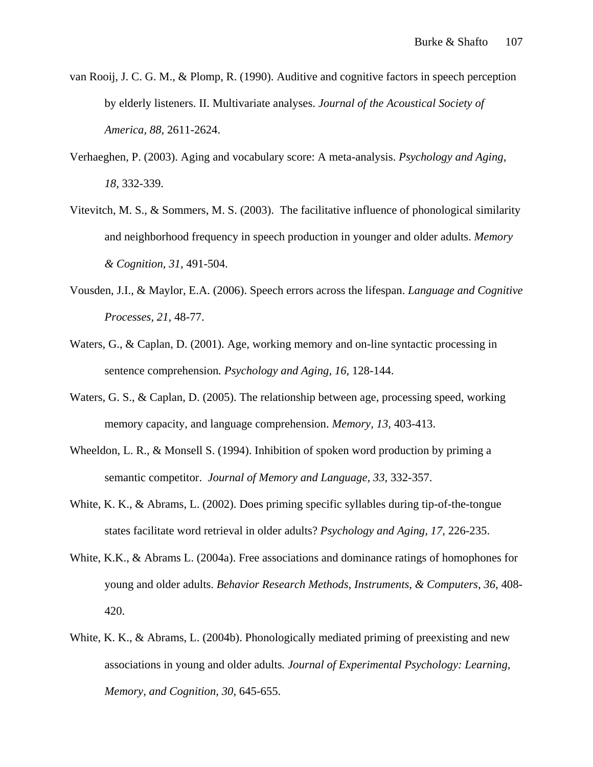van Rooij, J. C. G. M., & Plomp, R. (1990). Auditive and cognitive factors in speech perception by elderly listeners. II. Multivariate analyses. *Journal of the Acoustical Society of America*, *88*, 2611-2624.

Verhaeghen, P. (2003). Aging and vocabulary score: A meta-analysis. *Psychology and Aging, 18,* 332-339.

Vitevitch, M. S., & Sommers, M. S. (2003). The facilitative influence of phonological similarity and neighborhood frequency in speech production in younger and older adults. *Memory & Cognition, 31,* 491-504.

Vousden, J.I., & Maylor, E.A. (2006). Speech errors across the lifespan. *Language and Cognitive Processes*, *21*, 48-77.

Waters, G., & Caplan, D. (2001). Age, working memory and on-line syntactic processing in sentence comprehension*. Psychology and Aging, 16,* 128-144.

Waters, G. S., & Caplan, D. (2005). The relationship between age, processing speed, working memory capacity, and language comprehension. *Memory, 13*, 403-413.

Wheeldon, L. R., & Monsell S. (1994). Inhibition of spoken word production by priming a semantic competitor. *Journal of Memory and Language, 33*, 332-357.

White, K. K., & Abrams, L. (2002). Does priming specific syllables during tip-of-the-tongue states facilitate word retrieval in older adults? *Psychology and Aging, 17,* 226-235.

White, K.K., & Abrams L. (2004a). Free associations and dominance ratings of homophones for young and older adults. *Behavior Research Methods, Instruments, & Computers, 36,* 408-420.

White, K. K., & Abrams, L. (2004b). Phonologically mediated priming of preexisting and new associations in young and older adults*. Journal of Experimental Psychology: Learning, Memory, and Cognition, 30*, 645-655.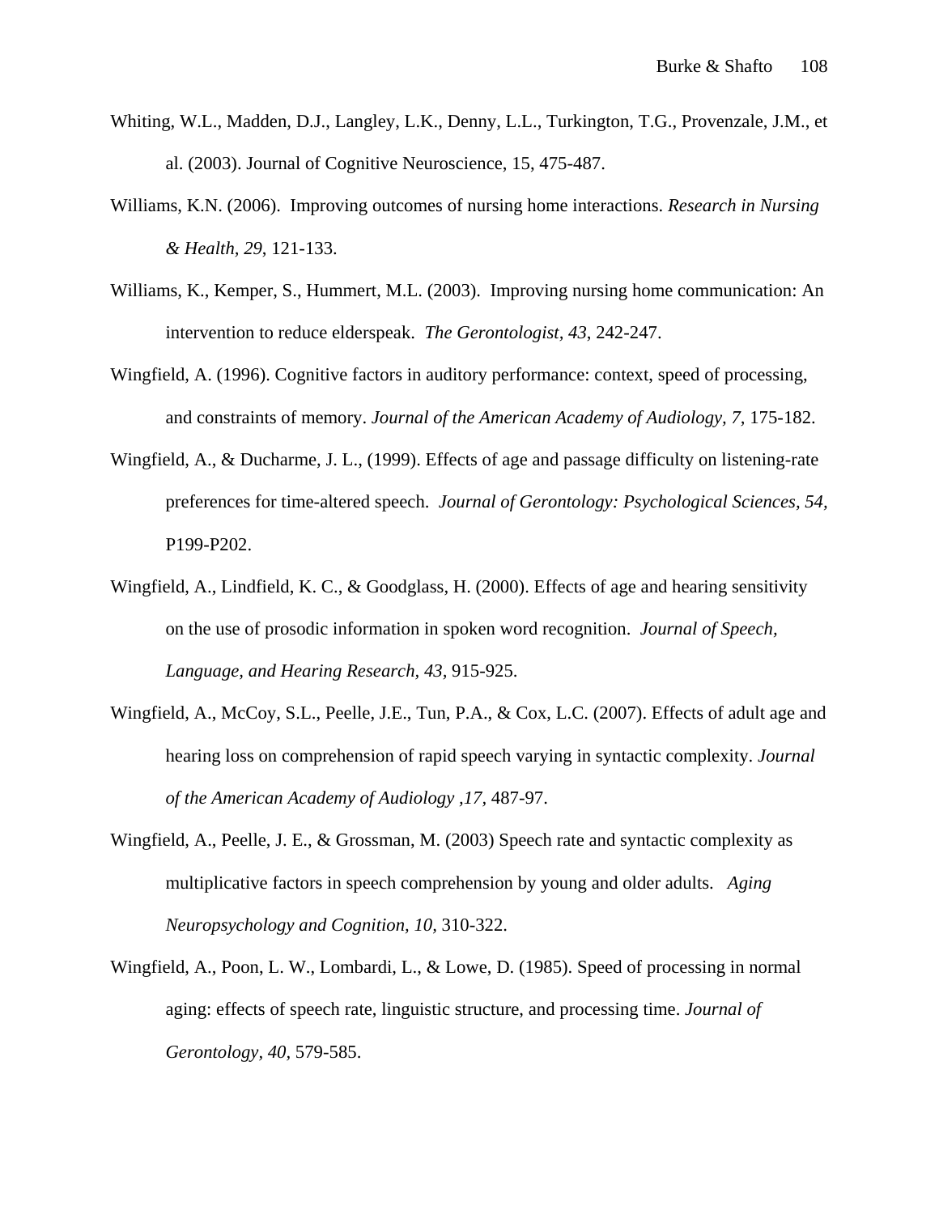Whiting, W.L., Madden, D.J., Langley, L.K., Denny, L.L., Turkington, T.G., Provenzale, J.M., et al. (2003). Journal of Cognitive Neuroscience, 15, 475-487.

Williams, K.N. (2006). Improving outcomes of nursing home interactions. *Research in Nursing & Health, 29*, 121-133.

Williams, K., Kemper, S., Hummert, M.L. (2003). Improving nursing home communication: An intervention to reduce elderspeak. *The Gerontologist, 43*, 242-247.

Wingfield, A. (1996). Cognitive factors in auditory performance: context, speed of processing, and constraints of memory. *Journal of the American Academy of Audiology, 7,* 175-182.

Wingfield, A., & Ducharme, J. L., (1999). Effects of age and passage difficulty on listening-rate preferences for time-altered speech. *Journal of Gerontology: Psychological Sciences, 54,* P199-P202.

Wingfield, A., Lindfield, K. C., & Goodglass, H. (2000). Effects of age and hearing sensitivity on the use of prosodic information in spoken word recognition. *Journal of Speech, Language, and Hearing Research, 43,* 915-925.

Wingfield, A., McCoy, S.L., Peelle, J.E., Tun, P.A., & Cox, L.C. (2007). Effects of adult age and hearing loss on comprehension of rapid speech varying in syntactic complexity. *Journal of the American Academy of Audiology ,17,* 487-97.

Wingfield, A., Peelle, J. E., & Grossman, M. (2003) Speech rate and syntactic complexity as multiplicative factors in speech comprehension by young and older adults. *Aging Neuropsychology and Cognition, 10,* 310-322.

Wingfield, A., Poon, L. W., Lombardi, L., & Lowe, D. (1985). Speed of processing in normal aging: effects of speech rate, linguistic structure, and processing time. *Journal of Gerontology, 40,* 579-585.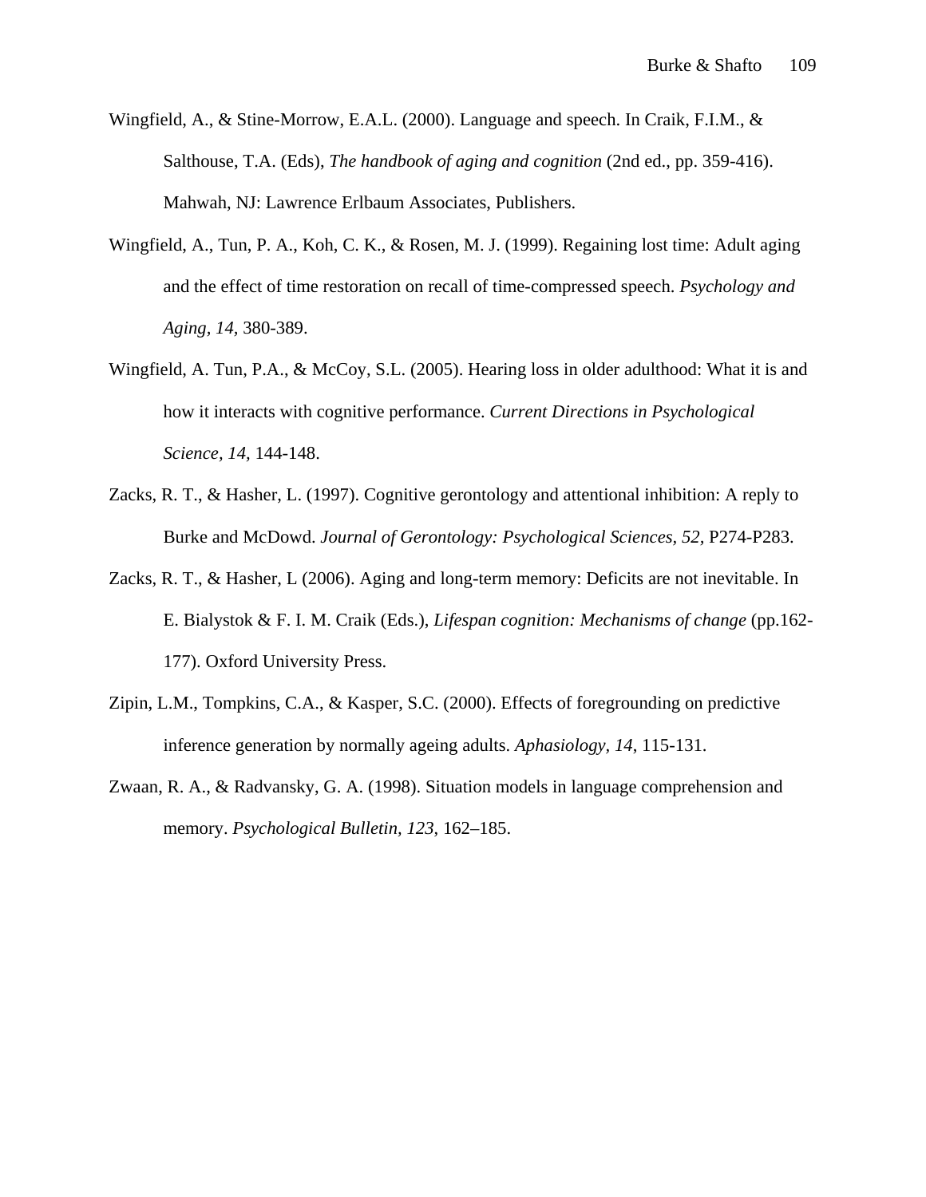Wingfield, A., & Stine-Morrow, E.A.L. (2000). Language and speech. In Craik, F.I.M., & Salthouse, T.A. (Eds), *The handbook of aging and cognition* (2nd ed., pp. 359-416). Mahwah, NJ: Lawrence Erlbaum Associates, Publishers.

Wingfield, A., Tun, P. A., Koh, C. K., & Rosen, M. J. (1999). Regaining lost time: Adult aging and the effect of time restoration on recall of time-compressed speech. *Psychology and Aging, 14,* 380-389.

Wingfield, A. Tun, P.A., & McCoy, S.L. (2005). Hearing loss in older adulthood: What it is and how it interacts with cognitive performance. *Current Directions in Psychological Science, 14,* 144-148.

Zacks, R. T., & Hasher, L. (1997). Cognitive gerontology and attentional inhibition: A reply to Burke and McDowd. *Journal of Gerontology: Psychological Sciences, 52,* P274-P283.

Zacks, R. T., & Hasher, L (2006). Aging and long-term memory: Deficits are not inevitable. In E. Bialystok & F. I. M. Craik (Eds.), *Lifespan cognition: Mechanisms of change* (pp.162-177). Oxford University Press.

Zipin, L.M., Tompkins, C.A., & Kasper, S.C. (2000). Effects of foregrounding on predictive inference generation by normally ageing adults. *Aphasiology, 14*, 115-131.

Zwaan, R. A., & Radvansky, G. A. (1998). Situation models in language comprehension and memory. *Psychological Bulletin, 123*, 162–185.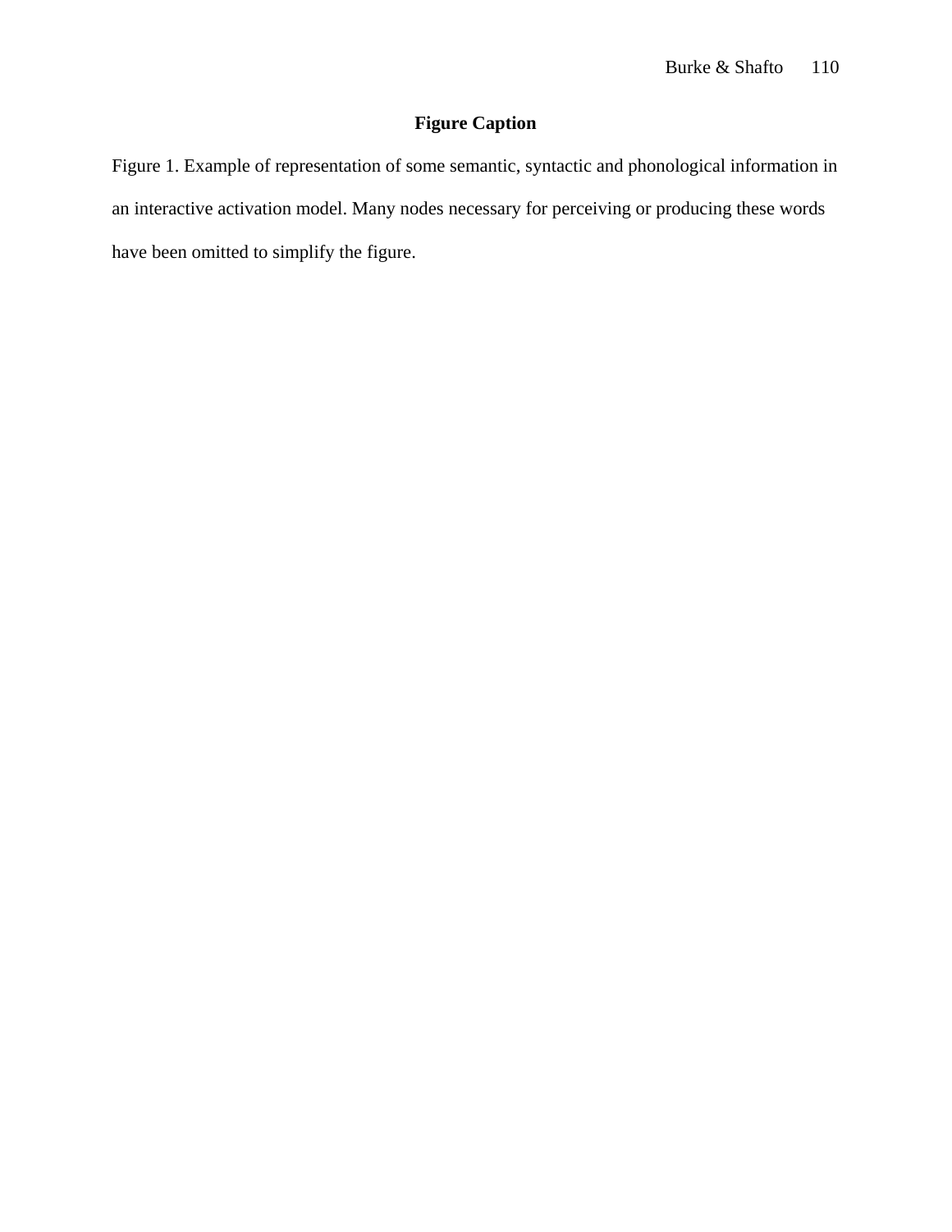# Figure Caption

Figure 1. Example of representation of some semantic, syntactic and phonological information in an interactive activation model. Many nodes necessary for perceiving or producing these words have been omitted to simplify the figure.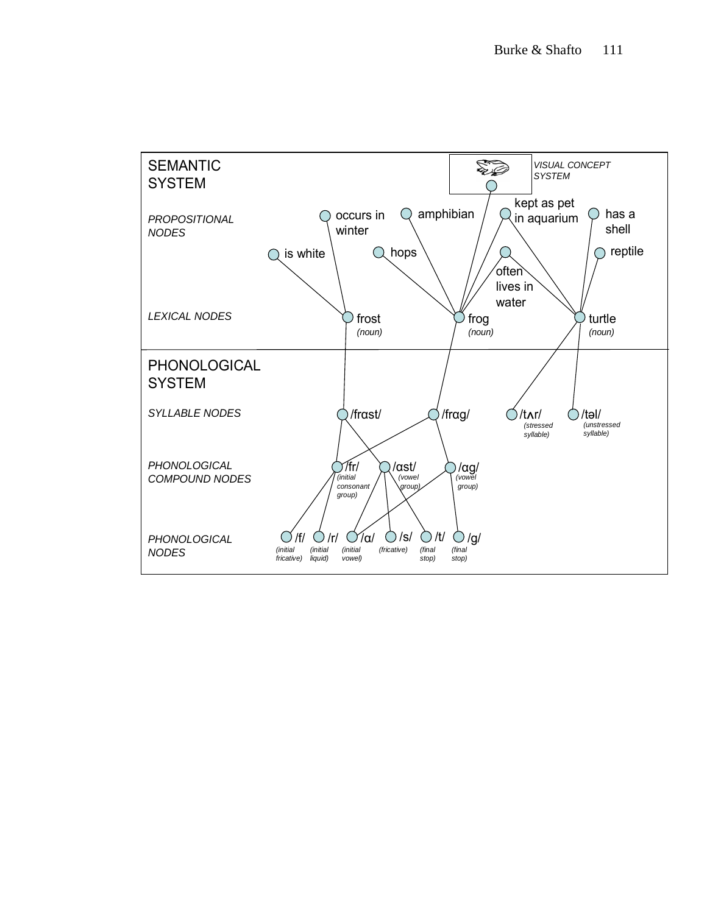SEMANTIC SYSTEM

VISUAL CONCEPT SYSTEM

PROPOSITIONAL NODES

occurs in winter

amphibian

kept as pet in aquarium

has a shell

is white

hops

often lives in water

reptile

LEXICAL NODES

frost (noun)

frog (noun)

turtle (noun)

PHONOLOGICAL SYSTEM

SYLLABLE NODES

/frɑst/

/frɑg/

/tʌr/ (stressed syllable)

/təl/ (unstressed syllable)

PHONOLOGICAL COMPOUND NODES

/fr/ (initial consonant group)

/ɑst/ (vowel group)

/ɑg/ (vowel group)

PHONOLOGICAL NODES

/f/ (initial fricative)

/r/ (initial liquid)

/ɑ/ (initial vowel)

/s/ (fricative)

/t/ (final stop)

/g/ (final stop)